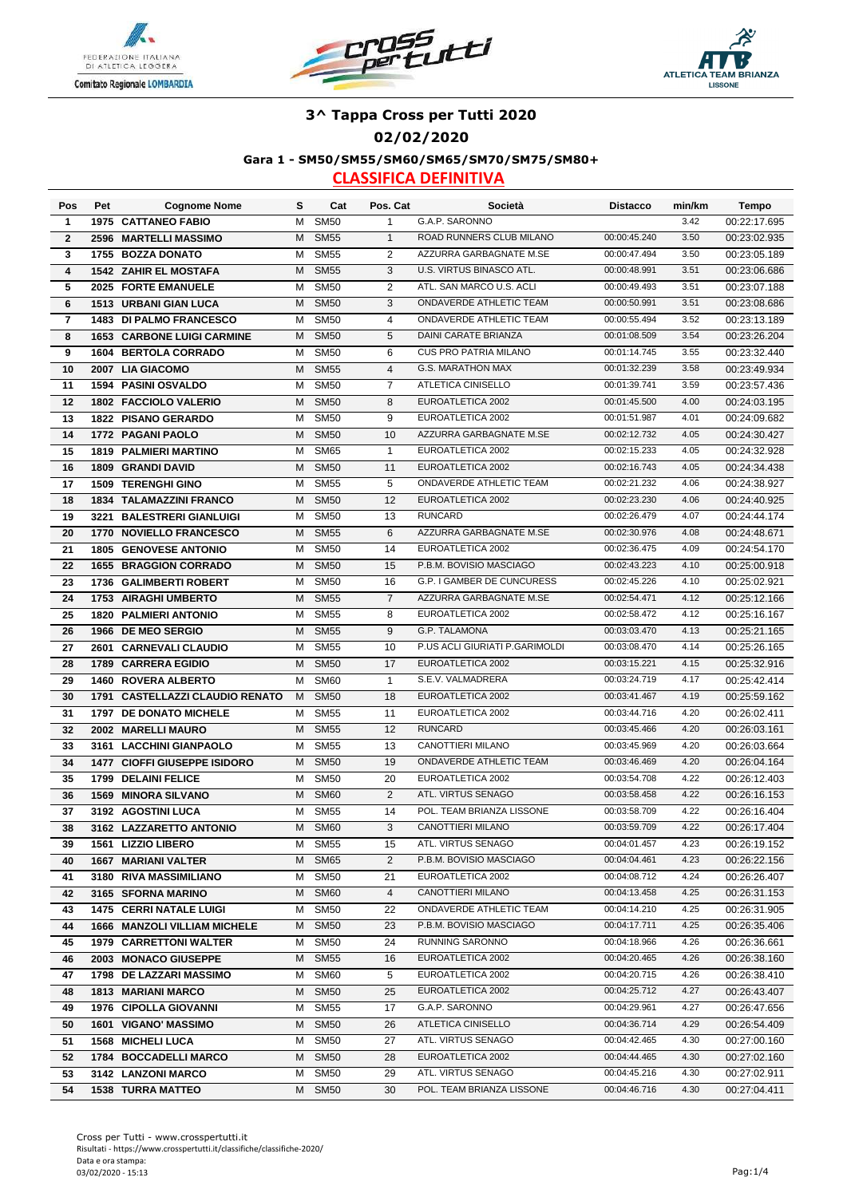# 3^ Tappa Cross per Tutti 2020

## 02/02/2020

### Gara 1 - SM50/SM55/SM60/SM65/SM70/SM75/SM80+

### CLASSIFICA DEFINITIVA

| Pos | Pet | Cognome Nome | S | Cat | Pos. Cat | Società | Distacco | min/km | Tempo |
|---|---|---|---|---|---|---|---|---|---|
| 1 | 1975 | CATTANEO FABIO | M | SM50 | 1 | G.A.P. SARONNO | | 3.42 | 00:22:17.695 |
| 2 | 2596 | MARTELLI MASSIMO | M | SM55 | 1 | ROAD RUNNERS CLUB MILANO | 00:00:45.240 | 3.50 | 00:23:02.935 |
| 3 | 1755 | BOZZA DONATO | M | SM55 | 2 | AZZURRA GARBAGNATE M.SE | 00:00:47.494 | 3.50 | 00:23:05.189 |
| 4 | 1542 | ZAHIR EL MOSTAFA | M | SM55 | 3 | U.S. VIRTUS BINASCO ATL. | 00:00:48.991 | 3.51 | 00:23:06.686 |
| 5 | 2025 | FORTE EMANUELE | M | SM50 | 2 | ATL. SAN MARCO U.S. ACLI | 00:00:49.493 | 3.51 | 00:23:07.188 |
| 6 | 1513 | URBANI GIAN LUCA | M | SM50 | 3 | ONDAVERDE ATHLETIC TEAM | 00:00:50.991 | 3.51 | 00:23:08.686 |
| 7 | 1483 | DI PALMO FRANCESCO | M | SM50 | 4 | ONDAVERDE ATHLETIC TEAM | 00:00:55.494 | 3.52 | 00:23:13.189 |
| 8 | 1653 | CARBONE LUIGI CARMINE | M | SM50 | 5 | DAINI CARATE BRIANZA | 00:01:08.509 | 3.54 | 00:23:26.204 |
| 9 | 1604 | BERTOLA CORRADO | M | SM50 | 6 | CUS PRO PATRIA MILANO | 00:01:14.745 | 3.55 | 00:23:32.440 |
| 10 | 2007 | LIA GIACOMO | M | SM55 | 4 | G.S. MARATHON MAX | 00:01:32.239 | 3.58 | 00:23:49.934 |
| 11 | 1594 | PASINI OSVALDO | M | SM50 | 7 | ATLETICA CINISELLO | 00:01:39.741 | 3.59 | 00:23:57.436 |
| 12 | 1802 | FACCIOLO VALERIO | M | SM50 | 8 | EUROATLETICA 2002 | 00:01:45.500 | 4.00 | 00:24:03.195 |
| 13 | 1822 | PISANO GERARDO | M | SM50 | 9 | EUROATLETICA 2002 | 00:01:51.987 | 4.01 | 00:24:09.682 |
| 14 | 1772 | PAGANI PAOLO | M | SM50 | 10 | AZZURRA GARBAGNATE M.SE | 00:02:12.732 | 4.05 | 00:24:30.427 |
| 15 | 1819 | PALMIERI MARTINO | M | SM65 | 1 | EUROATLETICA 2002 | 00:02:15.233 | 4.05 | 00:24:32.928 |
| 16 | 1809 | GRANDI DAVID | M | SM50 | 11 | EUROATLETICA 2002 | 00:02:16.743 | 4.05 | 00:24:34.438 |
| 17 | 1509 | TERENGHI GINO | M | SM55 | 5 | ONDAVERDE ATHLETIC TEAM | 00:02:21.232 | 4.06 | 00:24:38.927 |
| 18 | 1834 | TALAMAZZINI FRANCO | M | SM50 | 12 | EUROATLETICA 2002 | 00:02:23.230 | 4.06 | 00:24:40.925 |
| 19 | 3221 | BALESTRERI GIANLUIGI | M | SM50 | 13 | RUNCARD | 00:02:26.479 | 4.07 | 00:24:44.174 |
| 20 | 1770 | NOVIELLO FRANCESCO | M | SM55 | 6 | AZZURRA GARBAGNATE M.SE | 00:02:30.976 | 4.08 | 00:24:48.671 |
| 21 | 1805 | GENOVESE ANTONIO | M | SM50 | 14 | EUROATLETICA 2002 | 00:02:36.475 | 4.09 | 00:24:54.170 |
| 22 | 1655 | BRAGGION CORRADO | M | SM50 | 15 | P.B.M. BOVISIO MASCIAGO | 00:02:43.223 | 4.10 | 00:25:00.918 |
| 23 | 1736 | GALIMBERTI ROBERT | M | SM50 | 16 | G.P. I GAMBER DE CUNCURESS | 00:02:45.226 | 4.10 | 00:25:02.921 |
| 24 | 1753 | AIRAGHI UMBERTO | M | SM55 | 7 | AZZURRA GARBAGNATE M.SE | 00:02:54.471 | 4.12 | 00:25:12.166 |
| 25 | 1820 | PALMIERI ANTONIO | M | SM55 | 8 | EUROATLETICA 2002 | 00:02:58.472 | 4.12 | 00:25:16.167 |
| 26 | 1966 | DE MEO SERGIO | M | SM55 | 9 | G.P. TALAMONA | 00:03:03.470 | 4.13 | 00:25:21.165 |
| 27 | 2601 | CARNEVALI CLAUDIO | M | SM55 | 10 | P.US ACLI GIURIATI P.GARIMOLDI | 00:03:08.470 | 4.14 | 00:25:26.165 |
| 28 | 1789 | CARRERA EGIDIO | M | SM50 | 17 | EUROATLETICA 2002 | 00:03:15.221 | 4.15 | 00:25:32.916 |
| 29 | 1460 | ROVERA ALBERTO | M | SM60 | 1 | S.E.V. VALMADRERA | 00:03:24.719 | 4.17 | 00:25:42.414 |
| 30 | 1791 | CASTELLAZZI CLAUDIO RENATO | M | SM50 | 18 | EUROATLETICA 2002 | 00:03:41.467 | 4.19 | 00:25:59.162 |
| 31 | 1797 | DE DONATO MICHELE | M | SM55 | 11 | EUROATLETICA 2002 | 00:03:44.716 | 4.20 | 00:26:02.411 |
| 32 | 2002 | MARELLI MAURO | M | SM55 | 12 | RUNCARD | 00:03:45.466 | 4.20 | 00:26:03.161 |
| 33 | 3161 | LACCHINI GIANPAOLO | M | SM55 | 13 | CANOTTIERI MILANO | 00:03:45.969 | 4.20 | 00:26:03.664 |
| 34 | 1477 | CIOFFI GIUSEPPE ISIDORO | M | SM50 | 19 | ONDAVERDE ATHLETIC TEAM | 00:03:46.469 | 4.20 | 00:26:04.164 |
| 35 | 1799 | DELAINI FELICE | M | SM50 | 20 | EUROATLETICA 2002 | 00:03:54.708 | 4.22 | 00:26:12.403 |
| 36 | 1569 | MINORA SILVANO | M | SM60 | 2 | ATL. VIRTUS SENAGO | 00:03:58.458 | 4.22 | 00:26:16.153 |
| 37 | 3192 | AGOSTINI LUCA | M | SM55 | 14 | POL. TEAM BRIANZA LISSONE | 00:03:58.709 | 4.22 | 00:26:16.404 |
| 38 | 3162 | LAZZARETTO ANTONIO | M | SM60 | 3 | CANOTTIERI MILANO | 00:03:59.709 | 4.22 | 00:26:17.404 |
| 39 | 1561 | LIZZIO LIBERO | M | SM55 | 15 | ATL. VIRTUS SENAGO | 00:04:01.457 | 4.23 | 00:26:19.152 |
| 40 | 1667 | MARIANI VALTER | M | SM65 | 2 | P.B.M. BOVISIO MASCIAGO | 00:04:04.461 | 4.23 | 00:26:22.156 |
| 41 | 3180 | RIVA MASSIMILIANO | M | SM50 | 21 | EUROATLETICA 2002 | 00:04:08.712 | 4.24 | 00:26:26.407 |
| 42 | 3165 | SFORNA MARINO | M | SM60 | 4 | CANOTTIERI MILANO | 00:04:13.458 | 4.25 | 00:26:31.153 |
| 43 | 1475 | CERRI NATALE LUIGI | M | SM50 | 22 | ONDAVERDE ATHLETIC TEAM | 00:04:14.210 | 4.25 | 00:26:31.905 |
| 44 | 1666 | MANZOLI VILLIAM MICHELE | M | SM50 | 23 | P.B.M. BOVISIO MASCIAGO | 00:04:17.711 | 4.25 | 00:26:35.406 |
| 45 | 1979 | CARRETTONI WALTER | M | SM50 | 24 | RUNNING SARONNO | 00:04:18.966 | 4.26 | 00:26:36.661 |
| 46 | 2003 | MONACO GIUSEPPE | M | SM55 | 16 | EUROATLETICA 2002 | 00:04:20.465 | 4.26 | 00:26:38.160 |
| 47 | 1798 | DE LAZZARI MASSIMO | M | SM60 | 5 | EUROATLETICA 2002 | 00:04:20.715 | 4.26 | 00:26:38.410 |
| 48 | 1813 | MARIANI MARCO | M | SM50 | 25 | EUROATLETICA 2002 | 00:04:25.712 | 4.27 | 00:26:43.407 |
| 49 | 1976 | CIPOLLA GIOVANNI | M | SM55 | 17 | G.A.P. SARONNO | 00:04:29.961 | 4.27 | 00:26:47.656 |
| 50 | 1601 | VIGANO' MASSIMO | M | SM50 | 26 | ATLETICA CINISELLO | 00:04:36.714 | 4.29 | 00:26:54.409 |
| 51 | 1568 | MICHELI LUCA | M | SM50 | 27 | ATL. VIRTUS SENAGO | 00:04:42.465 | 4.30 | 00:27:00.160 |
| 52 | 1784 | BOCCADELLI MARCO | M | SM50 | 28 | EUROATLETICA 2002 | 00:04:44.465 | 4.30 | 00:27:02.160 |
| 53 | 3142 | LANZONI MARCO | M | SM50 | 29 | ATL. VIRTUS SENAGO | 00:04:45.216 | 4.30 | 00:27:02.911 |
| 54 | 1538 | TURRA MATTEO | M | SM50 | 30 | POL. TEAM BRIANZA LISSONE | 00:04:46.716 | 4.30 | 00:27:04.411 |

Cross per Tutti - www.crosspertutti.it
Risultati - https://www.crosspertutti.it/classifiche/classifiche-2020/
Data e ora stampa:
03/02/2020 - 15:13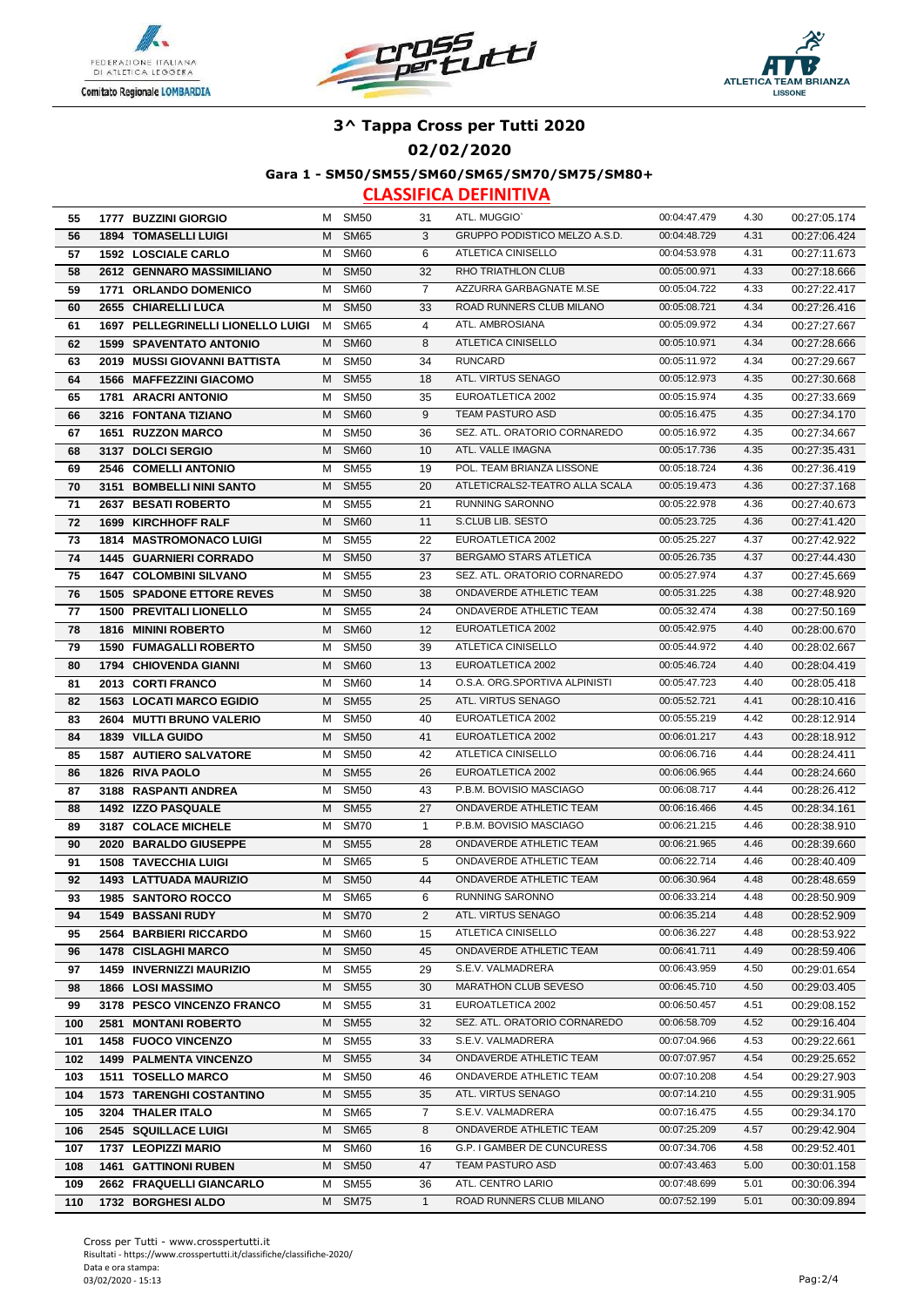# 3^ Tappa Cross per Tutti 2020

## 02/02/2020

### Gara 1 - SM50/SM55/SM60/SM65/SM70/SM75/SM80+

### CLASSIFICA DEFINITIVA

| | | | | | | | | | |
|---|---|---|---|---|---|---|---|---|---|
| 55 | 1777 | BUZZINI GIORGIO | M | SM50 | 31 | ATL. MUGGIO` | 00:04:47.479 | 4.30 | 00:27:05.174 |
| 56 | 1894 | TOMASELLI LUIGI | M | SM65 | 3 | GRUPPO PODISTICO MELZO A.S.D. | 00:04:48.729 | 4.31 | 00:27:06.424 |
| 57 | 1592 | LOSCIALE CARLO | M | SM60 | 6 | ATLETICA CINISELLO | 00:04:53.978 | 4.31 | 00:27:11.673 |
| 58 | 2612 | GENNARO MASSIMILIANO | M | SM50 | 32 | RHO TRIATHLON CLUB | 00:05:00.971 | 4.33 | 00:27:18.666 |
| 59 | 1771 | ORLANDO DOMENICO | M | SM60 | 7 | AZZURRA GARBAGNATE M.SE | 00:05:04.722 | 4.33 | 00:27:22.417 |
| 60 | 2655 | CHIARELLI LUCA | M | SM50 | 33 | ROAD RUNNERS CLUB MILANO | 00:05:08.721 | 4.34 | 00:27:26.416 |
| 61 | 1697 | PELLEGRINELLI LIONELLO LUIGI | M | SM65 | 4 | ATL. AMBROSIANA | 00:05:09.972 | 4.34 | 00:27:27.667 |
| 62 | 1599 | SPAVENTATO ANTONIO | M | SM60 | 8 | ATLETICA CINISELLO | 00:05:10.971 | 4.34 | 00:27:28.666 |
| 63 | 2019 | MUSSI GIOVANNI BATTISTA | M | SM50 | 34 | RUNCARD | 00:05:11.972 | 4.34 | 00:27:29.667 |
| 64 | 1566 | MAFFEZZINI GIACOMO | M | SM55 | 18 | ATL. VIRTUS SENAGO | 00:05:12.973 | 4.35 | 00:27:30.668 |
| 65 | 1781 | ARACRI ANTONIO | M | SM50 | 35 | EUROATLETICA 2002 | 00:05:15.974 | 4.35 | 00:27:33.669 |
| 66 | 3216 | FONTANA TIZIANO | M | SM60 | 9 | TEAM PASTURO ASD | 00:05:16.475 | 4.35 | 00:27:34.170 |
| 67 | 1651 | RUZZON MARCO | M | SM50 | 36 | SEZ. ATL. ORATORIO CORNAREDO | 00:05:16.972 | 4.35 | 00:27:34.667 |
| 68 | 3137 | DOLCI SERGIO | M | SM60 | 10 | ATL. VALLE IMAGNA | 00:05:17.736 | 4.35 | 00:27:35.431 |
| 69 | 2546 | COMELLI ANTONIO | M | SM55 | 19 | POL. TEAM BRIANZA LISSONE | 00:05:18.724 | 4.36 | 00:27:36.419 |
| 70 | 3151 | BOMBELLI NINI SANTO | M | SM55 | 20 | ATLETICRALS2-TEATRO ALLA SCALA | 00:05:19.473 | 4.36 | 00:27:37.168 |
| 71 | 2637 | BESATI ROBERTO | M | SM55 | 21 | RUNNING SARONNO | 00:05:22.978 | 4.36 | 00:27:40.673 |
| 72 | 1699 | KIRCHHOFF RALF | M | SM60 | 11 | S.CLUB LIB. SESTO | 00:05:23.725 | 4.36 | 00:27:41.420 |
| 73 | 1814 | MASTROMONACO LUIGI | M | SM55 | 22 | EUROATLETICA 2002 | 00:05:25.227 | 4.37 | 00:27:42.922 |
| 74 | 1445 | GUARNIERI CORRADO | M | SM50 | 37 | BERGAMO STARS ATLETICA | 00:05:26.735 | 4.37 | 00:27:44.430 |
| 75 | 1647 | COLOMBINI SILVANO | M | SM55 | 23 | SEZ. ATL. ORATORIO CORNAREDO | 00:05:27.974 | 4.37 | 00:27:45.669 |
| 76 | 1505 | SPADONE ETTORE REVES | M | SM50 | 38 | ONDAVERDE ATHLETIC TEAM | 00:05:31.225 | 4.38 | 00:27:48.920 |
| 77 | 1500 | PREVITALI LIONELLO | M | SM55 | 24 | ONDAVERDE ATHLETIC TEAM | 00:05:32.474 | 4.38 | 00:27:50.169 |
| 78 | 1816 | MININI ROBERTO | M | SM60 | 12 | EUROATLETICA 2002 | 00:05:42.975 | 4.40 | 00:28:00.670 |
| 79 | 1590 | FUMAGALLI ROBERTO | M | SM50 | 39 | ATLETICA CINISELLO | 00:05:44.972 | 4.40 | 00:28:02.667 |
| 80 | 1794 | CHIOVENDA GIANNI | M | SM60 | 13 | EUROATLETICA 2002 | 00:05:46.724 | 4.40 | 00:28:04.419 |
| 81 | 2013 | CORTI FRANCO | M | SM60 | 14 | O.S.A. ORG.SPORTIVA ALPINISTI | 00:05:47.723 | 4.40 | 00:28:05.418 |
| 82 | 1563 | LOCATI MARCO EGIDIO | M | SM55 | 25 | ATL. VIRTUS SENAGO | 00:05:52.721 | 4.41 | 00:28:10.416 |
| 83 | 2604 | MUTTI BRUNO VALERIO | M | SM50 | 40 | EUROATLETICA 2002 | 00:05:55.219 | 4.42 | 00:28:12.914 |
| 84 | 1839 | VILLA GUIDO | M | SM50 | 41 | EUROATLETICA 2002 | 00:06:01.217 | 4.43 | 00:28:18.912 |
| 85 | 1587 | AUTIERO SALVATORE | M | SM50 | 42 | ATLETICA CINISELLO | 00:06:06.716 | 4.44 | 00:28:24.411 |
| 86 | 1826 | RIVA PAOLO | M | SM55 | 26 | EUROATLETICA 2002 | 00:06:06.965 | 4.44 | 00:28:24.660 |
| 87 | 3188 | RASPANTI ANDREA | M | SM50 | 43 | P.B.M. BOVISIO MASCIAGO | 00:06:08.717 | 4.44 | 00:28:26.412 |
| 88 | 1492 | IZZO PASQUALE | M | SM55 | 27 | ONDAVERDE ATHLETIC TEAM | 00:06:16.466 | 4.45 | 00:28:34.161 |
| 89 | 3187 | COLACE MICHELE | M | SM70 | 1 | P.B.M. BOVISIO MASCIAGO | 00:06:21.215 | 4.46 | 00:28:38.910 |
| 90 | 2020 | BARALDO GIUSEPPE | M | SM55 | 28 | ONDAVERDE ATHLETIC TEAM | 00:06:21.965 | 4.46 | 00:28:39.660 |
| 91 | 1508 | TAVECCHIA LUIGI | M | SM65 | 5 | ONDAVERDE ATHLETIC TEAM | 00:06:22.714 | 4.46 | 00:28:40.409 |
| 92 | 1493 | LATTUADA MAURIZIO | M | SM50 | 44 | ONDAVERDE ATHLETIC TEAM | 00:06:30.964 | 4.48 | 00:28:48.659 |
| 93 | 1985 | SANTORO ROCCO | M | SM65 | 6 | RUNNING SARONNO | 00:06:33.214 | 4.48 | 00:28:50.909 |
| 94 | 1549 | BASSANI RUDY | M | SM70 | 2 | ATL. VIRTUS SENAGO | 00:06:35.214 | 4.48 | 00:28:52.909 |
| 95 | 2564 | BARBIERI RICCARDO | M | SM60 | 15 | ATLETICA CINISELLO | 00:06:36.227 | 4.48 | 00:28:53.922 |
| 96 | 1478 | CISLAGHI MARCO | M | SM50 | 45 | ONDAVERDE ATHLETIC TEAM | 00:06:41.711 | 4.49 | 00:28:59.406 |
| 97 | 1459 | INVERNIZZI MAURIZIO | M | SM55 | 29 | S.E.V. VALMADRERA | 00:06:43.959 | 4.50 | 00:29:01.654 |
| 98 | 1866 | LOSI MASSIMO | M | SM55 | 30 | MARATHON CLUB SEVESO | 00:06:45.710 | 4.50 | 00:29:03.405 |
| 99 | 3178 | PESCO VINCENZO FRANCO | M | SM55 | 31 | EUROATLETICA 2002 | 00:06:50.457 | 4.51 | 00:29:08.152 |
| 100 | 2581 | MONTANI ROBERTO | M | SM55 | 32 | SEZ. ATL. ORATORIO CORNAREDO | 00:06:58.709 | 4.52 | 00:29:16.404 |
| 101 | 1458 | FUOCO VINCENZO | M | SM55 | 33 | S.E.V. VALMADRERA | 00:07:04.966 | 4.53 | 00:29:22.661 |
| 102 | 1499 | PALMENTA VINCENZO | M | SM55 | 34 | ONDAVERDE ATHLETIC TEAM | 00:07:07.957 | 4.54 | 00:29:25.652 |
| 103 | 1511 | TOSELLO MARCO | M | SM50 | 46 | ONDAVERDE ATHLETIC TEAM | 00:07:10.208 | 4.54 | 00:29:27.903 |
| 104 | 1573 | TARENGHI COSTANTINO | M | SM55 | 35 | ATL. VIRTUS SENAGO | 00:07:14.210 | 4.55 | 00:29:31.905 |
| 105 | 3204 | THALER ITALO | M | SM65 | 7 | S.E.V. VALMADRERA | 00:07:16.475 | 4.55 | 00:29:34.170 |
| 106 | 2545 | SQUILLACE LUIGI | M | SM65 | 8 | ONDAVERDE ATHLETIC TEAM | 00:07:25.209 | 4.57 | 00:29:42.904 |
| 107 | 1737 | LEOPIZZI MARIO | M | SM60 | 16 | G.P. I GAMBER DE CUNCURESS | 00:07:34.706 | 4.58 | 00:29:52.401 |
| 108 | 1461 | GATTINONI RUBEN | M | SM50 | 47 | TEAM PASTURO ASD | 00:07:43.463 | 5.00 | 00:30:01.158 |
| 109 | 2662 | FRAQUELLI GIANCARLO | M | SM55 | 36 | ATL. CENTRO LARIO | 00:07:48.699 | 5.01 | 00:30:06.394 |
| 110 | 1732 | BORGHESI ALDO | M | SM75 | 1 | ROAD RUNNERS CLUB MILANO | 00:07:52.199 | 5.01 | 00:30:09.894 |

Cross per Tutti - www.crosspertutti.it
Risultati - https://www.crosspertutti.it/classifiche/classifiche-2020/
Data e ora stampa:
03/02/2020 - 15:13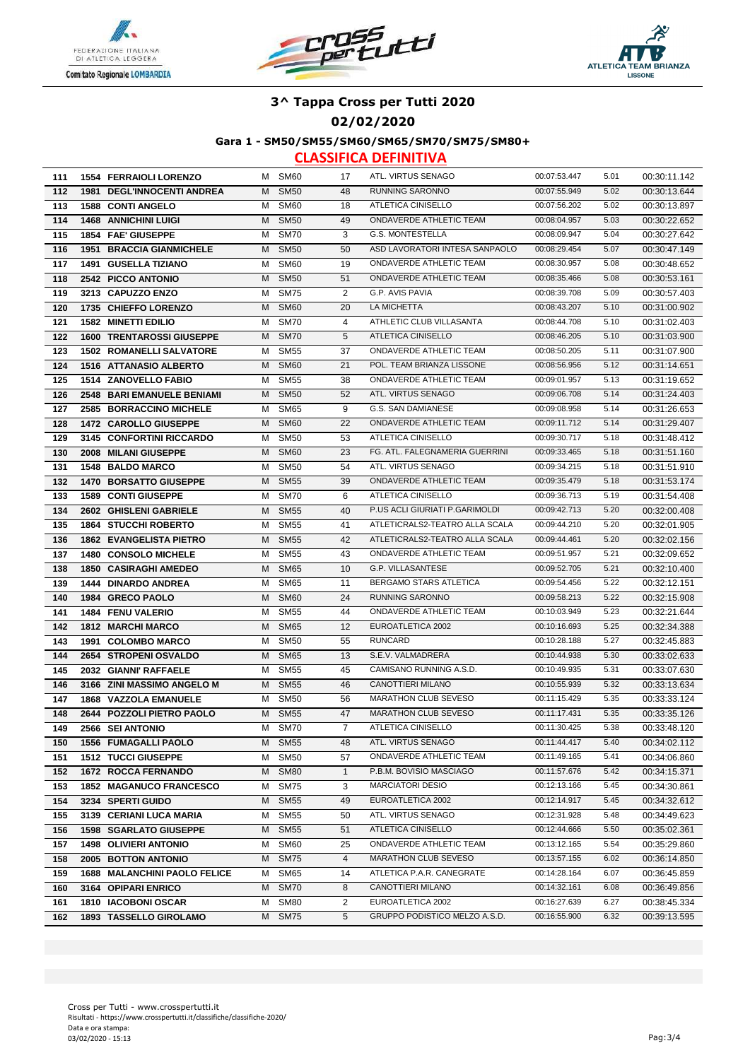# 3^ Tappa Cross per Tutti 2020

## 02/02/2020

### Gara 1 - SM50/SM55/SM60/SM65/SM70/SM75/SM80+

### CLASSIFICA DEFINITIVA

| | | | | | | | | | |
|---|---|---|---|---|---|---|---|---|---|
| 111 | 1554 | FERRAIOLI LORENZO | M | SM60 | 17 | ATL. VIRTUS SENAGO | 00:07:53.447 | 5.01 | 00:30:11.142 |
| 112 | 1981 | DEGL'INNOCENTI ANDREA | M | SM50 | 48 | RUNNING SARONNO | 00:07:55.949 | 5.02 | 00:30:13.644 |
| 113 | 1588 | CONTI ANGELO | M | SM60 | 18 | ATLETICA CINISELLO | 00:07:56.202 | 5.02 | 00:30:13.897 |
| 114 | 1468 | ANNICHINI LUIGI | M | SM50 | 49 | ONDAVERDE ATHLETIC TEAM | 00:08:04.957 | 5.03 | 00:30:22.652 |
| 115 | 1854 | FAE' GIUSEPPE | M | SM70 | 3 | G.S. MONTESTELLA | 00:08:09.947 | 5.04 | 00:30:27.642 |
| 116 | 1951 | BRACCIA GIANMICHELE | M | SM50 | 50 | ASD LAVORATORI INTESA SANPAOLO | 00:08:29.454 | 5.07 | 00:30:47.149 |
| 117 | 1491 | GUSELLA TIZIANO | M | SM60 | 19 | ONDAVERDE ATHLETIC TEAM | 00:08:30.957 | 5.08 | 00:30:48.652 |
| 118 | 2542 | PICCO ANTONIO | M | SM50 | 51 | ONDAVERDE ATHLETIC TEAM | 00:08:35.466 | 5.08 | 00:30:53.161 |
| 119 | 3213 | CAPUZZO ENZO | M | SM75 | 2 | G.P. AVIS PAVIA | 00:08:39.708 | 5.09 | 00:30:57.403 |
| 120 | 1735 | CHIEFFO LORENZO | M | SM60 | 20 | LA MICHETTA | 00:08:43.207 | 5.10 | 00:31:00.902 |
| 121 | 1582 | MINETTI EDILIO | M | SM70 | 4 | ATHLETIC CLUB VILLASANTA | 00:08:44.708 | 5.10 | 00:31:02.403 |
| 122 | 1600 | TRENTAROSSI GIUSEPPE | M | SM70 | 5 | ATLETICA CINISELLO | 00:08:46.205 | 5.10 | 00:31:03.900 |
| 123 | 1502 | ROMANELLI SALVATORE | M | SM55 | 37 | ONDAVERDE ATHLETIC TEAM | 00:08:50.205 | 5.11 | 00:31:07.900 |
| 124 | 1516 | ATTANASIO ALBERTO | M | SM60 | 21 | POL. TEAM BRIANZA LISSONE | 00:08:56.956 | 5.12 | 00:31:14.651 |
| 125 | 1514 | ZANOVELLO FABIO | M | SM55 | 38 | ONDAVERDE ATHLETIC TEAM | 00:09:01.957 | 5.13 | 00:31:19.652 |
| 126 | 2548 | BARI EMANUELE BENIAMI | M | SM50 | 52 | ATL. VIRTUS SENAGO | 00:09:06.708 | 5.14 | 00:31:24.403 |
| 127 | 2585 | BORRACCINO MICHELE | M | SM65 | 9 | G.S. SAN DAMIANESE | 00:09:08.958 | 5.14 | 00:31:26.653 |
| 128 | 1472 | CAROLLO GIUSEPPE | M | SM60 | 22 | ONDAVERDE ATHLETIC TEAM | 00:09:11.712 | 5.14 | 00:31:29.407 |
| 129 | 3145 | CONFORTINI RICCARDO | M | SM50 | 53 | ATLETICA CINISELLO | 00:09:30.717 | 5.18 | 00:31:48.412 |
| 130 | 2008 | MILANI GIUSEPPE | M | SM60 | 23 | FG. ATL. FALEGNAMERIA GUERRINI | 00:09:33.465 | 5.18 | 00:31:51.160 |
| 131 | 1548 | BALDO MARCO | M | SM50 | 54 | ATL. VIRTUS SENAGO | 00:09:34.215 | 5.18 | 00:31:51.910 |
| 132 | 1470 | BORSATTO GIUSEPPE | M | SM55 | 39 | ONDAVERDE ATHLETIC TEAM | 00:09:35.479 | 5.18 | 00:31:53.174 |
| 133 | 1589 | CONTI GIUSEPPE | M | SM70 | 6 | ATLETICA CINISELLO | 00:09:36.713 | 5.19 | 00:31:54.408 |
| 134 | 2602 | GHISLENI GABRIELE | M | SM55 | 40 | P.US ACLI GIURIATI P.GARIMOLDI | 00:09:42.713 | 5.20 | 00:32:00.408 |
| 135 | 1864 | STUCCHI ROBERTO | M | SM55 | 41 | ATLETICRALS2-TEATRO ALLA SCALA | 00:09:44.210 | 5.20 | 00:32:01.905 |
| 136 | 1862 | EVANGELISTA PIETRO | M | SM55 | 42 | ATLETICRALS2-TEATRO ALLA SCALA | 00:09:44.461 | 5.20 | 00:32:02.156 |
| 137 | 1480 | CONSOLO MICHELE | M | SM55 | 43 | ONDAVERDE ATHLETIC TEAM | 00:09:51.957 | 5.21 | 00:32:09.652 |
| 138 | 1850 | CASIRAGHI AMEDEO | M | SM65 | 10 | G.P. VILLASANTESE | 00:09:52.705 | 5.21 | 00:32:10.400 |
| 139 | 1444 | DINARDO ANDREA | M | SM65 | 11 | BERGAMO STARS ATLETICA | 00:09:54.456 | 5.22 | 00:32:12.151 |
| 140 | 1984 | GRECO PAOLO | M | SM60 | 24 | RUNNING SARONNO | 00:09:58.213 | 5.22 | 00:32:15.908 |
| 141 | 1484 | FENU VALERIO | M | SM55 | 44 | ONDAVERDE ATHLETIC TEAM | 00:10:03.949 | 5.23 | 00:32:21.644 |
| 142 | 1812 | MARCHI MARCO | M | SM65 | 12 | EUROATLETICA 2002 | 00:10:16.693 | 5.25 | 00:32:34.388 |
| 143 | 1991 | COLOMBO MARCO | M | SM50 | 55 | RUNCARD | 00:10:28.188 | 5.27 | 00:32:45.883 |
| 144 | 2654 | STROPENI OSVALDO | M | SM65 | 13 | S.E.V. VALMADRERA | 00:10:44.938 | 5.30 | 00:33:02.633 |
| 145 | 2032 | GIANNI' RAFFAELE | M | SM55 | 45 | CAMISANO RUNNING A.S.D. | 00:10:49.935 | 5.31 | 00:33:07.630 |
| 146 | 3166 | ZINI MASSIMO ANGELO M | M | SM55 | 46 | CANOTTIERI MILANO | 00:10:55.939 | 5.32 | 00:33:13.634 |
| 147 | 1868 | VAZZOLA EMANUELE | M | SM50 | 56 | MARATHON CLUB SEVESO | 00:11:15.429 | 5.35 | 00:33:33.124 |
| 148 | 2644 | POZZOLI PIETRO PAOLO | M | SM55 | 47 | MARATHON CLUB SEVESO | 00:11:17.431 | 5.35 | 00:33:35.126 |
| 149 | 2566 | SEI ANTONIO | M | SM70 | 7 | ATLETICA CINISELLO | 00:11:30.425 | 5.38 | 00:33:48.120 |
| 150 | 1556 | FUMAGALLI PAOLO | M | SM55 | 48 | ATL. VIRTUS SENAGO | 00:11:44.417 | 5.40 | 00:34:02.112 |
| 151 | 1512 | TUCCI GIUSEPPE | M | SM50 | 57 | ONDAVERDE ATHLETIC TEAM | 00:11:49.165 | 5.41 | 00:34:06.860 |
| 152 | 1672 | ROCCA FERNANDO | M | SM80 | 1 | P.B.M. BOVISIO MASCIAGO | 00:11:57.676 | 5.42 | 00:34:15.371 |
| 153 | 1852 | MAGANUCO FRANCESCO | M | SM75 | 3 | MARCIATORI DESIO | 00:12:13.166 | 5.45 | 00:34:30.861 |
| 154 | 3234 | SPERTI GUIDO | M | SM55 | 49 | EUROATLETICA 2002 | 00:12:14.917 | 5.45 | 00:34:32.612 |
| 155 | 3139 | CERIANI LUCA MARIA | M | SM55 | 50 | ATL. VIRTUS SENAGO | 00:12:31.928 | 5.48 | 00:34:49.623 |
| 156 | 1598 | SGARLATO GIUSEPPE | M | SM55 | 51 | ATLETICA CINISELLO | 00:12:44.666 | 5.50 | 00:35:02.361 |
| 157 | 1498 | OLIVIERI ANTONIO | M | SM60 | 25 | ONDAVERDE ATHLETIC TEAM | 00:13:12.165 | 5.54 | 00:35:29.860 |
| 158 | 2005 | BOTTON ANTONIO | M | SM75 | 4 | MARATHON CLUB SEVESO | 00:13:57.155 | 6.02 | 00:36:14.850 |
| 159 | 1688 | MALANCHINI PAOLO FELICE | M | SM65 | 14 | ATLETICA P.A.R. CANEGRATE | 00:14:28.164 | 6.07 | 00:36:45.859 |
| 160 | 3164 | OPIPARI ENRICO | M | SM70 | 8 | CANOTTIERI MILANO | 00:14:32.161 | 6.08 | 00:36:49.856 |
| 161 | 1810 | IACOBONI OSCAR | M | SM80 | 2 | EUROATLETICA 2002 | 00:16:27.639 | 6.27 | 00:38:45.334 |
| 162 | 1893 | TASSELLO GIROLAMO | M | SM75 | 5 | GRUPPO PODISTICO MELZO A.S.D. | 00:16:55.900 | 6.32 | 00:39:13.595 |

Cross per Tutti - www.crosspertutti.it
Risultati - https://www.crosspertutti.it/classifiche/classifiche-2020/
Data e ora stampa:
03/02/2020 - 15:13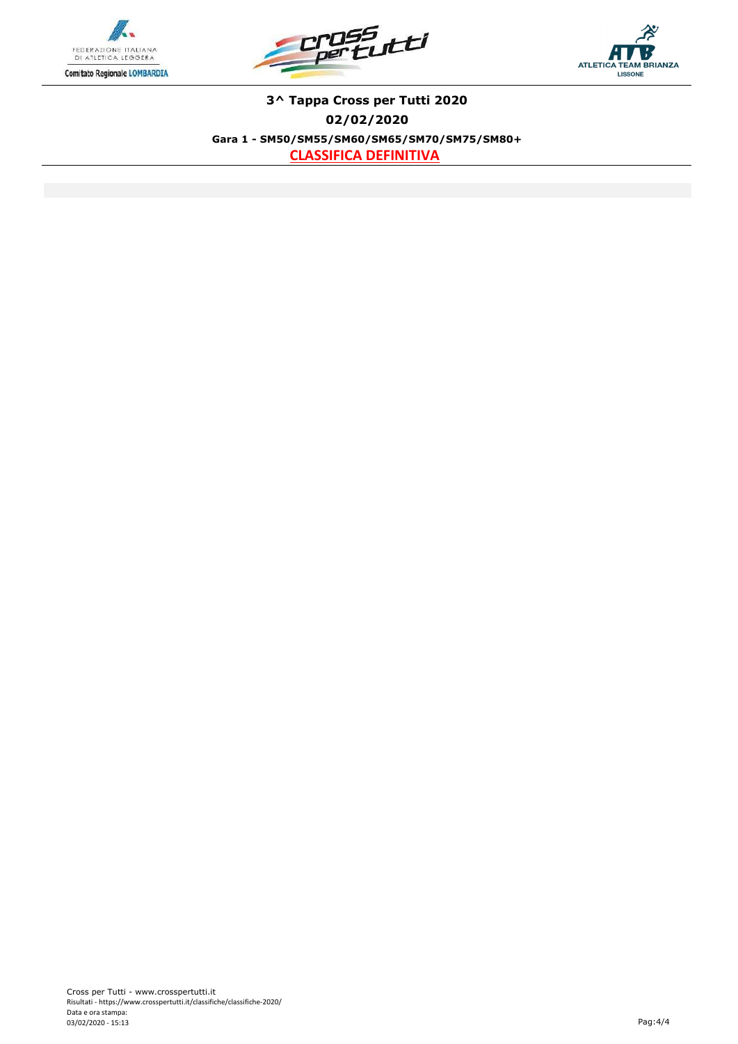**3^ Tappa Cross per Tutti 2020**

**02/02/2020**

**Gara 1 - SM50/SM55/SM60/SM65/SM70/SM75/SM80+**

**CLASSIFICA DEFINITIVA**

Cross per Tutti - www.crosspertutti.it
Risultati - https://www.crosspertutti.it/classifiche/classifiche-2020/
Data e ora stampa:
03/02/2020 - 15:13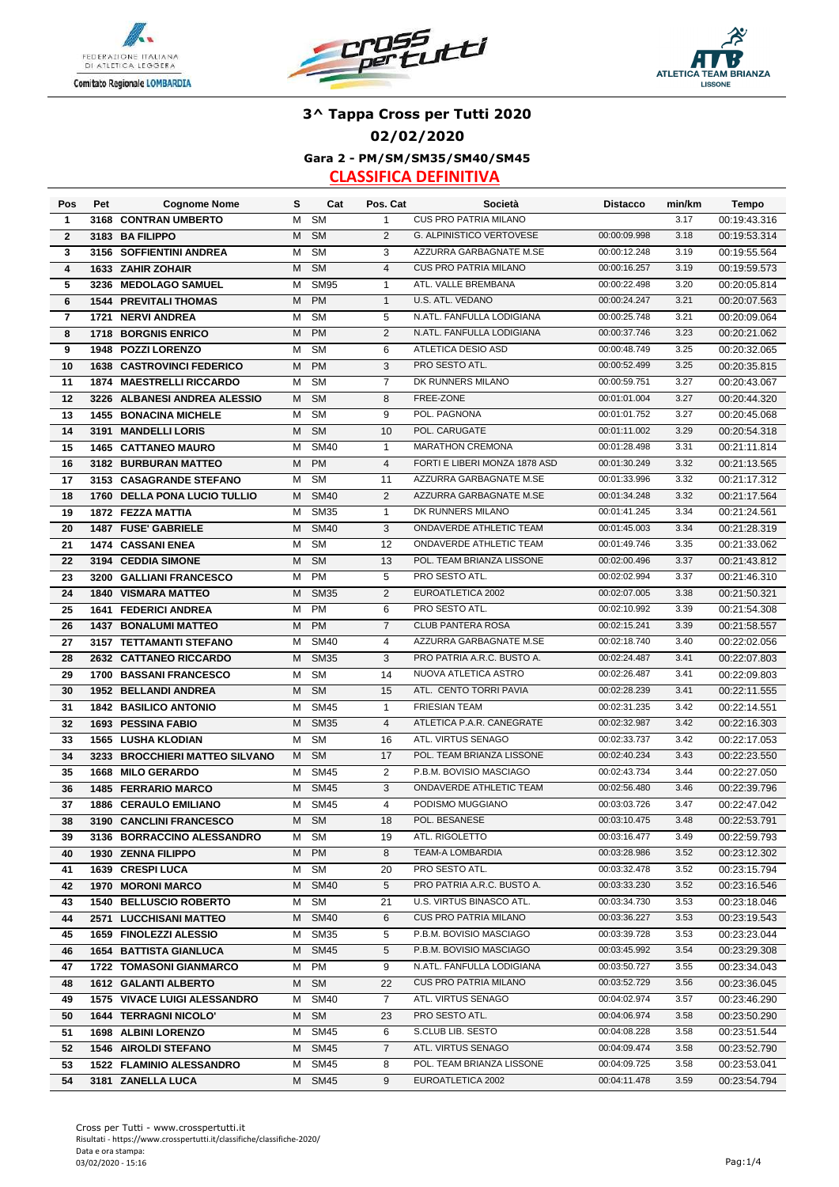# 3^ Tappa Cross per Tutti 2020

## 02/02/2020

### Gara 2 - PM/SM/SM35/SM40/SM45

### CLASSIFICA DEFINITIVA

| Pos | Pet | Cognome Nome | S | Cat | Pos. Cat | Società | Distacco | min/km | Tempo |
|---|---|---|---|---|---|---|---|---|---|
| 1 | 3168 | CONTRAN UMBERTO | M | SM | 1 | CUS PRO PATRIA MILANO | | 3.17 | 00:19:43.316 |
| 2 | 3183 | BA FILIPPO | M | SM | 2 | G. ALPINISTICO VERTOVESE | 00:00:09.998 | 3.18 | 00:19:53.314 |
| 3 | 3156 | SOFFIENTINI ANDREA | M | SM | 3 | AZZURRA GARBAGNATE M.SE | 00:00:12.248 | 3.19 | 00:19:55.564 |
| 4 | 1633 | ZAHIR ZOHAIR | M | SM | 4 | CUS PRO PATRIA MILANO | 00:00:16.257 | 3.19 | 00:19:59.573 |
| 5 | 3236 | MEDOLAGO SAMUEL | M | SM95 | 1 | ATL. VALLE BREMBANA | 00:00:22.498 | 3.20 | 00:20:05.814 |
| 6 | 1544 | PREVITALI THOMAS | M | PM | 1 | U.S. ATL. VEDANO | 00:00:24.247 | 3.21 | 00:20:07.563 |
| 7 | 1721 | NERVI ANDREA | M | SM | 5 | N.ATL. FANFULLA LODIGIANA | 00:00:25.748 | 3.21 | 00:20:09.064 |
| 8 | 1718 | BORGNIS ENRICO | M | PM | 2 | N.ATL. FANFULLA LODIGIANA | 00:00:37.746 | 3.23 | 00:20:21.062 |
| 9 | 1948 | POZZI LORENZO | M | SM | 6 | ATLETICA DESIO ASD | 00:00:48.749 | 3.25 | 00:20:32.065 |
| 10 | 1638 | CASTROVINCI FEDERICO | M | PM | 3 | PRO SESTO ATL. | 00:00:52.499 | 3.25 | 00:20:35.815 |
| 11 | 1874 | MAESTRELLI RICCARDO | M | SM | 7 | DK RUNNERS MILANO | 00:00:59.751 | 3.27 | 00:20:43.067 |
| 12 | 3226 | ALBANESI ANDREA ALESSIO | M | SM | 8 | FREE-ZONE | 00:01:01.004 | 3.27 | 00:20:44.320 |
| 13 | 1455 | BONACINA MICHELE | M | SM | 9 | POL. PAGNONA | 00:01:01.752 | 3.27 | 00:20:45.068 |
| 14 | 3191 | MANDELLI LORIS | M | SM | 10 | POL. CARUGATE | 00:01:11.002 | 3.29 | 00:20:54.318 |
| 15 | 1465 | CATTANEO MAURO | M | SM40 | 1 | MARATHON CREMONA | 00:01:28.498 | 3.31 | 00:21:11.814 |
| 16 | 3182 | BURBURAN MATTEO | M | PM | 4 | FORTI E LIBERI MONZA 1878 ASD | 00:01:30.249 | 3.32 | 00:21:13.565 |
| 17 | 3153 | CASAGRANDE STEFANO | M | SM | 11 | AZZURRA GARBAGNATE M.SE | 00:01:33.996 | 3.32 | 00:21:17.312 |
| 18 | 1760 | DELLA PONA LUCIO TULLIO | M | SM40 | 2 | AZZURRA GARBAGNATE M.SE | 00:01:34.248 | 3.32 | 00:21:17.564 |
| 19 | 1872 | FEZZA MATTIA | M | SM35 | 1 | DK RUNNERS MILANO | 00:01:41.245 | 3.34 | 00:21:24.561 |
| 20 | 1487 | FUSE' GABRIELE | M | SM40 | 3 | ONDAVERDE ATHLETIC TEAM | 00:01:45.003 | 3.34 | 00:21:28.319 |
| 21 | 1474 | CASSANI ENEA | M | SM | 12 | ONDAVERDE ATHLETIC TEAM | 00:01:49.746 | 3.35 | 00:21:33.062 |
| 22 | 3194 | CEDDIA SIMONE | M | SM | 13 | POL. TEAM BRIANZA LISSONE | 00:02:00.496 | 3.37 | 00:21:43.812 |
| 23 | 3200 | GALLIANI FRANCESCO | M | PM | 5 | PRO SESTO ATL. | 00:02:02.994 | 3.37 | 00:21:46.310 |
| 24 | 1840 | VISMARA MATTEO | M | SM35 | 2 | EUROATLETICA 2002 | 00:02:07.005 | 3.38 | 00:21:50.321 |
| 25 | 1641 | FEDERICI ANDREA | M | PM | 6 | PRO SESTO ATL. | 00:02:10.992 | 3.39 | 00:21:54.308 |
| 26 | 1437 | BONALUMI MATTEO | M | PM | 7 | CLUB PANTERA ROSA | 00:02:15.241 | 3.39 | 00:21:58.557 |
| 27 | 3157 | TETTAMANTI STEFANO | M | SM40 | 4 | AZZURRA GARBAGNATE M.SE | 00:02:18.740 | 3.40 | 00:22:02.056 |
| 28 | 2632 | CATTANEO RICCARDO | M | SM35 | 3 | PRO PATRIA A.R.C. BUSTO A. | 00:02:24.487 | 3.41 | 00:22:07.803 |
| 29 | 1700 | BASSANI FRANCESCO | M | SM | 14 | NUOVA ATLETICA ASTRO | 00:02:26.487 | 3.41 | 00:22:09.803 |
| 30 | 1952 | BELLANDI ANDREA | M | SM | 15 | ATL. CENTO TORRI PAVIA | 00:02:28.239 | 3.41 | 00:22:11.555 |
| 31 | 1842 | BASILICO ANTONIO | M | SM45 | 1 | FRIESIAN TEAM | 00:02:31.235 | 3.42 | 00:22:14.551 |
| 32 | 1693 | PESSINA FABIO | M | SM35 | 4 | ATLETICA P.A.R. CANEGRATE | 00:02:32.987 | 3.42 | 00:22:16.303 |
| 33 | 1565 | LUSHA KLODIAN | M | SM | 16 | ATL. VIRTUS SENAGO | 00:02:33.737 | 3.42 | 00:22:17.053 |
| 34 | 3233 | BROCCHIERI MATTEO SILVANO | M | SM | 17 | POL. TEAM BRIANZA LISSONE | 00:02:40.234 | 3.43 | 00:22:23.550 |
| 35 | 1668 | MILO GERARDO | M | SM45 | 2 | P.B.M. BOVISIO MASCIAGO | 00:02:43.734 | 3.44 | 00:22:27.050 |
| 36 | 1485 | FERRARIO MARCO | M | SM45 | 3 | ONDAVERDE ATHLETIC TEAM | 00:02:56.480 | 3.46 | 00:22:39.796 |
| 37 | 1886 | CERAULO EMILIANO | M | SM45 | 4 | PODISMO MUGGIANO | 00:03:03.726 | 3.47 | 00:22:47.042 |
| 38 | 3190 | CANCLINI FRANCESCO | M | SM | 18 | POL. BESANESE | 00:03:10.475 | 3.48 | 00:22:53.791 |
| 39 | 3136 | BORRACCINO ALESSANDRO | M | SM | 19 | ATL. RIGOLETTO | 00:03:16.477 | 3.49 | 00:22:59.793 |
| 40 | 1930 | ZENNA FILIPPO | M | PM | 8 | TEAM-A LOMBARDIA | 00:03:28.986 | 3.52 | 00:23:12.302 |
| 41 | 1639 | CRESPI LUCA | M | SM | 20 | PRO SESTO ATL. | 00:03:32.478 | 3.52 | 00:23:15.794 |
| 42 | 1970 | MORONI MARCO | M | SM40 | 5 | PRO PATRIA A.R.C. BUSTO A. | 00:03:33.230 | 3.52 | 00:23:16.546 |
| 43 | 1540 | BELLUSCIO ROBERTO | M | SM | 21 | U.S. VIRTUS BINASCO ATL. | 00:03:34.730 | 3.53 | 00:23:18.046 |
| 44 | 2571 | LUCCHISANI MATTEO | M | SM40 | 6 | CUS PRO PATRIA MILANO | 00:03:36.227 | 3.53 | 00:23:19.543 |
| 45 | 1659 | FINOLEZZI ALESSIO | M | SM35 | 5 | P.B.M. BOVISIO MASCIAGO | 00:03:39.728 | 3.53 | 00:23:23.044 |
| 46 | 1654 | BATTISTA GIANLUCA | M | SM45 | 5 | P.B.M. BOVISIO MASCIAGO | 00:03:45.992 | 3.54 | 00:23:29.308 |
| 47 | 1722 | TOMASONI GIANMARCO | M | PM | 9 | N.ATL. FANFULLA LODIGIANA | 00:03:50.727 | 3.55 | 00:23:34.043 |
| 48 | 1612 | GALANTI ALBERTO | M | SM | 22 | CUS PRO PATRIA MILANO | 00:03:52.729 | 3.56 | 00:23:36.045 |
| 49 | 1575 | VIVACE LUIGI ALESSANDRO | M | SM40 | 7 | ATL. VIRTUS SENAGO | 00:04:02.974 | 3.57 | 00:23:46.290 |
| 50 | 1644 | TERRAGNI NICOLO' | M | SM | 23 | PRO SESTO ATL. | 00:04:06.974 | 3.58 | 00:23:50.290 |
| 51 | 1698 | ALBINI LORENZO | M | SM45 | 6 | S.CLUB LIB. SESTO | 00:04:08.228 | 3.58 | 00:23:51.544 |
| 52 | 1546 | AIROLDI STEFANO | M | SM45 | 7 | ATL. VIRTUS SENAGO | 00:04:09.474 | 3.58 | 00:23:52.790 |
| 53 | 1522 | FLAMINIO ALESSANDRO | M | SM45 | 8 | POL. TEAM BRIANZA LISSONE | 00:04:09.725 | 3.58 | 00:23:53.041 |
| 54 | 3181 | ZANELLA LUCA | M | SM45 | 9 | EUROATLETICA 2002 | 00:04:11.478 | 3.59 | 00:23:54.794 |

Cross per Tutti - www.crosspertutti.it
Risultati - https://www.crosspertutti.it/classifiche/classifiche-2020/
Data e ora stampa:
03/02/2020 - 15:16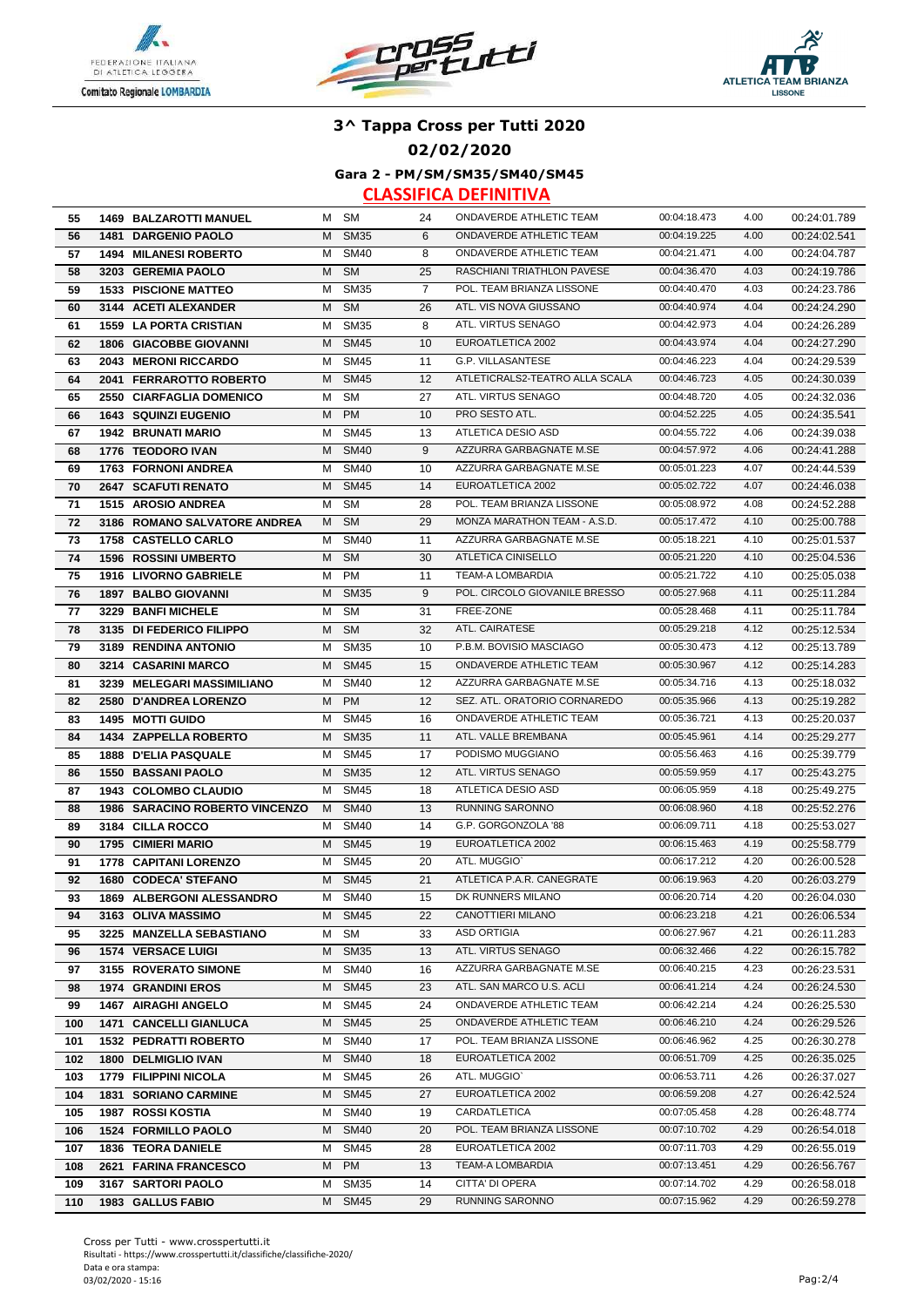# 3^ Tappa Cross per Tutti 2020

## 02/02/2020

### Gara 2 - PM/SM/SM35/SM40/SM45

### CLASSIFICA DEFINITIVA

| | | | | | | | | | |
|---|---|---|---|---|---|---|---|---|---|
| 55 | 1469 | BALZAROTTI MANUEL | M | SM | 24 | ONDAVERDE ATHLETIC TEAM | 00:04:18.473 | 4.00 | 00:24:01.789 |
| 56 | 1481 | DARGENIO PAOLO | M | SM35 | 6 | ONDAVERDE ATHLETIC TEAM | 00:04:19.225 | 4.00 | 00:24:02.541 |
| 57 | 1494 | MILANESI ROBERTO | M | SM40 | 8 | ONDAVERDE ATHLETIC TEAM | 00:04:21.471 | 4.00 | 00:24:04.787 |
| 58 | 3203 | GEREMIA PAOLO | M | SM | 25 | RASCHIANI TRIATHLON PAVESE | 00:04:36.470 | 4.03 | 00:24:19.786 |
| 59 | 1533 | PISCIONE MATTEO | M | SM35 | 7 | POL. TEAM BRIANZA LISSONE | 00:04:40.470 | 4.03 | 00:24:23.786 |
| 60 | 3144 | ACETI ALEXANDER | M | SM | 26 | ATL. VIS NOVA GIUSSANO | 00:04:40.974 | 4.04 | 00:24:24.290 |
| 61 | 1559 | LA PORTA CRISTIAN | M | SM35 | 8 | ATL. VIRTUS SENAGO | 00:04:42.973 | 4.04 | 00:24:26.289 |
| 62 | 1806 | GIACOBBE GIOVANNI | M | SM45 | 10 | EUROATLETICA 2002 | 00:04:43.974 | 4.04 | 00:24:27.290 |
| 63 | 2043 | MERONI RICCARDO | M | SM45 | 11 | G.P. VILLASANTESE | 00:04:46.223 | 4.04 | 00:24:29.539 |
| 64 | 2041 | FERRAROTTO ROBERTO | M | SM45 | 12 | ATLETICRALS2-TEATRO ALLA SCALA | 00:04:46.723 | 4.05 | 00:24:30.039 |
| 65 | 2550 | CIARFAGLIA DOMENICO | M | SM | 27 | ATL. VIRTUS SENAGO | 00:04:48.720 | 4.05 | 00:24:32.036 |
| 66 | 1643 | SQUINZI EUGENIO | M | PM | 10 | PRO SESTO ATL. | 00:04:52.225 | 4.05 | 00:24:35.541 |
| 67 | 1942 | BRUNATI MARIO | M | SM45 | 13 | ATLETICA DESIO ASD | 00:04:55.722 | 4.06 | 00:24:39.038 |
| 68 | 1776 | TEODORO IVAN | M | SM40 | 9 | AZZURRA GARBAGNATE M.SE | 00:04:57.972 | 4.06 | 00:24:41.288 |
| 69 | 1763 | FORNONI ANDREA | M | SM40 | 10 | AZZURRA GARBAGNATE M.SE | 00:05:01.223 | 4.07 | 00:24:44.539 |
| 70 | 2647 | SCAFUTI RENATO | M | SM45 | 14 | EUROATLETICA 2002 | 00:05:02.722 | 4.07 | 00:24:46.038 |
| 71 | 1515 | AROSIO ANDREA | M | SM | 28 | POL. TEAM BRIANZA LISSONE | 00:05:08.972 | 4.08 | 00:24:52.288 |
| 72 | 3186 | ROMANO SALVATORE ANDREA | M | SM | 29 | MONZA MARATHON TEAM - A.S.D. | 00:05:17.472 | 4.10 | 00:25:00.788 |
| 73 | 1758 | CASTELLO CARLO | M | SM40 | 11 | AZZURRA GARBAGNATE M.SE | 00:05:18.221 | 4.10 | 00:25:01.537 |
| 74 | 1596 | ROSSINI UMBERTO | M | SM | 30 | ATLETICA CINISELLO | 00:05:21.220 | 4.10 | 00:25:04.536 |
| 75 | 1916 | LIVORNO GABRIELE | M | PM | 11 | TEAM-A LOMBARDIA | 00:05:21.722 | 4.10 | 00:25:05.038 |
| 76 | 1897 | BALBO GIOVANNI | M | SM35 | 9 | POL. CIRCOLO GIOVANILE BRESSO | 00:05:27.968 | 4.11 | 00:25:11.284 |
| 77 | 3229 | BANFI MICHELE | M | SM | 31 | FREE-ZONE | 00:05:28.468 | 4.11 | 00:25:11.784 |
| 78 | 3135 | DI FEDERICO FILIPPO | M | SM | 32 | ATL. CAIRATESE | 00:05:29.218 | 4.12 | 00:25:12.534 |
| 79 | 3189 | RENDINA ANTONIO | M | SM35 | 10 | P.B.M. BOVISIO MASCIAGO | 00:05:30.473 | 4.12 | 00:25:13.789 |
| 80 | 3214 | CASARINI MARCO | M | SM45 | 15 | ONDAVERDE ATHLETIC TEAM | 00:05:30.967 | 4.12 | 00:25:14.283 |
| 81 | 3239 | MELEGARI MASSIMILIANO | M | SM40 | 12 | AZZURRA GARBAGNATE M.SE | 00:05:34.716 | 4.13 | 00:25:18.032 |
| 82 | 2580 | D'ANDREA LORENZO | M | PM | 12 | SEZ. ATL. ORATORIO CORNAREDO | 00:05:35.966 | 4.13 | 00:25:19.282 |
| 83 | 1495 | MOTTI GUIDO | M | SM45 | 16 | ONDAVERDE ATHLETIC TEAM | 00:05:36.721 | 4.13 | 00:25:20.037 |
| 84 | 1434 | ZAPPELLA ROBERTO | M | SM35 | 11 | ATL. VALLE BREMBANA | 00:05:45.961 | 4.14 | 00:25:29.277 |
| 85 | 1888 | D'ELIA PASQUALE | M | SM45 | 17 | PODISMO MUGGIANO | 00:05:56.463 | 4.16 | 00:25:39.779 |
| 86 | 1550 | BASSANI PAOLO | M | SM35 | 12 | ATL. VIRTUS SENAGO | 00:05:59.959 | 4.17 | 00:25:43.275 |
| 87 | 1943 | COLOMBO CLAUDIO | M | SM45 | 18 | ATLETICA DESIO ASD | 00:06:05.959 | 4.18 | 00:25:49.275 |
| 88 | 1986 | SARACINO ROBERTO VINCENZO | M | SM40 | 13 | RUNNING SARONNO | 00:06:08.960 | 4.18 | 00:25:52.276 |
| 89 | 3184 | CILLA ROCCO | M | SM40 | 14 | G.P. GORGONZOLA '88 | 00:06:09.711 | 4.18 | 00:25:53.027 |
| 90 | 1795 | CIMIERI MARIO | M | SM45 | 19 | EUROATLETICA 2002 | 00:06:15.463 | 4.19 | 00:25:58.779 |
| 91 | 1778 | CAPITANI LORENZO | M | SM45 | 20 | ATL. MUGGIO` | 00:06:17.212 | 4.20 | 00:26:00.528 |
| 92 | 1680 | CODECA' STEFANO | M | SM45 | 21 | ATLETICA P.A.R. CANEGRATE | 00:06:19.963 | 4.20 | 00:26:03.279 |
| 93 | 1869 | ALBERGONI ALESSANDRO | M | SM40 | 15 | DK RUNNERS MILANO | 00:06:20.714 | 4.20 | 00:26:04.030 |
| 94 | 3163 | OLIVA MASSIMO | M | SM45 | 22 | CANOTTIERI MILANO | 00:06:23.218 | 4.21 | 00:26:06.534 |
| 95 | 3225 | MANZELLA SEBASTIANO | M | SM | 33 | ASD ORTIGIA | 00:06:27.967 | 4.21 | 00:26:11.283 |
| 96 | 1574 | VERSACE LUIGI | M | SM35 | 13 | ATL. VIRTUS SENAGO | 00:06:32.466 | 4.22 | 00:26:15.782 |
| 97 | 3155 | ROVERATO SIMONE | M | SM40 | 16 | AZZURRA GARBAGNATE M.SE | 00:06:40.215 | 4.23 | 00:26:23.531 |
| 98 | 1974 | GRANDINI EROS | M | SM45 | 23 | ATL. SAN MARCO U.S. ACLI | 00:06:41.214 | 4.24 | 00:26:24.530 |
| 99 | 1467 | AIRAGHI ANGELO | M | SM45 | 24 | ONDAVERDE ATHLETIC TEAM | 00:06:42.214 | 4.24 | 00:26:25.530 |
| 100 | 1471 | CANCELLI GIANLUCA | M | SM45 | 25 | ONDAVERDE ATHLETIC TEAM | 00:06:46.210 | 4.24 | 00:26:29.526 |
| 101 | 1532 | PEDRATTI ROBERTO | M | SM40 | 17 | POL. TEAM BRIANZA LISSONE | 00:06:46.962 | 4.25 | 00:26:30.278 |
| 102 | 1800 | DELMIGLIO IVAN | M | SM40 | 18 | EUROATLETICA 2002 | 00:06:51.709 | 4.25 | 00:26:35.025 |
| 103 | 1779 | FILIPPINI NICOLA | M | SM45 | 26 | ATL. MUGGIO` | 00:06:53.711 | 4.26 | 00:26:37.027 |
| 104 | 1831 | SORIANO CARMINE | M | SM45 | 27 | EUROATLETICA 2002 | 00:06:59.208 | 4.27 | 00:26:42.524 |
| 105 | 1987 | ROSSI KOSTIA | M | SM40 | 19 | CARDATLETICA | 00:07:05.458 | 4.28 | 00:26:48.774 |
| 106 | 1524 | FORMILLO PAOLO | M | SM40 | 20 | POL. TEAM BRIANZA LISSONE | 00:07:10.702 | 4.29 | 00:26:54.018 |
| 107 | 1836 | TEORA DANIELE | M | SM45 | 28 | EUROATLETICA 2002 | 00:07:11.703 | 4.29 | 00:26:55.019 |
| 108 | 2621 | FARINA FRANCESCO | M | PM | 13 | TEAM-A LOMBARDIA | 00:07:13.451 | 4.29 | 00:26:56.767 |
| 109 | 3167 | SARTORI PAOLO | M | SM35 | 14 | CITTA' DI OPERA | 00:07:14.702 | 4.29 | 00:26:58.018 |
| 110 | 1983 | GALLUS FABIO | M | SM45 | 29 | RUNNING SARONNO | 00:07:15.962 | 4.29 | 00:26:59.278 |

Cross per Tutti - www.crosspertutti.it
Risultati - https://www.crosspertutti.it/classifiche/classifiche-2020/
Data e ora stampa:
03/02/2020 - 15:16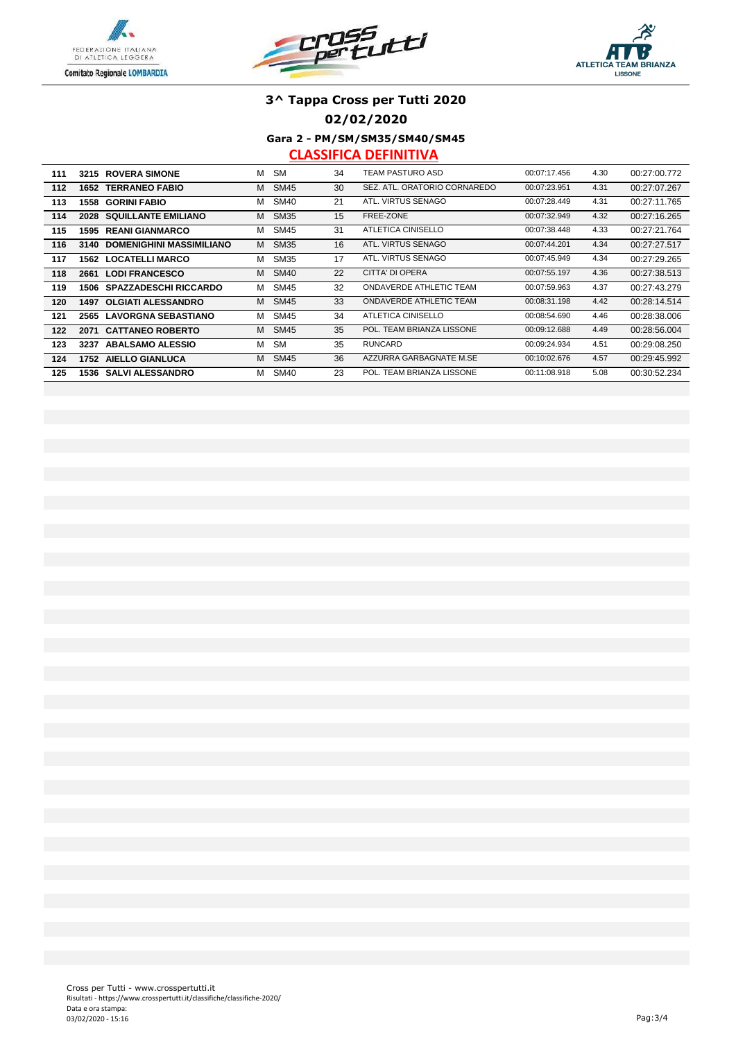# 3^ Tappa Cross per Tutti 2020

## 02/02/2020

### Gara 2 - PM/SM/SM35/SM40/SM45

### CLASSIFICA DEFINITIVA

| | | | | | | | | | |
|---|---|---|---|---|---|---|---|---|---|
| 111 | 3215 | ROVERA SIMONE | M | SM | 34 | TEAM PASTURO ASD | 00:07:17.456 | 4.30 | 00:27:00.772 |
| 112 | 1652 | TERRANEO FABIO | M | SM45 | 30 | SEZ. ATL. ORATORIO CORNAREDO | 00:07:23.951 | 4.31 | 00:27:07.267 |
| 113 | 1558 | GORINI FABIO | M | SM40 | 21 | ATL. VIRTUS SENAGO | 00:07:28.449 | 4.31 | 00:27:11.765 |
| 114 | 2028 | SQUILLANTE EMILIANO | M | SM35 | 15 | FREE-ZONE | 00:07:32.949 | 4.32 | 00:27:16.265 |
| 115 | 1595 | REANI GIANMARCO | M | SM45 | 31 | ATLETICA CINISELLO | 00:07:38.448 | 4.33 | 00:27:21.764 |
| 116 | 3140 | DOMENIGHINI MASSIMILIANO | M | SM35 | 16 | ATL. VIRTUS SENAGO | 00:07:44.201 | 4.34 | 00:27:27.517 |
| 117 | 1562 | LOCATELLI MARCO | M | SM35 | 17 | ATL. VIRTUS SENAGO | 00:07:45.949 | 4.34 | 00:27:29.265 |
| 118 | 2661 | LODI FRANCESCO | M | SM40 | 22 | CITTA' DI OPERA | 00:07:55.197 | 4.36 | 00:27:38.513 |
| 119 | 1506 | SPAZZADESCHI RICCARDO | M | SM45 | 32 | ONDAVERDE ATHLETIC TEAM | 00:07:59.963 | 4.37 | 00:27:43.279 |
| 120 | 1497 | OLGIATI ALESSANDRO | M | SM45 | 33 | ONDAVERDE ATHLETIC TEAM | 00:08:31.198 | 4.42 | 00:28:14.514 |
| 121 | 2565 | LAVORGNA SEBASTIANO | M | SM45 | 34 | ATLETICA CINISELLO | 00:08:54.690 | 4.46 | 00:28:38.006 |
| 122 | 2071 | CATTANEO ROBERTO | M | SM45 | 35 | POL. TEAM BRIANZA LISSONE | 00:09:12.688 | 4.49 | 00:28:56.004 |
| 123 | 3237 | ABALSAMO ALESSIO | M | SM | 35 | RUNCARD | 00:09:24.934 | 4.51 | 00:29:08.250 |
| 124 | 1752 | AIELLO GIANLUCA | M | SM45 | 36 | AZZURRA GARBAGNATE M.SE | 00:10:02.676 | 4.57 | 00:29:45.992 |
| 125 | 1536 | SALVI ALESSANDRO | M | SM40 | 23 | POL. TEAM BRIANZA LISSONE | 00:11:08.918 | 5.08 | 00:30:52.234 |

Cross per Tutti - www.crosspertutti.it
Risultati - https://www.crosspertutti.it/classifiche/classifiche-2020/
Data e ora stampa:
03/02/2020 - 15:16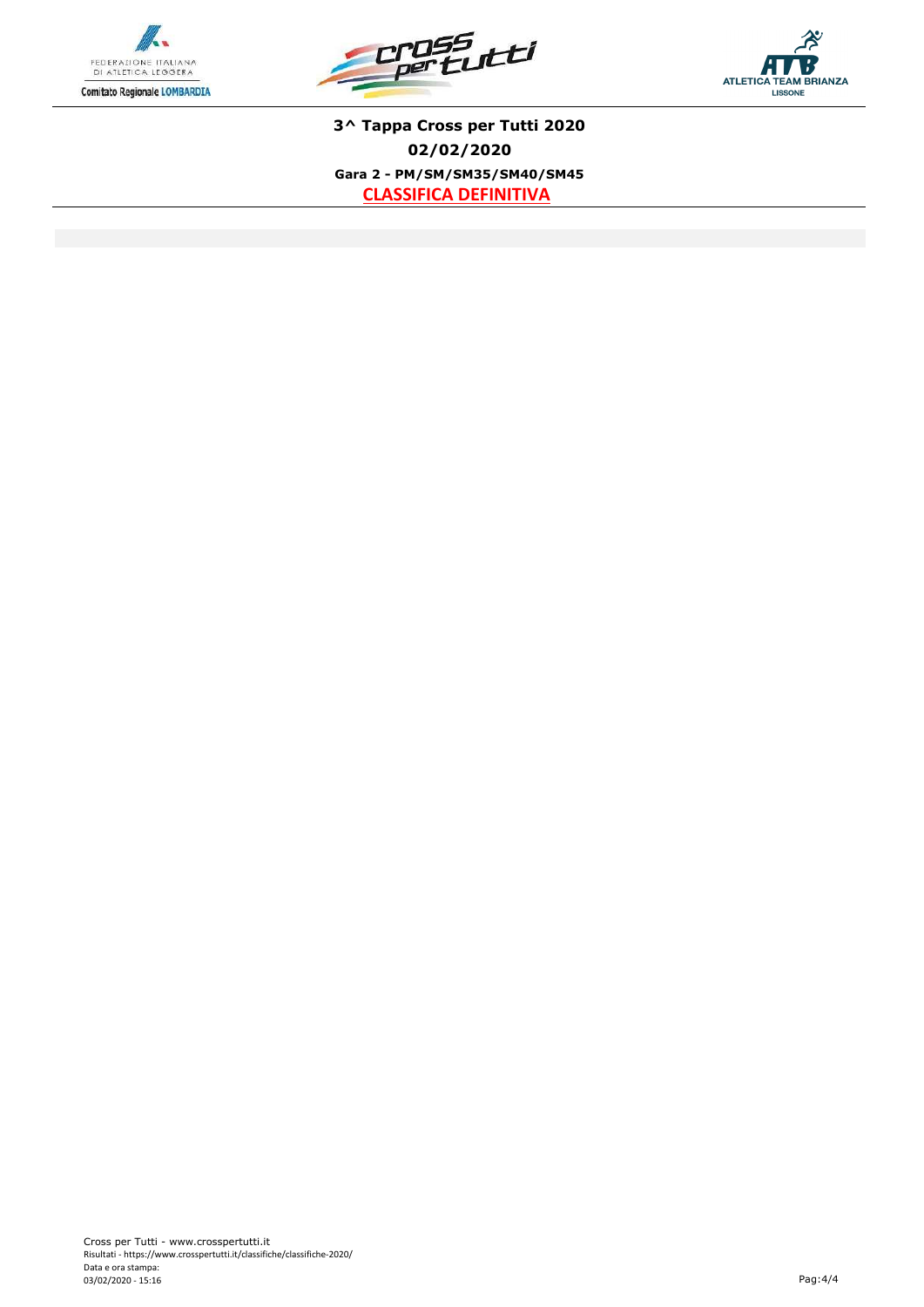**3^ Tappa Cross per Tutti 2020**

**02/02/2020**

**Gara 2 - PM/SM/SM35/SM40/SM45**

**CLASSIFICA DEFINITIVA**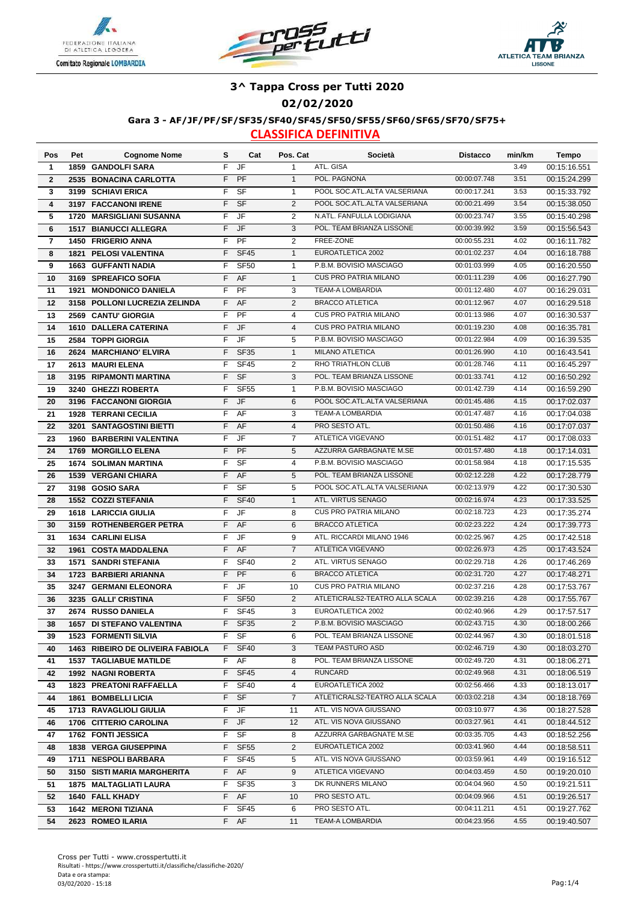# 3^ Tappa Cross per Tutti 2020

## 02/02/2020

### Gara 3 - AF/JF/PF/SF/SF35/SF40/SF45/SF50/SF55/SF60/SF65/SF70/SF75+

**CLASSIFICA DEFINITIVA**

| Pos | Pet | Cognome Nome | S | Cat | Pos. Cat | Società | Distacco | min/km | Tempo |
|---|---|---|---|---|---|---|---|---|---|
| 1 | 1859 | GANDOLFI SARA | F | JF | 1 | ATL. GISA | | 3.49 | 00:15:16.551 |
| 2 | 2535 | BONACINA CARLOTTA | F | PF | 1 | POL. PAGNONA | 00:00:07.748 | 3.51 | 00:15:24.299 |
| 3 | 3199 | SCHIAVI ERICA | F | SF | 1 | POOL SOC.ATL.ALTA VALSERIANA | 00:00:17.241 | 3.53 | 00:15:33.792 |
| 4 | 3197 | FACCANONI IRENE | F | SF | 2 | POOL SOC.ATL.ALTA VALSERIANA | 00:00:21.499 | 3.54 | 00:15:38.050 |
| 5 | 1720 | MARSIGLIANI SUSANNA | F | JF | 2 | N.ATL. FANFULLA LODIGIANA | 00:00:23.747 | 3.55 | 00:15:40.298 |
| 6 | 1517 | BIANUCCI ALLEGRA | F | JF | 3 | POL. TEAM BRIANZA LISSONE | 00:00:39.992 | 3.59 | 00:15:56.543 |
| 7 | 1450 | FRIGERIO ANNA | F | PF | 2 | FREE-ZONE | 00:00:55.231 | 4.02 | 00:16:11.782 |
| 8 | 1821 | PELOSI VALENTINA | F | SF45 | 1 | EUROATLETICA 2002 | 00:01:02.237 | 4.04 | 00:16:18.788 |
| 9 | 1663 | GUFFANTI NADIA | F | SF50 | 1 | P.B.M. BOVISIO MASCIAGO | 00:01:03.999 | 4.05 | 00:16:20.550 |
| 10 | 3169 | SPREAFICO SOFIA | F | AF | 1 | CUS PRO PATRIA MILANO | 00:01:11.239 | 4.06 | 00:16:27.790 |
| 11 | 1921 | MONDONICO DANIELA | F | PF | 3 | TEAM-A LOMBARDIA | 00:01:12.480 | 4.07 | 00:16:29.031 |
| 12 | 3158 | POLLONI LUCREZIA ZELINDA | F | AF | 2 | BRACCO ATLETICA | 00:01:12.967 | 4.07 | 00:16:29.518 |
| 13 | 2569 | CANTU' GIORGIA | F | PF | 4 | CUS PRO PATRIA MILANO | 00:01:13.986 | 4.07 | 00:16:30.537 |
| 14 | 1610 | DALLERA CATERINA | F | JF | 4 | CUS PRO PATRIA MILANO | 00:01:19.230 | 4.08 | 00:16:35.781 |
| 15 | 2584 | TOPPI GIORGIA | F | JF | 5 | P.B.M. BOVISIO MASCIAGO | 00:01:22.984 | 4.09 | 00:16:39.535 |
| 16 | 2624 | MARCHIANO' ELVIRA | F | SF35 | 1 | MILANO ATLETICA | 00:01:26.990 | 4.10 | 00:16:43.541 |
| 17 | 2613 | MAURI ELENA | F | SF45 | 2 | RHO TRIATHLON CLUB | 00:01:28.746 | 4.11 | 00:16:45.297 |
| 18 | 3195 | RIPAMONTI MARTINA | F | SF | 3 | POL. TEAM BRIANZA LISSONE | 00:01:33.741 | 4.12 | 00:16:50.292 |
| 19 | 3240 | GHEZZI ROBERTA | F | SF55 | 1 | P.B.M. BOVISIO MASCIAGO | 00:01:42.739 | 4.14 | 00:16:59.290 |
| 20 | 3196 | FACCANONI GIORGIA | F | JF | 6 | POOL SOC.ATL.ALTA VALSERIANA | 00:01:45.486 | 4.15 | 00:17:02.037 |
| 21 | 1928 | TERRANI CECILIA | F | AF | 3 | TEAM-A LOMBARDIA | 00:01:47.487 | 4.16 | 00:17:04.038 |
| 22 | 3201 | SANTAGOSTINI BIETTI | F | AF | 4 | PRO SESTO ATL. | 00:01:50.486 | 4.16 | 00:17:07.037 |
| 23 | 1960 | BARBERINI VALENTINA | F | JF | 7 | ATLETICA VIGEVANO | 00:01:51.482 | 4.17 | 00:17:08.033 |
| 24 | 1769 | MORGILLO ELENA | F | PF | 5 | AZZURRA GARBAGNATE M.SE | 00:01:57.480 | 4.18 | 00:17:14.031 |
| 25 | 1674 | SOLIMAN MARTINA | F | SF | 4 | P.B.M. BOVISIO MASCIAGO | 00:01:58.984 | 4.18 | 00:17:15.535 |
| 26 | 1539 | VERGANI CHIARA | F | AF | 5 | POL. TEAM BRIANZA LISSONE | 00:02:12.228 | 4.22 | 00:17:28.779 |
| 27 | 3198 | GOSIO SARA | F | SF | 5 | POOL SOC.ATL.ALTA VALSERIANA | 00:02:13.979 | 4.22 | 00:17:30.530 |
| 28 | 1552 | COZZI STEFANIA | F | SF40 | 1 | ATL. VIRTUS SENAGO | 00:02:16.974 | 4.23 | 00:17:33.525 |
| 29 | 1618 | LARICCIA GIULIA | F | JF | 8 | CUS PRO PATRIA MILANO | 00:02:18.723 | 4.23 | 00:17:35.274 |
| 30 | 3159 | ROTHENBERGER PETRA | F | AF | 6 | BRACCO ATLETICA | 00:02:23.222 | 4.24 | 00:17:39.773 |
| 31 | 1634 | CARLINI ELISA | F | JF | 9 | ATL. RICCARDI MILANO 1946 | 00:02:25.967 | 4.25 | 00:17:42.518 |
| 32 | 1961 | COSTA MADDALENA | F | AF | 7 | ATLETICA VIGEVANO | 00:02:26.973 | 4.25 | 00:17:43.524 |
| 33 | 1571 | SANDRI STEFANIA | F | SF40 | 2 | ATL. VIRTUS SENAGO | 00:02:29.718 | 4.26 | 00:17:46.269 |
| 34 | 1723 | BARBIERI ARIANNA | F | PF | 6 | BRACCO ATLETICA | 00:02:31.720 | 4.27 | 00:17:48.271 |
| 35 | 3247 | GERMANI ELEONORA | F | JF | 10 | CUS PRO PATRIA MILANO | 00:02:37.216 | 4.28 | 00:17:53.767 |
| 36 | 3235 | GALLI' CRISTINA | F | SF50 | 2 | ATLETICRALS2-TEATRO ALLA SCALA | 00:02:39.216 | 4.28 | 00:17:55.767 |
| 37 | 2674 | RUSSO DANIELA | F | SF45 | 3 | EUROATLETICA 2002 | 00:02:40.966 | 4.29 | 00:17:57.517 |
| 38 | 1657 | DI STEFANO VALENTINA | F | SF35 | 2 | P.B.M. BOVISIO MASCIAGO | 00:02:43.715 | 4.30 | 00:18:00.266 |
| 39 | 1523 | FORMENTI SILVIA | F | SF | 6 | POL. TEAM BRIANZA LISSONE | 00:02:44.967 | 4.30 | 00:18:01.518 |
| 40 | 1463 | RIBEIRO DE OLIVEIRA FABIOLA | F | SF40 | 3 | TEAM PASTURO ASD | 00:02:46.719 | 4.30 | 00:18:03.270 |
| 41 | 1537 | TAGLIABUE MATILDE | F | AF | 8 | POL. TEAM BRIANZA LISSONE | 00:02:49.720 | 4.31 | 00:18:06.271 |
| 42 | 1992 | NAGNI ROBERTA | F | SF45 | 4 | RUNCARD | 00:02:49.968 | 4.31 | 00:18:06.519 |
| 43 | 1823 | PREATONI RAFFAELLA | F | SF40 | 4 | EUROATLETICA 2002 | 00:02:56.466 | 4.33 | 00:18:13.017 |
| 44 | 1861 | BOMBELLI LICIA | F | SF | 7 | ATLETICRALS2-TEATRO ALLA SCALA | 00:03:02.218 | 4.34 | 00:18:18.769 |
| 45 | 1713 | RAVAGLIOLI GIULIA | F | JF | 11 | ATL. VIS NOVA GIUSSANO | 00:03:10.977 | 4.36 | 00:18:27.528 |
| 46 | 1706 | CITTERIO CAROLINA | F | JF | 12 | ATL. VIS NOVA GIUSSANO | 00:03:27.961 | 4.41 | 00:18:44.512 |
| 47 | 1762 | FONTI JESSICA | F | SF | 8 | AZZURRA GARBAGNATE M.SE | 00:03:35.705 | 4.43 | 00:18:52.256 |
| 48 | 1838 | VERGA GIUSEPPINA | F | SF55 | 2 | EUROATLETICA 2002 | 00:03:41.960 | 4.44 | 00:18:58.511 |
| 49 | 1711 | NESPOLI BARBARA | F | SF45 | 5 | ATL. VIS NOVA GIUSSANO | 00:03:59.961 | 4.49 | 00:19:16.512 |
| 50 | 3150 | SISTI MARIA MARGHERITA | F | AF | 9 | ATLETICA VIGEVANO | 00:04:03.459 | 4.50 | 00:19:20.010 |
| 51 | 1875 | MALTAGLIATI LAURA | F | SF35 | 3 | DK RUNNERS MILANO | 00:04:04.960 | 4.50 | 00:19:21.511 |
| 52 | 1640 | FALL KHADY | F | AF | 10 | PRO SESTO ATL. | 00:04:09.966 | 4.51 | 00:19:26.517 |
| 53 | 1642 | MERONI TIZIANA | F | SF45 | 6 | PRO SESTO ATL. | 00:04:11.211 | 4.51 | 00:19:27.762 |
| 54 | 2623 | ROMEO ILARIA | F | AF | 11 | TEAM-A LOMBARDIA | 00:04:23.956 | 4.55 | 00:19:40.507 |

Cross per Tutti - www.crosspertutti.it
Risultati - https://www.crosspertutti.it/classifiche/classifiche-2020/
Data e ora stampa:
03/02/2020 - 15:18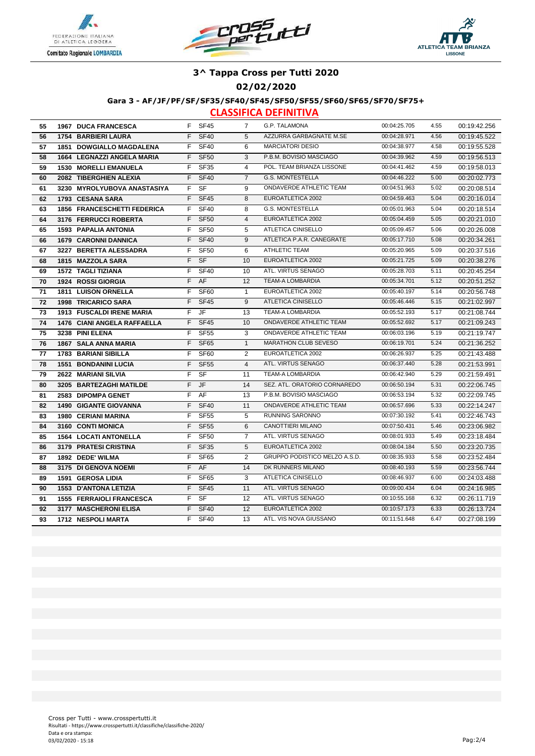# 3^ Tappa Cross per Tutti 2020

## 02/02/2020

### Gara 3 - AF/JF/PF/SF/SF35/SF40/SF45/SF50/SF55/SF60/SF65/SF70/SF75+

### CLASSIFICA DEFINITIVA

| Pos | Pett. | Atleta | Sesso | Cat. | Pos. Cat. | Società | Distacco | Media | Tempo |
|---|---|---|---|---|---|---|---|---|---|
| 55 | 1967 | DUCA FRANCESCA | F | SF45 | 7 | G.P. TALAMONA | 00:04:25.705 | 4.55 | 00:19:42.256 |
| 56 | 1754 | BARBIERI LAURA | F | SF40 | 5 | AZZURRA GARBAGNATE M.SE | 00:04:28.971 | 4.56 | 00:19:45.522 |
| 57 | 1851 | DOWGIALLO MAGDALENA | F | SF40 | 6 | MARCIATORI DESIO | 00:04:38.977 | 4.58 | 00:19:55.528 |
| 58 | 1664 | LEGNAZZI ANGELA MARIA | F | SF50 | 3 | P.B.M. BOVISIO MASCIAGO | 00:04:39.962 | 4.59 | 00:19:56.513 |
| 59 | 1530 | MORELLI EMANUELA | F | SF35 | 4 | POL. TEAM BRIANZA LISSONE | 00:04:41.462 | 4.59 | 00:19:58.013 |
| 60 | 2082 | TIBERGHIEN ALEXIA | F | SF40 | 7 | G.S. MONTESTELLA | 00:04:46.222 | 5.00 | 00:20:02.773 |
| 61 | 3230 | MYROLYUBOVA ANASTASIYA | F | SF | 9 | ONDAVERDE ATHLETIC TEAM | 00:04:51.963 | 5.02 | 00:20:08.514 |
| 62 | 1793 | CESANA SARA | F | SF45 | 8 | EUROATLETICA 2002 | 00:04:59.463 | 5.04 | 00:20:16.014 |
| 63 | 1856 | FRANCESCHETTI FEDERICA | F | SF40 | 8 | G.S. MONTESTELLA | 00:05:01.963 | 5.04 | 00:20:18.514 |
| 64 | 3176 | FERRUCCI ROBERTA | F | SF50 | 4 | EUROATLETICA 2002 | 00:05:04.459 | 5.05 | 00:20:21.010 |
| 65 | 1593 | PAPALIA ANTONIA | F | SF50 | 5 | ATLETICA CINISELLO | 00:05:09.457 | 5.06 | 00:20:26.008 |
| 66 | 1679 | CARONNI DANNICA | F | SF40 | 9 | ATLETICA P.A.R. CANEGRATE | 00:05:17.710 | 5.08 | 00:20:34.261 |
| 67 | 3227 | BERETTA ALESSADRA | F | SF50 | 6 | ATHLETIC TEAM | 00:05:20.965 | 5.09 | 00:20:37.516 |
| 68 | 1815 | MAZZOLA SARA | F | SF | 10 | EUROATLETICA 2002 | 00:05:21.725 | 5.09 | 00:20:38.276 |
| 69 | 1572 | TAGLI TIZIANA | F | SF40 | 10 | ATL. VIRTUS SENAGO | 00:05:28.703 | 5.11 | 00:20:45.254 |
| 70 | 1924 | ROSSI GIORGIA | F | AF | 12 | TEAM-A LOMBARDIA | 00:05:34.701 | 5.12 | 00:20:51.252 |
| 71 | 1811 | LUISON ORNELLA | F | SF60 | 1 | EUROATLETICA 2002 | 00:05:40.197 | 5.14 | 00:20:56.748 |
| 72 | 1998 | TRICARICO SARA | F | SF45 | 9 | ATLETICA CINISELLO | 00:05:46.446 | 5.15 | 00:21:02.997 |
| 73 | 1913 | FUSCALDI IRENE MARIA | F | JF | 13 | TEAM-A LOMBARDIA | 00:05:52.193 | 5.17 | 00:21:08.744 |
| 74 | 1476 | CIANI ANGELA RAFFAELLA | F | SF45 | 10 | ONDAVERDE ATHLETIC TEAM | 00:05:52.692 | 5.17 | 00:21:09.243 |
| 75 | 3238 | PINI ELENA | F | SF55 | 3 | ONDAVERDE ATHLETIC TEAM | 00:06:03.196 | 5.19 | 00:21:19.747 |
| 76 | 1867 | SALA ANNA MARIA | F | SF65 | 1 | MARATHON CLUB SEVESO | 00:06:19.701 | 5.24 | 00:21:36.252 |
| 77 | 1783 | BARIANI SIBILLA | F | SF60 | 2 | EUROATLETICA 2002 | 00:06:26.937 | 5.25 | 00:21:43.488 |
| 78 | 1551 | BONDANINI LUCIA | F | SF55 | 4 | ATL. VIRTUS SENAGO | 00:06:37.440 | 5.28 | 00:21:53.991 |
| 79 | 2622 | MARIANI SILVIA | F | SF | 11 | TEAM-A LOMBARDIA | 00:06:42.940 | 5.29 | 00:21:59.491 |
| 80 | 3205 | BARTEZAGHI MATILDE | F | JF | 14 | SEZ. ATL. ORATORIO CORNAREDO | 00:06:50.194 | 5.31 | 00:22:06.745 |
| 81 | 2583 | DIPOMPA GENET | F | AF | 13 | P.B.M. BOVISIO MASCIAGO | 00:06:53.194 | 5.32 | 00:22:09.745 |
| 82 | 1490 | GIGANTE GIOVANNA | F | SF40 | 11 | ONDAVERDE ATHLETIC TEAM | 00:06:57.696 | 5.33 | 00:22:14.247 |
| 83 | 1980 | CERIANI MARINA | F | SF55 | 5 | RUNNING SARONNO | 00:07:30.192 | 5.41 | 00:22:46.743 |
| 84 | 3160 | CONTI MONICA | F | SF55 | 6 | CANOTTIERI MILANO | 00:07:50.431 | 5.46 | 00:23:06.982 |
| 85 | 1564 | LOCATI ANTONELLA | F | SF50 | 7 | ATL. VIRTUS SENAGO | 00:08:01.933 | 5.49 | 00:23:18.484 |
| 86 | 3179 | PRATESI CRISTINA | F | SF35 | 5 | EUROATLETICA 2002 | 00:08:04.184 | 5.50 | 00:23:20.735 |
| 87 | 1892 | DEDE' WILMA | F | SF65 | 2 | GRUPPO PODISTICO MELZO A.S.D. | 00:08:35.933 | 5.58 | 00:23:52.484 |
| 88 | 3175 | DI GENOVA NOEMI | F | AF | 14 | DK RUNNERS MILANO | 00:08:40.193 | 5.59 | 00:23:56.744 |
| 89 | 1591 | GEROSA LIDIA | F | SF65 | 3 | ATLETICA CINISELLO | 00:08:46.937 | 6.00 | 00:24:03.488 |
| 90 | 1553 | D'ANTONA LETIZIA | F | SF45 | 11 | ATL. VIRTUS SENAGO | 00:09:00.434 | 6.04 | 00:24:16.985 |
| 91 | 1555 | FERRAIOLI FRANCESCA | F | SF | 12 | ATL. VIRTUS SENAGO | 00:10:55.168 | 6.32 | 00:26:11.719 |
| 92 | 3177 | MASCHERONI ELISA | F | SF40 | 12 | EUROATLETICA 2002 | 00:10:57.173 | 6.33 | 00:26:13.724 |
| 93 | 1712 | NESPOLI MARTA | F | SF40 | 13 | ATL. VIS NOVA GIUSSANO | 00:11:51.648 | 6.47 | 00:27:08.199 |

Cross per Tutti - www.crosspertutti.it
Risultati - https://www.crosspertutti.it/classifiche/classifiche-2020/
Data e ora stampa:
03/02/2020 - 15:18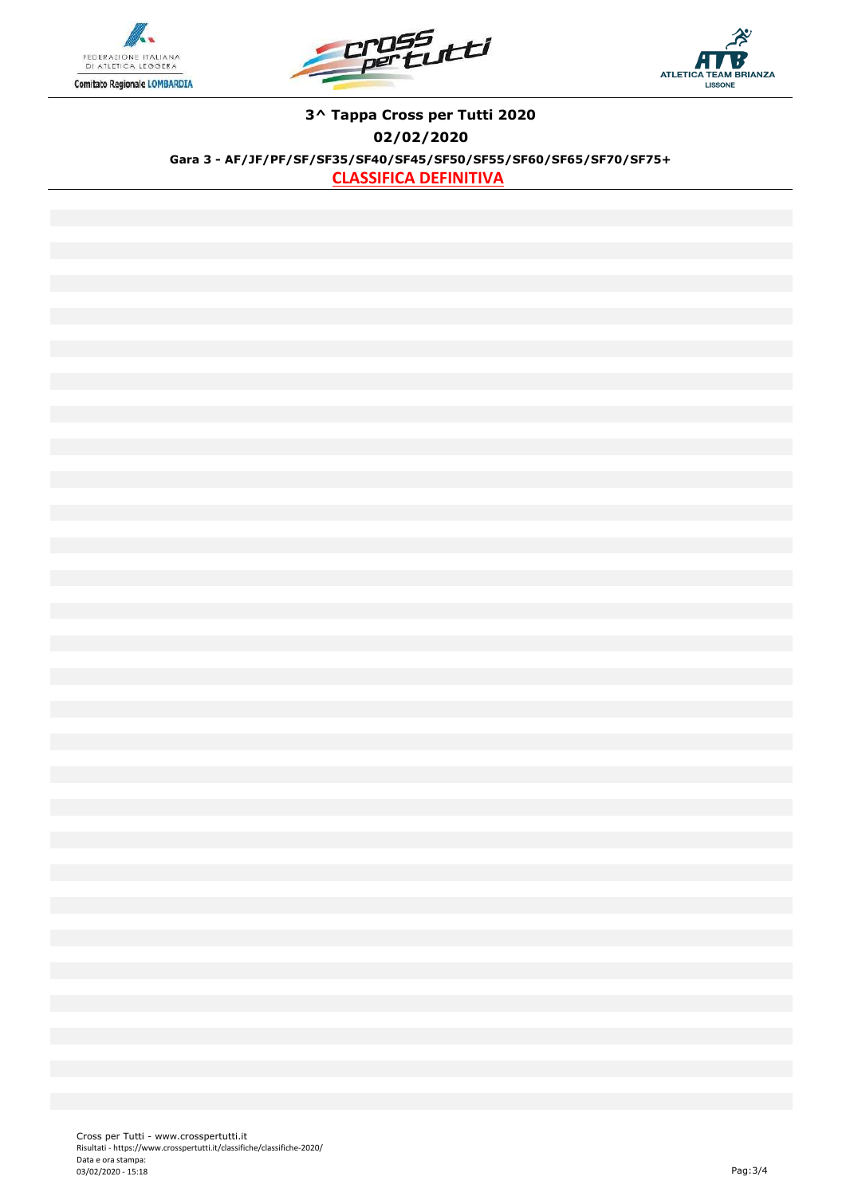# 3^ Tappa Cross per Tutti 2020

## 02/02/2020

### Gara 3 - AF/JF/PF/SF/SF35/SF40/SF45/SF50/SF55/SF60/SF65/SF70/SF75+

**CLASSIFICA DEFINITIVA**

Cross per Tutti - www.crosspertutti.it
Risultati - https://www.crosspertutti.it/classifiche/classifiche-2020/
Data e ora stampa:
03/02/2020 - 15:18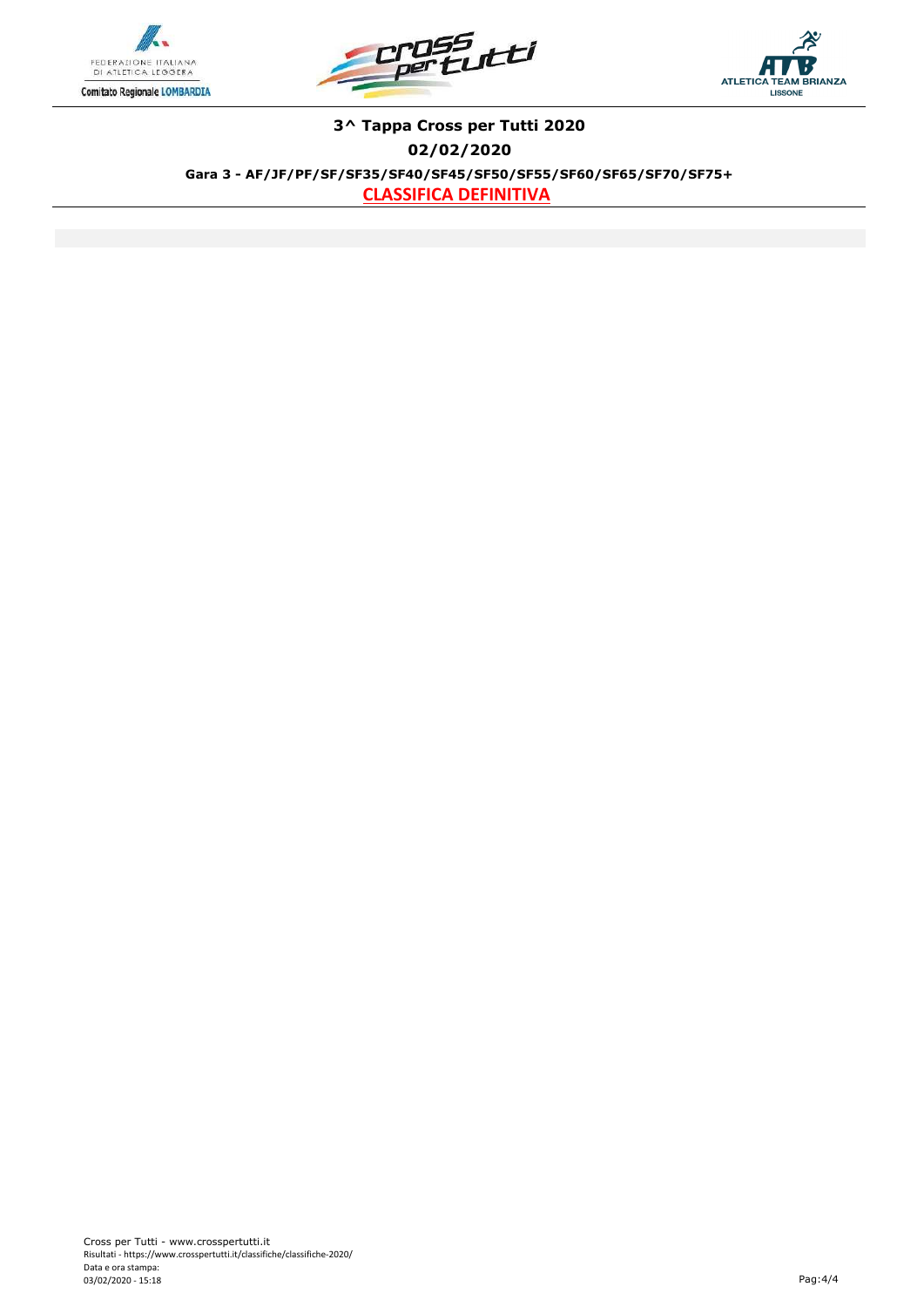# 3^ Tappa Cross per Tutti 2020

**02/02/2020**

**Gara 3 - AF/JF/PF/SF/SF35/SF40/SF45/SF50/SF55/SF60/SF65/SF70/SF75+**

**CLASSIFICA DEFINITIVA**

Cross per Tutti - www.crosspertutti.it
Risultati - https://www.crosspertutti.it/classifiche/classifiche-2020/
Data e ora stampa:
03/02/2020 - 15:18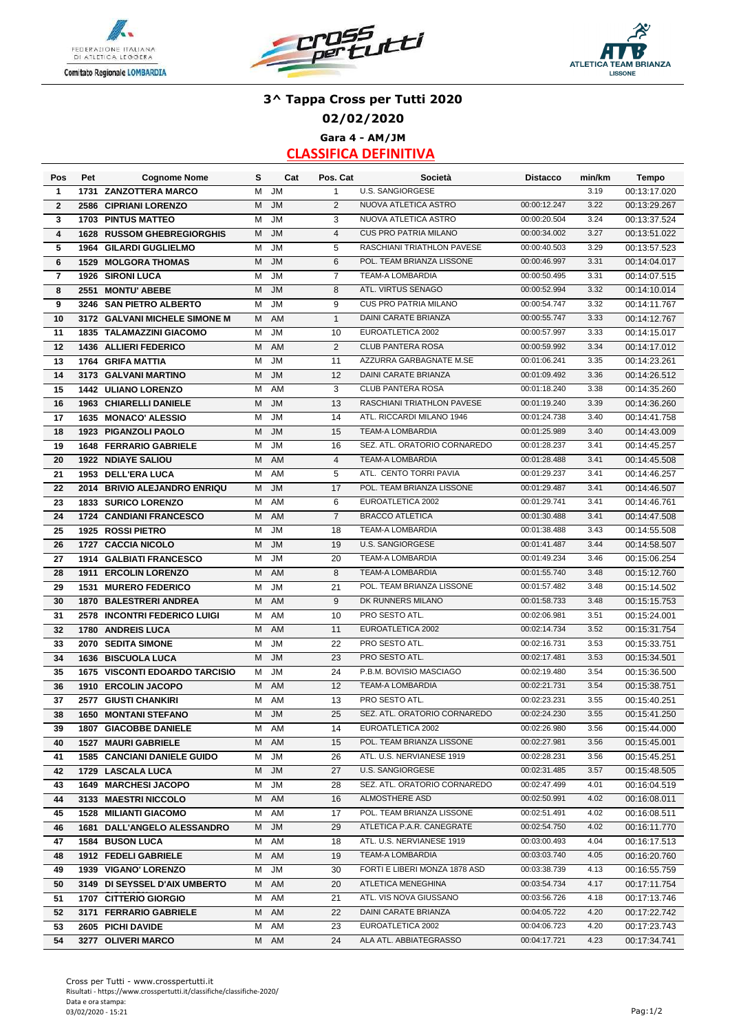# 3^ Tappa Cross per Tutti 2020

## 02/02/2020

### Gara 4 - AM/JM

### CLASSIFICA DEFINITIVA

| Pos | Pet | Cognome Nome | S | Cat | Pos. Cat | Società | Distacco | min/km | Tempo |
|---|---|---|---|---|---|---|---|---|---|
| 1 | 1731 | ZANZOTTERA MARCO | M | JM | 1 | U.S. SANGIORGESE | | 3.19 | 00:13:17.020 |
| 2 | 2586 | CIPRIANI LORENZO | M | JM | 2 | NUOVA ATLETICA ASTRO | 00:00:12.247 | 3.22 | 00:13:29.267 |
| 3 | 1703 | PINTUS MATTEO | M | JM | 3 | NUOVA ATLETICA ASTRO | 00:00:20.504 | 3.24 | 00:13:37.524 |
| 4 | 1628 | RUSSOM GHEBREGIORGHIS | M | JM | 4 | CUS PRO PATRIA MILANO | 00:00:34.002 | 3.27 | 00:13:51.022 |
| 5 | 1964 | GILARDI GUGLIELMO | M | JM | 5 | RASCHIANI TRIATHLON PAVESE | 00:00:40.503 | 3.29 | 00:13:57.523 |
| 6 | 1529 | MOLGORA THOMAS | M | JM | 6 | POL. TEAM BRIANZA LISSONE | 00:00:46.997 | 3.31 | 00:14:04.017 |
| 7 | 1926 | SIRONI LUCA | M | JM | 7 | TEAM-A LOMBARDIA | 00:00:50.495 | 3.31 | 00:14:07.515 |
| 8 | 2551 | MONTU' ABEBE | M | JM | 8 | ATL. VIRTUS SENAGO | 00:00:52.994 | 3.32 | 00:14:10.014 |
| 9 | 3246 | SAN PIETRO ALBERTO | M | JM | 9 | CUS PRO PATRIA MILANO | 00:00:54.747 | 3.32 | 00:14:11.767 |
| 10 | 3172 | GALVANI MICHELE SIMONE M | M | AM | 1 | DAINI CARATE BRIANZA | 00:00:55.747 | 3.33 | 00:14:12.767 |
| 11 | 1835 | TALAMAZZINI GIACOMO | M | JM | 10 | EUROATLETICA 2002 | 00:00:57.997 | 3.33 | 00:14:15.017 |
| 12 | 1436 | ALLIERI FEDERICO | M | AM | 2 | CLUB PANTERA ROSA | 00:00:59.992 | 3.34 | 00:14:17.012 |
| 13 | 1764 | GRIFA MATTIA | M | JM | 11 | AZZURRA GARBAGNATE M.SE | 00:01:06.241 | 3.35 | 00:14:23.261 |
| 14 | 3173 | GALVANI MARTINO | M | JM | 12 | DAINI CARATE BRIANZA | 00:01:09.492 | 3.36 | 00:14:26.512 |
| 15 | 1442 | ULIANO LORENZO | M | AM | 3 | CLUB PANTERA ROSA | 00:01:18.240 | 3.38 | 00:14:35.260 |
| 16 | 1963 | CHIARELLI DANIELE | M | JM | 13 | RASCHIANI TRIATHLON PAVESE | 00:01:19.240 | 3.39 | 00:14:36.260 |
| 17 | 1635 | MONACO' ALESSIO | M | JM | 14 | ATL. RICCARDI MILANO 1946 | 00:01:24.738 | 3.40 | 00:14:41.758 |
| 18 | 1923 | PIGANZOLI PAOLO | M | JM | 15 | TEAM-A LOMBARDIA | 00:01:25.989 | 3.40 | 00:14:43.009 |
| 19 | 1648 | FERRARIO GABRIELE | M | JM | 16 | SEZ. ATL. ORATORIO CORNAREDO | 00:01:28.237 | 3.41 | 00:14:45.257 |
| 20 | 1922 | NDIAYE SALIOU | M | AM | 4 | TEAM-A LOMBARDIA | 00:01:28.488 | 3.41 | 00:14:45.508 |
| 21 | 1953 | DELL'ERA LUCA | M | AM | 5 | ATL. CENTO TORRI PAVIA | 00:01:29.237 | 3.41 | 00:14:46.257 |
| 22 | 2014 | BRIVIO ALEJANDRO ENRIQU | M | JM | 17 | POL. TEAM BRIANZA LISSONE | 00:01:29.487 | 3.41 | 00:14:46.507 |
| 23 | 1833 | SURICO LORENZO | M | AM | 6 | EUROATLETICA 2002 | 00:01:29.741 | 3.41 | 00:14:46.761 |
| 24 | 1724 | CANDIANI FRANCESCO | M | AM | 7 | BRACCO ATLETICA | 00:01:30.488 | 3.41 | 00:14:47.508 |
| 25 | 1925 | ROSSI PIETRO | M | JM | 18 | TEAM-A LOMBARDIA | 00:01:38.488 | 3.43 | 00:14:55.508 |
| 26 | 1727 | CACCIA NICOLO | M | JM | 19 | U.S. SANGIORGESE | 00:01:41.487 | 3.44 | 00:14:58.507 |
| 27 | 1914 | GALBIATI FRANCESCO | M | JM | 20 | TEAM-A LOMBARDIA | 00:01:49.234 | 3.46 | 00:15:06.254 |
| 28 | 1911 | ERCOLIN LORENZO | M | AM | 8 | TEAM-A LOMBARDIA | 00:01:55.740 | 3.48 | 00:15:12.760 |
| 29 | 1531 | MURERO FEDERICO | M | JM | 21 | POL. TEAM BRIANZA LISSONE | 00:01:57.482 | 3.48 | 00:15:14.502 |
| 30 | 1870 | BALESTRERI ANDREA | M | AM | 9 | DK RUNNERS MILANO | 00:01:58.733 | 3.48 | 00:15:15.753 |
| 31 | 2578 | INCONTRI FEDERICO LUIGI | M | AM | 10 | PRO SESTO ATL. | 00:02:06.981 | 3.51 | 00:15:24.001 |
| 32 | 1780 | ANDREIS LUCA | M | AM | 11 | EUROATLETICA 2002 | 00:02:14.734 | 3.52 | 00:15:31.754 |
| 33 | 2070 | SEDITA SIMONE | M | JM | 22 | PRO SESTO ATL. | 00:02:16.731 | 3.53 | 00:15:33.751 |
| 34 | 1636 | BISCUOLA LUCA | M | JM | 23 | PRO SESTO ATL. | 00:02:17.481 | 3.53 | 00:15:34.501 |
| 35 | 1675 | VISCONTI EDOARDO TARCISIO | M | JM | 24 | P.B.M. BOVISIO MASCIAGO | 00:02:19.480 | 3.54 | 00:15:36.500 |
| 36 | 1910 | ERCOLIN JACOPO | M | AM | 12 | TEAM-A LOMBARDIA | 00:02:21.731 | 3.54 | 00:15:38.751 |
| 37 | 2577 | GIUSTI CHANKIRI | M | AM | 13 | PRO SESTO ATL. | 00:02:23.231 | 3.55 | 00:15:40.251 |
| 38 | 1650 | MONTANI STEFANO | M | JM | 25 | SEZ. ATL. ORATORIO CORNAREDO | 00:02:24.230 | 3.55 | 00:15:41.250 |
| 39 | 1807 | GIACOBBE DANIELE | M | AM | 14 | EUROATLETICA 2002 | 00:02:26.980 | 3.56 | 00:15:44.000 |
| 40 | 1527 | MAURI GABRIELE | M | AM | 15 | POL. TEAM BRIANZA LISSONE | 00:02:27.981 | 3.56 | 00:15:45.001 |
| 41 | 1585 | CANCIANI DANIELE GUIDO | M | JM | 26 | ATL. U.S. NERVIANESE 1919 | 00:02:28.231 | 3.56 | 00:15:45.251 |
| 42 | 1729 | LASCALA LUCA | M | JM | 27 | U.S. SANGIORGESE | 00:02:31.485 | 3.57 | 00:15:48.505 |
| 43 | 1649 | MARCHESI JACOPO | M | JM | 28 | SEZ. ATL. ORATORIO CORNAREDO | 00:02:47.499 | 4.01 | 00:16:04.519 |
| 44 | 3133 | MAESTRI NICCOLO | M | AM | 16 | ALMOSTHERE ASD | 00:02:50.991 | 4.02 | 00:16:08.011 |
| 45 | 1528 | MILIANTI GIACOMO | M | AM | 17 | POL. TEAM BRIANZA LISSONE | 00:02:51.491 | 4.02 | 00:16:08.511 |
| 46 | 1681 | DALL'ANGELO ALESSANDRO | M | JM | 29 | ATLETICA P.A.R. CANEGRATE | 00:02:54.750 | 4.02 | 00:16:11.770 |
| 47 | 1584 | BUSON LUCA | M | AM | 18 | ATL. U.S. NERVIANESE 1919 | 00:03:00.493 | 4.04 | 00:16:17.513 |
| 48 | 1912 | FEDELI GABRIELE | M | AM | 19 | TEAM-A LOMBARDIA | 00:03:03.740 | 4.05 | 00:16:20.760 |
| 49 | 1939 | VIGANO' LORENZO | M | JM | 30 | FORTI E LIBERI MONZA 1878 ASD | 00:03:38.739 | 4.13 | 00:16:55.759 |
| 50 | 3149 | DI SEYSSEL D'AIX UMBERTO | M | AM | 20 | ATLETICA MENEGHINA | 00:03:54.734 | 4.17 | 00:17:11.754 |
| 51 | 1707 | CITTERIO GIORGIO | M | AM | 21 | ATL. VIS NOVA GIUSSANO | 00:03:56.726 | 4.18 | 00:17:13.746 |
| 52 | 3171 | FERRARIO GABRIELE | M | AM | 22 | DAINI CARATE BRIANZA | 00:04:05.722 | 4.20 | 00:17:22.742 |
| 53 | 2605 | PICHI DAVIDE | M | AM | 23 | EUROATLETICA 2002 | 00:04:06.723 | 4.20 | 00:17:23.743 |
| 54 | 3277 | OLIVERI MARCO | M | AM | 24 | ALA ATL. ABBIATEGRASSO | 00:04:17.721 | 4.23 | 00:17:34.741 |

Cross per Tutti - www.crosspertutti.it
Risultati - https://www.crosspertutti.it/classifiche/classifiche-2020/
Data e ora stampa:
03/02/2020 - 15:21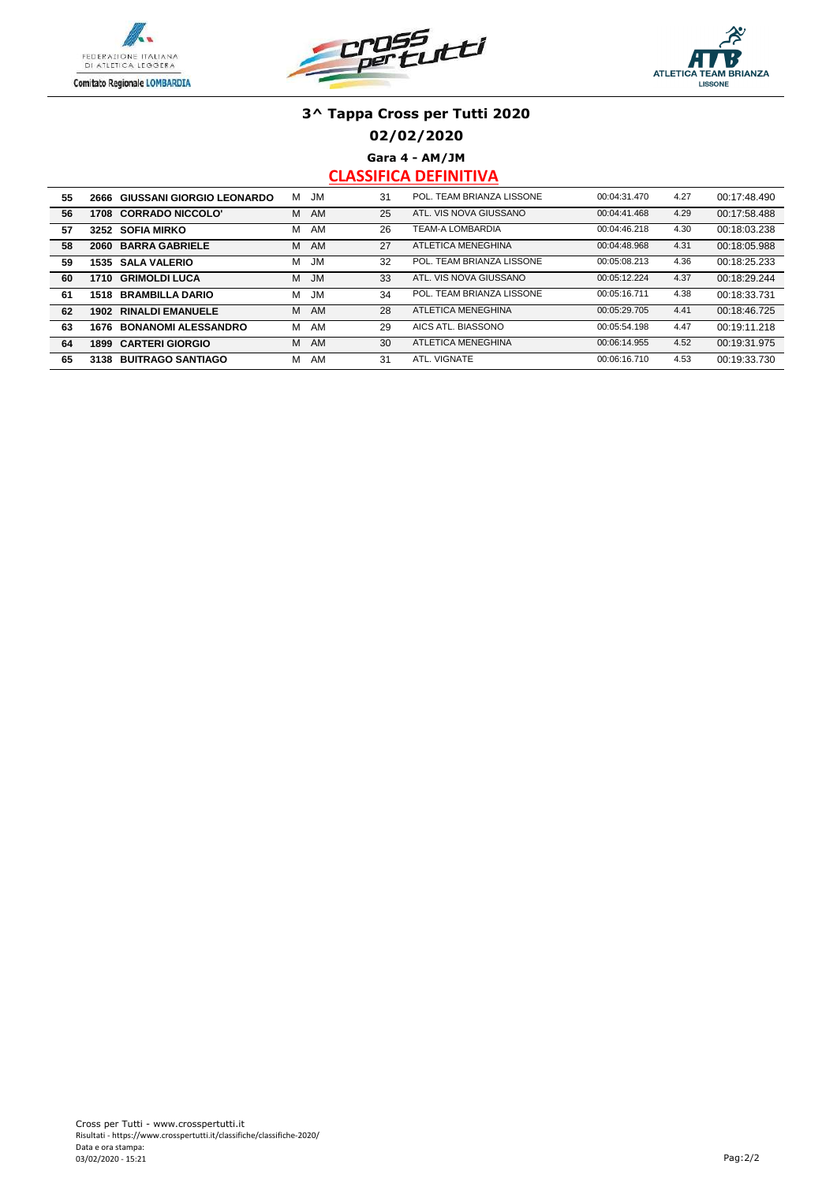# 3^ Tappa Cross per Tutti 2020

## 02/02/2020

### Gara 4 - AM/JM

### CLASSIFICA DEFINITIVA

| | | | | | | | | | |
|---|---|---|---|---|---|---|---|---|---|
| 55 | 2666 | GIUSSANI GIORGIO LEONARDO | M | JM | 31 | POL. TEAM BRIANZA LISSONE | 00:04:31.470 | 4.27 | 00:17:48.490 |
| 56 | 1708 | CORRADO NICCOLO' | M | AM | 25 | ATL. VIS NOVA GIUSSANO | 00:04:41.468 | 4.29 | 00:17:58.488 |
| 57 | 3252 | SOFIA MIRKO | M | AM | 26 | TEAM-A LOMBARDIA | 00:04:46.218 | 4.30 | 00:18:03.238 |
| 58 | 2060 | BARRA GABRIELE | M | AM | 27 | ATLETICA MENEGHINA | 00:04:48.968 | 4.31 | 00:18:05.988 |
| 59 | 1535 | SALA VALERIO | M | JM | 32 | POL. TEAM BRIANZA LISSONE | 00:05:08.213 | 4.36 | 00:18:25.233 |
| 60 | 1710 | GRIMOLDI LUCA | M | JM | 33 | ATL. VIS NOVA GIUSSANO | 00:05:12.224 | 4.37 | 00:18:29.244 |
| 61 | 1518 | BRAMBILLA DARIO | M | JM | 34 | POL. TEAM BRIANZA LISSONE | 00:05:16.711 | 4.38 | 00:18:33.731 |
| 62 | 1902 | RINALDI EMANUELE | M | AM | 28 | ATLETICA MENEGHINA | 00:05:29.705 | 4.41 | 00:18:46.725 |
| 63 | 1676 | BONANOMI ALESSANDRO | M | AM | 29 | AICS ATL. BIASSONO | 00:05:54.198 | 4.47 | 00:19:11.218 |
| 64 | 1899 | CARTERI GIORGIO | M | AM | 30 | ATLETICA MENEGHINA | 00:06:14.955 | 4.52 | 00:19:31.975 |
| 65 | 3138 | BUITRAGO SANTIAGO | M | AM | 31 | ATL. VIGNATE | 00:06:16.710 | 4.53 | 00:19:33.730 |

Cross per Tutti - www.crosspertutti.it
Risultati - https://www.crosspertutti.it/classifiche/classifiche-2020/
Data e ora stampa:
03/02/2020 - 15:21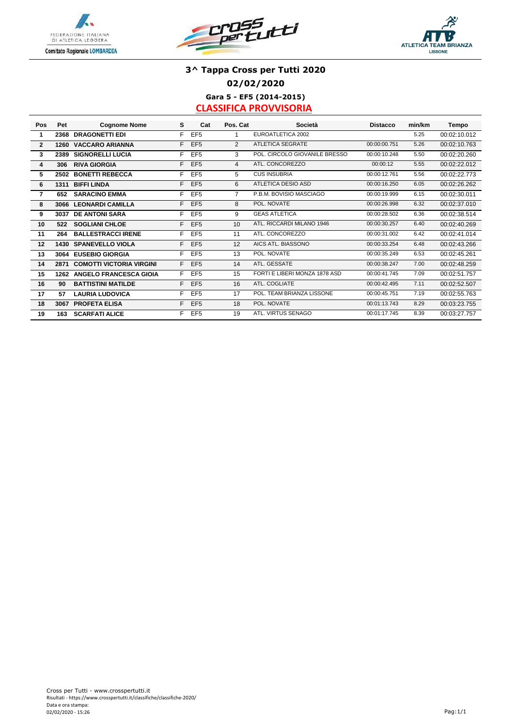# 3^ Tappa Cross per Tutti 2020

## 02/02/2020

### Gara 5 - EF5 (2014-2015)

### CLASSIFICA PROVVISORIA

| Pos | Pet | Cognome Nome | S | Cat | Pos. Cat | Società | Distacco | min/km | Tempo |
|---|---|---|---|---|---|---|---|---|---|
| 1 | 2368 | DRAGONETTI EDI | F | EF5 | 1 | EUROATLETICA 2002 | | 5.25 | 00:02:10.012 |
| 2 | 1260 | VACCARO ARIANNA | F | EF5 | 2 | ATLETICA SEGRATE | 00:00:00.751 | 5.26 | 00:02:10.763 |
| 3 | 2389 | SIGNORELLI LUCIA | F | EF5 | 3 | POL. CIRCOLO GIOVANILE BRESSO | 00:00:10.248 | 5.50 | 00:02:20.260 |
| 4 | 306 | RIVA GIORGIA | F | EF5 | 4 | ATL. CONCOREZZO | 00:00:12 | 5.55 | 00:02:22.012 |
| 5 | 2502 | BONETTI REBECCA | F | EF5 | 5 | CUS INSUBRIA | 00:00:12.761 | 5.56 | 00:02:22.773 |
| 6 | 1311 | BIFFI LINDA | F | EF5 | 6 | ATLETICA DESIO ASD | 00:00:16.250 | 6.05 | 00:02:26.262 |
| 7 | 652 | SARACINO EMMA | F | EF5 | 7 | P.B.M. BOVISIO MASCIAGO | 00:00:19.999 | 6.15 | 00:02:30.011 |
| 8 | 3066 | LEONARDI CAMILLA | F | EF5 | 8 | POL. NOVATE | 00:00:26.998 | 6.32 | 00:02:37.010 |
| 9 | 3037 | DE ANTONI SARA | F | EF5 | 9 | GEAS ATLETICA | 00:00:28.502 | 6.36 | 00:02:38.514 |
| 10 | 522 | SOGLIANI CHLOE | F | EF5 | 10 | ATL. RICCARDI MILANO 1946 | 00:00:30.257 | 6.40 | 00:02:40.269 |
| 11 | 264 | BALLESTRACCI IRENE | F | EF5 | 11 | ATL. CONCOREZZO | 00:00:31.002 | 6.42 | 00:02:41.014 |
| 12 | 1430 | SPANEVELLO VIOLA | F | EF5 | 12 | AICS ATL. BIASSONO | 00:00:33.254 | 6.48 | 00:02:43.266 |
| 13 | 3064 | EUSEBIO GIORGIA | F | EF5 | 13 | POL. NOVATE | 00:00:35.249 | 6.53 | 00:02:45.261 |
| 14 | 2871 | COMOTTI VICTORIA VIRGINI | F | EF5 | 14 | ATL. GESSATE | 00:00:38.247 | 7.00 | 00:02:48.259 |
| 15 | 1262 | ANGELO FRANCESCA GIOIA | F | EF5 | 15 | FORTI E LIBERI MONZA 1878 ASD | 00:00:41.745 | 7.09 | 00:02:51.757 |
| 16 | 90 | BATTISTINI MATILDE | F | EF5 | 16 | ATL. COGLIATE | 00:00:42.495 | 7.11 | 00:02:52.507 |
| 17 | 57 | LAURIA LUDOVICA | F | EF5 | 17 | POL. TEAM BRIANZA LISSONE | 00:00:45.751 | 7.19 | 00:02:55.763 |
| 18 | 3067 | PROFETA ELISA | F | EF5 | 18 | POL. NOVATE | 00:01:13.743 | 8.29 | 00:03:23.755 |
| 19 | 163 | SCARFATI ALICE | F | EF5 | 19 | ATL. VIRTUS SENAGO | 00:01:17.745 | 8.39 | 00:03:27.757 |

Cross per Tutti - www.crosspertutti.it
Risultati - https://www.crosspertutti.it/classifiche/classifiche-2020/
Data e ora stampa:
02/02/2020 - 15:26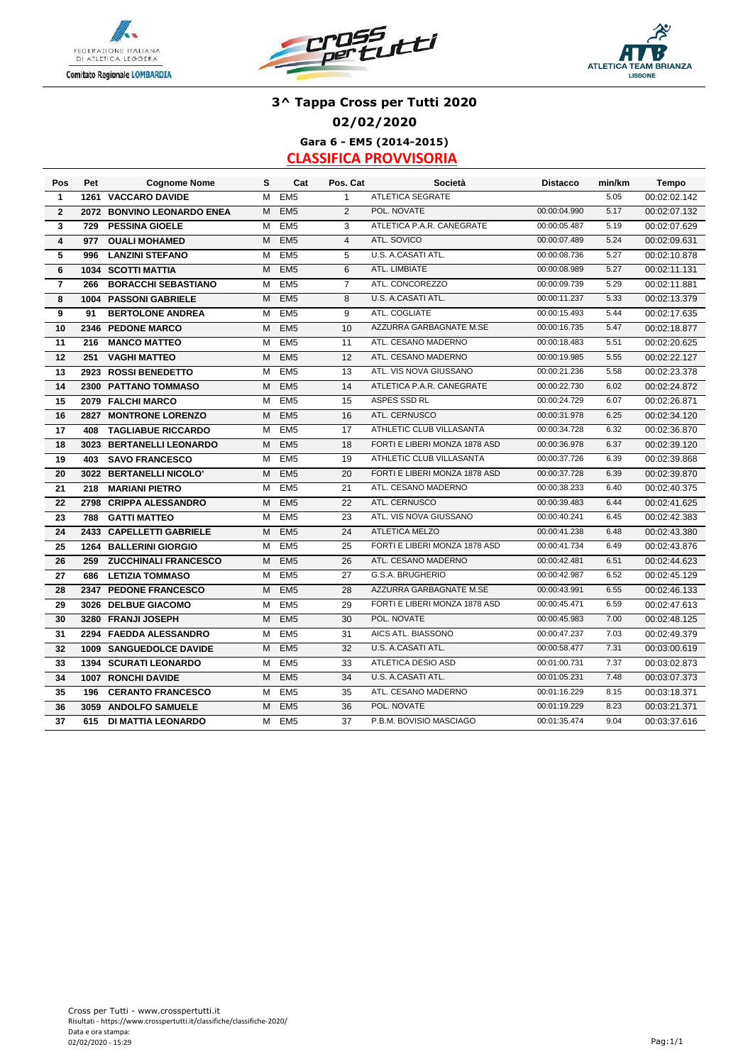# 3^ Tappa Cross per Tutti 2020

## 02/02/2020

### Gara 6 - EM5 (2014-2015)

### CLASSIFICA PROVVISORIA

| Pos | Pet | Cognome Nome | S | Cat | Pos. Cat | Società | Distacco | min/km | Tempo |
|---|---|---|---|---|---|---|---|---|---|
| 1 | 1261 | VACCARO DAVIDE | M | EM5 | 1 | ATLETICA SEGRATE | | 5.05 | 00:02:02.142 |
| 2 | 2072 | BONVINO LEONARDO ENEA | M | EM5 | 2 | POL. NOVATE | 00:00:04.990 | 5.17 | 00:02:07.132 |
| 3 | 729 | PESSINA GIOELE | M | EM5 | 3 | ATLETICA P.A.R. CANEGRATE | 00:00:05.487 | 5.19 | 00:02:07.629 |
| 4 | 977 | OUALI MOHAMED | M | EM5 | 4 | ATL. SOVICO | 00:00:07.489 | 5.24 | 00:02:09.631 |
| 5 | 996 | LANZINI STEFANO | M | EM5 | 5 | U.S. A.CASATI ATL. | 00:00:08.736 | 5.27 | 00:02:10.878 |
| 6 | 1034 | SCOTTI MATTIA | M | EM5 | 6 | ATL. LIMBIATE | 00:00:08.989 | 5.27 | 00:02:11.131 |
| 7 | 266 | BORACCHI SEBASTIANO | M | EM5 | 7 | ATL. CONCOREZZO | 00:00:09.739 | 5.29 | 00:02:11.881 |
| 8 | 1004 | PASSONI GABRIELE | M | EM5 | 8 | U.S. A.CASATI ATL. | 00:00:11.237 | 5.33 | 00:02:13.379 |
| 9 | 91 | BERTOLONE ANDREA | M | EM5 | 9 | ATL. COGLIATE | 00:00:15.493 | 5.44 | 00:02:17.635 |
| 10 | 2346 | PEDONE MARCO | M | EM5 | 10 | AZZURRA GARBAGNATE M.SE | 00:00:16.735 | 5.47 | 00:02:18.877 |
| 11 | 216 | MANCO MATTEO | M | EM5 | 11 | ATL. CESANO MADERNO | 00:00:18.483 | 5.51 | 00:02:20.625 |
| 12 | 251 | VAGHI MATTEO | M | EM5 | 12 | ATL. CESANO MADERNO | 00:00:19.985 | 5.55 | 00:02:22.127 |
| 13 | 2923 | ROSSI BENEDETTO | M | EM5 | 13 | ATL. VIS NOVA GIUSSANO | 00:00:21.236 | 5.58 | 00:02:23.378 |
| 14 | 2300 | PATTANO TOMMASO | M | EM5 | 14 | ATLETICA P.A.R. CANEGRATE | 00:00:22.730 | 6.02 | 00:02:24.872 |
| 15 | 2079 | FALCHI MARCO | M | EM5 | 15 | ASPES SSD RL | 00:00:24.729 | 6.07 | 00:02:26.871 |
| 16 | 2827 | MONTRONE LORENZO | M | EM5 | 16 | ATL. CERNUSCO | 00:00:31.978 | 6.25 | 00:02:34.120 |
| 17 | 408 | TAGLIABUE RICCARDO | M | EM5 | 17 | ATHLETIC CLUB VILLASANTA | 00:00:34.728 | 6.32 | 00:02:36.870 |
| 18 | 3023 | BERTANELLI LEONARDO | M | EM5 | 18 | FORTI E LIBERI MONZA 1878 ASD | 00:00:36.978 | 6.37 | 00:02:39.120 |
| 19 | 403 | SAVO FRANCESCO | M | EM5 | 19 | ATHLETIC CLUB VILLASANTA | 00:00:37.726 | 6.39 | 00:02:39.868 |
| 20 | 3022 | BERTANELLI NICOLO' | M | EM5 | 20 | FORTI E LIBERI MONZA 1878 ASD | 00:00:37.728 | 6.39 | 00:02:39.870 |
| 21 | 218 | MARIANI PIETRO | M | EM5 | 21 | ATL. CESANO MADERNO | 00:00:38.233 | 6.40 | 00:02:40.375 |
| 22 | 2798 | CRIPPA ALESSANDRO | M | EM5 | 22 | ATL. CERNUSCO | 00:00:39.483 | 6.44 | 00:02:41.625 |
| 23 | 788 | GATTI MATTEO | M | EM5 | 23 | ATL. VIS NOVA GIUSSANO | 00:00:40.241 | 6.45 | 00:02:42.383 |
| 24 | 2433 | CAPELLETTI GABRIELE | M | EM5 | 24 | ATLETICA MELZO | 00:00:41.238 | 6.48 | 00:02:43.380 |
| 25 | 1264 | BALLERINI GIORGIO | M | EM5 | 25 | FORTI E LIBERI MONZA 1878 ASD | 00:00:41.734 | 6.49 | 00:02:43.876 |
| 26 | 259 | ZUCCHINALI FRANCESCO | M | EM5 | 26 | ATL. CESANO MADERNO | 00:00:42.481 | 6.51 | 00:02:44.623 |
| 27 | 686 | LETIZIA TOMMASO | M | EM5 | 27 | G.S.A. BRUGHERIO | 00:00:42.987 | 6.52 | 00:02:45.129 |
| 28 | 2347 | PEDONE FRANCESCO | M | EM5 | 28 | AZZURRA GARBAGNATE M.SE | 00:00:43.991 | 6.55 | 00:02:46.133 |
| 29 | 3026 | DELBUE GIACOMO | M | EM5 | 29 | FORTI E LIBERI MONZA 1878 ASD | 00:00:45.471 | 6.59 | 00:02:47.613 |
| 30 | 3280 | FRANJI JOSEPH | M | EM5 | 30 | POL. NOVATE | 00:00:45.983 | 7.00 | 00:02:48.125 |
| 31 | 2294 | FAEDDA ALESSANDRO | M | EM5 | 31 | AICS ATL. BIASSONO | 00:00:47.237 | 7.03 | 00:02:49.379 |
| 32 | 1009 | SANGUEDOLCE DAVIDE | M | EM5 | 32 | U.S. A.CASATI ATL. | 00:00:58.477 | 7.31 | 00:03:00.619 |
| 33 | 1394 | SCURATI LEONARDO | M | EM5 | 33 | ATLETICA DESIO ASD | 00:01:00.731 | 7.37 | 00:03:02.873 |
| 34 | 1007 | RONCHI DAVIDE | M | EM5 | 34 | U.S. A.CASATI ATL. | 00:01:05.231 | 7.48 | 00:03:07.373 |
| 35 | 196 | CERANTO FRANCESCO | M | EM5 | 35 | ATL. CESANO MADERNO | 00:01:16.229 | 8.15 | 00:03:18.371 |
| 36 | 3059 | ANDOLFO SAMUELE | M | EM5 | 36 | POL. NOVATE | 00:01:19.229 | 8.23 | 00:03:21.371 |
| 37 | 615 | DI MATTIA LEONARDO | M | EM5 | 37 | P.B.M. BOVISIO MASCIAGO | 00:01:35.474 | 9.04 | 00:03:37.616 |

Cross per Tutti - www.crosspertutti.it
Risultati - https://www.crosspertutti.it/classifiche/classifiche-2020/
Data e ora stampa:
02/02/2020 - 15:29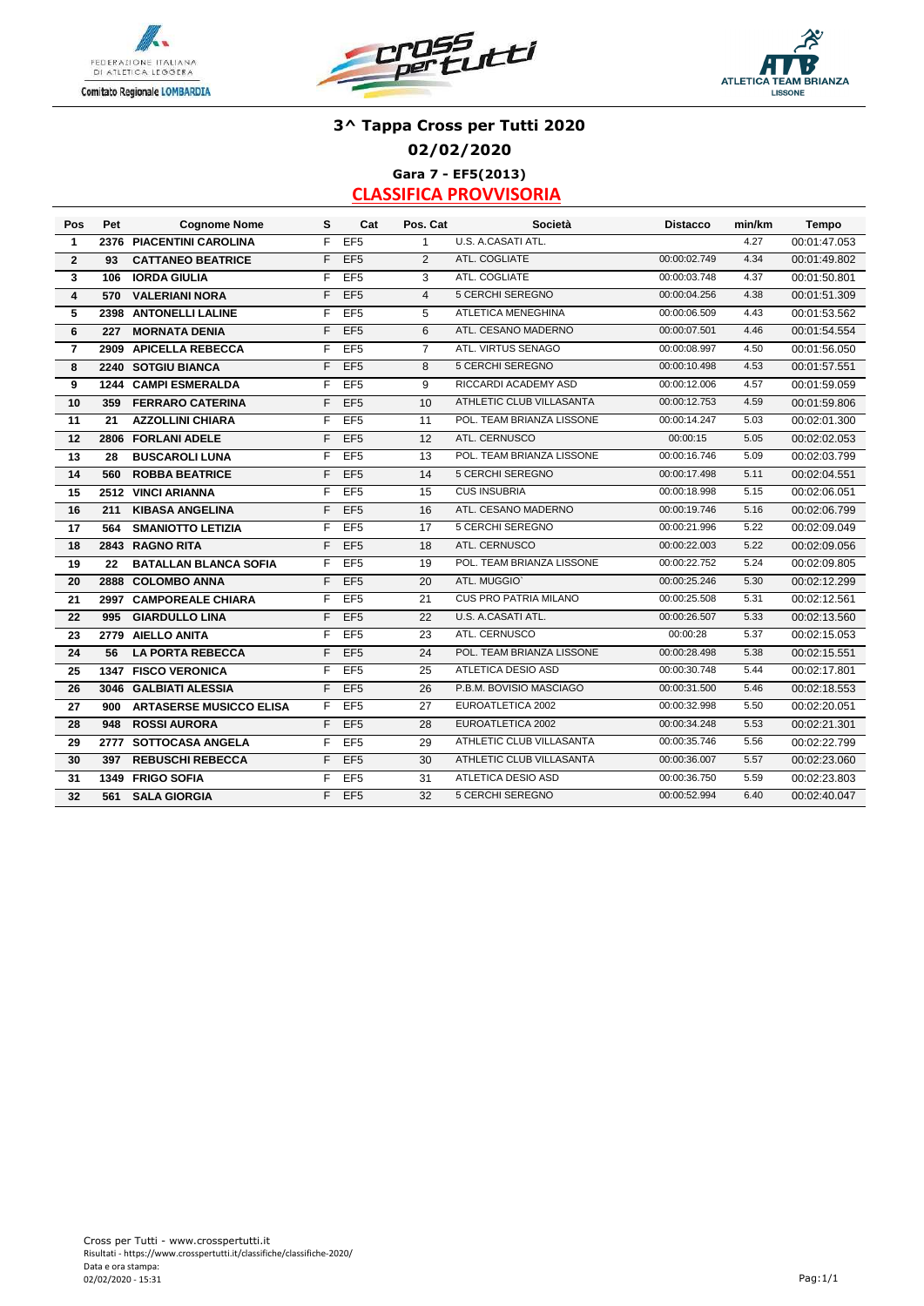# 3^ Tappa Cross per Tutti 2020

## 02/02/2020

### Gara 7 - EF5(2013)

### CLASSIFICA PROVVISORIA

| Pos | Pet | Cognome Nome | S | Cat | Pos. Cat | Società | Distacco | min/km | Tempo |
|---|---|---|---|---|---|---|---|---|---|
| 1 | 2376 | PIACENTINI CAROLINA | F | EF5 | 1 | U.S. A.CASATI ATL. | | 4.27 | 00:01:47.053 |
| 2 | 93 | CATTANEO BEATRICE | F | EF5 | 2 | ATL. COGLIATE | 00:00:02.749 | 4.34 | 00:01:49.802 |
| 3 | 106 | IORDA GIULIA | F | EF5 | 3 | ATL. COGLIATE | 00:00:03.748 | 4.37 | 00:01:50.801 |
| 4 | 570 | VALERIANI NORA | F | EF5 | 4 | 5 CERCHI SEREGNO | 00:00:04.256 | 4.38 | 00:01:51.309 |
| 5 | 2398 | ANTONELLI LALINE | F | EF5 | 5 | ATLETICA MENEGHINA | 00:00:06.509 | 4.43 | 00:01:53.562 |
| 6 | 227 | MORNATA DENIA | F | EF5 | 6 | ATL. CESANO MADERNO | 00:00:07.501 | 4.46 | 00:01:54.554 |
| 7 | 2909 | APICELLA REBECCA | F | EF5 | 7 | ATL. VIRTUS SENAGO | 00:00:08.997 | 4.50 | 00:01:56.050 |
| 8 | 2240 | SOTGIU BIANCA | F | EF5 | 8 | 5 CERCHI SEREGNO | 00:00:10.498 | 4.53 | 00:01:57.551 |
| 9 | 1244 | CAMPI ESMERALDA | F | EF5 | 9 | RICCARDI ACADEMY ASD | 00:00:12.006 | 4.57 | 00:01:59.059 |
| 10 | 359 | FERRARO CATERINA | F | EF5 | 10 | ATHLETIC CLUB VILLASANTA | 00:00:12.753 | 4.59 | 00:01:59.806 |
| 11 | 21 | AZZOLLINI CHIARA | F | EF5 | 11 | POL. TEAM BRIANZA LISSONE | 00:00:14.247 | 5.03 | 00:02:01.300 |
| 12 | 2806 | FORLANI ADELE | F | EF5 | 12 | ATL. CERNUSCO | 00:00:15 | 5.05 | 00:02:02.053 |
| 13 | 28 | BUSCAROLI LUNA | F | EF5 | 13 | POL. TEAM BRIANZA LISSONE | 00:00:16.746 | 5.09 | 00:02:03.799 |
| 14 | 560 | ROBBA BEATRICE | F | EF5 | 14 | 5 CERCHI SEREGNO | 00:00:17.498 | 5.11 | 00:02:04.551 |
| 15 | 2512 | VINCI ARIANNA | F | EF5 | 15 | CUS INSUBRIA | 00:00:18.998 | 5.15 | 00:02:06.051 |
| 16 | 211 | KIBASA ANGELINA | F | EF5 | 16 | ATL. CESANO MADERNO | 00:00:19.746 | 5.16 | 00:02:06.799 |
| 17 | 564 | SMANIOTTO LETIZIA | F | EF5 | 17 | 5 CERCHI SEREGNO | 00:00:21.996 | 5.22 | 00:02:09.049 |
| 18 | 2843 | RAGNO RITA | F | EF5 | 18 | ATL. CERNUSCO | 00:00:22.003 | 5.22 | 00:02:09.056 |
| 19 | 22 | BATALLAN BLANCA SOFIA | F | EF5 | 19 | POL. TEAM BRIANZA LISSONE | 00:00:22.752 | 5.24 | 00:02:09.805 |
| 20 | 2888 | COLOMBO ANNA | F | EF5 | 20 | ATL. MUGGIO` | 00:00:25.246 | 5.30 | 00:02:12.299 |
| 21 | 2997 | CAMPOREALE CHIARA | F | EF5 | 21 | CUS PRO PATRIA MILANO | 00:00:25.508 | 5.31 | 00:02:12.561 |
| 22 | 995 | GIARDULLO LINA | F | EF5 | 22 | U.S. A.CASATI ATL. | 00:00:26.507 | 5.33 | 00:02:13.560 |
| 23 | 2779 | AIELLO ANITA | F | EF5 | 23 | ATL. CERNUSCO | 00:00:28 | 5.37 | 00:02:15.053 |
| 24 | 56 | LA PORTA REBECCA | F | EF5 | 24 | POL. TEAM BRIANZA LISSONE | 00:00:28.498 | 5.38 | 00:02:15.551 |
| 25 | 1347 | FISCO VERONICA | F | EF5 | 25 | ATLETICA DESIO ASD | 00:00:30.748 | 5.44 | 00:02:17.801 |
| 26 | 3046 | GALBIATI ALESSIA | F | EF5 | 26 | P.B.M. BOVISIO MASCIAGO | 00:00:31.500 | 5.46 | 00:02:18.553 |
| 27 | 900 | ARTASERSE MUSICCO ELISA | F | EF5 | 27 | EUROATLETICA 2002 | 00:00:32.998 | 5.50 | 00:02:20.051 |
| 28 | 948 | ROSSI AURORA | F | EF5 | 28 | EUROATLETICA 2002 | 00:00:34.248 | 5.53 | 00:02:21.301 |
| 29 | 2777 | SOTTOCASA ANGELA | F | EF5 | 29 | ATHLETIC CLUB VILLASANTA | 00:00:35.746 | 5.56 | 00:02:22.799 |
| 30 | 397 | REBUSCHI REBECCA | F | EF5 | 30 | ATHLETIC CLUB VILLASANTA | 00:00:36.007 | 5.57 | 00:02:23.060 |
| 31 | 1349 | FRIGO SOFIA | F | EF5 | 31 | ATLETICA DESIO ASD | 00:00:36.750 | 5.59 | 00:02:23.803 |
| 32 | 561 | SALA GIORGIA | F | EF5 | 32 | 5 CERCHI SEREGNO | 00:00:52.994 | 6.40 | 00:02:40.047 |

Cross per Tutti - www.crosspertutti.it
Risultati - https://www.crosspertutti.it/classifiche/classifiche-2020/
Data e ora stampa:
02/02/2020 - 15:31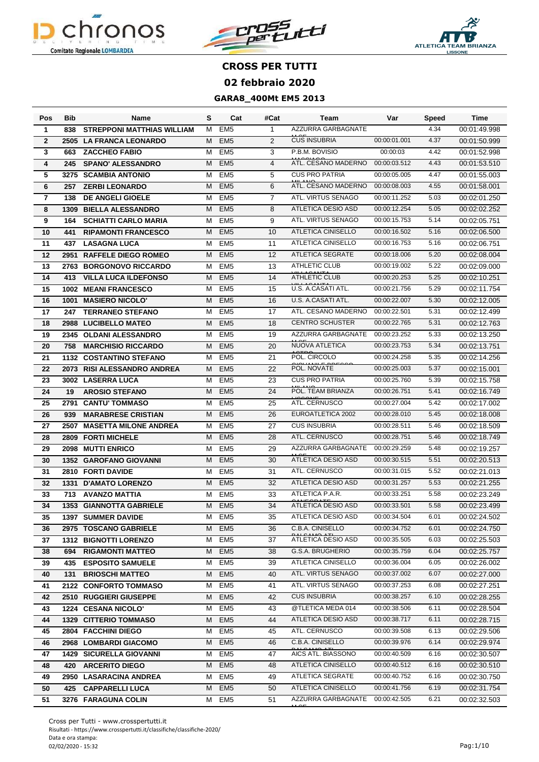# CROSS PER TUTTI

## 02 febbraio 2020

### GARA8_400Mt EM5 2013

| Pos | Bib | Name | S | Cat | #Cat | Team | Var | Speed | Time |
|---|---|---|---|---|---|---|---|---|---|
| 1 | 838 | STREPPONI MATTHIAS WILLIAM | M | EM5 | 1 | AZZURRA GARBAGNATE | | 4.34 | 00:01:49.998 |
| 2 | 2505 | LA FRANCA LEONARDO | M | EM5 | 2 | CUS INSUBRIA | 00:00:01.001 | 4.37 | 00:01:50.999 |
| 3 | 663 | ZACCHEO FABIO | M | EM5 | 3 | P.B.M. BOVISIO | 00:00:03 | 4.42 | 00:01:52.998 |
| 4 | 245 | SPANO' ALESSANDRO | M | EM5 | 4 | ATL. CESANO MADERNO | 00:00:03.512 | 4.43 | 00:01:53.510 |
| 5 | 3275 | SCAMBIA ANTONIO | M | EM5 | 5 | CUS PRO PATRIA | 00:00:05.005 | 4.47 | 00:01:55.003 |
| 6 | 257 | ZERBI LEONARDO | M | EM5 | 6 | ATL. CESANO MADERNO | 00:00:08.003 | 4.55 | 00:01:58.001 |
| 7 | 138 | DE ANGELI GIOELE | M | EM5 | 7 | ATL. VIRTUS SENAGO | 00:00:11.252 | 5.03 | 00:02:01.250 |
| 8 | 1309 | BIELLA ALESSANDRO | M | EM5 | 8 | ATLETICA DESIO ASD | 00:00:12.254 | 5.05 | 00:02:02.252 |
| 9 | 164 | SCHIATTI CARLO MARIA | M | EM5 | 9 | ATL. VIRTUS SENAGO | 00:00:15.753 | 5.14 | 00:02:05.751 |
| 10 | 441 | RIPAMONTI FRANCESCO | M | EM5 | 10 | ATLETICA CINISELLO | 00:00:16.502 | 5.16 | 00:02:06.500 |
| 11 | 437 | LASAGNA LUCA | M | EM5 | 11 | ATLETICA CINISELLO | 00:00:16.753 | 5.16 | 00:02:06.751 |
| 12 | 2951 | RAFFELE DIEGO ROMEO | M | EM5 | 12 | ATLETICA SEGRATE | 00:00:18.006 | 5.20 | 00:02:08.004 |
| 13 | 2763 | BORGONOVO RICCARDO | M | EM5 | 13 | ATHLETIC CLUB | 00:00:19.002 | 5.22 | 00:02:09.000 |
| 14 | 413 | VILLA LUCA ILDEFONSO | M | EM5 | 14 | ATHLETIC CLUB | 00:00:20.253 | 5.25 | 00:02:10.251 |
| 15 | 1002 | MEANI FRANCESCO | M | EM5 | 15 | U.S. A.CASATI ATL. | 00:00:21.756 | 5.29 | 00:02:11.754 |
| 16 | 1001 | MASIERO NICOLO' | M | EM5 | 16 | U.S. A.CASATI ATL. | 00:00:22.007 | 5.30 | 00:02:12.005 |
| 17 | 247 | TERRANEO STEFANO | M | EM5 | 17 | ATL. CESANO MADERNO | 00:00:22.501 | 5.31 | 00:02:12.499 |
| 18 | 2988 | LUCIBELLO MATEO | M | EM5 | 18 | CENTRO SCHUSTER | 00:00:22.765 | 5.31 | 00:02:12.763 |
| 19 | 2345 | OLDANI ALESSANDRO | M | EM5 | 19 | AZZURRA GARBAGNATE | 00:00:23.252 | 5.33 | 00:02:13.250 |
| 20 | 758 | MARCHISIO RICCARDO | M | EM5 | 20 | NUOVA ATLETICA | 00:00:23.753 | 5.34 | 00:02:13.751 |
| 21 | 1132 | COSTANTINO STEFANO | M | EM5 | 21 | POL. CIRCOLO | 00:00:24.258 | 5.35 | 00:02:14.256 |
| 22 | 2073 | RISI ALESSANDRO ANDREA | M | EM5 | 22 | POL. NOVATE | 00:00:25.003 | 5.37 | 00:02:15.001 |
| 23 | 3002 | LASERRA LUCA | M | EM5 | 23 | CUS PRO PATRIA | 00:00:25.760 | 5.39 | 00:02:15.758 |
| 24 | 19 | AROSIO STEFANO | M | EM5 | 24 | POL. TEAM BRIANZA | 00:00:26.751 | 5.41 | 00:02:16.749 |
| 25 | 2791 | CANTU' TOMMASO | M | EM5 | 25 | ATL. CERNUSCO | 00:00:27.004 | 5.42 | 00:02:17.002 |
| 26 | 939 | MARABRESE CRISTIAN | M | EM5 | 26 | EUROATLETICA 2002 | 00:00:28.010 | 5.45 | 00:02:18.008 |
| 27 | 2507 | MASETTA MILONE ANDREA | M | EM5 | 27 | CUS INSUBRIA | 00:00:28.511 | 5.46 | 00:02:18.509 |
| 28 | 2809 | FORTI MICHELE | M | EM5 | 28 | ATL. CERNUSCO | 00:00:28.751 | 5.46 | 00:02:18.749 |
| 29 | 2098 | MUTTI ENRICO | M | EM5 | 29 | AZZURRA GARBAGNATE | 00:00:29.259 | 5.48 | 00:02:19.257 |
| 30 | 1352 | GAROFANO GIOVANNI | M | EM5 | 30 | ATLETICA DESIO ASD | 00:00:30.515 | 5.51 | 00:02:20.513 |
| 31 | 2810 | FORTI DAVIDE | M | EM5 | 31 | ATL. CERNUSCO | 00:00:31.015 | 5.52 | 00:02:21.013 |
| 32 | 1331 | D'AMATO LORENZO | M | EM5 | 32 | ATLETICA DESIO ASD | 00:00:31.257 | 5.53 | 00:02:21.255 |
| 33 | 713 | AVANZO MATTIA | M | EM5 | 33 | ATLETICA P.A.R. | 00:00:33.251 | 5.58 | 00:02:23.249 |
| 34 | 1353 | GIANNOTTA GABRIELE | M | EM5 | 34 | ATLETICA DESIO ASD | 00:00:33.501 | 5.58 | 00:02:23.499 |
| 35 | 1397 | SUMMER DAVIDE | M | EM5 | 35 | ATLETICA DESIO ASD | 00:00:34.504 | 6.01 | 00:02:24.502 |
| 36 | 2975 | TOSCANO GABRIELE | M | EM5 | 36 | C.B.A. CINISELLO | 00:00:34.752 | 6.01 | 00:02:24.750 |
| 37 | 1312 | BIGNOTTI LORENZO | M | EM5 | 37 | ATLETICA DESIO ASD | 00:00:35.505 | 6.03 | 00:02:25.503 |
| 38 | 694 | RIGAMONTI MATTEO | M | EM5 | 38 | G.S.A. BRUGHERIO | 00:00:35.759 | 6.04 | 00:02:25.757 |
| 39 | 435 | ESPOSITO SAMUELE | M | EM5 | 39 | ATLETICA CINISELLO | 00:00:36.004 | 6.05 | 00:02:26.002 |
| 40 | 131 | BRIOSCHI MATTEO | M | EM5 | 40 | ATL. VIRTUS SENAGO | 00:00:37.002 | 6.07 | 00:02:27.000 |
| 41 | 2122 | CONFORTO TOMMASO | M | EM5 | 41 | ATL. VIRTUS SENAGO | 00:00:37.253 | 6.08 | 00:02:27.251 |
| 42 | 2510 | RUGGIERI GIUSEPPE | M | EM5 | 42 | CUS INSUBRIA | 00:00:38.257 | 6.10 | 00:02:28.255 |
| 43 | 1224 | CESANA NICOLO' | M | EM5 | 43 | @TLETICA MEDA 014 | 00:00:38.506 | 6.11 | 00:02:28.504 |
| 44 | 1329 | CITTERIO TOMMASO | M | EM5 | 44 | ATLETICA DESIO ASD | 00:00:38.717 | 6.11 | 00:02:28.715 |
| 45 | 2804 | FACCHINI DIEGO | M | EM5 | 45 | ATL. CERNUSCO | 00:00:39.508 | 6.13 | 00:02:29.506 |
| 46 | 2968 | LOMBARDI GIACOMO | M | EM5 | 46 | C.B.A. CINISELLO | 00:00:39.976 | 6.14 | 00:02:29.974 |
| 47 | 1429 | SICURELLA GIOVANNI | M | EM5 | 47 | AICS ATL. BIASSONO | 00:00:40.509 | 6.16 | 00:02:30.507 |
| 48 | 420 | ARCERITO DIEGO | M | EM5 | 48 | ATLETICA CINISELLO | 00:00:40.512 | 6.16 | 00:02:30.510 |
| 49 | 2950 | LASARACINA ANDREA | M | EM5 | 49 | ATLETICA SEGRATE | 00:00:40.752 | 6.16 | 00:02:30.750 |
| 50 | 425 | CAPPARELLI LUCA | M | EM5 | 50 | ATLETICA CINISELLO | 00:00:41.756 | 6.19 | 00:02:31.754 |
| 51 | 3276 | FARAGUNA COLIN | M | EM5 | 51 | AZZURRA GARBAGNATE | 00:00:42.505 | 6.21 | 00:02:32.503 |

Cross per Tutti - www.crosspertutti.it
Risultati - https://www.crosspertutti.it/classifiche/classifiche-2020/
Data e ora stampa:
02/02/2020 - 15:32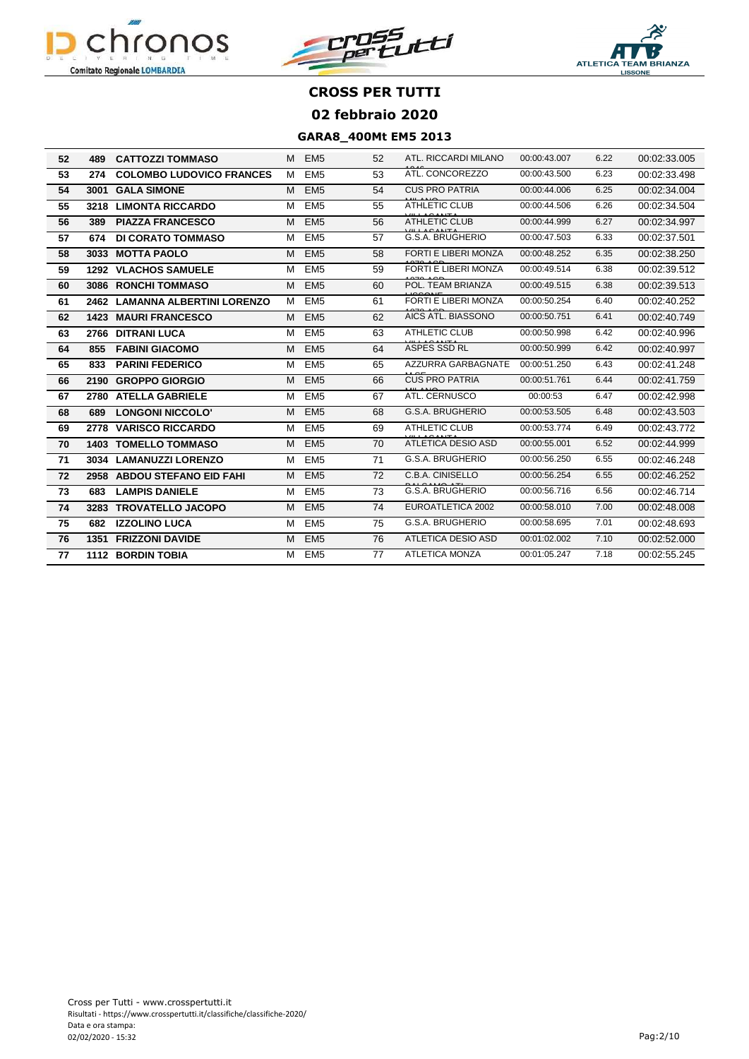# CROSS PER TUTTI

## 02 febbraio 2020

### GARA8_400Mt EM5 2013

| | | | | | | | | | |
|---|---|---|---|---|---|---|---|---|---|
| 52 | 489 | CATTOZZI TOMMASO | M | EM5 | 52 | ATL. RICCARDI MILANO | 00:00:43.007 | 6.22 | 00:02:33.005 |
| 53 | 274 | COLOMBO LUDOVICO FRANCES | M | EM5 | 53 | ATL. CONCOREZZO | 00:00:43.500 | 6.23 | 00:02:33.498 |
| 54 | 3001 | GALA SIMONE | M | EM5 | 54 | CUS PRO PATRIA | 00:00:44.006 | 6.25 | 00:02:34.004 |
| 55 | 3218 | LIMONTA RICCARDO | M | EM5 | 55 | ATHLETIC CLUB | 00:00:44.506 | 6.26 | 00:02:34.504 |
| 56 | 389 | PIAZZA FRANCESCO | M | EM5 | 56 | ATHLETIC CLUB | 00:00:44.999 | 6.27 | 00:02:34.997 |
| 57 | 674 | DI CORATO TOMMASO | M | EM5 | 57 | G.S.A. BRUGHERIO | 00:00:47.503 | 6.33 | 00:02:37.501 |
| 58 | 3033 | MOTTA PAOLO | M | EM5 | 58 | FORTI E LIBERI MONZA | 00:00:48.252 | 6.35 | 00:02:38.250 |
| 59 | 1292 | VLACHOS SAMUELE | M | EM5 | 59 | FORTI E LIBERI MONZA | 00:00:49.514 | 6.38 | 00:02:39.512 |
| 60 | 3086 | RONCHI TOMMASO | M | EM5 | 60 | POL. TEAM BRIANZA | 00:00:49.515 | 6.38 | 00:02:39.513 |
| 61 | 2462 | LAMANNA ALBERTINI LORENZO | M | EM5 | 61 | FORTI E LIBERI MONZA | 00:00:50.254 | 6.40 | 00:02:40.252 |
| 62 | 1423 | MAURI FRANCESCO | M | EM5 | 62 | AICS ATL. BIASSONO | 00:00:50.751 | 6.41 | 00:02:40.749 |
| 63 | 2766 | DITRANI LUCA | M | EM5 | 63 | ATHLETIC CLUB | 00:00:50.998 | 6.42 | 00:02:40.996 |
| 64 | 855 | FABINI GIACOMO | M | EM5 | 64 | ASPES SSD RL | 00:00:50.999 | 6.42 | 00:02:40.997 |
| 65 | 833 | PARINI FEDERICO | M | EM5 | 65 | AZZURRA GARBAGNATE | 00:00:51.250 | 6.43 | 00:02:41.248 |
| 66 | 2190 | GROPPO GIORGIO | M | EM5 | 66 | CUS PRO PATRIA | 00:00:51.761 | 6.44 | 00:02:41.759 |
| 67 | 2780 | ATELLA GABRIELE | M | EM5 | 67 | ATL. CERNUSCO | 00:00:53 | 6.47 | 00:02:42.998 |
| 68 | 689 | LONGONI NICCOLO' | M | EM5 | 68 | G.S.A. BRUGHERIO | 00:00:53.505 | 6.48 | 00:02:43.503 |
| 69 | 2778 | VARISCO RICCARDO | M | EM5 | 69 | ATHLETIC CLUB | 00:00:53.774 | 6.49 | 00:02:43.772 |
| 70 | 1403 | TOMELLO TOMMASO | M | EM5 | 70 | ATLETICA DESIO ASD | 00:00:55.001 | 6.52 | 00:02:44.999 |
| 71 | 3034 | LAMANUZZI LORENZO | M | EM5 | 71 | G.S.A. BRUGHERIO | 00:00:56.250 | 6.55 | 00:02:46.248 |
| 72 | 2958 | ABDOU STEFANO EID FAHI | M | EM5 | 72 | C.B.A. CINISELLO | 00:00:56.254 | 6.55 | 00:02:46.252 |
| 73 | 683 | LAMPIS DANIELE | M | EM5 | 73 | G.S.A. BRUGHERIO | 00:00:56.716 | 6.56 | 00:02:46.714 |
| 74 | 3283 | TROVATELLO JACOPO | M | EM5 | 74 | EUROATLETICA 2002 | 00:00:58.010 | 7.00 | 00:02:48.008 |
| 75 | 682 | IZZOLINO LUCA | M | EM5 | 75 | G.S.A. BRUGHERIO | 00:00:58.695 | 7.01 | 00:02:48.693 |
| 76 | 1351 | FRIZZONI DAVIDE | M | EM5 | 76 | ATLETICA DESIO ASD | 00:01:02.002 | 7.10 | 00:02:52.000 |
| 77 | 1112 | BORDIN TOBIA | M | EM5 | 77 | ATLETICA MONZA | 00:01:05.247 | 7.18 | 00:02:55.245 |

Cross per Tutti - www.crosspertutti.it
Risultati - https://www.crosspertutti.it/classifiche/classifiche-2020/
Data e ora stampa:
02/02/2020 - 15:32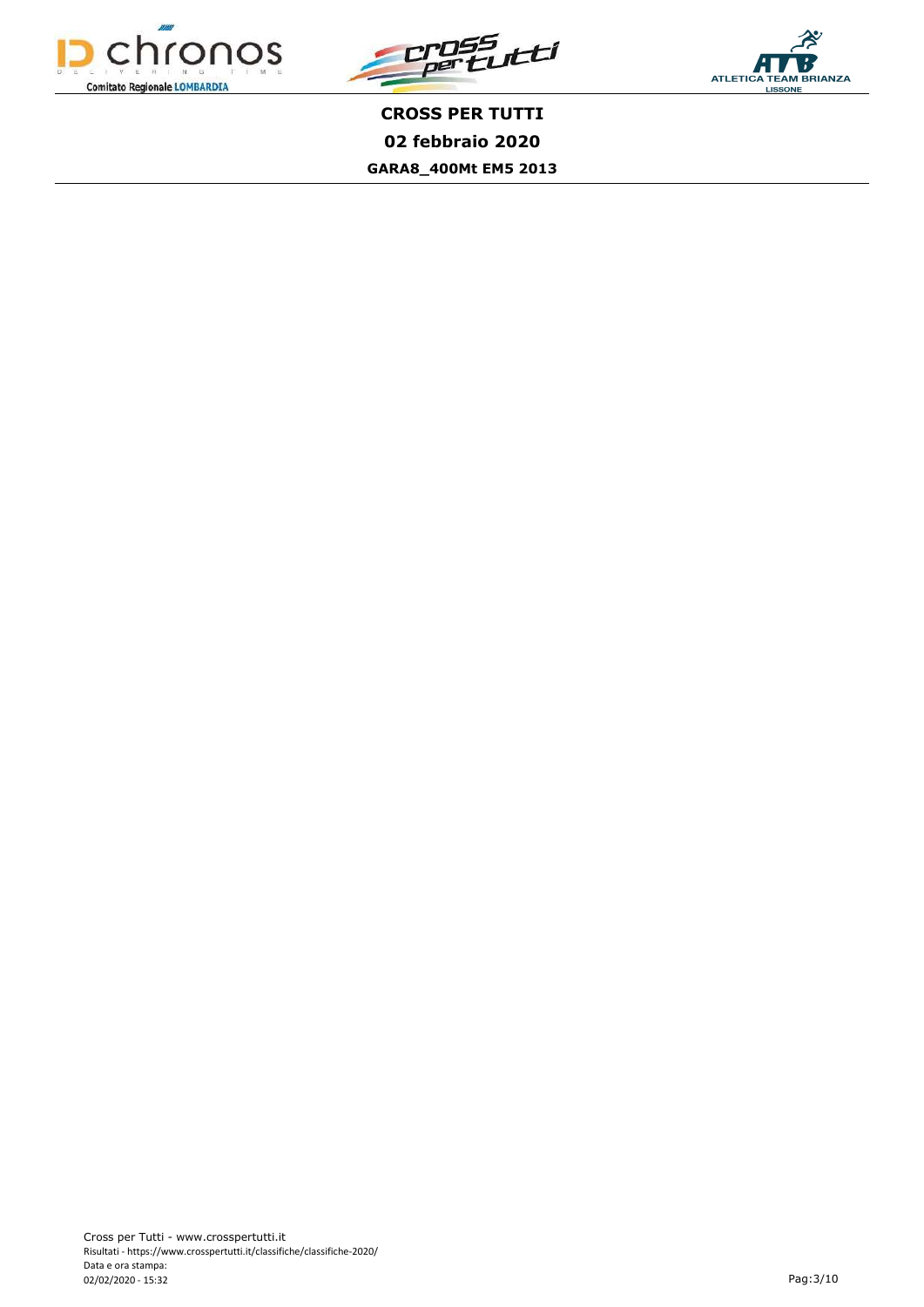# CROSS PER TUTTI

## 02 febbraio 2020

### GARA8_400Mt EM5 2013

Cross per Tutti - www.crosspertutti.it
Risultati - https://www.crosspertutti.it/classifiche/classifiche-2020/
Data e ora stampa:
02/02/2020 - 15:32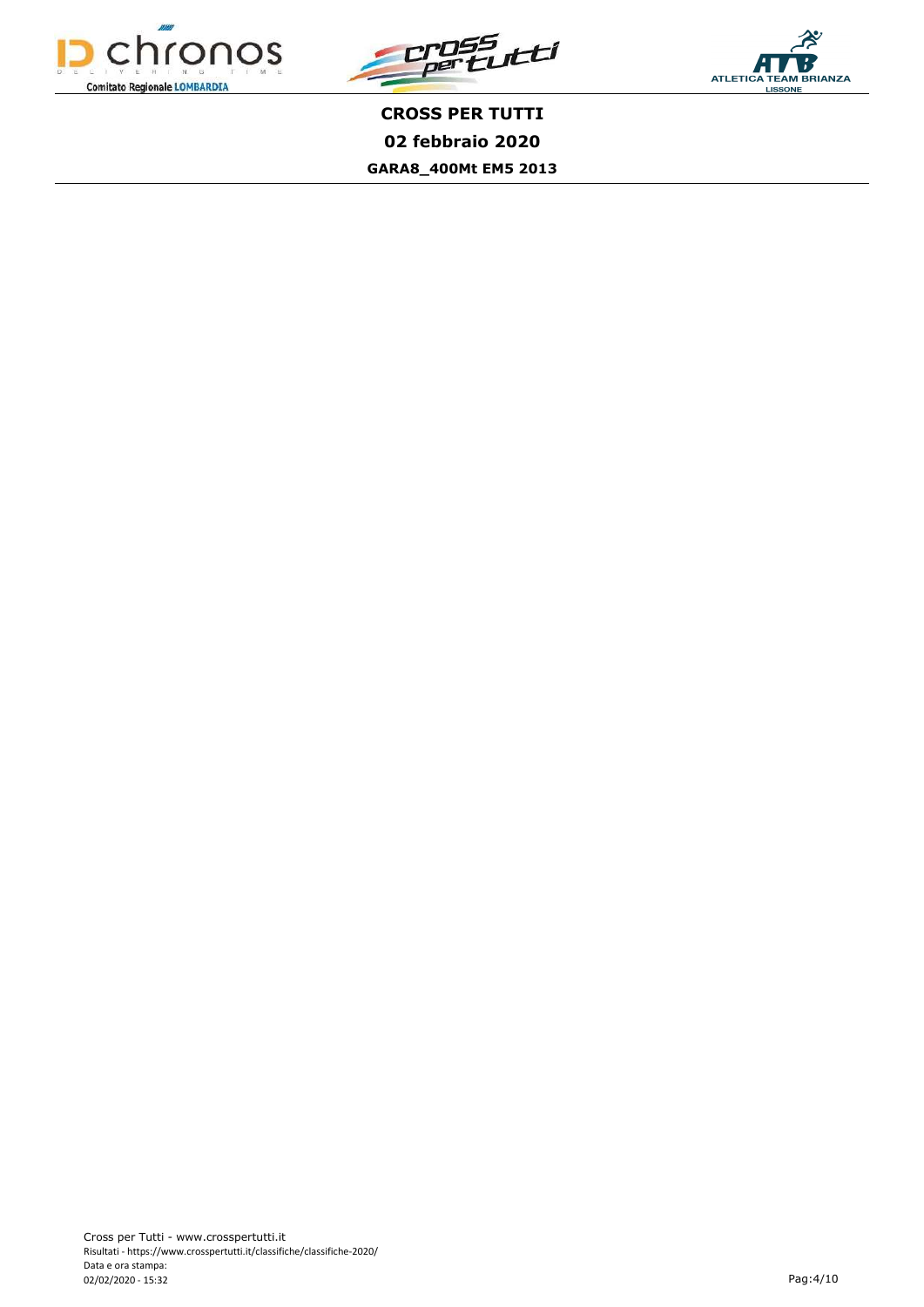**CROSS PER TUTTI**

**02 febbraio 2020**

**GARA8_400Mt EM5 2013**

Cross per Tutti - www.crosspertutti.it

Risultati - https://www.crosspertutti.it/classifiche/classifiche-2020/

Data e ora stampa:

02/02/2020 - 15:32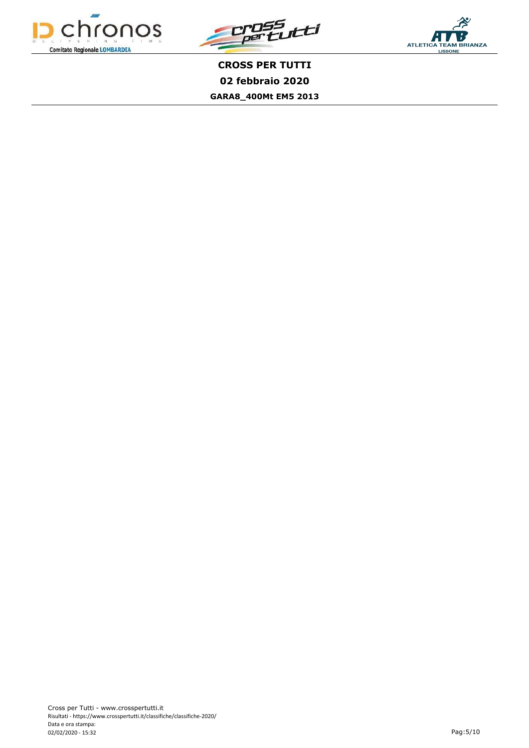**CROSS PER TUTTI**

**02 febbraio 2020**

**GARA8_400Mt EM5 2013**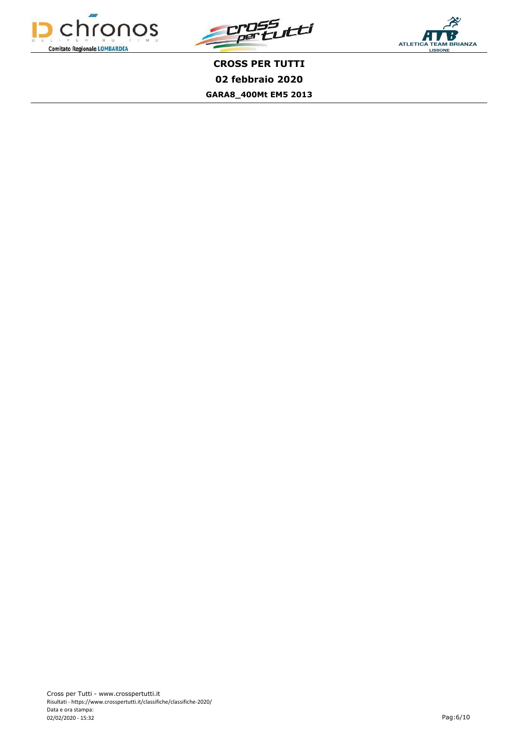**CROSS PER TUTTI**

**02 febbraio 2020**

**GARA8_400Mt EM5 2013**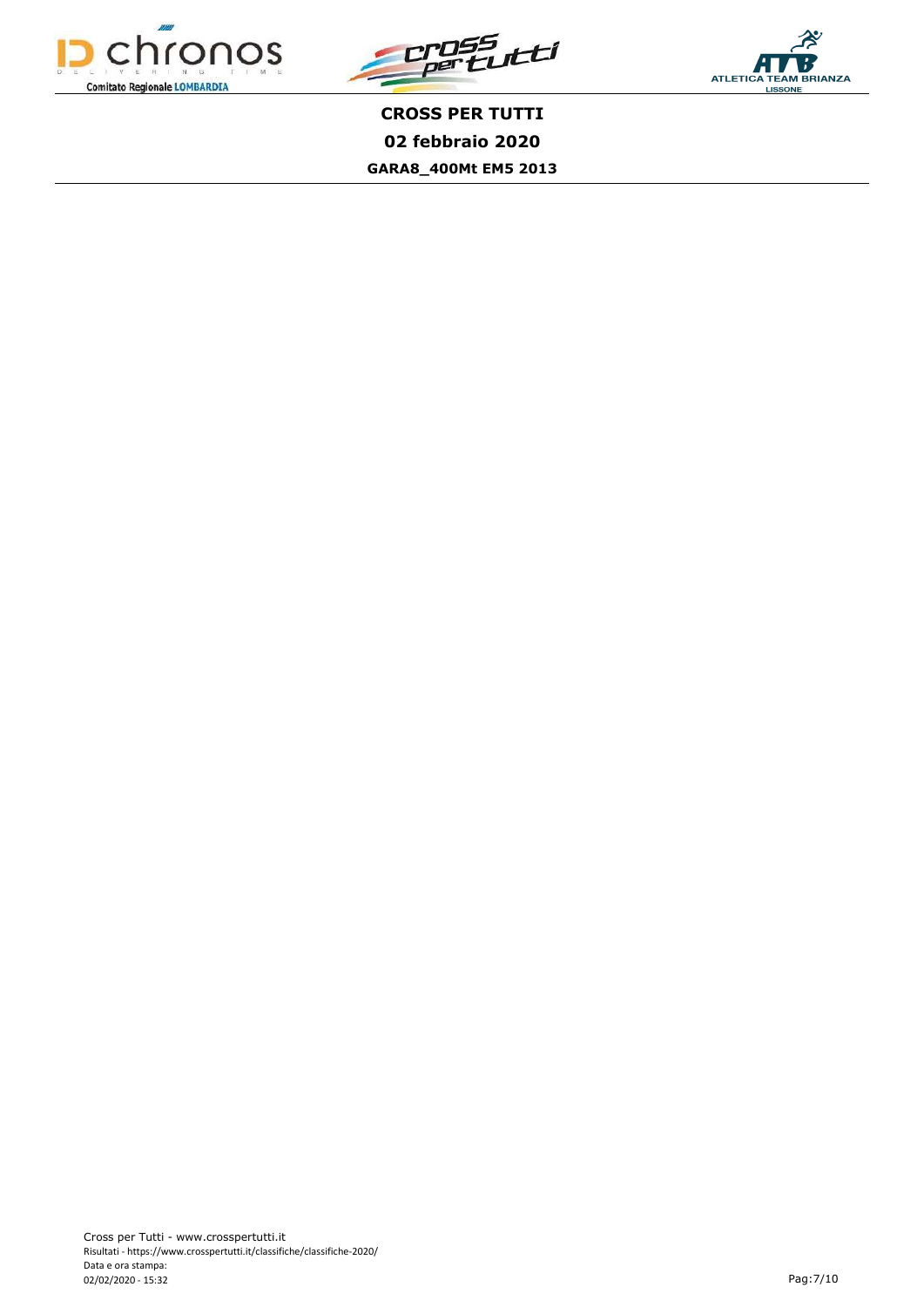**CROSS PER TUTTI**

**02 febbraio 2020**

**GARA8_400Mt EM5 2013**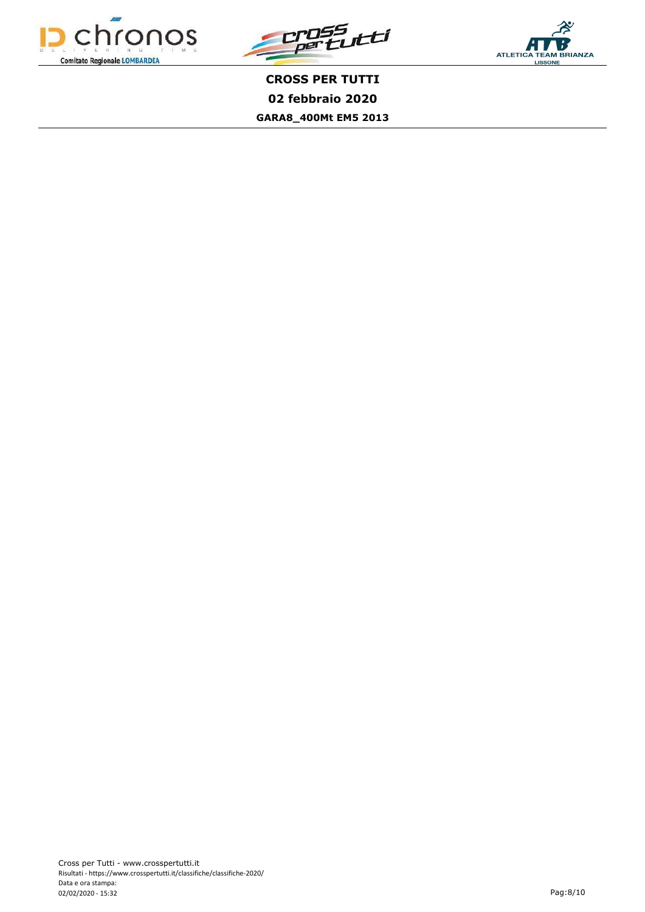**CROSS PER TUTTI**

**02 febbraio 2020**

**GARA8_400Mt EM5 2013**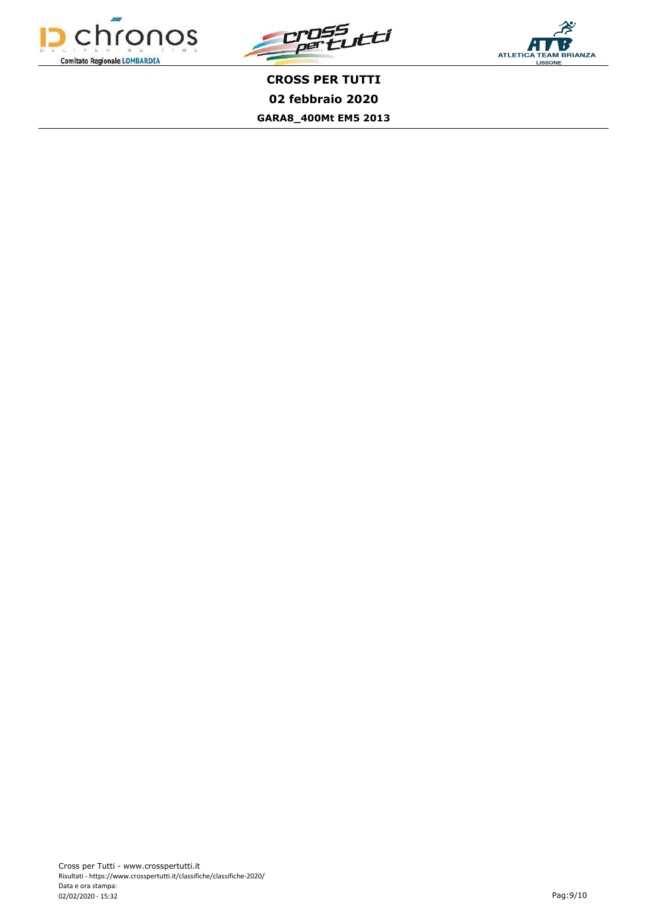**CROSS PER TUTTI**

**02 febbraio 2020**

**GARA8_400Mt EM5 2013**

Cross per Tutti - www.crosspertutti.it
Risultati - https://www.crosspertutti.it/classifiche/classifiche-2020/
Data e ora stampa:
02/02/2020 - 15:32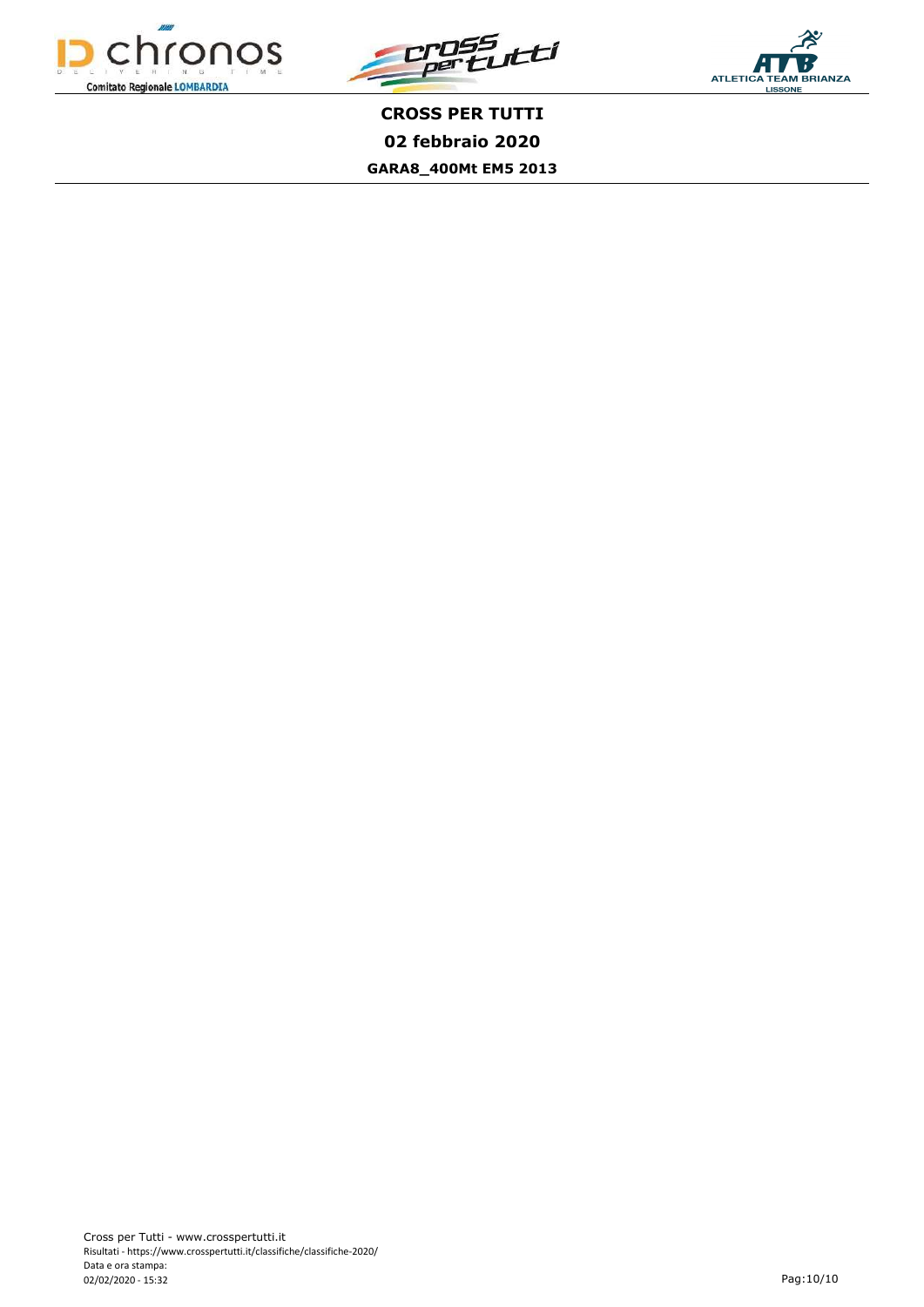**CROSS PER TUTTI**

**02 febbraio 2020**

**GARA8_400Mt EM5 2013**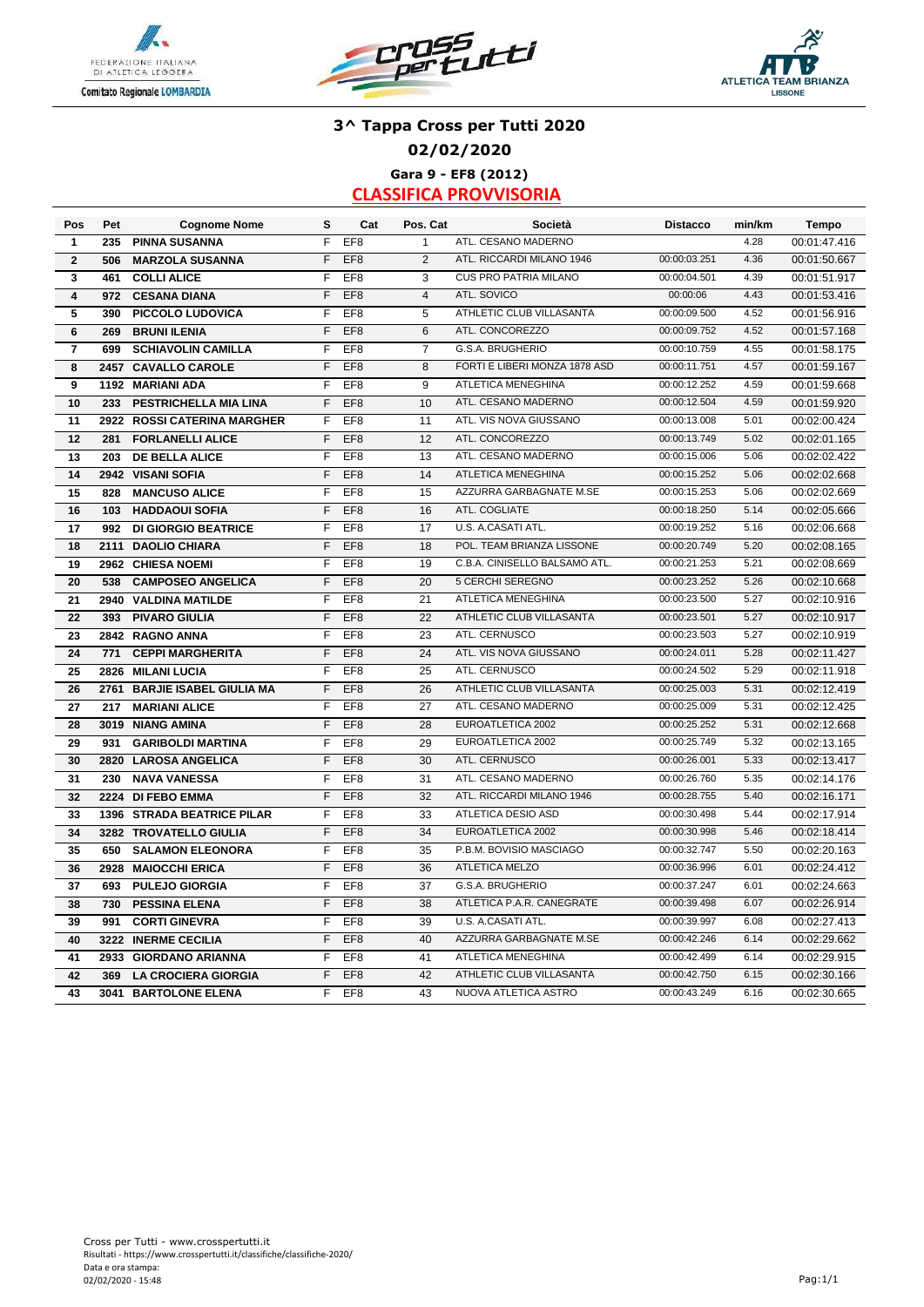# 3^ Tappa Cross per Tutti 2020

## 02/02/2020

### Gara 9 - EF8 (2012)

## CLASSIFICA PROVVISORIA

| Pos | Pet | Cognome Nome | S | Cat | Pos. Cat | Società | Distacco | min/km | Tempo |
|---|---|---|---|---|---|---|---|---|---|
| 1 | 235 | **PINNA SUSANNA** | F | EF8 | 1 | ATL. CESANO MADERNO | | 4.28 | 00:01:47.416 |
| 2 | 506 | **MARZOLA SUSANNA** | F | EF8 | 2 | ATL. RICCARDI MILANO 1946 | 00:00:03.251 | 4.36 | 00:01:50.667 |
| 3 | 461 | **COLLI ALICE** | F | EF8 | 3 | CUS PRO PATRIA MILANO | 00:00:04.501 | 4.39 | 00:01:51.917 |
| 4 | 972 | **CESANA DIANA** | F | EF8 | 4 | ATL. SOVICO | 00:00:06 | 4.43 | 00:01:53.416 |
| 5 | 390 | **PICCOLO LUDOVICA** | F | EF8 | 5 | ATHLETIC CLUB VILLASANTA | 00:00:09.500 | 4.52 | 00:01:56.916 |
| 6 | 269 | **BRUNI ILENIA** | F | EF8 | 6 | ATL. CONCOREZZO | 00:00:09.752 | 4.52 | 00:01:57.168 |
| 7 | 699 | **SCHIAVOLIN CAMILLA** | F | EF8 | 7 | G.S.A. BRUGHERIO | 00:00:10.759 | 4.55 | 00:01:58.175 |
| 8 | 2457 | **CAVALLO CAROLE** | F | EF8 | 8 | FORTI E LIBERI MONZA 1878 ASD | 00:00:11.751 | 4.57 | 00:01:59.167 |
| 9 | 1192 | **MARIANI ADA** | F | EF8 | 9 | ATLETICA MENEGHINA | 00:00:12.252 | 4.59 | 00:01:59.668 |
| 10 | 233 | **PESTRICHELLA MIA LINA** | F | EF8 | 10 | ATL. CESANO MADERNO | 00:00:12.504 | 4.59 | 00:01:59.920 |
| 11 | 2922 | **ROSSI CATERINA MARGHER** | F | EF8 | 11 | ATL. VIS NOVA GIUSSANO | 00:00:13.008 | 5.01 | 00:02:00.424 |
| 12 | 281 | **FORLANELLI ALICE** | F | EF8 | 12 | ATL. CONCOREZZO | 00:00:13.749 | 5.02 | 00:02:01.165 |
| 13 | 203 | **DE BELLA ALICE** | F | EF8 | 13 | ATL. CESANO MADERNO | 00:00:15.006 | 5.06 | 00:02:02.422 |
| 14 | 2942 | **VISANI SOFIA** | F | EF8 | 14 | ATLETICA MENEGHINA | 00:00:15.252 | 5.06 | 00:02:02.668 |
| 15 | 828 | **MANCUSO ALICE** | F | EF8 | 15 | AZZURRA GARBAGNATE M.SE | 00:00:15.253 | 5.06 | 00:02:02.669 |
| 16 | 103 | **HADDAOUI SOFIA** | F | EF8 | 16 | ATL. COGLIATE | 00:00:18.250 | 5.14 | 00:02:05.666 |
| 17 | 992 | **DI GIORGIO BEATRICE** | F | EF8 | 17 | U.S. A.CASATI ATL. | 00:00:19.252 | 5.16 | 00:02:06.668 |
| 18 | 2111 | **DAOLIO CHIARA** | F | EF8 | 18 | POL. TEAM BRIANZA LISSONE | 00:00:20.749 | 5.20 | 00:02:08.165 |
| 19 | 2962 | **CHIESA NOEMI** | F | EF8 | 19 | C.B.A. CINISELLO BALSAMO ATL. | 00:00:21.253 | 5.21 | 00:02:08.669 |
| 20 | 538 | **CAMPOSEO ANGELICA** | F | EF8 | 20 | 5 CERCHI SEREGNO | 00:00:23.252 | 5.26 | 00:02:10.668 |
| 21 | 2940 | **VALDINA MATILDE** | F | EF8 | 21 | ATLETICA MENEGHINA | 00:00:23.500 | 5.27 | 00:02:10.916 |
| 22 | 393 | **PIVARO GIULIA** | F | EF8 | 22 | ATHLETIC CLUB VILLASANTA | 00:00:23.501 | 5.27 | 00:02:10.917 |
| 23 | 2842 | **RAGNO ANNA** | F | EF8 | 23 | ATL. CERNUSCO | 00:00:23.503 | 5.27 | 00:02:10.919 |
| 24 | 771 | **CEPPI MARGHERITA** | F | EF8 | 24 | ATL. VIS NOVA GIUSSANO | 00:00:24.011 | 5.28 | 00:02:11.427 |
| 25 | 2826 | **MILANI LUCIA** | F | EF8 | 25 | ATL. CERNUSCO | 00:00:24.502 | 5.29 | 00:02:11.918 |
| 26 | 2761 | **BARJIE ISABEL GIULIA MA** | F | EF8 | 26 | ATHLETIC CLUB VILLASANTA | 00:00:25.003 | 5.31 | 00:02:12.419 |
| 27 | 217 | **MARIANI ALICE** | F | EF8 | 27 | ATL. CESANO MADERNO | 00:00:25.009 | 5.31 | 00:02:12.425 |
| 28 | 3019 | **NIANG AMINA** | F | EF8 | 28 | EUROATLETICA 2002 | 00:00:25.252 | 5.31 | 00:02:12.668 |
| 29 | 931 | **GARIBOLDI MARTINA** | F | EF8 | 29 | EUROATLETICA 2002 | 00:00:25.749 | 5.32 | 00:02:13.165 |
| 30 | 2820 | **LAROSA ANGELICA** | F | EF8 | 30 | ATL. CERNUSCO | 00:00:26.001 | 5.33 | 00:02:13.417 |
| 31 | 230 | **NAVA VANESSA** | F | EF8 | 31 | ATL. CESANO MADERNO | 00:00:26.760 | 5.35 | 00:02:14.176 |
| 32 | 2224 | **DI FEBO EMMA** | F | EF8 | 32 | ATL. RICCARDI MILANO 1946 | 00:00:28.755 | 5.40 | 00:02:16.171 |
| 33 | 1396 | **STRADA BEATRICE PILAR** | F | EF8 | 33 | ATLETICA DESIO ASD | 00:00:30.498 | 5.44 | 00:02:17.914 |
| 34 | 3282 | **TROVATELLO GIULIA** | F | EF8 | 34 | EUROATLETICA 2002 | 00:00:30.998 | 5.46 | 00:02:18.414 |
| 35 | 650 | **SALAMON ELEONORA** | F | EF8 | 35 | P.B.M. BOVISIO MASCIAGO | 00:00:32.747 | 5.50 | 00:02:20.163 |
| 36 | 2928 | **MAIOCCHI ERICA** | F | EF8 | 36 | ATLETICA MELZO | 00:00:36.996 | 6.01 | 00:02:24.412 |
| 37 | 693 | **PULEJO GIORGIA** | F | EF8 | 37 | G.S.A. BRUGHERIO | 00:00:37.247 | 6.01 | 00:02:24.663 |
| 38 | 730 | **PESSINA ELENA** | F | EF8 | 38 | ATLETICA P.A.R. CANEGRATE | 00:00:39.498 | 6.07 | 00:02:26.914 |
| 39 | 991 | **CORTI GINEVRA** | F | EF8 | 39 | U.S. A.CASATI ATL. | 00:00:39.997 | 6.08 | 00:02:27.413 |
| 40 | 3222 | **INERME CECILIA** | F | EF8 | 40 | AZZURRA GARBAGNATE M.SE | 00:00:42.246 | 6.14 | 00:02:29.662 |
| 41 | 2933 | **GIORDANO ARIANNA** | F | EF8 | 41 | ATLETICA MENEGHINA | 00:00:42.499 | 6.14 | 00:02:29.915 |
| 42 | 369 | **LA CROCIERA GIORGIA** | F | EF8 | 42 | ATHLETIC CLUB VILLASANTA | 00:00:42.750 | 6.15 | 00:02:30.166 |
| 43 | 3041 | **BARTOLONE ELENA** | F | EF8 | 43 | NUOVA ATLETICA ASTRO | 00:00:43.249 | 6.16 | 00:02:30.665 |

Cross per Tutti - www.crosspertutti.it
Risultati - https://www.crosspertutti.it/classifiche/classifiche-2020/
Data e ora stampa:
02/02/2020 - 15:48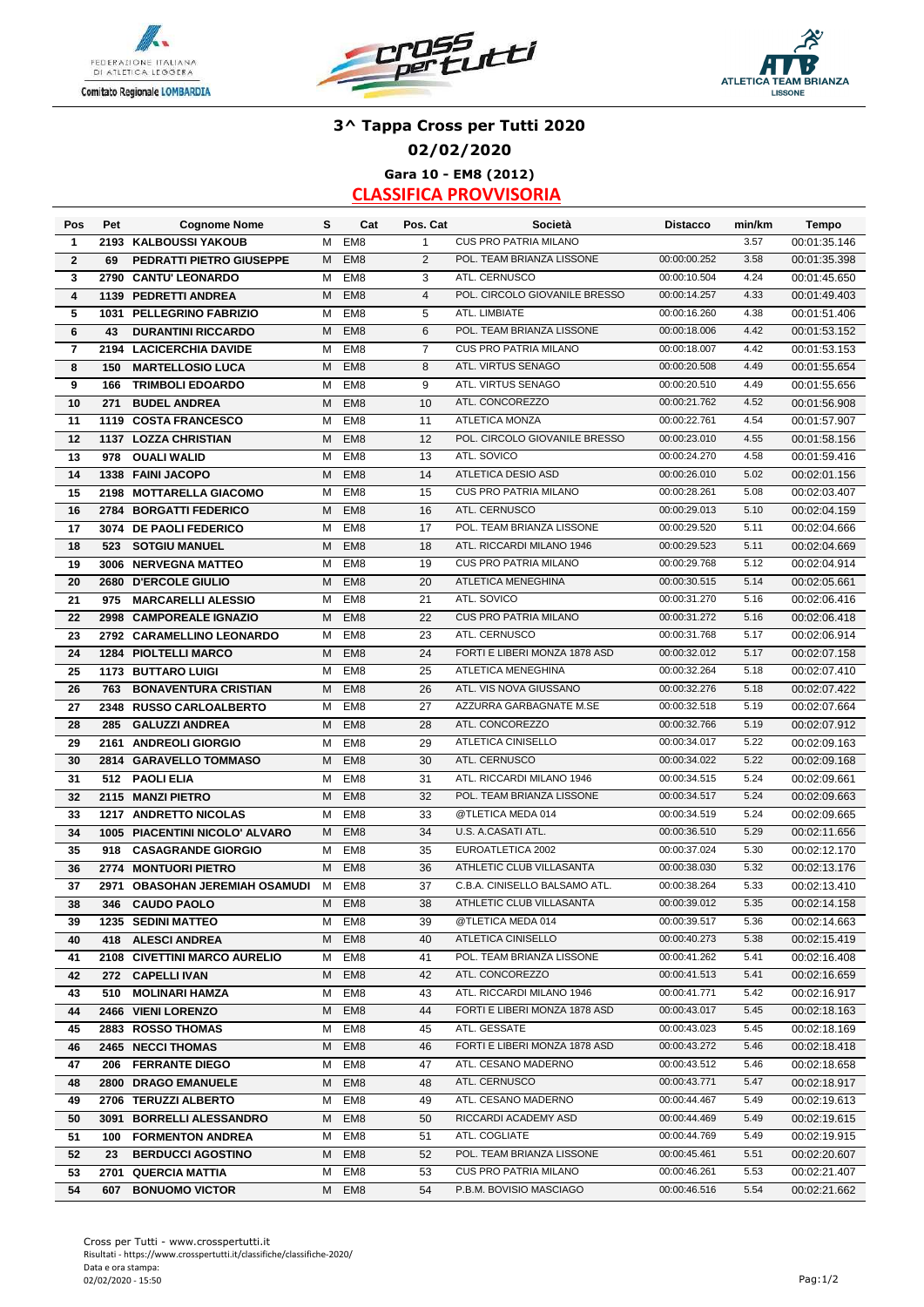# 3^ Tappa Cross per Tutti 2020

## 02/02/2020

### Gara 10 - EM8 (2012)

### CLASSIFICA PROVVISORIA

| Pos | Pet | Cognome Nome | S | Cat | Pos. Cat | Società | Distacco | min/km | Tempo |
|---|---|---|---|---|---|---|---|---|---|
| 1 | 2193 | KALBOUSSI YAKOUB | M | EM8 | 1 | CUS PRO PATRIA MILANO | | 3.57 | 00:01:35.146 |
| 2 | 69 | PEDRATTI PIETRO GIUSEPPE | M | EM8 | 2 | POL. TEAM BRIANZA LISSONE | 00:00:00.252 | 3.58 | 00:01:35.398 |
| 3 | 2790 | CANTU' LEONARDO | M | EM8 | 3 | ATL. CERNUSCO | 00:00:10.504 | 4.24 | 00:01:45.650 |
| 4 | 1139 | PEDRETTI ANDREA | M | EM8 | 4 | POL. CIRCOLO GIOVANILE BRESSO | 00:00:14.257 | 4.33 | 00:01:49.403 |
| 5 | 1031 | PELLEGRINO FABRIZIO | M | EM8 | 5 | ATL. LIMBIATE | 00:00:16.260 | 4.38 | 00:01:51.406 |
| 6 | 43 | DURANTINI RICCARDO | M | EM8 | 6 | POL. TEAM BRIANZA LISSONE | 00:00:18.006 | 4.42 | 00:01:53.152 |
| 7 | 2194 | LACICERCHIA DAVIDE | M | EM8 | 7 | CUS PRO PATRIA MILANO | 00:00:18.007 | 4.42 | 00:01:53.153 |
| 8 | 150 | MARTELLOSIO LUCA | M | EM8 | 8 | ATL. VIRTUS SENAGO | 00:00:20.508 | 4.49 | 00:01:55.654 |
| 9 | 166 | TRIMBOLI EDOARDO | M | EM8 | 9 | ATL. VIRTUS SENAGO | 00:00:20.510 | 4.49 | 00:01:55.656 |
| 10 | 271 | BUDEL ANDREA | M | EM8 | 10 | ATL. CONCOREZZO | 00:00:21.762 | 4.52 | 00:01:56.908 |
| 11 | 1119 | COSTA FRANCESCO | M | EM8 | 11 | ATLETICA MONZA | 00:00:22.761 | 4.54 | 00:01:57.907 |
| 12 | 1137 | LOZZA CHRISTIAN | M | EM8 | 12 | POL. CIRCOLO GIOVANILE BRESSO | 00:00:23.010 | 4.55 | 00:01:58.156 |
| 13 | 978 | OUALI WALID | M | EM8 | 13 | ATL. SOVICO | 00:00:24.270 | 4.58 | 00:01:59.416 |
| 14 | 1338 | FAINI JACOPO | M | EM8 | 14 | ATLETICA DESIO ASD | 00:00:26.010 | 5.02 | 00:02:01.156 |
| 15 | 2198 | MOTTARELLA GIACOMO | M | EM8 | 15 | CUS PRO PATRIA MILANO | 00:00:28.261 | 5.08 | 00:02:03.407 |
| 16 | 2784 | BORGATTI FEDERICO | M | EM8 | 16 | ATL. CERNUSCO | 00:00:29.013 | 5.10 | 00:02:04.159 |
| 17 | 3074 | DE PAOLI FEDERICO | M | EM8 | 17 | POL. TEAM BRIANZA LISSONE | 00:00:29.520 | 5.11 | 00:02:04.666 |
| 18 | 523 | SOTGIU MANUEL | M | EM8 | 18 | ATL. RICCARDI MILANO 1946 | 00:00:29.523 | 5.11 | 00:02:04.669 |
| 19 | 3006 | NERVEGNA MATTEO | M | EM8 | 19 | CUS PRO PATRIA MILANO | 00:00:29.768 | 5.12 | 00:02:04.914 |
| 20 | 2680 | D'ERCOLE GIULIO | M | EM8 | 20 | ATLETICA MENEGHINA | 00:00:30.515 | 5.14 | 00:02:05.661 |
| 21 | 975 | MARCARELLI ALESSIO | M | EM8 | 21 | ATL. SOVICO | 00:00:31.270 | 5.16 | 00:02:06.416 |
| 22 | 2998 | CAMPOREALE IGNAZIO | M | EM8 | 22 | CUS PRO PATRIA MILANO | 00:00:31.272 | 5.16 | 00:02:06.418 |
| 23 | 2792 | CARAMELLINO LEONARDO | M | EM8 | 23 | ATL. CERNUSCO | 00:00:31.768 | 5.17 | 00:02:06.914 |
| 24 | 1284 | PIOLTELLI MARCO | M | EM8 | 24 | FORTI E LIBERI MONZA 1878 ASD | 00:00:32.012 | 5.17 | 00:02:07.158 |
| 25 | 1173 | BUTTARO LUIGI | M | EM8 | 25 | ATLETICA MENEGHINA | 00:00:32.264 | 5.18 | 00:02:07.410 |
| 26 | 763 | BONAVENTURA CRISTIAN | M | EM8 | 26 | ATL. VIS NOVA GIUSSANO | 00:00:32.276 | 5.18 | 00:02:07.422 |
| 27 | 2348 | RUSSO CARLOALBERTO | M | EM8 | 27 | AZZURRA GARBAGNATE M.SE | 00:00:32.518 | 5.19 | 00:02:07.664 |
| 28 | 285 | GALUZZI ANDREA | M | EM8 | 28 | ATL. CONCOREZZO | 00:00:32.766 | 5.19 | 00:02:07.912 |
| 29 | 2161 | ANDREOLI GIORGIO | M | EM8 | 29 | ATLETICA CINISELLO | 00:00:34.017 | 5.22 | 00:02:09.163 |
| 30 | 2814 | GARAVELLO TOMMASO | M | EM8 | 30 | ATL. CERNUSCO | 00:00:34.022 | 5.22 | 00:02:09.168 |
| 31 | 512 | PAOLI ELIA | M | EM8 | 31 | ATL. RICCARDI MILANO 1946 | 00:00:34.515 | 5.24 | 00:02:09.661 |
| 32 | 2115 | MANZI PIETRO | M | EM8 | 32 | POL. TEAM BRIANZA LISSONE | 00:00:34.517 | 5.24 | 00:02:09.663 |
| 33 | 1217 | ANDRETTO NICOLAS | M | EM8 | 33 | @TLETICA MEDA 014 | 00:00:34.519 | 5.24 | 00:02:09.665 |
| 34 | 1005 | PIACENTINI NICOLO' ALVARO | M | EM8 | 34 | U.S. A.CASATI ATL. | 00:00:36.510 | 5.29 | 00:02:11.656 |
| 35 | 918 | CASAGRANDE GIORGIO | M | EM8 | 35 | EUROATLETICA 2002 | 00:00:37.024 | 5.30 | 00:02:12.170 |
| 36 | 2774 | MONTUORI PIETRO | M | EM8 | 36 | ATHLETIC CLUB VILLASANTA | 00:00:38.030 | 5.32 | 00:02:13.176 |
| 37 | 2971 | OBASOHAN JEREMIAH OSAMUDI | M | EM8 | 37 | C.B.A. CINISELLO BALSAMO ATL. | 00:00:38.264 | 5.33 | 00:02:13.410 |
| 38 | 346 | CAUDO PAOLO | M | EM8 | 38 | ATHLETIC CLUB VILLASANTA | 00:00:39.012 | 5.35 | 00:02:14.158 |
| 39 | 1235 | SEDINI MATTEO | M | EM8 | 39 | @TLETICA MEDA 014 | 00:00:39.517 | 5.36 | 00:02:14.663 |
| 40 | 418 | ALESCI ANDREA | M | EM8 | 40 | ATLETICA CINISELLO | 00:00:40.273 | 5.38 | 00:02:15.419 |
| 41 | 2108 | CIVETTINI MARCO AURELIO | M | EM8 | 41 | POL. TEAM BRIANZA LISSONE | 00:00:41.262 | 5.41 | 00:02:16.408 |
| 42 | 272 | CAPELLI IVAN | M | EM8 | 42 | ATL. CONCOREZZO | 00:00:41.513 | 5.41 | 00:02:16.659 |
| 43 | 510 | MOLINARI HAMZA | M | EM8 | 43 | ATL. RICCARDI MILANO 1946 | 00:00:41.771 | 5.42 | 00:02:16.917 |
| 44 | 2466 | VIENI LORENZO | M | EM8 | 44 | FORTI E LIBERI MONZA 1878 ASD | 00:00:43.017 | 5.45 | 00:02:18.163 |
| 45 | 2883 | ROSSO THOMAS | M | EM8 | 45 | ATL. GESSATE | 00:00:43.023 | 5.45 | 00:02:18.169 |
| 46 | 2465 | NECCI THOMAS | M | EM8 | 46 | FORTI E LIBERI MONZA 1878 ASD | 00:00:43.272 | 5.46 | 00:02:18.418 |
| 47 | 206 | FERRANTE DIEGO | M | EM8 | 47 | ATL. CESANO MADERNO | 00:00:43.512 | 5.46 | 00:02:18.658 |
| 48 | 2800 | DRAGO EMANUELE | M | EM8 | 48 | ATL. CERNUSCO | 00:00:43.771 | 5.47 | 00:02:18.917 |
| 49 | 2706 | TERUZZI ALBERTO | M | EM8 | 49 | ATL. CESANO MADERNO | 00:00:44.467 | 5.49 | 00:02:19.613 |
| 50 | 3091 | BORRELLI ALESSANDRO | M | EM8 | 50 | RICCARDI ACADEMY ASD | 00:00:44.469 | 5.49 | 00:02:19.615 |
| 51 | 100 | FORMENTON ANDREA | M | EM8 | 51 | ATL. COGLIATE | 00:00:44.769 | 5.49 | 00:02:19.915 |
| 52 | 23 | BERDUCCI AGOSTINO | M | EM8 | 52 | POL. TEAM BRIANZA LISSONE | 00:00:45.461 | 5.51 | 00:02:20.607 |
| 53 | 2701 | QUERCIA MATTIA | M | EM8 | 53 | CUS PRO PATRIA MILANO | 00:00:46.261 | 5.53 | 00:02:21.407 |
| 54 | 607 | BONUOMO VICTOR | M | EM8 | 54 | P.B.M. BOVISIO MASCIAGO | 00:00:46.516 | 5.54 | 00:02:21.662 |

Cross per Tutti - www.crosspertutti.it
Risultati - https://www.crosspertutti.it/classifiche/classifiche-2020/
Data e ora stampa:
02/02/2020 - 15:50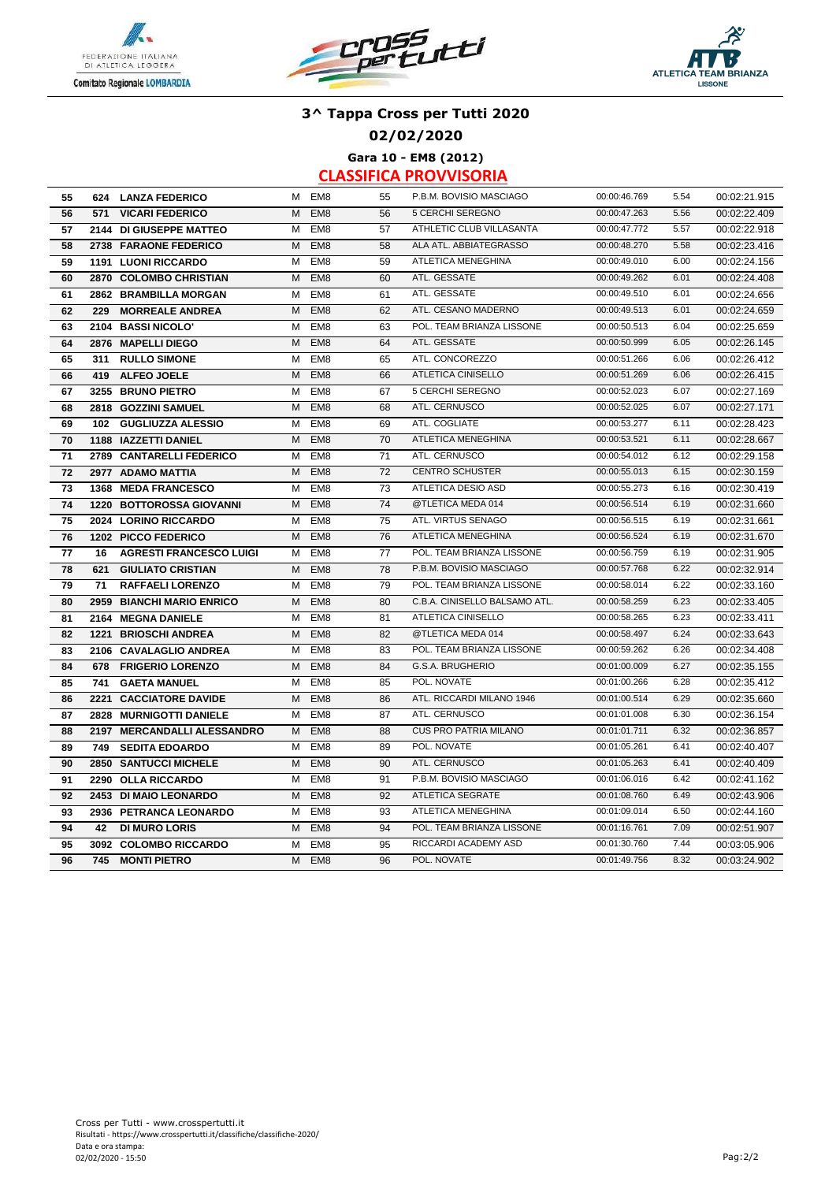## 3^ Tappa Cross per Tutti 2020

### 02/02/2020

#### Gara 10 - EM8 (2012)

#### CLASSIFICA PROVVISORIA

| | | | | | | | | | |
|---|---|---|---|---|---|---|---|---|---|
| 55 | 624 | LANZA FEDERICO | M | EM8 | 55 | P.B.M. BOVISIO MASCIAGO | 00:00:46.769 | 5.54 | 00:02:21.915 |
| 56 | 571 | VICARI FEDERICO | M | EM8 | 56 | 5 CERCHI SEREGNO | 00:00:47.263 | 5.56 | 00:02:22.409 |
| 57 | 2144 | DI GIUSEPPE MATTEO | M | EM8 | 57 | ATHLETIC CLUB VILLASANTA | 00:00:47.772 | 5.57 | 00:02:22.918 |
| 58 | 2738 | FARAONE FEDERICO | M | EM8 | 58 | ALA ATL. ABBIATEGRASSO | 00:00:48.270 | 5.58 | 00:02:23.416 |
| 59 | 1191 | LUONI RICCARDO | M | EM8 | 59 | ATLETICA MENEGHINA | 00:00:49.010 | 6.00 | 00:02:24.156 |
| 60 | 2870 | COLOMBO CHRISTIAN | M | EM8 | 60 | ATL. GESSATE | 00:00:49.262 | 6.01 | 00:02:24.408 |
| 61 | 2862 | BRAMBILLA MORGAN | M | EM8 | 61 | ATL. GESSATE | 00:00:49.510 | 6.01 | 00:02:24.656 |
| 62 | 229 | MORREALE ANDREA | M | EM8 | 62 | ATL. CESANO MADERNO | 00:00:49.513 | 6.01 | 00:02:24.659 |
| 63 | 2104 | BASSI NICOLO' | M | EM8 | 63 | POL. TEAM BRIANZA LISSONE | 00:00:50.513 | 6.04 | 00:02:25.659 |
| 64 | 2876 | MAPELLI DIEGO | M | EM8 | 64 | ATL. GESSATE | 00:00:50.999 | 6.05 | 00:02:26.145 |
| 65 | 311 | RULLO SIMONE | M | EM8 | 65 | ATL. CONCOREZZO | 00:00:51.266 | 6.06 | 00:02:26.412 |
| 66 | 419 | ALFEO JOELE | M | EM8 | 66 | ATLETICA CINISELLO | 00:00:51.269 | 6.06 | 00:02:26.415 |
| 67 | 3255 | BRUNO PIETRO | M | EM8 | 67 | 5 CERCHI SEREGNO | 00:00:52.023 | 6.07 | 00:02:27.169 |
| 68 | 2818 | GOZZINI SAMUEL | M | EM8 | 68 | ATL. CERNUSCO | 00:00:52.025 | 6.07 | 00:02:27.171 |
| 69 | 102 | GUGLIUZZA ALESSIO | M | EM8 | 69 | ATL. COGLIATE | 00:00:53.277 | 6.11 | 00:02:28.423 |
| 70 | 1188 | IAZZETTI DANIEL | M | EM8 | 70 | ATLETICA MENEGHINA | 00:00:53.521 | 6.11 | 00:02:28.667 |
| 71 | 2789 | CANTARELLI FEDERICO | M | EM8 | 71 | ATL. CERNUSCO | 00:00:54.012 | 6.12 | 00:02:29.158 |
| 72 | 2977 | ADAMO MATTIA | M | EM8 | 72 | CENTRO SCHUSTER | 00:00:55.013 | 6.15 | 00:02:30.159 |
| 73 | 1368 | MEDA FRANCESCO | M | EM8 | 73 | ATLETICA DESIO ASD | 00:00:55.273 | 6.16 | 00:02:30.419 |
| 74 | 1220 | BOTTOROSSA GIOVANNI | M | EM8 | 74 | @TLETICA MEDA 014 | 00:00:56.514 | 6.19 | 00:02:31.660 |
| 75 | 2024 | LORINO RICCARDO | M | EM8 | 75 | ATL. VIRTUS SENAGO | 00:00:56.515 | 6.19 | 00:02:31.661 |
| 76 | 1202 | PICCO FEDERICO | M | EM8 | 76 | ATLETICA MENEGHINA | 00:00:56.524 | 6.19 | 00:02:31.670 |
| 77 | 16 | AGRESTI FRANCESCO LUIGI | M | EM8 | 77 | POL. TEAM BRIANZA LISSONE | 00:00:56.759 | 6.19 | 00:02:31.905 |
| 78 | 621 | GIULIATO CRISTIAN | M | EM8 | 78 | P.B.M. BOVISIO MASCIAGO | 00:00:57.768 | 6.22 | 00:02:32.914 |
| 79 | 71 | RAFFAELI LORENZO | M | EM8 | 79 | POL. TEAM BRIANZA LISSONE | 00:00:58.014 | 6.22 | 00:02:33.160 |
| 80 | 2959 | BIANCHI MARIO ENRICO | M | EM8 | 80 | C.B.A. CINISELLO BALSAMO ATL. | 00:00:58.259 | 6.23 | 00:02:33.405 |
| 81 | 2164 | MEGNA DANIELE | M | EM8 | 81 | ATLETICA CINISELLO | 00:00:58.265 | 6.23 | 00:02:33.411 |
| 82 | 1221 | BRIOSCHI ANDREA | M | EM8 | 82 | @TLETICA MEDA 014 | 00:00:58.497 | 6.24 | 00:02:33.643 |
| 83 | 2106 | CAVALAGLIO ANDREA | M | EM8 | 83 | POL. TEAM BRIANZA LISSONE | 00:00:59.262 | 6.26 | 00:02:34.408 |
| 84 | 678 | FRIGERIO LORENZO | M | EM8 | 84 | G.S.A. BRUGHERIO | 00:01:00.009 | 6.27 | 00:02:35.155 |
| 85 | 741 | GAETA MANUEL | M | EM8 | 85 | POL. NOVATE | 00:01:00.266 | 6.28 | 00:02:35.412 |
| 86 | 2221 | CACCIATORE DAVIDE | M | EM8 | 86 | ATL. RICCARDI MILANO 1946 | 00:01:00.514 | 6.29 | 00:02:35.660 |
| 87 | 2828 | MURNIGOTTI DANIELE | M | EM8 | 87 | ATL. CERNUSCO | 00:01:01.008 | 6.30 | 00:02:36.154 |
| 88 | 2197 | MERCANDALLI ALESSANDRO | M | EM8 | 88 | CUS PRO PATRIA MILANO | 00:01:01.711 | 6.32 | 00:02:36.857 |
| 89 | 749 | SEDITA EDOARDO | M | EM8 | 89 | POL. NOVATE | 00:01:05.261 | 6.41 | 00:02:40.407 |
| 90 | 2850 | SANTUCCI MICHELE | M | EM8 | 90 | ATL. CERNUSCO | 00:01:05.263 | 6.41 | 00:02:40.409 |
| 91 | 2290 | OLLA RICCARDO | M | EM8 | 91 | P.B.M. BOVISIO MASCIAGO | 00:01:06.016 | 6.42 | 00:02:41.162 |
| 92 | 2453 | DI MAIO LEONARDO | M | EM8 | 92 | ATLETICA SEGRATE | 00:01:08.760 | 6.49 | 00:02:43.906 |
| 93 | 2936 | PETRANCA LEONARDO | M | EM8 | 93 | ATLETICA MENEGHINA | 00:01:09.014 | 6.50 | 00:02:44.160 |
| 94 | 42 | DI MURO LORIS | M | EM8 | 94 | POL. TEAM BRIANZA LISSONE | 00:01:16.761 | 7.09 | 00:02:51.907 |
| 95 | 3092 | COLOMBO RICCARDO | M | EM8 | 95 | RICCARDI ACADEMY ASD | 00:01:30.760 | 7.44 | 00:03:05.906 |
| 96 | 745 | MONTI PIETRO | M | EM8 | 96 | POL. NOVATE | 00:01:49.756 | 8.32 | 00:03:24.902 |

Cross per Tutti - www.crosspertutti.it
Risultati - https://www.crosspertutti.it/classifiche/classifiche-2020/
Data e ora stampa:
02/02/2020 - 15:50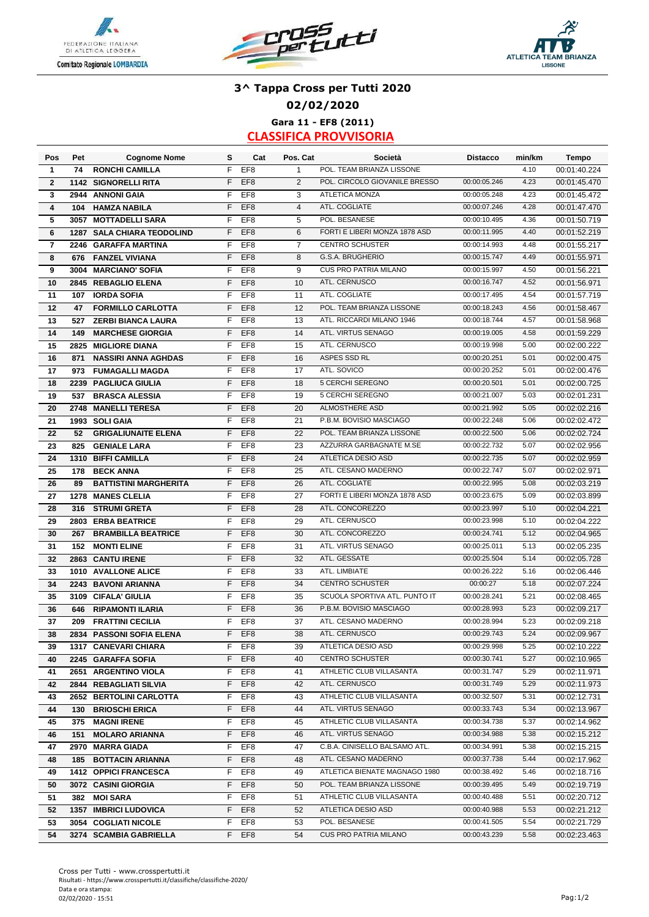## 3^ Tappa Cross per Tutti 2020

### 02/02/2020

### Gara 11 - EF8 (2011)

### CLASSIFICA PROVVISORIA

| Pos | Pet | Cognome Nome | S | Cat | Pos. Cat | Società | Distacco | min/km | Tempo |
|---|---|---|---|---|---|---|---|---|---|
| 1 | 74 | RONCHI CAMILLA | F | EF8 | 1 | POL. TEAM BRIANZA LISSONE | | 4.10 | 00:01:40.224 |
| 2 | 1142 | SIGNORELLI RITA | F | EF8 | 2 | POL. CIRCOLO GIOVANILE BRESSO | 00:00:05.246 | 4.23 | 00:01:45.470 |
| 3 | 2944 | ANNONI GAIA | F | EF8 | 3 | ATLETICA MONZA | 00:00:05.248 | 4.23 | 00:01:45.472 |
| 4 | 104 | HAMZA NABILA | F | EF8 | 4 | ATL. COGLIATE | 00:00:07.246 | 4.28 | 00:01:47.470 |
| 5 | 3057 | MOTTADELLI SARA | F | EF8 | 5 | POL. BESANESE | 00:00:10.495 | 4.36 | 00:01:50.719 |
| 6 | 1287 | SALA CHIARA TEODOLIND | F | EF8 | 6 | FORTI E LIBERI MONZA 1878 ASD | 00:00:11.995 | 4.40 | 00:01:52.219 |
| 7 | 2246 | GARAFFA MARTINA | F | EF8 | 7 | CENTRO SCHUSTER | 00:00:14.993 | 4.48 | 00:01:55.217 |
| 8 | 676 | FANZEL VIVIANA | F | EF8 | 8 | G.S.A. BRUGHERIO | 00:00:15.747 | 4.49 | 00:01:55.971 |
| 9 | 3004 | MARCIANO' SOFIA | F | EF8 | 9 | CUS PRO PATRIA MILANO | 00:00:15.997 | 4.50 | 00:01:56.221 |
| 10 | 2845 | REBAGLIO ELENA | F | EF8 | 10 | ATL. CERNUSCO | 00:00:16.747 | 4.52 | 00:01:56.971 |
| 11 | 107 | IORDA SOFIA | F | EF8 | 11 | ATL. COGLIATE | 00:00:17.495 | 4.54 | 00:01:57.719 |
| 12 | 47 | FORMILLO CARLOTTA | F | EF8 | 12 | POL. TEAM BRIANZA LISSONE | 00:00:18.243 | 4.56 | 00:01:58.467 |
| 13 | 527 | ZERBI BIANCA LAURA | F | EF8 | 13 | ATL. RICCARDI MILANO 1946 | 00:00:18.744 | 4.57 | 00:01:58.968 |
| 14 | 149 | MARCHESE GIORGIA | F | EF8 | 14 | ATL. VIRTUS SENAGO | 00:00:19.005 | 4.58 | 00:01:59.229 |
| 15 | 2825 | MIGLIORE DIANA | F | EF8 | 15 | ATL. CERNUSCO | 00:00:19.998 | 5.00 | 00:02:00.222 |
| 16 | 871 | NASSIRI ANNA AGHDAS | F | EF8 | 16 | ASPES SSD RL | 00:00:20.251 | 5.01 | 00:02:00.475 |
| 17 | 973 | FUMAGALLI MAGDA | F | EF8 | 17 | ATL. SOVICO | 00:00:20.252 | 5.01 | 00:02:00.476 |
| 18 | 2239 | PAGLIUCA GIULIA | F | EF8 | 18 | 5 CERCHI SEREGNO | 00:00:20.501 | 5.01 | 00:02:00.725 |
| 19 | 537 | BRASCA ALESSIA | F | EF8 | 19 | 5 CERCHI SEREGNO | 00:00:21.007 | 5.03 | 00:02:01.231 |
| 20 | 2748 | MANELLI TERESA | F | EF8 | 20 | ALMOSTHERE ASD | 00:00:21.992 | 5.05 | 00:02:02.216 |
| 21 | 1993 | SOLI GAIA | F | EF8 | 21 | P.B.M. BOVISIO MASCIAGO | 00:00:22.248 | 5.06 | 00:02:02.472 |
| 22 | 52 | GRIGALIUNAITE ELENA | F | EF8 | 22 | POL. TEAM BRIANZA LISSONE | 00:00:22.500 | 5.06 | 00:02:02.724 |
| 23 | 825 | GENIALE LARA | F | EF8 | 23 | AZZURRA GARBAGNATE M.SE | 00:00:22.732 | 5.07 | 00:02:02.956 |
| 24 | 1310 | BIFFI CAMILLA | F | EF8 | 24 | ATLETICA DESIO ASD | 00:00:22.735 | 5.07 | 00:02:02.959 |
| 25 | 178 | BECK ANNA | F | EF8 | 25 | ATL. CESANO MADERNO | 00:00:22.747 | 5.07 | 00:02:02.971 |
| 26 | 89 | BATTISTINI MARGHERITA | F | EF8 | 26 | ATL. COGLIATE | 00:00:22.995 | 5.08 | 00:02:03.219 |
| 27 | 1278 | MANES CLELIA | F | EF8 | 27 | FORTI E LIBERI MONZA 1878 ASD | 00:00:23.675 | 5.09 | 00:02:03.899 |
| 28 | 316 | STRUMI GRETA | F | EF8 | 28 | ATL. CONCOREZZO | 00:00:23.997 | 5.10 | 00:02:04.221 |
| 29 | 2803 | ERBA BEATRICE | F | EF8 | 29 | ATL. CERNUSCO | 00:00:23.998 | 5.10 | 00:02:04.222 |
| 30 | 267 | BRAMBILLA BEATRICE | F | EF8 | 30 | ATL. CONCOREZZO | 00:00:24.741 | 5.12 | 00:02:04.965 |
| 31 | 152 | MONTI ELINE | F | EF8 | 31 | ATL. VIRTUS SENAGO | 00:00:25.011 | 5.13 | 00:02:05.235 |
| 32 | 2863 | CANTU IRENE | F | EF8 | 32 | ATL. GESSATE | 00:00:25.504 | 5.14 | 00:02:05.728 |
| 33 | 1010 | AVALLONE ALICE | F | EF8 | 33 | ATL. LIMBIATE | 00:00:26.222 | 5.16 | 00:02:06.446 |
| 34 | 2243 | BAVONI ARIANNA | F | EF8 | 34 | CENTRO SCHUSTER | 00:00:27 | 5.18 | 00:02:07.224 |
| 35 | 3109 | CIFALA' GIULIA | F | EF8 | 35 | SCUOLA SPORTIVA ATL. PUNTO IT | 00:00:28.241 | 5.21 | 00:02:08.465 |
| 36 | 646 | RIPAMONTI ILARIA | F | EF8 | 36 | P.B.M. BOVISIO MASCIAGO | 00:00:28.993 | 5.23 | 00:02:09.217 |
| 37 | 209 | FRATTINI CECILIA | F | EF8 | 37 | ATL. CESANO MADERNO | 00:00:28.994 | 5.23 | 00:02:09.218 |
| 38 | 2834 | PASSONI SOFIA ELENA | F | EF8 | 38 | ATL. CERNUSCO | 00:00:29.743 | 5.24 | 00:02:09.967 |
| 39 | 1317 | CANEVARI CHIARA | F | EF8 | 39 | ATLETICA DESIO ASD | 00:00:29.998 | 5.25 | 00:02:10.222 |
| 40 | 2245 | GARAFFA SOFIA | F | EF8 | 40 | CENTRO SCHUSTER | 00:00:30.741 | 5.27 | 00:02:10.965 |
| 41 | 2651 | ARGENTINO VIOLA | F | EF8 | 41 | ATHLETIC CLUB VILLASANTA | 00:00:31.747 | 5.29 | 00:02:11.971 |
| 42 | 2844 | REBAGLIATI SILVIA | F | EF8 | 42 | ATL. CERNUSCO | 00:00:31.749 | 5.29 | 00:02:11.973 |
| 43 | 2652 | BERTOLINI CARLOTTA | F | EF8 | 43 | ATHLETIC CLUB VILLASANTA | 00:00:32.507 | 5.31 | 00:02:12.731 |
| 44 | 130 | BRIOSCHI ERICA | F | EF8 | 44 | ATL. VIRTUS SENAGO | 00:00:33.743 | 5.34 | 00:02:13.967 |
| 45 | 375 | MAGNI IRENE | F | EF8 | 45 | ATHLETIC CLUB VILLASANTA | 00:00:34.738 | 5.37 | 00:02:14.962 |
| 46 | 151 | MOLARO ARIANNA | F | EF8 | 46 | ATL. VIRTUS SENAGO | 00:00:34.988 | 5.38 | 00:02:15.212 |
| 47 | 2970 | MARRA GIADA | F | EF8 | 47 | C.B.A. CINISELLO BALSAMO ATL. | 00:00:34.991 | 5.38 | 00:02:15.215 |
| 48 | 185 | BOTTACIN ARIANNA | F | EF8 | 48 | ATL. CESANO MADERNO | 00:00:37.738 | 5.44 | 00:02:17.962 |
| 49 | 1412 | OPPICI FRANCESCA | F | EF8 | 49 | ATLETICA BIENATE MAGNAGO 1980 | 00:00:38.492 | 5.46 | 00:02:18.716 |
| 50 | 3072 | CASINI GIORGIA | F | EF8 | 50 | POL. TEAM BRIANZA LISSONE | 00:00:39.495 | 5.49 | 00:02:19.719 |
| 51 | 382 | MOI SARA | F | EF8 | 51 | ATHLETIC CLUB VILLASANTA | 00:00:40.488 | 5.51 | 00:02:20.712 |
| 52 | 1357 | IMBRICI LUDOVICA | F | EF8 | 52 | ATLETICA DESIO ASD | 00:00:40.988 | 5.53 | 00:02:21.212 |
| 53 | 3054 | COGLIATI NICOLE | F | EF8 | 53 | POL. BESANESE | 00:00:41.505 | 5.54 | 00:02:21.729 |
| 54 | 3274 | SCAMBIA GABRIELLA | F | EF8 | 54 | CUS PRO PATRIA MILANO | 00:00:43.239 | 5.58 | 00:02:23.463 |

Cross per Tutti - www.crosspertutti.it
Risultati - https://www.crosspertutti.it/classifiche/classifiche-2020/
Data e ora stampa:
02/02/2020 - 15:51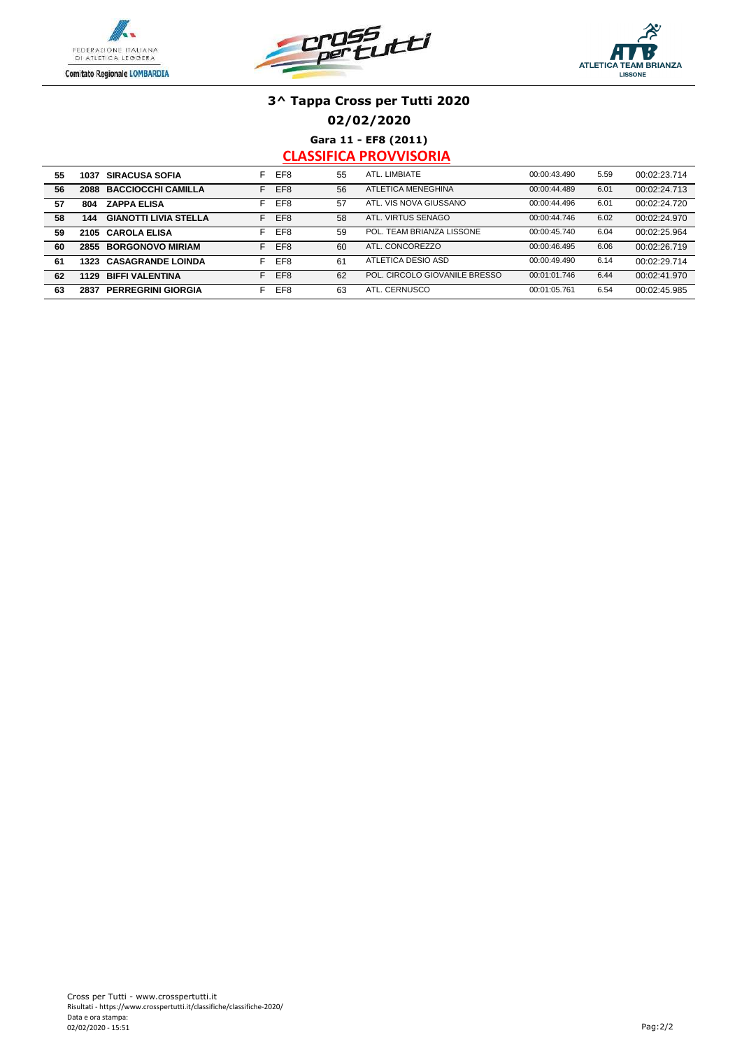FEDERAZIONE ITALIANA DI ATLETICA LEGGERA
Comitato Regionale LOMBARDIA

ATLETICA TEAM BRIANZA LISSONE

# 3^ Tappa Cross per Tutti 2020

## 02/02/2020

### Gara 11 - EF8 (2011)

### CLASSIFICA PROVVISORIA

| | | | | | | | | | |
|---|---|---|---|---|---|---|---|---|---|
| 55 | 1037 | SIRACUSA SOFIA | F | EF8 | 55 | ATL. LIMBIATE | 00:00:43.490 | 5.59 | 00:02:23.714 |
| 56 | 2088 | BACCIOCCHI CAMILLA | F | EF8 | 56 | ATLETICA MENEGHINA | 00:00:44.489 | 6.01 | 00:02:24.713 |
| 57 | 804 | ZAPPA ELISA | F | EF8 | 57 | ATL. VIS NOVA GIUSSANO | 00:00:44.496 | 6.01 | 00:02:24.720 |
| 58 | 144 | GIANOTTI LIVIA STELLA | F | EF8 | 58 | ATL. VIRTUS SENAGO | 00:00:44.746 | 6.02 | 00:02:24.970 |
| 59 | 2105 | CAROLA ELISA | F | EF8 | 59 | POL. TEAM BRIANZA LISSONE | 00:00:45.740 | 6.04 | 00:02:25.964 |
| 60 | 2855 | BORGONOVO MIRIAM | F | EF8 | 60 | ATL. CONCOREZZO | 00:00:46.495 | 6.06 | 00:02:26.719 |
| 61 | 1323 | CASAGRANDE LOINDA | F | EF8 | 61 | ATLETICA DESIO ASD | 00:00:49.490 | 6.14 | 00:02:29.714 |
| 62 | 1129 | BIFFI VALENTINA | F | EF8 | 62 | POL. CIRCOLO GIOVANILE BRESSO | 00:01:01.746 | 6.44 | 00:02:41.970 |
| 63 | 2837 | PERREGRINI GIORGIA | F | EF8 | 63 | ATL. CERNUSCO | 00:01:05.761 | 6.54 | 00:02:45.985 |

Cross per Tutti - www.crosspertutti.it
Risultati - https://www.crosspertutti.it/classifiche/classifiche-2020/
Data e ora stampa:
02/02/2020 - 15:51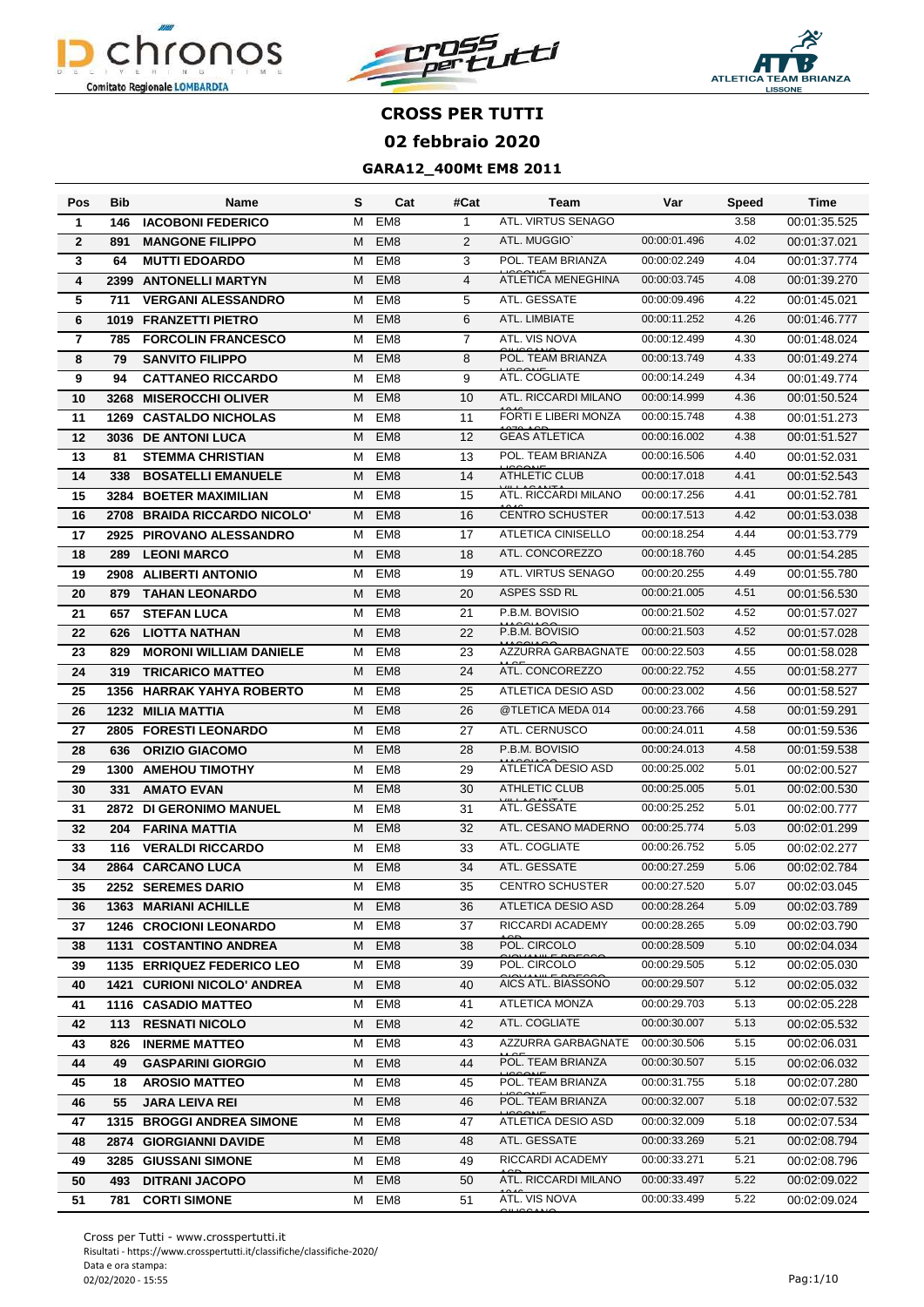# CROSS PER TUTTI

## 02 febbraio 2020

### GARA12_400Mt EM8 2011

| Pos | Bib | Name | S | Cat | #Cat | Team | Var | Speed | Time |
|---|---|---|---|---|---|---|---|---|---|
| 1 | 146 | IACOBONI FEDERICO | M | EM8 | 1 | ATL. VIRTUS SENAGO | | 3.58 | 00:01:35.525 |
| 2 | 891 | MANGONE FILIPPO | M | EM8 | 2 | ATL. MUGGIO` | 00:00:01.496 | 4.02 | 00:01:37.021 |
| 3 | 64 | MUTTI EDOARDO | M | EM8 | 3 | POL. TEAM BRIANZA LISSONE | 00:00:02.249 | 4.04 | 00:01:37.774 |
| 4 | 2399 | ANTONELLI MARTYN | M | EM8 | 4 | ATLETICA MENEGHINA | 00:00:03.745 | 4.08 | 00:01:39.270 |
| 5 | 711 | VERGANI ALESSANDRO | M | EM8 | 5 | ATL. GESSATE | 00:00:09.496 | 4.22 | 00:01:45.021 |
| 6 | 1019 | FRANZETTI PIETRO | M | EM8 | 6 | ATL. LIMBIATE | 00:00:11.252 | 4.26 | 00:01:46.777 |
| 7 | 785 | FORCOLIN FRANCESCO | M | EM8 | 7 | ATL. VIS NOVA GIUSSANO | 00:00:12.499 | 4.30 | 00:01:48.024 |
| 8 | 79 | SANVITO FILIPPO | M | EM8 | 8 | POL. TEAM BRIANZA LISSONE | 00:00:13.749 | 4.33 | 00:01:49.274 |
| 9 | 94 | CATTANEO RICCARDO | M | EM8 | 9 | ATL. COGLIATE | 00:00:14.249 | 4.34 | 00:01:49.774 |
| 10 | 3268 | MISEROCCHI OLIVER | M | EM8 | 10 | ATL. RICCARDI MILANO 1946 | 00:00:14.999 | 4.36 | 00:01:50.524 |
| 11 | 1269 | CASTALDO NICHOLAS | M | EM8 | 11 | FORTI E LIBERI MONZA 1878 ASD | 00:00:15.748 | 4.38 | 00:01:51.273 |
| 12 | 3036 | DE ANTONI LUCA | M | EM8 | 12 | GEAS ATLETICA | 00:00:16.002 | 4.38 | 00:01:51.527 |
| 13 | 81 | STEMMA CHRISTIAN | M | EM8 | 13 | POL. TEAM BRIANZA LISSONE | 00:00:16.506 | 4.40 | 00:01:52.031 |
| 14 | 338 | BOSATELLI EMANUELE | M | EM8 | 14 | ATHLETIC CLUB VILLASANTA | 00:00:17.018 | 4.41 | 00:01:52.543 |
| 15 | 3284 | BOETER MAXIMILIAN | M | EM8 | 15 | ATL. RICCARDI MILANO 1946 | 00:00:17.256 | 4.41 | 00:01:52.781 |
| 16 | 2708 | BRAIDA RICCARDO NICOLO' | M | EM8 | 16 | CENTRO SCHUSTER | 00:00:17.513 | 4.42 | 00:01:53.038 |
| 17 | 2925 | PIROVANO ALESSANDRO | M | EM8 | 17 | ATLETICA CINISELLO | 00:00:18.254 | 4.44 | 00:01:53.779 |
| 18 | 289 | LEONI MARCO | M | EM8 | 18 | ATL. CONCOREZZO | 00:00:18.760 | 4.45 | 00:01:54.285 |
| 19 | 2908 | ALIBERTI ANTONIO | M | EM8 | 19 | ATL. VIRTUS SENAGO | 00:00:20.255 | 4.49 | 00:01:55.780 |
| 20 | 879 | TAHAN LEONARDO | M | EM8 | 20 | ASPES SSD RL | 00:00:21.005 | 4.51 | 00:01:56.530 |
| 21 | 657 | STEFAN LUCA | M | EM8 | 21 | P.B.M. BOVISIO MASCIAGO | 00:00:21.502 | 4.52 | 00:01:57.027 |
| 22 | 626 | LIOTTA NATHAN | M | EM8 | 22 | P.B.M. BOVISIO MASCIAGO | 00:00:21.503 | 4.52 | 00:01:57.028 |
| 23 | 829 | MORONI WILLIAM DANIELE | M | EM8 | 23 | AZZURRA GARBAGNATE M.SE | 00:00:22.503 | 4.55 | 00:01:58.028 |
| 24 | 319 | TRICARICO MATTEO | M | EM8 | 24 | ATL. CONCOREZZO | 00:00:22.752 | 4.55 | 00:01:58.277 |
| 25 | 1356 | HARRAK YAHYA ROBERTO | M | EM8 | 25 | ATLETICA DESIO ASD | 00:00:23.002 | 4.56 | 00:01:58.527 |
| 26 | 1232 | MILIA MATTIA | M | EM8 | 26 | @TLETICA MEDA 014 | 00:00:23.766 | 4.58 | 00:01:59.291 |
| 27 | 2805 | FORESTI LEONARDO | M | EM8 | 27 | ATL. CERNUSCO | 00:00:24.011 | 4.58 | 00:01:59.536 |
| 28 | 636 | ORIZIO GIACOMO | M | EM8 | 28 | P.B.M. BOVISIO MASCIAGO | 00:00:24.013 | 4.58 | 00:01:59.538 |
| 29 | 1300 | AMEHOU TIMOTHY | M | EM8 | 29 | ATLETICA DESIO ASD | 00:00:25.002 | 5.01 | 00:02:00.527 |
| 30 | 331 | AMATO EVAN | M | EM8 | 30 | ATHLETIC CLUB VILLASANTA | 00:00:25.005 | 5.01 | 00:02:00.530 |
| 31 | 2872 | DI GERONIMO MANUEL | M | EM8 | 31 | ATL. GESSATE | 00:00:25.252 | 5.01 | 00:02:00.777 |
| 32 | 204 | FARINA MATTIA | M | EM8 | 32 | ATL. CESANO MADERNO | 00:00:25.774 | 5.03 | 00:02:01.299 |
| 33 | 116 | VERALDI RICCARDO | M | EM8 | 33 | ATL. COGLIATE | 00:00:26.752 | 5.05 | 00:02:02.277 |
| 34 | 2864 | CARCANO LUCA | M | EM8 | 34 | ATL. GESSATE | 00:00:27.259 | 5.06 | 00:02:02.784 |
| 35 | 2252 | SEREMES DARIO | M | EM8 | 35 | CENTRO SCHUSTER | 00:00:27.520 | 5.07 | 00:02:03.045 |
| 36 | 1363 | MARIANI ACHILLE | M | EM8 | 36 | ATLETICA DESIO ASD | 00:00:28.264 | 5.09 | 00:02:03.789 |
| 37 | 1246 | CROCIONI LEONARDO | M | EM8 | 37 | RICCARDI ACADEMY ASD | 00:00:28.265 | 5.09 | 00:02:03.790 |
| 38 | 1131 | COSTANTINO ANDREA | M | EM8 | 38 | POL. CIRCOLO GIOVANILE BRESSO | 00:00:28.509 | 5.10 | 00:02:04.034 |
| 39 | 1135 | ERRIQUEZ FEDERICO LEO | M | EM8 | 39 | POL. CIRCOLO GIOVANILE BRESSO | 00:00:29.505 | 5.12 | 00:02:05.030 |
| 40 | 1421 | CURIONI NICOLO' ANDREA | M | EM8 | 40 | AICS ATL. BIASSONO | 00:00:29.507 | 5.12 | 00:02:05.032 |
| 41 | 1116 | CASADIO MATTEO | M | EM8 | 41 | ATLETICA MONZA | 00:00:29.703 | 5.13 | 00:02:05.228 |
| 42 | 113 | RESNATI NICOLO | M | EM8 | 42 | ATL. COGLIATE | 00:00:30.007 | 5.13 | 00:02:05.532 |
| 43 | 826 | INERME MATTEO | M | EM8 | 43 | AZZURRA GARBAGNATE M.SE | 00:00:30.506 | 5.15 | 00:02:06.031 |
| 44 | 49 | GASPARINI GIORGIO | M | EM8 | 44 | POL. TEAM BRIANZA LISSONE | 00:00:30.507 | 5.15 | 00:02:06.032 |
| 45 | 18 | AROSIO MATTEO | M | EM8 | 45 | POL. TEAM BRIANZA LISSONE | 00:00:31.755 | 5.18 | 00:02:07.280 |
| 46 | 55 | JARA LEIVA REI | M | EM8 | 46 | POL. TEAM BRIANZA LISSONE | 00:00:32.007 | 5.18 | 00:02:07.532 |
| 47 | 1315 | BROGGI ANDREA SIMONE | M | EM8 | 47 | ATLETICA DESIO ASD | 00:00:32.009 | 5.18 | 00:02:07.534 |
| 48 | 2874 | GIORGIANNI DAVIDE | M | EM8 | 48 | ATL. GESSATE | 00:00:33.269 | 5.21 | 00:02:08.794 |
| 49 | 3285 | GIUSSANI SIMONE | M | EM8 | 49 | RICCARDI ACADEMY ASD | 00:00:33.271 | 5.21 | 00:02:08.796 |
| 50 | 493 | DITRANI JACOPO | M | EM8 | 50 | ATL. RICCARDI MILANO 1946 | 00:00:33.497 | 5.22 | 00:02:09.022 |
| 51 | 781 | CORTI SIMONE | M | EM8 | 51 | ATL. VIS NOVA GIUSSANO | 00:00:33.499 | 5.22 | 00:02:09.024 |

Cross per Tutti - www.crosspertutti.it
Risultati - https://www.crosspertutti.it/classifiche/classifiche-2020/
Data e ora stampa:
02/02/2020 - 15:55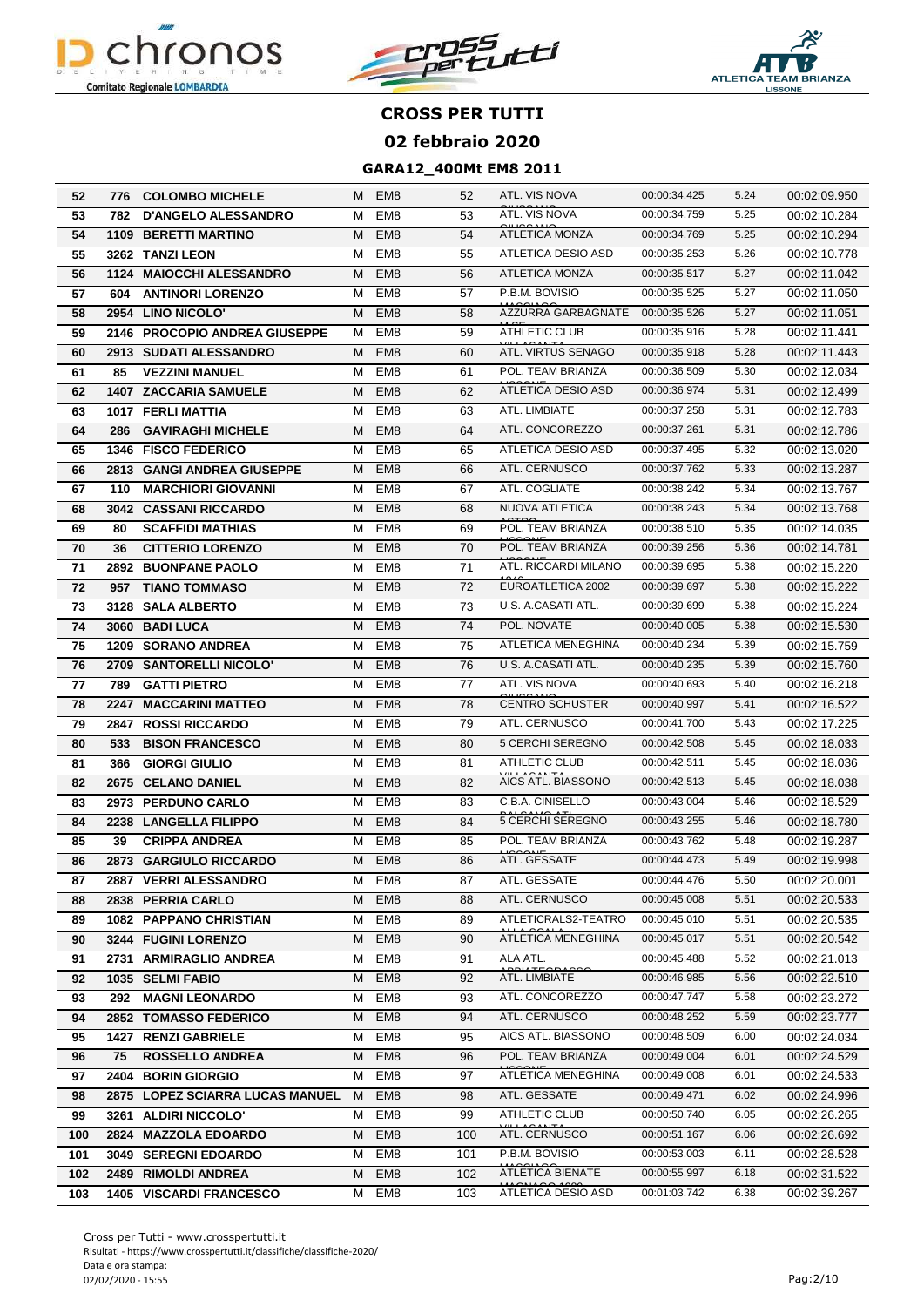# CROSS PER TUTTI

## 02 febbraio 2020

### GARA12_400Mt EM8 2011

| | | | | | | | | | |
|---|---|---|---|---|---|---|---|---|---|
| 52 | 776 | COLOMBO MICHELE | M | EM8 | 52 | ATL. VIS NOVA | 00:00:34.425 | 5.24 | 00:02:09.950 |
| 53 | 782 | D'ANGELO ALESSANDRO | M | EM8 | 53 | ATL. VIS NOVA | 00:00:34.759 | 5.25 | 00:02:10.284 |
| 54 | 1109 | BERETTI MARTINO | M | EM8 | 54 | ATLETICA MONZA | 00:00:34.769 | 5.25 | 00:02:10.294 |
| 55 | 3262 | TANZI LEON | M | EM8 | 55 | ATLETICA DESIO ASD | 00:00:35.253 | 5.26 | 00:02:10.778 |
| 56 | 1124 | MAIOCCHI ALESSANDRO | M | EM8 | 56 | ATLETICA MONZA | 00:00:35.517 | 5.27 | 00:02:11.042 |
| 57 | 604 | ANTINORI LORENZO | M | EM8 | 57 | P.B.M. BOVISIO | 00:00:35.525 | 5.27 | 00:02:11.050 |
| 58 | 2954 | LINO NICOLO' | M | EM8 | 58 | AZZURRA GARBAGNATE | 00:00:35.526 | 5.27 | 00:02:11.051 |
| 59 | 2146 | PROCOPIO ANDREA GIUSEPPE | M | EM8 | 59 | ATHLETIC CLUB | 00:00:35.916 | 5.28 | 00:02:11.441 |
| 60 | 2913 | SUDATI ALESSANDRO | M | EM8 | 60 | ATL. VIRTUS SENAGO | 00:00:35.918 | 5.28 | 00:02:11.443 |
| 61 | 85 | VEZZINI MANUEL | M | EM8 | 61 | POL. TEAM BRIANZA | 00:00:36.509 | 5.30 | 00:02:12.034 |
| 62 | 1407 | ZACCARIA SAMUELE | M | EM8 | 62 | ATLETICA DESIO ASD | 00:00:36.974 | 5.31 | 00:02:12.499 |
| 63 | 1017 | FERLI MATTIA | M | EM8 | 63 | ATL. LIMBIATE | 00:00:37.258 | 5.31 | 00:02:12.783 |
| 64 | 286 | GAVIRAGHI MICHELE | M | EM8 | 64 | ATL. CONCOREZZO | 00:00:37.261 | 5.31 | 00:02:12.786 |
| 65 | 1346 | FISCO FEDERICO | M | EM8 | 65 | ATLETICA DESIO ASD | 00:00:37.495 | 5.32 | 00:02:13.020 |
| 66 | 2813 | GANGI ANDREA GIUSEPPE | M | EM8 | 66 | ATL. CERNUSCO | 00:00:37.762 | 5.33 | 00:02:13.287 |
| 67 | 110 | MARCHIORI GIOVANNI | M | EM8 | 67 | ATL. COGLIATE | 00:00:38.242 | 5.34 | 00:02:13.767 |
| 68 | 3042 | CASSANI RICCARDO | M | EM8 | 68 | NUOVA ATLETICA | 00:00:38.243 | 5.34 | 00:02:13.768 |
| 69 | 80 | SCAFFIDI MATHIAS | M | EM8 | 69 | POL. TEAM BRIANZA | 00:00:38.510 | 5.35 | 00:02:14.035 |
| 70 | 36 | CITTERIO LORENZO | M | EM8 | 70 | POL. TEAM BRIANZA | 00:00:39.256 | 5.36 | 00:02:14.781 |
| 71 | 2892 | BUONPANE PAOLO | M | EM8 | 71 | ATL. RICCARDI MILANO | 00:00:39.695 | 5.38 | 00:02:15.220 |
| 72 | 957 | TIANO TOMMASO | M | EM8 | 72 | EUROATLETICA 2002 | 00:00:39.697 | 5.38 | 00:02:15.222 |
| 73 | 3128 | SALA ALBERTO | M | EM8 | 73 | U.S. A.CASATI ATL. | 00:00:39.699 | 5.38 | 00:02:15.224 |
| 74 | 3060 | BADI LUCA | M | EM8 | 74 | POL. NOVATE | 00:00:40.005 | 5.38 | 00:02:15.530 |
| 75 | 1209 | SORANO ANDREA | M | EM8 | 75 | ATLETICA MENEGHINA | 00:00:40.234 | 5.39 | 00:02:15.759 |
| 76 | 2709 | SANTORELLI NICOLO' | M | EM8 | 76 | U.S. A.CASATI ATL. | 00:00:40.235 | 5.39 | 00:02:15.760 |
| 77 | 789 | GATTI PIETRO | M | EM8 | 77 | ATL. VIS NOVA | 00:00:40.693 | 5.40 | 00:02:16.218 |
| 78 | 2247 | MACCARINI MATTEO | M | EM8 | 78 | CENTRO SCHUSTER | 00:00:40.997 | 5.41 | 00:02:16.522 |
| 79 | 2847 | ROSSI RICCARDO | M | EM8 | 79 | ATL. CERNUSCO | 00:00:41.700 | 5.43 | 00:02:17.225 |
| 80 | 533 | BISON FRANCESCO | M | EM8 | 80 | 5 CERCHI SEREGNO | 00:00:42.508 | 5.45 | 00:02:18.033 |
| 81 | 366 | GIORGI GIULIO | M | EM8 | 81 | ATHLETIC CLUB | 00:00:42.511 | 5.45 | 00:02:18.036 |
| 82 | 2675 | CELANO DANIEL | M | EM8 | 82 | AICS ATL. BIASSONO | 00:00:42.513 | 5.45 | 00:02:18.038 |
| 83 | 2973 | PERDUNO CARLO | M | EM8 | 83 | C.B.A. CINISELLO | 00:00:43.004 | 5.46 | 00:02:18.529 |
| 84 | 2238 | LANGELLA FILIPPO | M | EM8 | 84 | 5 CERCHI SEREGNO | 00:00:43.255 | 5.46 | 00:02:18.780 |
| 85 | 39 | CRIPPA ANDREA | M | EM8 | 85 | POL. TEAM BRIANZA | 00:00:43.762 | 5.48 | 00:02:19.287 |
| 86 | 2873 | GARGIULO RICCARDO | M | EM8 | 86 | ATL. GESSATE | 00:00:44.473 | 5.49 | 00:02:19.998 |
| 87 | 2887 | VERRI ALESSANDRO | M | EM8 | 87 | ATL. GESSATE | 00:00:44.476 | 5.50 | 00:02:20.001 |
| 88 | 2838 | PERRIA CARLO | M | EM8 | 88 | ATL. CERNUSCO | 00:00:45.008 | 5.51 | 00:02:20.533 |
| 89 | 1082 | PAPPANO CHRISTIAN | M | EM8 | 89 | ATLETICRALS2-TEATRO | 00:00:45.010 | 5.51 | 00:02:20.535 |
| 90 | 3244 | FUGINI LORENZO | M | EM8 | 90 | ATLETICA MENEGHINA | 00:00:45.017 | 5.51 | 00:02:20.542 |
| 91 | 2731 | ARMIRAGLIO ANDREA | M | EM8 | 91 | ALA ATL. | 00:00:45.488 | 5.52 | 00:02:21.013 |
| 92 | 1035 | SELMI FABIO | M | EM8 | 92 | ATL. LIMBIATE | 00:00:46.985 | 5.56 | 00:02:22.510 |
| 93 | 292 | MAGNI LEONARDO | M | EM8 | 93 | ATL. CONCOREZZO | 00:00:47.747 | 5.58 | 00:02:23.272 |
| 94 | 2852 | TOMASSO FEDERICO | M | EM8 | 94 | ATL. CERNUSCO | 00:00:48.252 | 5.59 | 00:02:23.777 |
| 95 | 1427 | RENZI GABRIELE | M | EM8 | 95 | AICS ATL. BIASSONO | 00:00:48.509 | 6.00 | 00:02:24.034 |
| 96 | 75 | ROSSELLO ANDREA | M | EM8 | 96 | POL. TEAM BRIANZA | 00:00:49.004 | 6.01 | 00:02:24.529 |
| 97 | 2404 | BORIN GIORGIO | M | EM8 | 97 | ATLETICA MENEGHINA | 00:00:49.008 | 6.01 | 00:02:24.533 |
| 98 | 2875 | LOPEZ SCIARRA LUCAS MANUEL | M | EM8 | 98 | ATL. GESSATE | 00:00:49.471 | 6.02 | 00:02:24.996 |
| 99 | 3261 | ALDIRI NICCOLO' | M | EM8 | 99 | ATHLETIC CLUB | 00:00:50.740 | 6.05 | 00:02:26.265 |
| 100 | 2824 | MAZZOLA EDOARDO | M | EM8 | 100 | ATL. CERNUSCO | 00:00:51.167 | 6.06 | 00:02:26.692 |
| 101 | 3049 | SEREGNI EDOARDO | M | EM8 | 101 | P.B.M. BOVISIO | 00:00:53.003 | 6.11 | 00:02:28.528 |
| 102 | 2489 | RIMOLDI ANDREA | M | EM8 | 102 | ATLETICA BIENATE | 00:00:55.997 | 6.18 | 00:02:31.522 |
| 103 | 1405 | VISCARDI FRANCESCO | M | EM8 | 103 | ATLETICA DESIO ASD | 00:01:03.742 | 6.38 | 00:02:39.267 |

Cross per Tutti - www.crosspertutti.it
Risultati - https://www.crosspertutti.it/classifiche/classifiche-2020/
Data e ora stampa:
02/02/2020 - 15:55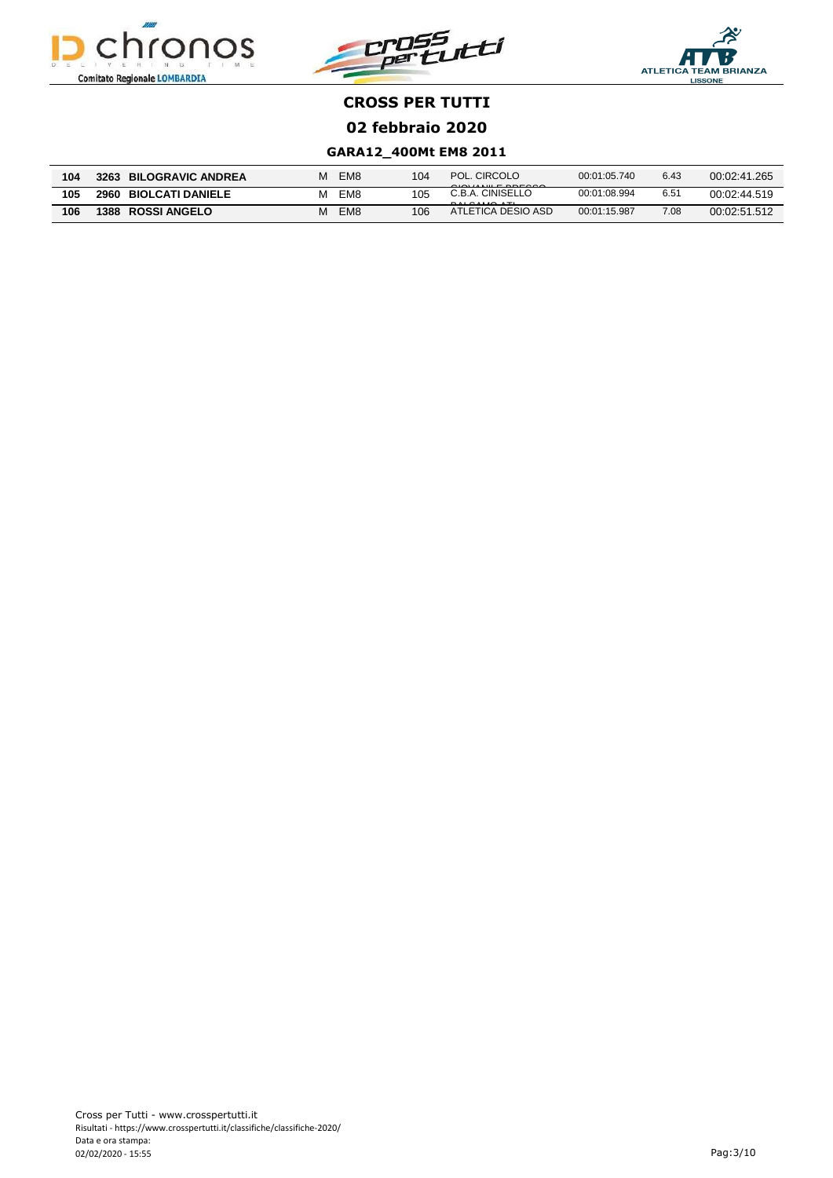# CROSS PER TUTTI

## 02 febbraio 2020

### GARA12_400Mt EM8 2011

| | | | | | | | | | |
|---|---|---|---|---|---|---|---|---|---|
| **104** | **3263** | **BILOGRAVIC ANDREA** | M | EM8 | 104 | POL. CIRCOLO GIOVANILE BRESSO | 00:01:05.740 | 6.43 | 00:02:41.265 |
| **105** | **2960** | **BIOLCATI DANIELE** | M | EM8 | 105 | C.B.A. CINISELLO BALSAMO ATL. | 00:01:08.994 | 6.51 | 00:02:44.519 |
| **106** | **1388** | **ROSSI ANGELO** | M | EM8 | 106 | ATLETICA DESIO ASD | 00:01:15.987 | 7.08 | 00:02:51.512 |

Cross per Tutti - www.crosspertutti.it
Risultati - https://www.crosspertutti.it/classifiche/classifiche-2020/
Data e ora stampa:
02/02/2020 - 15:55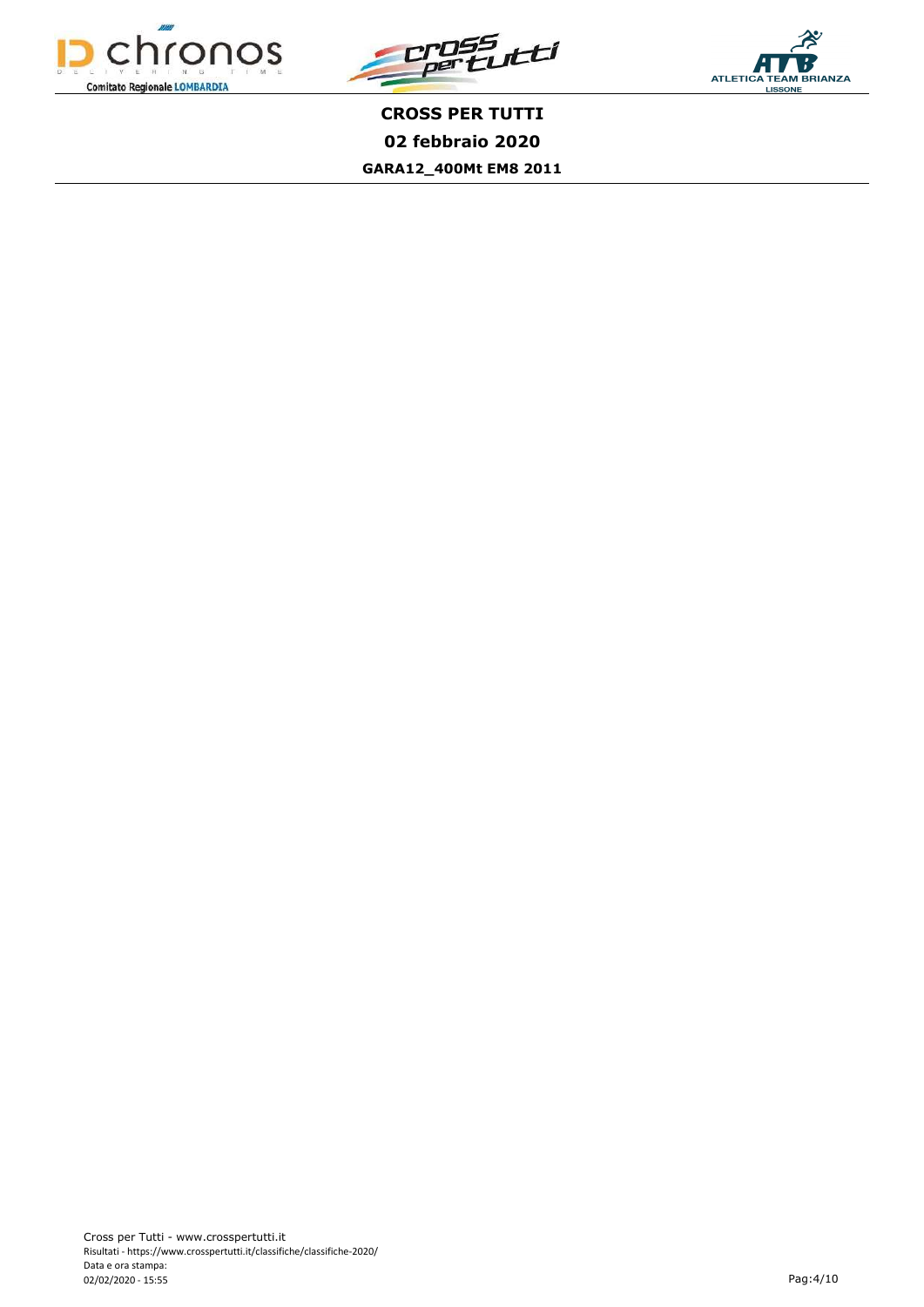**CROSS PER TUTTI**

**02 febbraio 2020**

**GARA12_400Mt EM8 2011**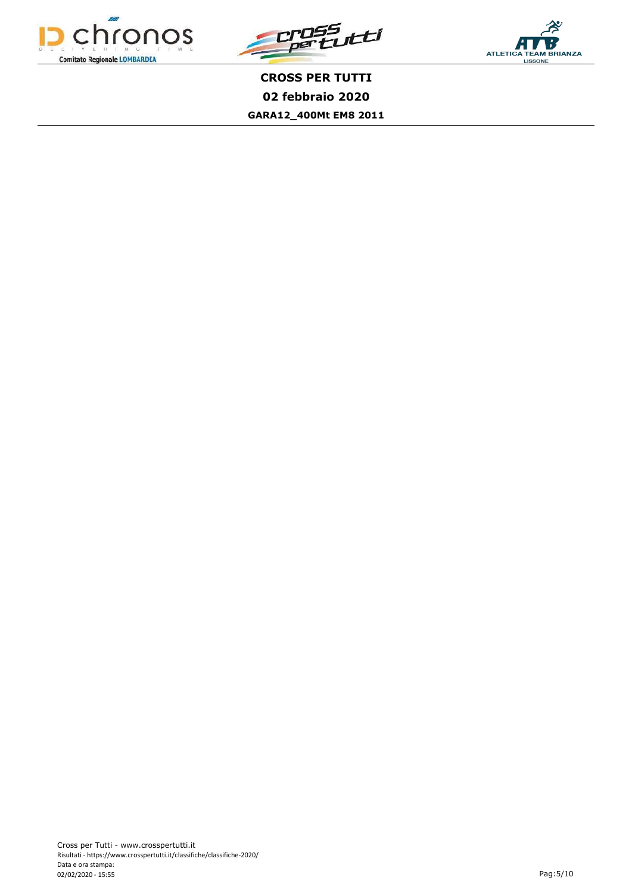**CROSS PER TUTTI**

**02 febbraio 2020**

**GARA12_400Mt EM8 2011**

Cross per Tutti - www.crosspertutti.it
Risultati - https://www.crosspertutti.it/classifiche/classifiche-2020/
Data e ora stampa:
02/02/2020 - 15:55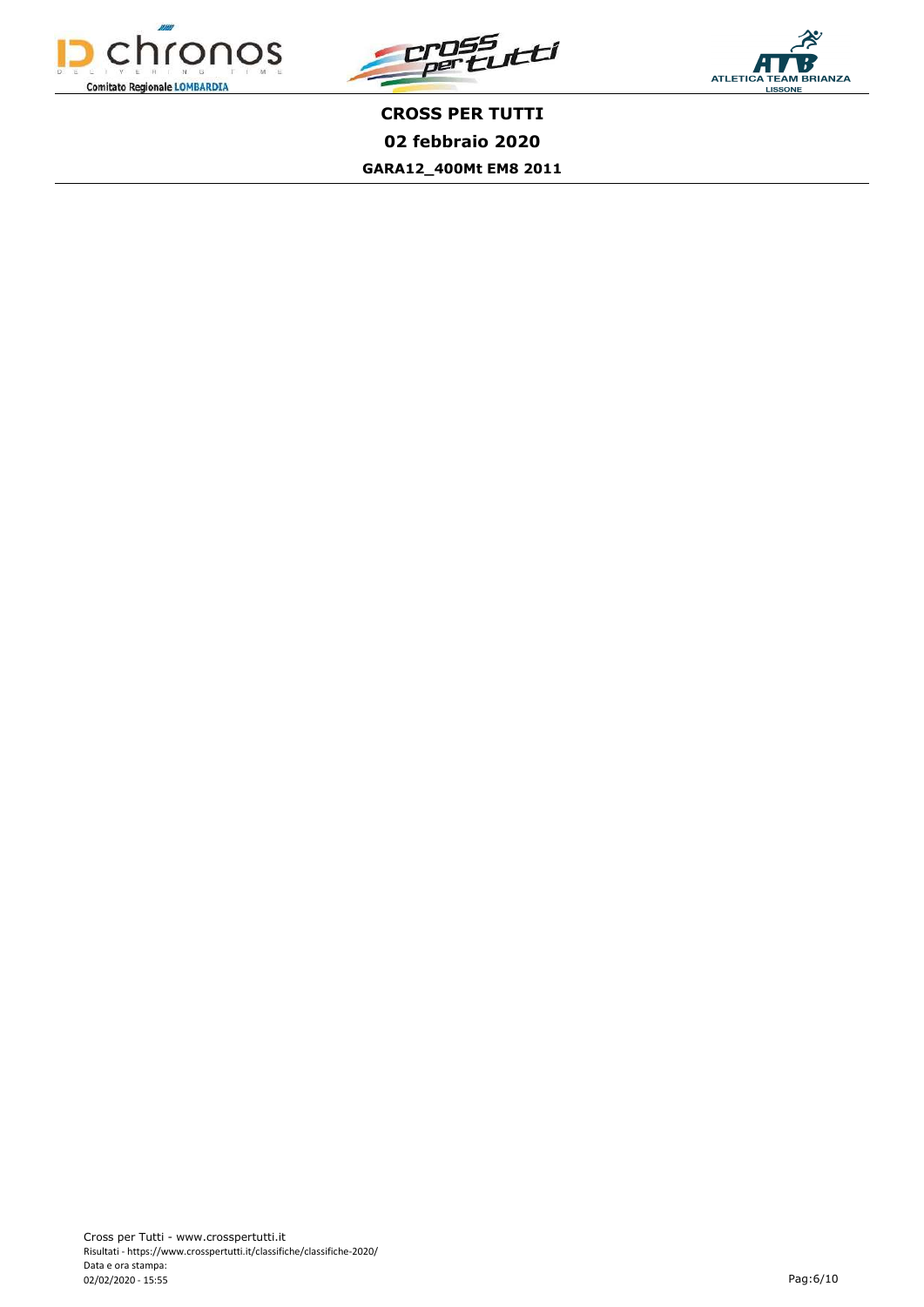**CROSS PER TUTTI**

**02 febbraio 2020**

**GARA12_400Mt EM8 2011**

Cross per Tutti - www.crosspertutti.it
Risultati - https://www.crosspertutti.it/classifiche/classifiche-2020/
Data e ora stampa:
02/02/2020 - 15:55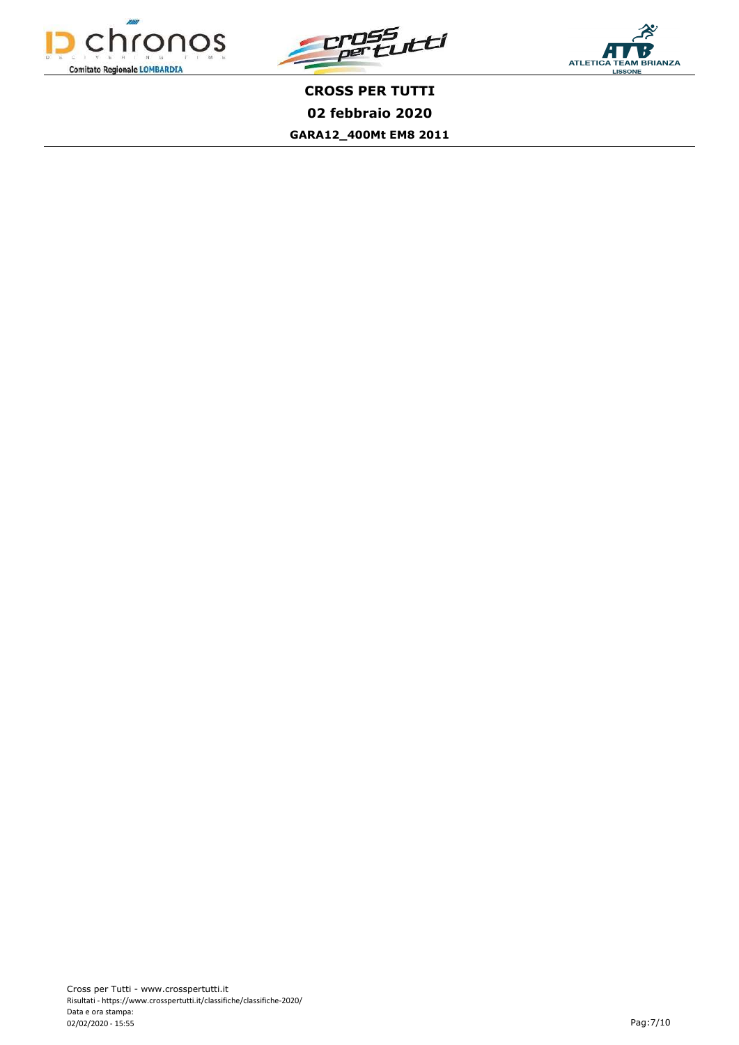**CROSS PER TUTTI**

**02 febbraio 2020**

**GARA12_400Mt EM8 2011**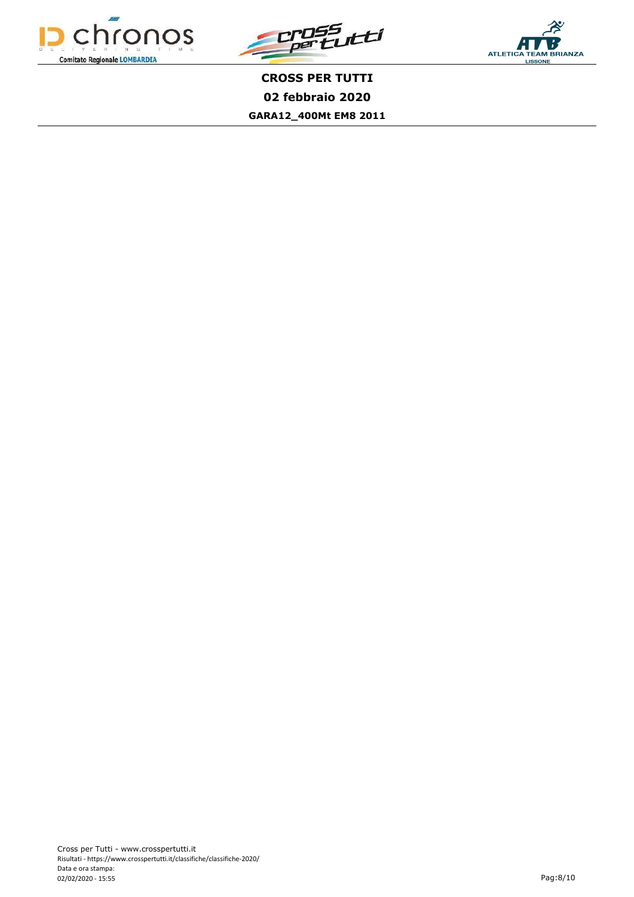**CROSS PER TUTTI**

**02 febbraio 2020**

**GARA12_400Mt EM8 2011**

Cross per Tutti - www.crosspertutti.it
Risultati - https://www.crosspertutti.it/classifiche/classifiche-2020/
Data e ora stampa:
02/02/2020 - 15:55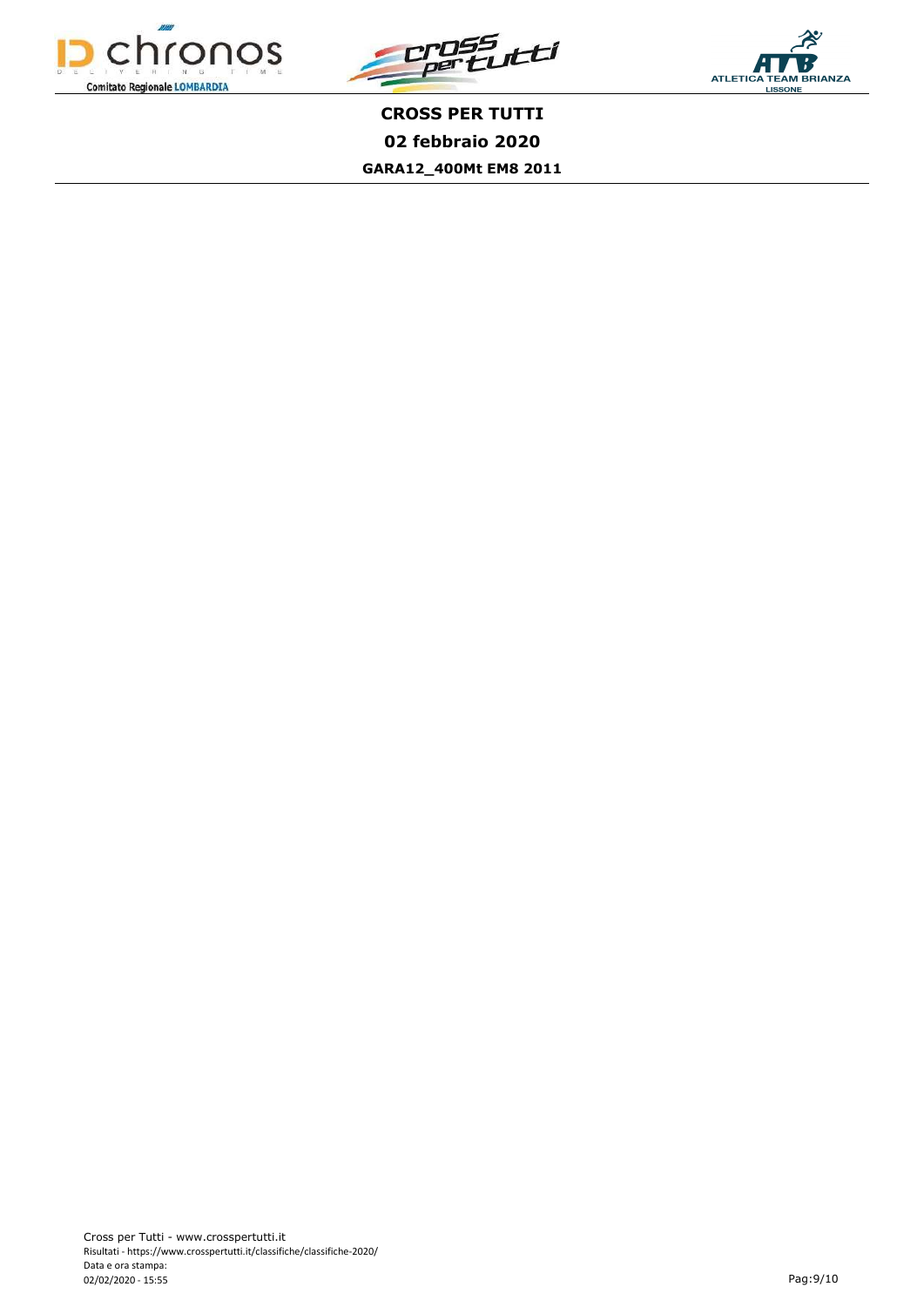**CROSS PER TUTTI**

**02 febbraio 2020**

**GARA12_400Mt EM8 2011**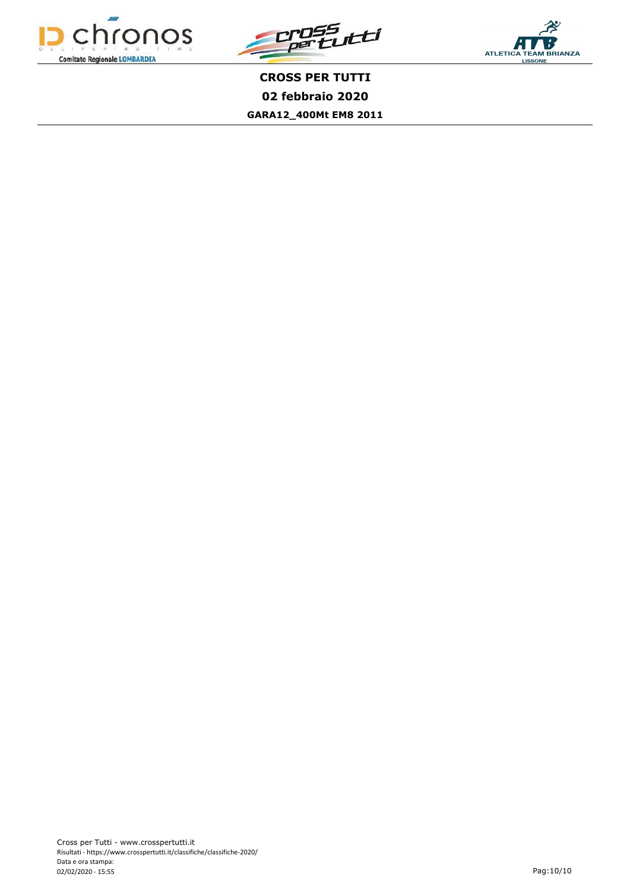**CROSS PER TUTTI**

**02 febbraio 2020**

**GARA12_400Mt EM8 2011**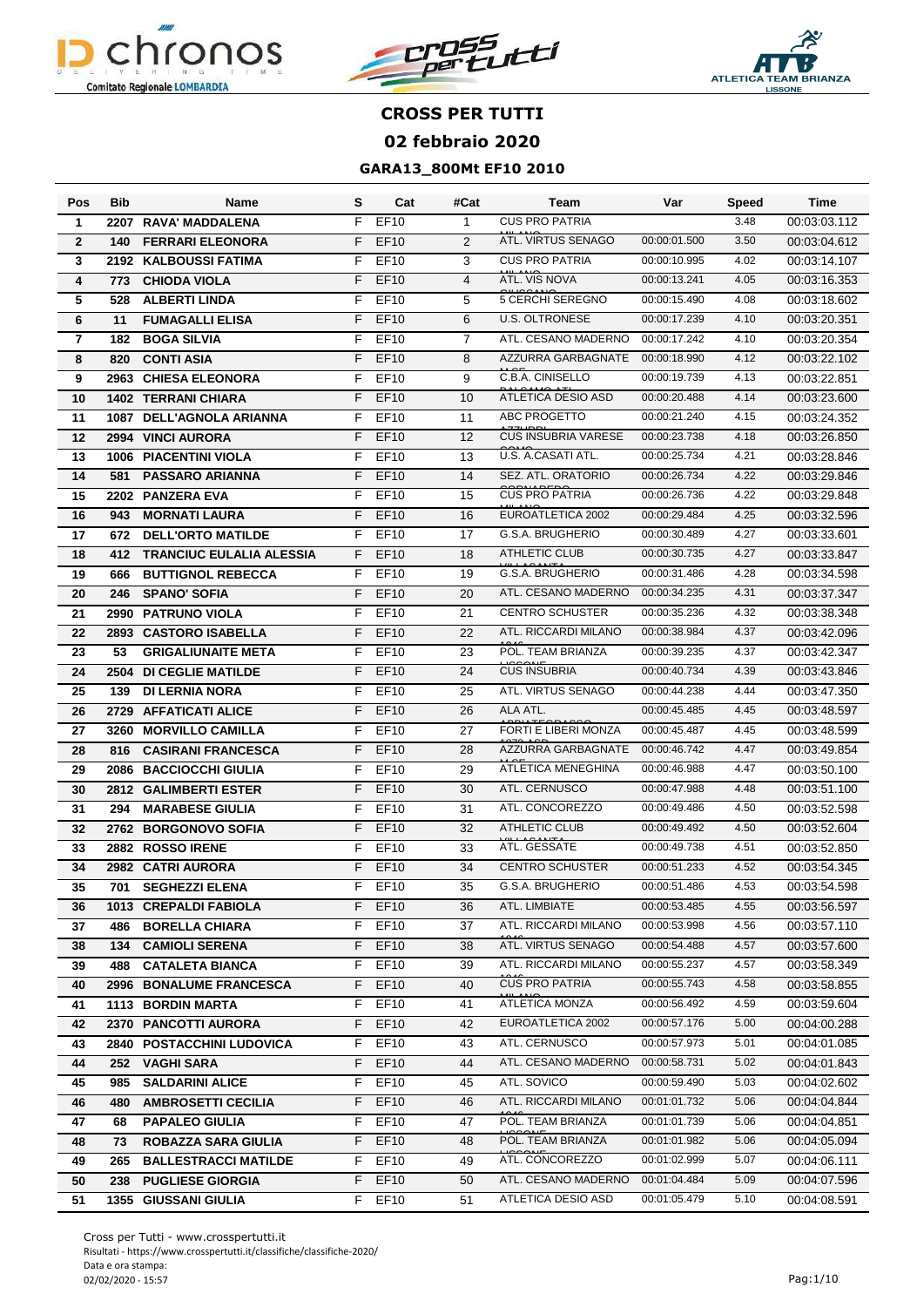# CROSS PER TUTTI

## 02 febbraio 2020

### GARA13_800Mt EF10 2010

| Pos | Bib | Name | S | Cat | #Cat | Team | Var | Speed | Time |
|---|---|---|---|---|---|---|---|---|---|
| 1 | 2207 | RAVA' MADDALENA | F | EF10 | 1 | CUS PRO PATRIA | | 3.48 | 00:03:03.112 |
| 2 | 140 | FERRARI ELEONORA | F | EF10 | 2 | ATL. VIRTUS SENAGO | 00:00:01.500 | 3.50 | 00:03:04.612 |
| 3 | 2192 | KALBOUSSI FATIMA | F | EF10 | 3 | CUS PRO PATRIA | 00:00:10.995 | 4.02 | 00:03:14.107 |
| 4 | 773 | CHIODA VIOLA | F | EF10 | 4 | ATL. VIS NOVA | 00:00:13.241 | 4.05 | 00:03:16.353 |
| 5 | 528 | ALBERTI LINDA | F | EF10 | 5 | 5 CERCHI SEREGNO | 00:00:15.490 | 4.08 | 00:03:18.602 |
| 6 | 11 | FUMAGALLI ELISA | F | EF10 | 6 | U.S. OLTRONESE | 00:00:17.239 | 4.10 | 00:03:20.351 |
| 7 | 182 | BOGA SILVIA | F | EF10 | 7 | ATL. CESANO MADERNO | 00:00:17.242 | 4.10 | 00:03:20.354 |
| 8 | 820 | CONTI ASIA | F | EF10 | 8 | AZZURRA GARBAGNATE | 00:00:18.990 | 4.12 | 00:03:22.102 |
| 9 | 2963 | CHIESA ELEONORA | F | EF10 | 9 | C.B.A. CINISELLO | 00:00:19.739 | 4.13 | 00:03:22.851 |
| 10 | 1402 | TERRANI CHIARA | F | EF10 | 10 | ATLETICA DESIO ASD | 00:00:20.488 | 4.14 | 00:03:23.600 |
| 11 | 1087 | DELL'AGNOLA ARIANNA | F | EF10 | 11 | ABC PROGETTO | 00:00:21.240 | 4.15 | 00:03:24.352 |
| 12 | 2994 | VINCI AURORA | F | EF10 | 12 | CUS INSUBRIA VARESE | 00:00:23.738 | 4.18 | 00:03:26.850 |
| 13 | 1006 | PIACENTINI VIOLA | F | EF10 | 13 | U.S. A.CASATI ATL. | 00:00:25.734 | 4.21 | 00:03:28.846 |
| 14 | 581 | PASSARO ARIANNA | F | EF10 | 14 | SEZ. ATL. ORATORIO | 00:00:26.734 | 4.22 | 00:03:29.846 |
| 15 | 2202 | PANZERA EVA | F | EF10 | 15 | CUS PRO PATRIA | 00:00:26.736 | 4.22 | 00:03:29.848 |
| 16 | 943 | MORNATI LAURA | F | EF10 | 16 | EUROATLETICA 2002 | 00:00:29.484 | 4.25 | 00:03:32.596 |
| 17 | 672 | DELL'ORTO MATILDE | F | EF10 | 17 | G.S.A. BRUGHERIO | 00:00:30.489 | 4.27 | 00:03:33.601 |
| 18 | 412 | TRANCIUC EULALIA ALESSIA | F | EF10 | 18 | ATHLETIC CLUB | 00:00:30.735 | 4.27 | 00:03:33.847 |
| 19 | 666 | BUTTIGNOL REBECCA | F | EF10 | 19 | G.S.A. BRUGHERIO | 00:00:31.486 | 4.28 | 00:03:34.598 |
| 20 | 246 | SPANO' SOFIA | F | EF10 | 20 | ATL. CESANO MADERNO | 00:00:34.235 | 4.31 | 00:03:37.347 |
| 21 | 2990 | PATRUNO VIOLA | F | EF10 | 21 | CENTRO SCHUSTER | 00:00:35.236 | 4.32 | 00:03:38.348 |
| 22 | 2893 | CASTORO ISABELLA | F | EF10 | 22 | ATL. RICCARDI MILANO | 00:00:38.984 | 4.37 | 00:03:42.096 |
| 23 | 53 | GRIGALIUNAITE META | F | EF10 | 23 | POL. TEAM BRIANZA | 00:00:39.235 | 4.37 | 00:03:42.347 |
| 24 | 2504 | DI CEGLIE MATILDE | F | EF10 | 24 | CUS INSUBRIA | 00:00:40.734 | 4.39 | 00:03:43.846 |
| 25 | 139 | DI LERNIA NORA | F | EF10 | 25 | ATL. VIRTUS SENAGO | 00:00:44.238 | 4.44 | 00:03:47.350 |
| 26 | 2729 | AFFATICATI ALICE | F | EF10 | 26 | ALA ATL. | 00:00:45.485 | 4.45 | 00:03:48.597 |
| 27 | 3260 | MORVILLO CAMILLA | F | EF10 | 27 | FORTI E LIBERI MONZA | 00:00:45.487 | 4.45 | 00:03:48.599 |
| 28 | 816 | CASIRANI FRANCESCA | F | EF10 | 28 | AZZURRA GARBAGNATE | 00:00:46.742 | 4.47 | 00:03:49.854 |
| 29 | 2086 | BACCIOCCHI GIULIA | F | EF10 | 29 | ATLETICA MENEGHINA | 00:00:46.988 | 4.47 | 00:03:50.100 |
| 30 | 2812 | GALIMBERTI ESTER | F | EF10 | 30 | ATL. CERNUSCO | 00:00:47.988 | 4.48 | 00:03:51.100 |
| 31 | 294 | MARABESE GIULIA | F | EF10 | 31 | ATL. CONCOREZZO | 00:00:49.486 | 4.50 | 00:03:52.598 |
| 32 | 2762 | BORGONOVO SOFIA | F | EF10 | 32 | ATHLETIC CLUB | 00:00:49.492 | 4.50 | 00:03:52.604 |
| 33 | 2882 | ROSSO IRENE | F | EF10 | 33 | ATL. GESSATE | 00:00:49.738 | 4.51 | 00:03:52.850 |
| 34 | 2982 | CATRI AURORA | F | EF10 | 34 | CENTRO SCHUSTER | 00:00:51.233 | 4.52 | 00:03:54.345 |
| 35 | 701 | SEGHEZZI ELENA | F | EF10 | 35 | G.S.A. BRUGHERIO | 00:00:51.486 | 4.53 | 00:03:54.598 |
| 36 | 1013 | CREPALDI FABIOLA | F | EF10 | 36 | ATL. LIMBIATE | 00:00:53.485 | 4.55 | 00:03:56.597 |
| 37 | 486 | BORELLA CHIARA | F | EF10 | 37 | ATL. RICCARDI MILANO | 00:00:53.998 | 4.56 | 00:03:57.110 |
| 38 | 134 | CAMIOLI SERENA | F | EF10 | 38 | ATL. VIRTUS SENAGO | 00:00:54.488 | 4.57 | 00:03:57.600 |
| 39 | 488 | CATALETA BIANCA | F | EF10 | 39 | ATL. RICCARDI MILANO | 00:00:55.237 | 4.57 | 00:03:58.349 |
| 40 | 2996 | BONALUME FRANCESCA | F | EF10 | 40 | CUS PRO PATRIA | 00:00:55.743 | 4.58 | 00:03:58.855 |
| 41 | 1113 | BORDIN MARTA | F | EF10 | 41 | ATLETICA MONZA | 00:00:56.492 | 4.59 | 00:03:59.604 |
| 42 | 2370 | PANCOTTI AURORA | F | EF10 | 42 | EUROATLETICA 2002 | 00:00:57.176 | 5.00 | 00:04:00.288 |
| 43 | 2840 | POSTACCHINI LUDOVICA | F | EF10 | 43 | ATL. CERNUSCO | 00:00:57.973 | 5.01 | 00:04:01.085 |
| 44 | 252 | VAGHI SARA | F | EF10 | 44 | ATL. CESANO MADERNO | 00:00:58.731 | 5.02 | 00:04:01.843 |
| 45 | 985 | SALDARINI ALICE | F | EF10 | 45 | ATL. SOVICO | 00:00:59.490 | 5.03 | 00:04:02.602 |
| 46 | 480 | AMBROSETTI CECILIA | F | EF10 | 46 | ATL. RICCARDI MILANO | 00:01:01.732 | 5.06 | 00:04:04.844 |
| 47 | 68 | PAPALEO GIULIA | F | EF10 | 47 | POL. TEAM BRIANZA | 00:01:01.739 | 5.06 | 00:04:04.851 |
| 48 | 73 | ROBAZZA SARA GIULIA | F | EF10 | 48 | POL. TEAM BRIANZA | 00:01:01.982 | 5.06 | 00:04:05.094 |
| 49 | 265 | BALLESTRACCI MATILDE | F | EF10 | 49 | ATL. CONCOREZZO | 00:01:02.999 | 5.07 | 00:04:06.111 |
| 50 | 238 | PUGLIESE GIORGIA | F | EF10 | 50 | ATL. CESANO MADERNO | 00:01:04.484 | 5.09 | 00:04:07.596 |
| 51 | 1355 | GIUSSANI GIULIA | F | EF10 | 51 | ATLETICA DESIO ASD | 00:01:05.479 | 5.10 | 00:04:08.591 |

Cross per Tutti - www.crosspertutti.it
Risultati - https://www.crosspertutti.it/classifiche/classifiche-2020/
Data e ora stampa:
02/02/2020 - 15:57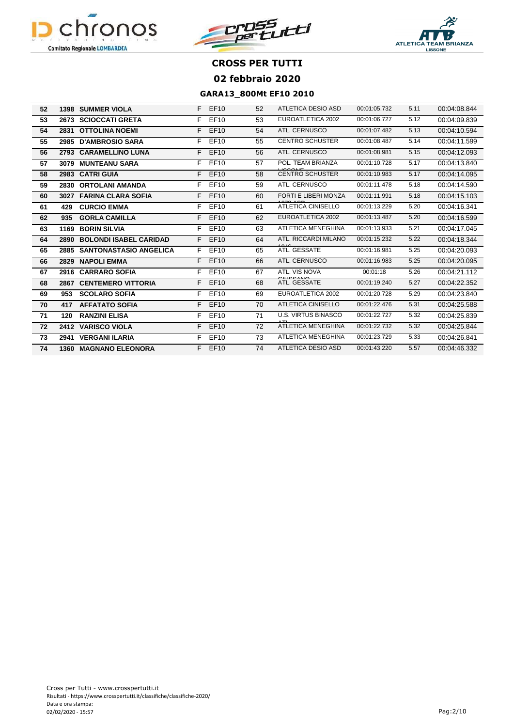# CROSS PER TUTTI

## 02 febbraio 2020

### GARA13_800Mt EF10 2010

| | | | | | | | | | |
|---|---|---|---|---|---|---|---|---|---|
| 52 | 1398 | SUMMER VIOLA | F | EF10 | 52 | ATLETICA DESIO ASD | 00:01:05.732 | 5.11 | 00:04:08.844 |
| 53 | 2673 | SCIOCCATI GRETA | F | EF10 | 53 | EUROATLETICA 2002 | 00:01:06.727 | 5.12 | 00:04:09.839 |
| 54 | 2831 | OTTOLINA NOEMI | F | EF10 | 54 | ATL. CERNUSCO | 00:01:07.482 | 5.13 | 00:04:10.594 |
| 55 | 2985 | D'AMBROSIO SARA | F | EF10 | 55 | CENTRO SCHUSTER | 00:01:08.487 | 5.14 | 00:04:11.599 |
| 56 | 2793 | CARAMELLINO LUNA | F | EF10 | 56 | ATL. CERNUSCO | 00:01:08.981 | 5.15 | 00:04:12.093 |
| 57 | 3079 | MUNTEANU SARA | F | EF10 | 57 | POL. TEAM BRIANZA LISSONE | 00:01:10.728 | 5.17 | 00:04:13.840 |
| 58 | 2983 | CATRI GUIA | F | EF10 | 58 | CENTRO SCHUSTER | 00:01:10.983 | 5.17 | 00:04:14.095 |
| 59 | 2830 | ORTOLANI AMANDA | F | EF10 | 59 | ATL. CERNUSCO | 00:01:11.478 | 5.18 | 00:04:14.590 |
| 60 | 3027 | FARINA CLARA SOFIA | F | EF10 | 60 | FORTI E LIBERI MONZA 1878 ASD | 00:01:11.991 | 5.18 | 00:04:15.103 |
| 61 | 429 | CURCIO EMMA | F | EF10 | 61 | ATLETICA CINISELLO | 00:01:13.229 | 5.20 | 00:04:16.341 |
| 62 | 935 | GORLA CAMILLA | F | EF10 | 62 | EUROATLETICA 2002 | 00:01:13.487 | 5.20 | 00:04:16.599 |
| 63 | 1169 | BORIN SILVIA | F | EF10 | 63 | ATLETICA MENEGHINA | 00:01:13.933 | 5.21 | 00:04:17.045 |
| 64 | 2890 | BOLONDI ISABEL CARIDAD | F | EF10 | 64 | ATL. RICCARDI MILANO 1946 | 00:01:15.232 | 5.22 | 00:04:18.344 |
| 65 | 2885 | SANTONASTASIO ANGELICA | F | EF10 | 65 | ATL. GESSATE | 00:01:16.981 | 5.25 | 00:04:20.093 |
| 66 | 2829 | NAPOLI EMMA | F | EF10 | 66 | ATL. CERNUSCO | 00:01:16.983 | 5.25 | 00:04:20.095 |
| 67 | 2916 | CARRARO SOFIA | F | EF10 | 67 | ATL. VIS NOVA GIUSSANO | 00:01:18 | 5.26 | 00:04:21.112 |
| 68 | 2867 | CENTEMERO VITTORIA | F | EF10 | 68 | ATL. GESSATE | 00:01:19.240 | 5.27 | 00:04:22.352 |
| 69 | 953 | SCOLARO SOFIA | F | EF10 | 69 | EUROATLETICA 2002 | 00:01:20.728 | 5.29 | 00:04:23.840 |
| 70 | 417 | AFFATATO SOFIA | F | EF10 | 70 | ATLETICA CINISELLO | 00:01:22.476 | 5.31 | 00:04:25.588 |
| 71 | 120 | RANZINI ELISA | F | EF10 | 71 | U.S. VIRTUS BINASCO ATL | 00:01:22.727 | 5.32 | 00:04:25.839 |
| 72 | 2412 | VARISCO VIOLA | F | EF10 | 72 | ATLETICA MENEGHINA | 00:01:22.732 | 5.32 | 00:04:25.844 |
| 73 | 2941 | VERGANI ILARIA | F | EF10 | 73 | ATLETICA MENEGHINA | 00:01:23.729 | 5.33 | 00:04:26.841 |
| 74 | 1360 | MAGNANO ELEONORA | F | EF10 | 74 | ATLETICA DESIO ASD | 00:01:43.220 | 5.57 | 00:04:46.332 |

Cross per Tutti - www.crosspertutti.it
Risultati - https://www.crosspertutti.it/classifiche/classifiche-2020/
Data e ora stampa:
02/02/2020 - 15:57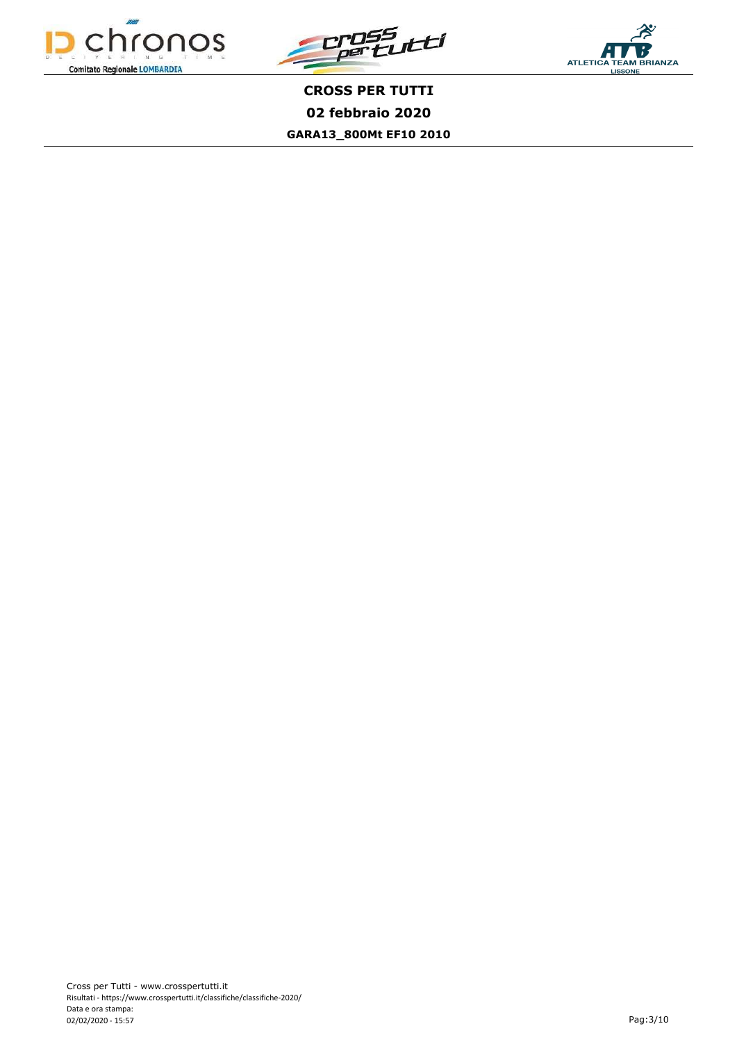# CROSS PER TUTTI

## 02 febbraio 2020

### GARA13_800Mt EF10 2010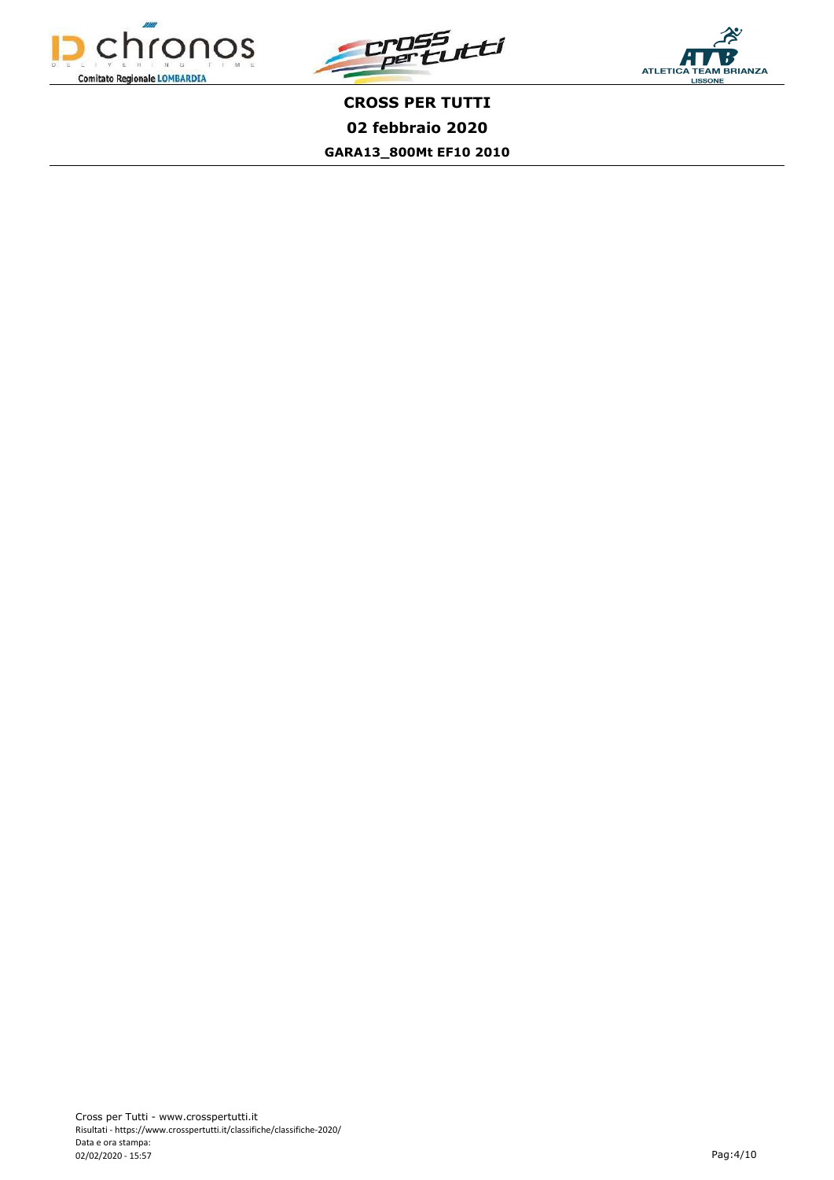**CROSS PER TUTTI**

**02 febbraio 2020**

**GARA13_800Mt EF10 2010**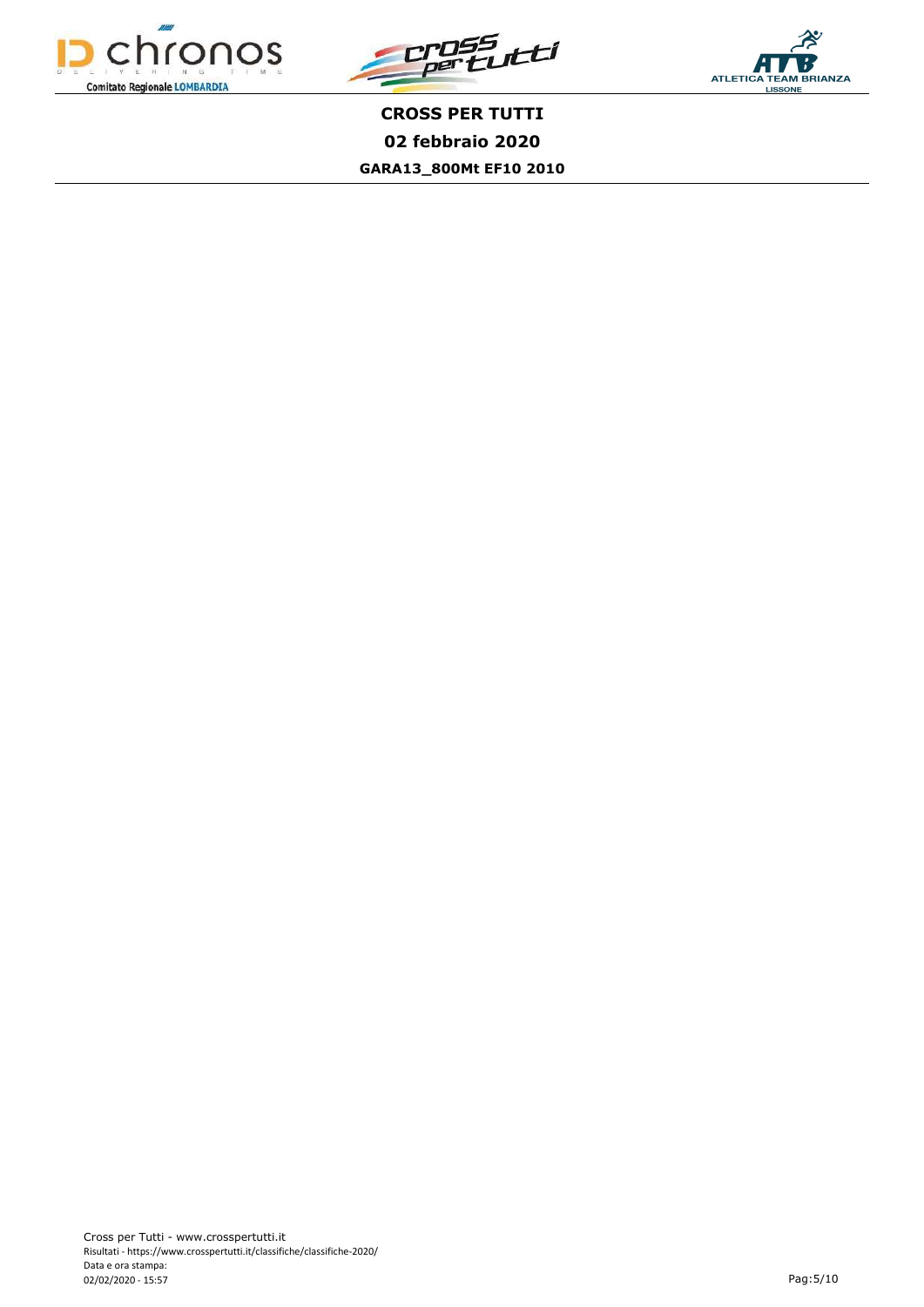**CROSS PER TUTTI**

**02 febbraio 2020**

**GARA13_800Mt EF10 2010**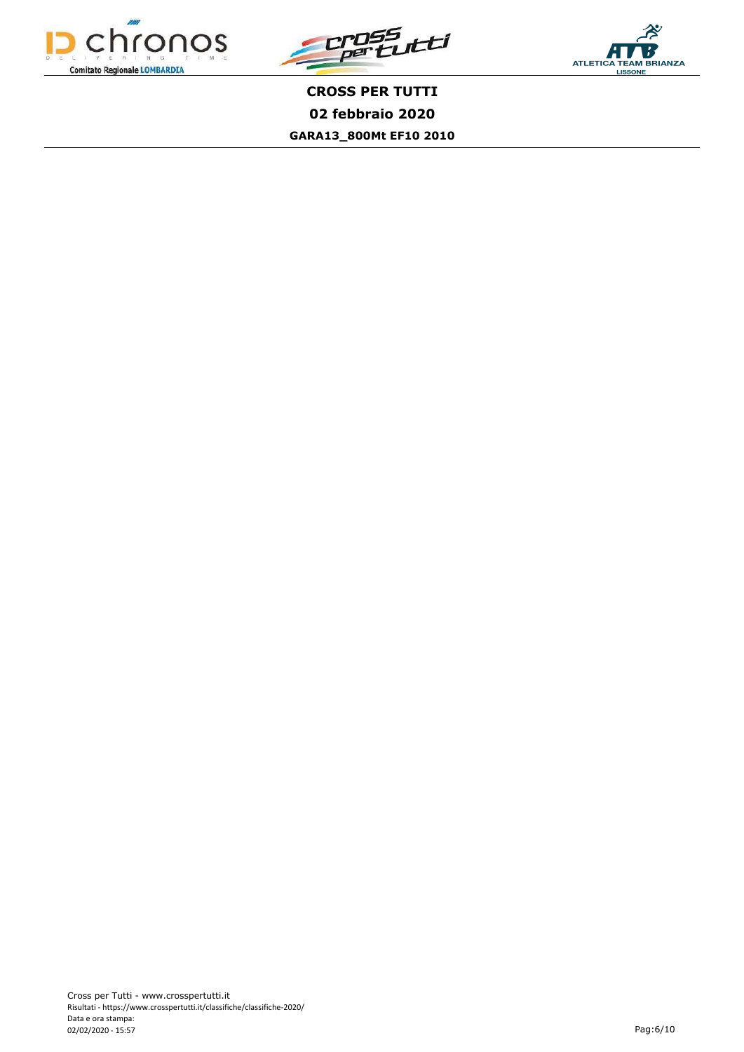**CROSS PER TUTTI**

**02 febbraio 2020**

**GARA13_800Mt EF10 2010**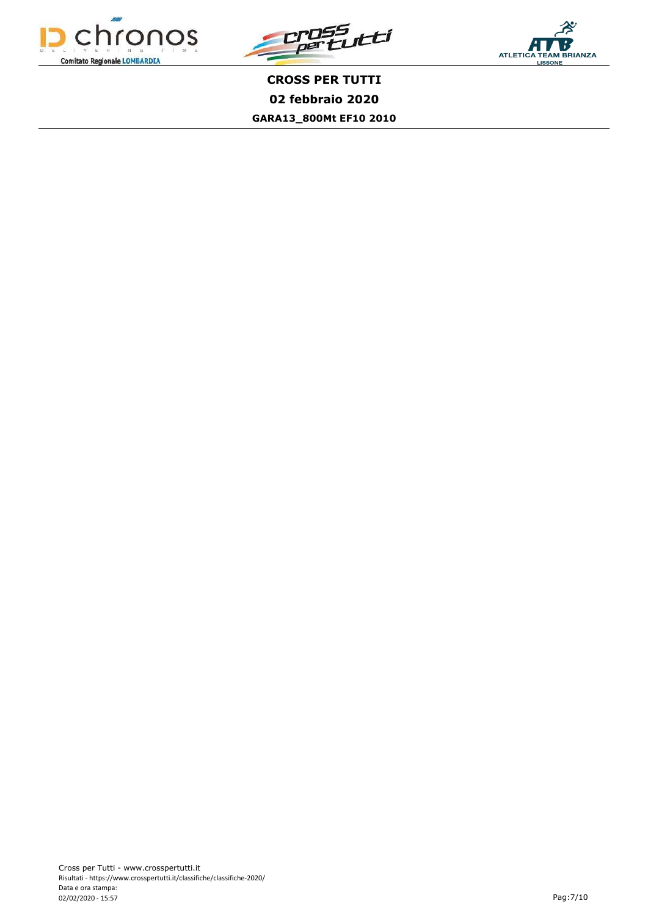# CROSS PER TUTTI

## 02 febbraio 2020

### GARA13_800Mt EF10 2010

Cross per Tutti - www.crosspertutti.it
Risultati - https://www.crosspertutti.it/classifiche/classifiche-2020/
Data e ora stampa:
02/02/2020 - 15:57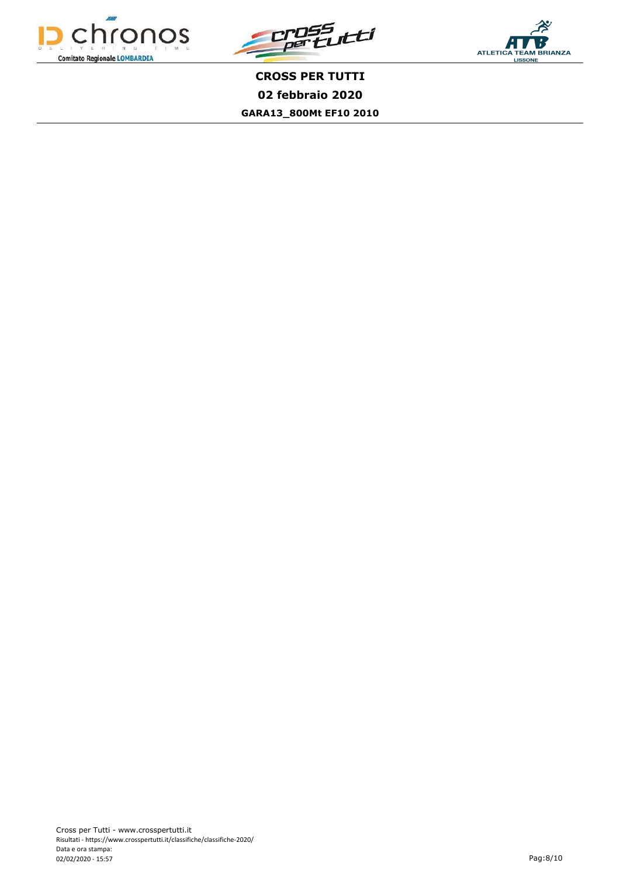**CROSS PER TUTTI**

**02 febbraio 2020**

**GARA13_800Mt EF10 2010**

Cross per Tutti - www.crosspertutti.it
Risultati - https://www.crosspertutti.it/classifiche/classifiche-2020/
Data e ora stampa:
02/02/2020 - 15:57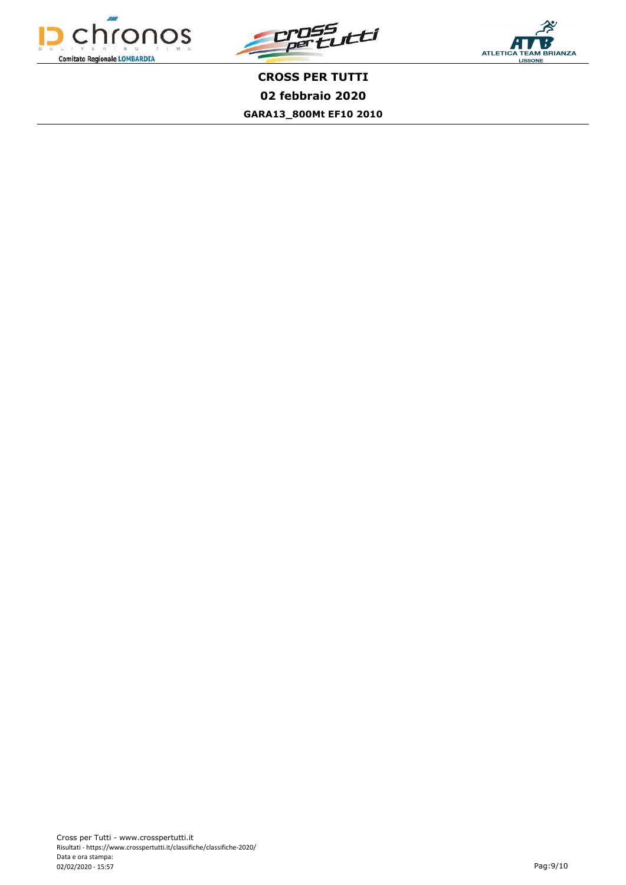# CROSS PER TUTTI

## 02 febbraio 2020

### GARA13_800Mt EF10 2010

Cross per Tutti - www.crosspertutti.it
Risultati - https://www.crosspertutti.it/classifiche/classifiche-2020/
Data e ora stampa:
02/02/2020 - 15:57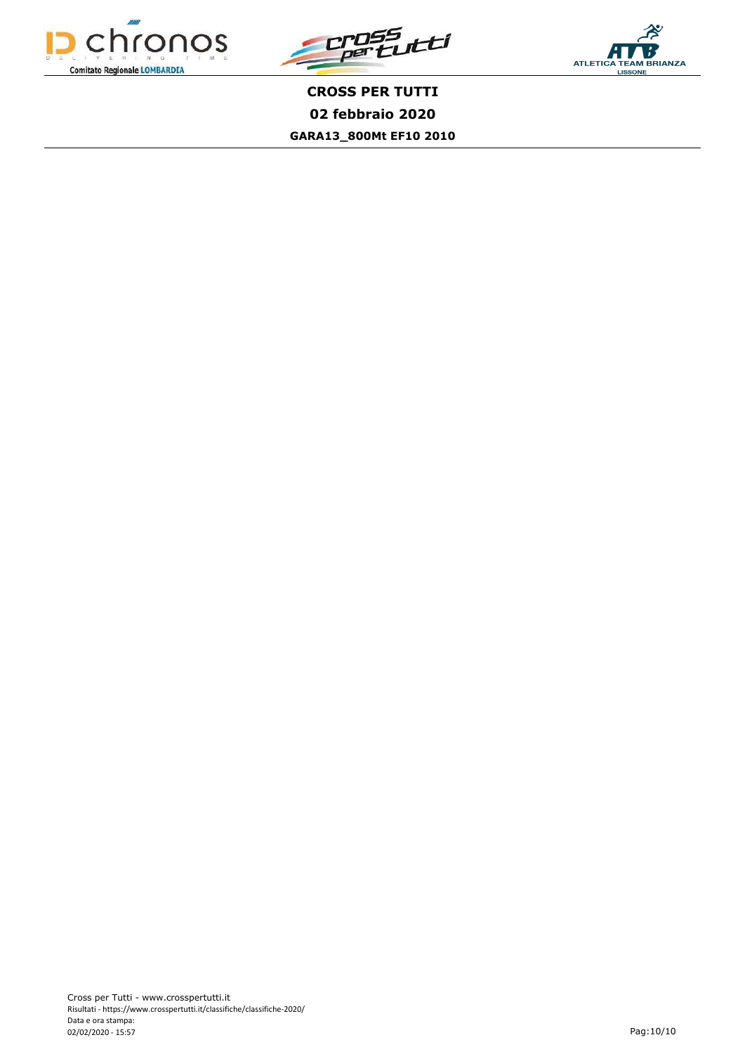# CROSS PER TUTTI

## 02 febbraio 2020

### GARA13_800Mt EF10 2010

Cross per Tutti - www.crosspertutti.it
Risultati - https://www.crosspertutti.it/classifiche/classifiche-2020/
Data e ora stampa:
02/02/2020 - 15:57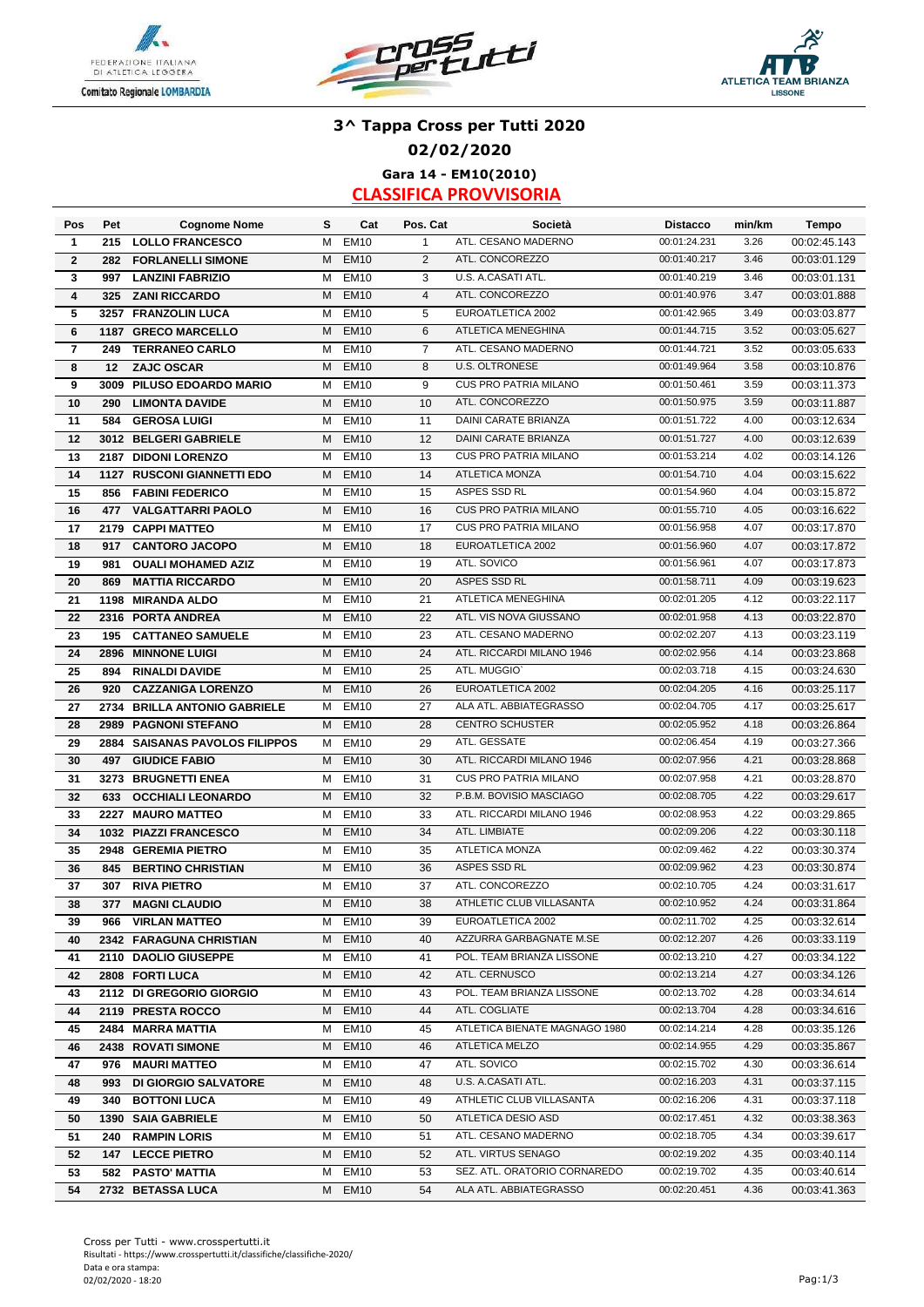# 3^ Tappa Cross per Tutti 2020

## 02/02/2020

### Gara 14 - EM10(2010)

### CLASSIFICA PROVVISORIA

| Pos | Pet | Cognome Nome | S | Cat | Pos. Cat | Società | Distacco | min/km | Tempo |
|---|---|---|---|---|---|---|---|---|---|
| 1 | 215 | LOLLO FRANCESCO | M | EM10 | 1 | ATL. CESANO MADERNO | 00:01:24.231 | 3.26 | 00:02:45.143 |
| 2 | 282 | FORLANELLI SIMONE | M | EM10 | 2 | ATL. CONCOREZZO | 00:01:40.217 | 3.46 | 00:03:01.129 |
| 3 | 997 | LANZINI FABRIZIO | M | EM10 | 3 | U.S. A.CASATI ATL. | 00:01:40.219 | 3.46 | 00:03:01.131 |
| 4 | 325 | ZANI RICCARDO | M | EM10 | 4 | ATL. CONCOREZZO | 00:01:40.976 | 3.47 | 00:03:01.888 |
| 5 | 3257 | FRANZOLIN LUCA | M | EM10 | 5 | EUROATLETICA 2002 | 00:01:42.965 | 3.49 | 00:03:03.877 |
| 6 | 1187 | GRECO MARCELLO | M | EM10 | 6 | ATLETICA MENEGHINA | 00:01:44.715 | 3.52 | 00:03:05.627 |
| 7 | 249 | TERRANEO CARLO | M | EM10 | 7 | ATL. CESANO MADERNO | 00:01:44.721 | 3.52 | 00:03:05.633 |
| 8 | 12 | ZAJC OSCAR | M | EM10 | 8 | U.S. OLTRONESE | 00:01:49.964 | 3.58 | 00:03:10.876 |
| 9 | 3009 | PILUSO EDOARDO MARIO | M | EM10 | 9 | CUS PRO PATRIA MILANO | 00:01:50.461 | 3.59 | 00:03:11.373 |
| 10 | 290 | LIMONTA DAVIDE | M | EM10 | 10 | ATL. CONCOREZZO | 00:01:50.975 | 3.59 | 00:03:11.887 |
| 11 | 584 | GEROSA LUIGI | M | EM10 | 11 | DAINI CARATE BRIANZA | 00:01:51.722 | 4.00 | 00:03:12.634 |
| 12 | 3012 | BELGERI GABRIELE | M | EM10 | 12 | DAINI CARATE BRIANZA | 00:01:51.727 | 4.00 | 00:03:12.639 |
| 13 | 2187 | DIDONI LORENZO | M | EM10 | 13 | CUS PRO PATRIA MILANO | 00:01:53.214 | 4.02 | 00:03:14.126 |
| 14 | 1127 | RUSCONI GIANNETTI EDO | M | EM10 | 14 | ATLETICA MONZA | 00:01:54.710 | 4.04 | 00:03:15.622 |
| 15 | 856 | FABINI FEDERICO | M | EM10 | 15 | ASPES SSD RL | 00:01:54.960 | 4.04 | 00:03:15.872 |
| 16 | 477 | VALGATTARRI PAOLO | M | EM10 | 16 | CUS PRO PATRIA MILANO | 00:01:55.710 | 4.05 | 00:03:16.622 |
| 17 | 2179 | CAPPI MATTEO | M | EM10 | 17 | CUS PRO PATRIA MILANO | 00:01:56.958 | 4.07 | 00:03:17.870 |
| 18 | 917 | CANTORO JACOPO | M | EM10 | 18 | EUROATLETICA 2002 | 00:01:56.960 | 4.07 | 00:03:17.872 |
| 19 | 981 | OUALI MOHAMED AZIZ | M | EM10 | 19 | ATL. SOVICO | 00:01:56.961 | 4.07 | 00:03:17.873 |
| 20 | 869 | MATTIA RICCARDO | M | EM10 | 20 | ASPES SSD RL | 00:01:58.711 | 4.09 | 00:03:19.623 |
| 21 | 1198 | MIRANDA ALDO | M | EM10 | 21 | ATLETICA MENEGHINA | 00:02:01.205 | 4.12 | 00:03:22.117 |
| 22 | 2316 | PORTA ANDREA | M | EM10 | 22 | ATL. VIS NOVA GIUSSANO | 00:02:01.958 | 4.13 | 00:03:22.870 |
| 23 | 195 | CATTANEO SAMUELE | M | EM10 | 23 | ATL. CESANO MADERNO | 00:02:02.207 | 4.13 | 00:03:23.119 |
| 24 | 2896 | MINNONE LUIGI | M | EM10 | 24 | ATL. RICCARDI MILANO 1946 | 00:02:02.956 | 4.14 | 00:03:23.868 |
| 25 | 894 | RINALDI DAVIDE | M | EM10 | 25 | ATL. MUGGIO` | 00:02:03.718 | 4.15 | 00:03:24.630 |
| 26 | 920 | CAZZANIGA LORENZO | M | EM10 | 26 | EUROATLETICA 2002 | 00:02:04.205 | 4.16 | 00:03:25.117 |
| 27 | 2734 | BRILLA ANTONIO GABRIELE | M | EM10 | 27 | ALA ATL. ABBIATEGRASSO | 00:02:04.705 | 4.17 | 00:03:25.617 |
| 28 | 2989 | PAGNONI STEFANO | M | EM10 | 28 | CENTRO SCHUSTER | 00:02:05.952 | 4.18 | 00:03:26.864 |
| 29 | 2884 | SAISANAS PAVOLOS FILIPPOS | M | EM10 | 29 | ATL. GESSATE | 00:02:06.454 | 4.19 | 00:03:27.366 |
| 30 | 497 | GIUDICE FABIO | M | EM10 | 30 | ATL. RICCARDI MILANO 1946 | 00:02:07.956 | 4.21 | 00:03:28.868 |
| 31 | 3273 | BRUGNETTI ENEA | M | EM10 | 31 | CUS PRO PATRIA MILANO | 00:02:07.958 | 4.21 | 00:03:28.870 |
| 32 | 633 | OCCHIALI LEONARDO | M | EM10 | 32 | P.B.M. BOVISIO MASCIAGO | 00:02:08.705 | 4.22 | 00:03:29.617 |
| 33 | 2227 | MAURO MATTEO | M | EM10 | 33 | ATL. RICCARDI MILANO 1946 | 00:02:08.953 | 4.22 | 00:03:29.865 |
| 34 | 1032 | PIAZZI FRANCESCO | M | EM10 | 34 | ATL. LIMBIATE | 00:02:09.206 | 4.22 | 00:03:30.118 |
| 35 | 2948 | GEREMIA PIETRO | M | EM10 | 35 | ATLETICA MONZA | 00:02:09.462 | 4.22 | 00:03:30.374 |
| 36 | 845 | BERTINO CHRISTIAN | M | EM10 | 36 | ASPES SSD RL | 00:02:09.962 | 4.23 | 00:03:30.874 |
| 37 | 307 | RIVA PIETRO | M | EM10 | 37 | ATL. CONCOREZZO | 00:02:10.705 | 4.24 | 00:03:31.617 |
| 38 | 377 | MAGNI CLAUDIO | M | EM10 | 38 | ATHLETIC CLUB VILLASANTA | 00:02:10.952 | 4.24 | 00:03:31.864 |
| 39 | 966 | VIRLAN MATTEO | M | EM10 | 39 | EUROATLETICA 2002 | 00:02:11.702 | 4.25 | 00:03:32.614 |
| 40 | 2342 | FARAGUNA CHRISTIAN | M | EM10 | 40 | AZZURRA GARBAGNATE M.SE | 00:02:12.207 | 4.26 | 00:03:33.119 |
| 41 | 2110 | DAOLIO GIUSEPPE | M | EM10 | 41 | POL. TEAM BRIANZA LISSONE | 00:02:13.210 | 4.27 | 00:03:34.122 |
| 42 | 2808 | FORTI LUCA | M | EM10 | 42 | ATL. CERNUSCO | 00:02:13.214 | 4.27 | 00:03:34.126 |
| 43 | 2112 | DI GREGORIO GIORGIO | M | EM10 | 43 | POL. TEAM BRIANZA LISSONE | 00:02:13.702 | 4.28 | 00:03:34.614 |
| 44 | 2119 | PRESTA ROCCO | M | EM10 | 44 | ATL. COGLIATE | 00:02:13.704 | 4.28 | 00:03:34.616 |
| 45 | 2484 | MARRA MATTIA | M | EM10 | 45 | ATLETICA BIENATE MAGNAGO 1980 | 00:02:14.214 | 4.28 | 00:03:35.126 |
| 46 | 2438 | ROVATI SIMONE | M | EM10 | 46 | ATLETICA MELZO | 00:02:14.955 | 4.29 | 00:03:35.867 |
| 47 | 976 | MAURI MATTEO | M | EM10 | 47 | ATL. SOVICO | 00:02:15.702 | 4.30 | 00:03:36.614 |
| 48 | 993 | DI GIORGIO SALVATORE | M | EM10 | 48 | U.S. A.CASATI ATL. | 00:02:16.203 | 4.31 | 00:03:37.115 |
| 49 | 340 | BOTTONI LUCA | M | EM10 | 49 | ATHLETIC CLUB VILLASANTA | 00:02:16.206 | 4.31 | 00:03:37.118 |
| 50 | 1390 | SAIA GABRIELE | M | EM10 | 50 | ATLETICA DESIO ASD | 00:02:17.451 | 4.32 | 00:03:38.363 |
| 51 | 240 | RAMPIN LORIS | M | EM10 | 51 | ATL. CESANO MADERNO | 00:02:18.705 | 4.34 | 00:03:39.617 |
| 52 | 147 | LECCE PIETRO | M | EM10 | 52 | ATL. VIRTUS SENAGO | 00:02:19.202 | 4.35 | 00:03:40.114 |
| 53 | 582 | PASTO' MATTIA | M | EM10 | 53 | SEZ. ATL. ORATORIO CORNAREDO | 00:02:19.702 | 4.35 | 00:03:40.614 |
| 54 | 2732 | BETASSA LUCA | M | EM10 | 54 | ALA ATL. ABBIATEGRASSO | 00:02:20.451 | 4.36 | 00:03:41.363 |

Cross per Tutti - www.crosspertutti.it
Risultati - https://www.crosspertutti.it/classifiche/classifiche-2020/
Data e ora stampa:
02/02/2020 - 18:20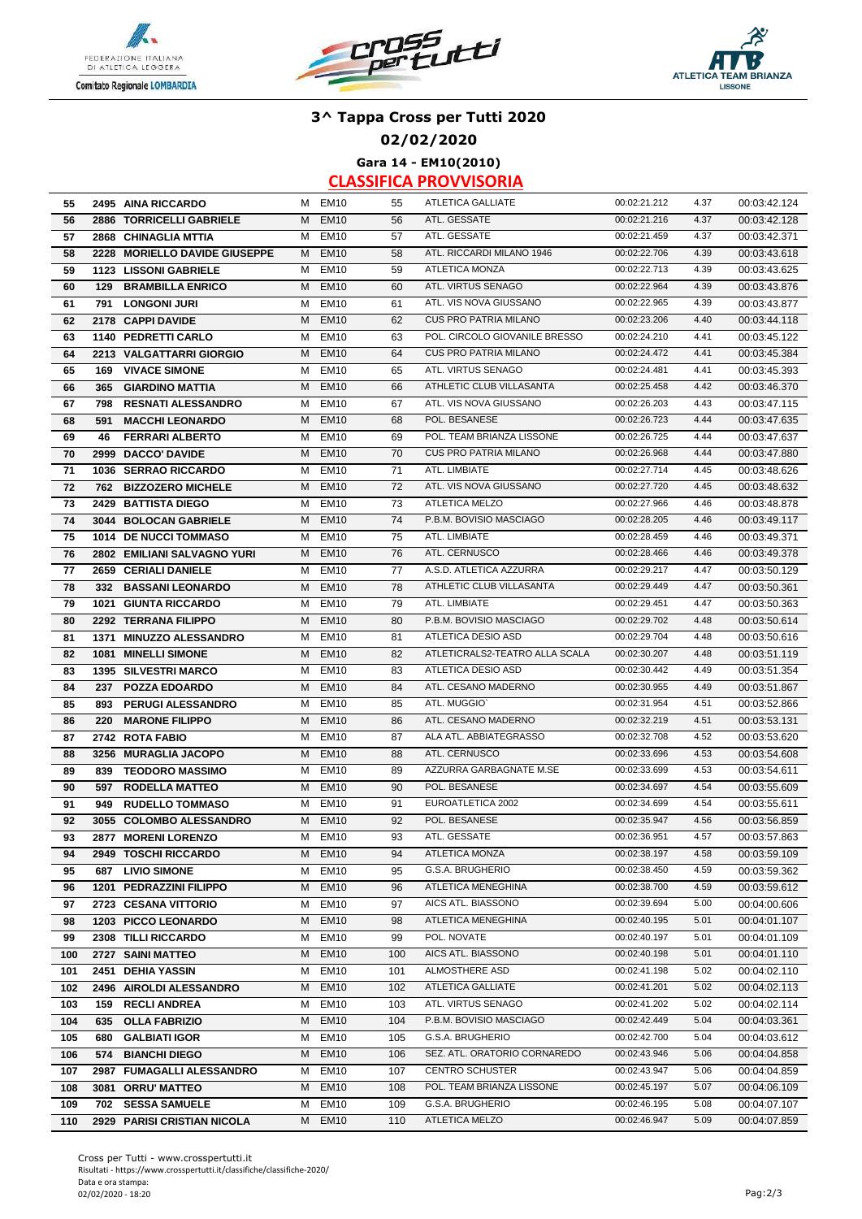# 3^ Tappa Cross per Tutti 2020

## 02/02/2020

### Gara 14 - EM10(2010)

### CLASSIFICA PROVVISORIA

| | | | | | | | | | |
|---|---|---|---|---|---|---|---|---|---|
| 55 | 2495 | AINA RICCARDO | M | EM10 | 55 | ATLETICA GALLIATE | 00:02:21.212 | 4.37 | 00:03:42.124 |
| 56 | 2886 | TORRICELLI GABRIELE | M | EM10 | 56 | ATL. GESSATE | 00:02:21.216 | 4.37 | 00:03:42.128 |
| 57 | 2868 | CHINAGLIA MTTIA | M | EM10 | 57 | ATL. GESSATE | 00:02:21.459 | 4.37 | 00:03:42.371 |
| 58 | 2228 | MORIELLO DAVIDE GIUSEPPE | M | EM10 | 58 | ATL. RICCARDI MILANO 1946 | 00:02:22.706 | 4.39 | 00:03:43.618 |
| 59 | 1123 | LISSONI GABRIELE | M | EM10 | 59 | ATLETICA MONZA | 00:02:22.713 | 4.39 | 00:03:43.625 |
| 60 | 129 | BRAMBILLA ENRICO | M | EM10 | 60 | ATL. VIRTUS SENAGO | 00:02:22.964 | 4.39 | 00:03:43.876 |
| 61 | 791 | LONGONI JURI | M | EM10 | 61 | ATL. VIS NOVA GIUSSANO | 00:02:22.965 | 4.39 | 00:03:43.877 |
| 62 | 2178 | CAPPI DAVIDE | M | EM10 | 62 | CUS PRO PATRIA MILANO | 00:02:23.206 | 4.40 | 00:03:44.118 |
| 63 | 1140 | PEDRETTI CARLO | M | EM10 | 63 | POL. CIRCOLO GIOVANILE BRESSO | 00:02:24.210 | 4.41 | 00:03:45.122 |
| 64 | 2213 | VALGATTARRI GIORGIO | M | EM10 | 64 | CUS PRO PATRIA MILANO | 00:02:24.472 | 4.41 | 00:03:45.384 |
| 65 | 169 | VIVACE SIMONE | M | EM10 | 65 | ATL. VIRTUS SENAGO | 00:02:24.481 | 4.41 | 00:03:45.393 |
| 66 | 365 | GIARDINO MATTIA | M | EM10 | 66 | ATHLETIC CLUB VILLASANTA | 00:02:25.458 | 4.42 | 00:03:46.370 |
| 67 | 798 | RESNATI ALESSANDRO | M | EM10 | 67 | ATL. VIS NOVA GIUSSANO | 00:02:26.203 | 4.43 | 00:03:47.115 |
| 68 | 591 | MACCHI LEONARDO | M | EM10 | 68 | POL. BESANESE | 00:02:26.723 | 4.44 | 00:03:47.635 |
| 69 | 46 | FERRARI ALBERTO | M | EM10 | 69 | POL. TEAM BRIANZA LISSONE | 00:02:26.725 | 4.44 | 00:03:47.637 |
| 70 | 2999 | DACCO' DAVIDE | M | EM10 | 70 | CUS PRO PATRIA MILANO | 00:02:26.968 | 4.44 | 00:03:47.880 |
| 71 | 1036 | SERRAO RICCARDO | M | EM10 | 71 | ATL. LIMBIATE | 00:02:27.714 | 4.45 | 00:03:48.626 |
| 72 | 762 | BIZZOZERO MICHELE | M | EM10 | 72 | ATL. VIS NOVA GIUSSANO | 00:02:27.720 | 4.45 | 00:03:48.632 |
| 73 | 2429 | BATTISTA DIEGO | M | EM10 | 73 | ATLETICA MELZO | 00:02:27.966 | 4.46 | 00:03:48.878 |
| 74 | 3044 | BOLOCAN GABRIELE | M | EM10 | 74 | P.B.M. BOVISIO MASCIAGO | 00:02:28.205 | 4.46 | 00:03:49.117 |
| 75 | 1014 | DE NUCCI TOMMASO | M | EM10 | 75 | ATL. LIMBIATE | 00:02:28.459 | 4.46 | 00:03:49.371 |
| 76 | 2802 | EMILIANI SALVAGNO YURI | M | EM10 | 76 | ATL. CERNUSCO | 00:02:28.466 | 4.46 | 00:03:49.378 |
| 77 | 2659 | CERIALI DANIELE | M | EM10 | 77 | A.S.D. ATLETICA AZZURRA | 00:02:29.217 | 4.47 | 00:03:50.129 |
| 78 | 332 | BASSANI LEONARDO | M | EM10 | 78 | ATHLETIC CLUB VILLASANTA | 00:02:29.449 | 4.47 | 00:03:50.361 |
| 79 | 1021 | GIUNTA RICCARDO | M | EM10 | 79 | ATL. LIMBIATE | 00:02:29.451 | 4.47 | 00:03:50.363 |
| 80 | 2292 | TERRANA FILIPPO | M | EM10 | 80 | P.B.M. BOVISIO MASCIAGO | 00:02:29.702 | 4.48 | 00:03:50.614 |
| 81 | 1371 | MINUZZO ALESSANDRO | M | EM10 | 81 | ATLETICA DESIO ASD | 00:02:29.704 | 4.48 | 00:03:50.616 |
| 82 | 1081 | MINELLI SIMONE | M | EM10 | 82 | ATLETICRALS2-TEATRO ALLA SCALA | 00:02:30.207 | 4.48 | 00:03:51.119 |
| 83 | 1395 | SILVESTRI MARCO | M | EM10 | 83 | ATLETICA DESIO ASD | 00:02:30.442 | 4.49 | 00:03:51.354 |
| 84 | 237 | POZZA EDOARDO | M | EM10 | 84 | ATL. CESANO MADERNO | 00:02:30.955 | 4.49 | 00:03:51.867 |
| 85 | 893 | PERUGI ALESSANDRO | M | EM10 | 85 | ATL. MUGGIO` | 00:02:31.954 | 4.51 | 00:03:52.866 |
| 86 | 220 | MARONE FILIPPO | M | EM10 | 86 | ATL. CESANO MADERNO | 00:02:32.219 | 4.51 | 00:03:53.131 |
| 87 | 2742 | ROTA FABIO | M | EM10 | 87 | ALA ATL. ABBIATEGRASSO | 00:02:32.708 | 4.52 | 00:03:53.620 |
| 88 | 3256 | MURAGLIA JACOPO | M | EM10 | 88 | ATL. CERNUSCO | 00:02:33.696 | 4.53 | 00:03:54.608 |
| 89 | 839 | TEODORO MASSIMO | M | EM10 | 89 | AZZURRA GARBAGNATE M.SE | 00:02:33.699 | 4.53 | 00:03:54.611 |
| 90 | 597 | RODELLA MATTEO | M | EM10 | 90 | POL. BESANESE | 00:02:34.697 | 4.54 | 00:03:55.609 |
| 91 | 949 | RUDELLO TOMMASO | M | EM10 | 91 | EUROATLETICA 2002 | 00:02:34.699 | 4.54 | 00:03:55.611 |
| 92 | 3055 | COLOMBO ALESSANDRO | M | EM10 | 92 | POL. BESANESE | 00:02:35.947 | 4.56 | 00:03:56.859 |
| 93 | 2877 | MORENI LORENZO | M | EM10 | 93 | ATL. GESSATE | 00:02:36.951 | 4.57 | 00:03:57.863 |
| 94 | 2949 | TOSCHI RICCARDO | M | EM10 | 94 | ATLETICA MONZA | 00:02:38.197 | 4.58 | 00:03:59.109 |
| 95 | 687 | LIVIO SIMONE | M | EM10 | 95 | G.S.A. BRUGHERIO | 00:02:38.450 | 4.59 | 00:03:59.362 |
| 96 | 1201 | PEDRAZZINI FILIPPO | M | EM10 | 96 | ATLETICA MENEGHINA | 00:02:38.700 | 4.59 | 00:03:59.612 |
| 97 | 2723 | CESANA VITTORIO | M | EM10 | 97 | AICS ATL. BIASSONO | 00:02:39.694 | 5.00 | 00:04:00.606 |
| 98 | 1203 | PICCO LEONARDO | M | EM10 | 98 | ATLETICA MENEGHINA | 00:02:40.195 | 5.01 | 00:04:01.107 |
| 99 | 2308 | TILLI RICCARDO | M | EM10 | 99 | POL. NOVATE | 00:02:40.197 | 5.01 | 00:04:01.109 |
| 100 | 2727 | SAINI MATTEO | M | EM10 | 100 | AICS ATL. BIASSONO | 00:02:40.198 | 5.01 | 00:04:01.110 |
| 101 | 2451 | DEHIA YASSIN | M | EM10 | 101 | ALMOSTHERE ASD | 00:02:41.198 | 5.02 | 00:04:02.110 |
| 102 | 2496 | AIROLDI ALESSANDRO | M | EM10 | 102 | ATLETICA GALLIATE | 00:02:41.201 | 5.02 | 00:04:02.113 |
| 103 | 159 | RECLI ANDREA | M | EM10 | 103 | ATL. VIRTUS SENAGO | 00:02:41.202 | 5.02 | 00:04:02.114 |
| 104 | 635 | OLLA FABRIZIO | M | EM10 | 104 | P.B.M. BOVISIO MASCIAGO | 00:02:42.449 | 5.04 | 00:04:03.361 |
| 105 | 680 | GALBIATI IGOR | M | EM10 | 105 | G.S.A. BRUGHERIO | 00:02:42.700 | 5.04 | 00:04:03.612 |
| 106 | 574 | BIANCHI DIEGO | M | EM10 | 106 | SEZ. ATL. ORATORIO CORNAREDO | 00:02:43.946 | 5.06 | 00:04:04.858 |
| 107 | 2987 | FUMAGALLI ALESSANDRO | M | EM10 | 107 | CENTRO SCHUSTER | 00:02:43.947 | 5.06 | 00:04:04.859 |
| 108 | 3081 | ORRU' MATTEO | M | EM10 | 108 | POL. TEAM BRIANZA LISSONE | 00:02:45.197 | 5.07 | 00:04:06.109 |
| 109 | 702 | SESSA SAMUELE | M | EM10 | 109 | G.S.A. BRUGHERIO | 00:02:46.195 | 5.08 | 00:04:07.107 |
| 110 | 2929 | PARISI CRISTIAN NICOLA | M | EM10 | 110 | ATLETICA MELZO | 00:02:46.947 | 5.09 | 00:04:07.859 |

Cross per Tutti - www.crosspertutti.it
Risultati - https://www.crosspertutti.it/classifiche/classifiche-2020/
Data e ora stampa:
02/02/2020 - 18:20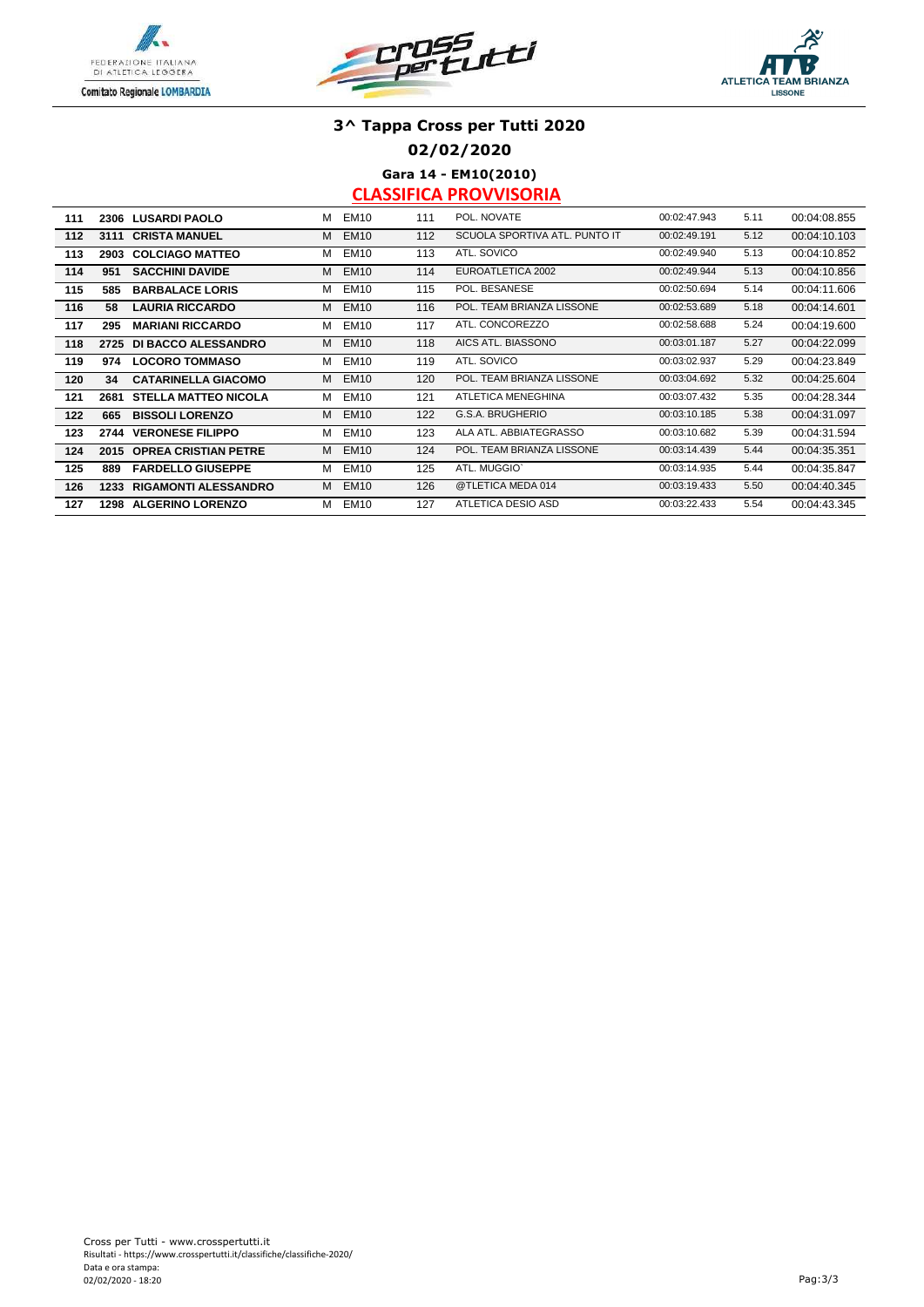# 3^ Tappa Cross per Tutti 2020

## 02/02/2020

### Gara 14 - EM10(2010)

### CLASSIFICA PROVVISORIA

| | | | | | | | | | |
|---|---|---|---|---|---|---|---|---|---|
| 111 | 2306 | LUSARDI PAOLO | M | EM10 | 111 | POL. NOVATE | 00:02:47.943 | 5.11 | 00:04:08.855 |
| 112 | 3111 | CRISTA MANUEL | M | EM10 | 112 | SCUOLA SPORTIVA ATL. PUNTO IT | 00:02:49.191 | 5.12 | 00:04:10.103 |
| 113 | 2903 | COLCIAGO MATTEO | M | EM10 | 113 | ATL. SOVICO | 00:02:49.940 | 5.13 | 00:04:10.852 |
| 114 | 951 | SACCHINI DAVIDE | M | EM10 | 114 | EUROATLETICA 2002 | 00:02:49.944 | 5.13 | 00:04:10.856 |
| 115 | 585 | BARBALACE LORIS | M | EM10 | 115 | POL. BESANESE | 00:02:50.694 | 5.14 | 00:04:11.606 |
| 116 | 58 | LAURIA RICCARDO | M | EM10 | 116 | POL. TEAM BRIANZA LISSONE | 00:02:53.689 | 5.18 | 00:04:14.601 |
| 117 | 295 | MARIANI RICCARDO | M | EM10 | 117 | ATL. CONCOREZZO | 00:02:58.688 | 5.24 | 00:04:19.600 |
| 118 | 2725 | DI BACCO ALESSANDRO | M | EM10 | 118 | AICS ATL. BIASSONO | 00:03:01.187 | 5.27 | 00:04:22.099 |
| 119 | 974 | LOCORO TOMMASO | M | EM10 | 119 | ATL. SOVICO | 00:03:02.937 | 5.29 | 00:04:23.849 |
| 120 | 34 | CATARINELLA GIACOMO | M | EM10 | 120 | POL. TEAM BRIANZA LISSONE | 00:03:04.692 | 5.32 | 00:04:25.604 |
| 121 | 2681 | STELLA MATTEO NICOLA | M | EM10 | 121 | ATLETICA MENEGHINA | 00:03:07.432 | 5.35 | 00:04:28.344 |
| 122 | 665 | BISSOLI LORENZO | M | EM10 | 122 | G.S.A. BRUGHERIO | 00:03:10.185 | 5.38 | 00:04:31.097 |
| 123 | 2744 | VERONESE FILIPPO | M | EM10 | 123 | ALA ATL. ABBIATEGRASSO | 00:03:10.682 | 5.39 | 00:04:31.594 |
| 124 | 2015 | OPREA CRISTIAN PETRE | M | EM10 | 124 | POL. TEAM BRIANZA LISSONE | 00:03:14.439 | 5.44 | 00:04:35.351 |
| 125 | 889 | FARDELLO GIUSEPPE | M | EM10 | 125 | ATL. MUGGIO` | 00:03:14.935 | 5.44 | 00:04:35.847 |
| 126 | 1233 | RIGAMONTI ALESSANDRO | M | EM10 | 126 | @TLETICA MEDA 014 | 00:03:19.433 | 5.50 | 00:04:40.345 |
| 127 | 1298 | ALGERINO LORENZO | M | EM10 | 127 | ATLETICA DESIO ASD | 00:03:22.433 | 5.54 | 00:04:43.345 |

Cross per Tutti - www.crosspertutti.it
Risultati - https://www.crosspertutti.it/classifiche/classifiche-2020/
Data e ora stampa:
02/02/2020 - 18:20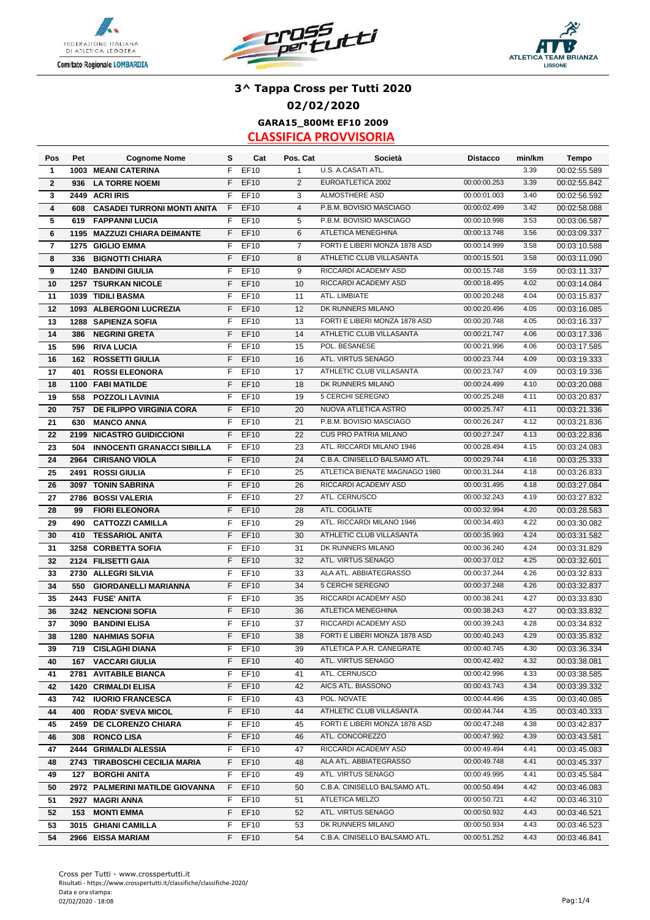# 3^ Tappa Cross per Tutti 2020

## 02/02/2020

### GARA15_800Mt EF10 2009

### CLASSIFICA PROVVISORIA

| Pos | Pet | Cognome Nome | S | Cat | Pos. Cat | Società | Distacco | min/km | Tempo |
|---|---|---|---|---|---|---|---|---|---|
| 1 | 1003 | MEANI CATERINA | F | EF10 | 1 | U.S. A.CASATI ATL. | | 3.39 | 00:02:55.589 |
| 2 | 936 | LA TORRE NOEMI | F | EF10 | 2 | EUROATLETICA 2002 | 00:00:00.253 | 3.39 | 00:02:55.842 |
| 3 | 2449 | ACRI IRIS | F | EF10 | 3 | ALMOSTHERE ASD | 00:00:01.003 | 3.40 | 00:02:56.592 |
| 4 | 608 | CASADEI TURRONI MONTI ANITA | F | EF10 | 4 | P.B.M. BOVISIO MASCIAGO | 00:00:02.499 | 3.42 | 00:02:58.088 |
| 5 | 619 | FAPPANNI LUCIA | F | EF10 | 5 | P.B.M. BOVISIO MASCIAGO | 00:00:10.998 | 3.53 | 00:03:06.587 |
| 6 | 1195 | MAZZUZI CHIARA DEIMANTE | F | EF10 | 6 | ATLETICA MENEGHINA | 00:00:13.748 | 3.56 | 00:03:09.337 |
| 7 | 1275 | GIGLIO EMMA | F | EF10 | 7 | FORTI E LIBERI MONZA 1878 ASD | 00:00:14.999 | 3.58 | 00:03:10.588 |
| 8 | 336 | BIGNOTTI CHIARA | F | EF10 | 8 | ATHLETIC CLUB VILLASANTA | 00:00:15.501 | 3.58 | 00:03:11.090 |
| 9 | 1240 | BANDINI GIULIA | F | EF10 | 9 | RICCARDI ACADEMY ASD | 00:00:15.748 | 3.59 | 00:03:11.337 |
| 10 | 1257 | TSURKAN NICOLE | F | EF10 | 10 | RICCARDI ACADEMY ASD | 00:00:18.495 | 4.02 | 00:03:14.084 |
| 11 | 1039 | TIDILI BASMA | F | EF10 | 11 | ATL. LIMBIATE | 00:00:20.248 | 4.04 | 00:03:15.837 |
| 12 | 1093 | ALBERGONI LUCREZIA | F | EF10 | 12 | DK RUNNERS MILANO | 00:00:20.496 | 4.05 | 00:03:16.085 |
| 13 | 1288 | SAPIENZA SOFIA | F | EF10 | 13 | FORTI E LIBERI MONZA 1878 ASD | 00:00:20.748 | 4.05 | 00:03:16.337 |
| 14 | 386 | NEGRINI GRETA | F | EF10 | 14 | ATHLETIC CLUB VILLASANTA | 00:00:21.747 | 4.06 | 00:03:17.336 |
| 15 | 596 | RIVA LUCIA | F | EF10 | 15 | POL. BESANESE | 00:00:21.996 | 4.06 | 00:03:17.585 |
| 16 | 162 | ROSSETTI GIULIA | F | EF10 | 16 | ATL. VIRTUS SENAGO | 00:00:23.744 | 4.09 | 00:03:19.333 |
| 17 | 401 | ROSSI ELEONORA | F | EF10 | 17 | ATHLETIC CLUB VILLASANTA | 00:00:23.747 | 4.09 | 00:03:19.336 |
| 18 | 1100 | FABI MATILDE | F | EF10 | 18 | DK RUNNERS MILANO | 00:00:24.499 | 4.10 | 00:03:20.088 |
| 19 | 558 | POZZOLI LAVINIA | F | EF10 | 19 | 5 CERCHI SEREGNO | 00:00:25.248 | 4.11 | 00:03:20.837 |
| 20 | 757 | DE FILIPPO VIRGINIA CORA | F | EF10 | 20 | NUOVA ATLETICA ASTRO | 00:00:25.747 | 4.11 | 00:03:21.336 |
| 21 | 630 | MANCO ANNA | F | EF10 | 21 | P.B.M. BOVISIO MASCIAGO | 00:00:26.247 | 4.12 | 00:03:21.836 |
| 22 | 2199 | NICASTRO GUIDICCIONI | F | EF10 | 22 | CUS PRO PATRIA MILANO | 00:00:27.247 | 4.13 | 00:03:22.836 |
| 23 | 504 | INNOCENTI GRANACCI SIBILLA | F | EF10 | 23 | ATL. RICCARDI MILANO 1946 | 00:00:28.494 | 4.15 | 00:03:24.083 |
| 24 | 2964 | CIRISANO VIOLA | F | EF10 | 24 | C.B.A. CINISELLO BALSAMO ATL. | 00:00:29.744 | 4.16 | 00:03:25.333 |
| 25 | 2491 | ROSSI GIULIA | F | EF10 | 25 | ATLETICA BIENATE MAGNAGO 1980 | 00:00:31.244 | 4.18 | 00:03:26.833 |
| 26 | 3097 | TONIN SABRINA | F | EF10 | 26 | RICCARDI ACADEMY ASD | 00:00:31.495 | 4.18 | 00:03:27.084 |
| 27 | 2786 | BOSSI VALERIA | F | EF10 | 27 | ATL. CERNUSCO | 00:00:32.243 | 4.19 | 00:03:27.832 |
| 28 | 99 | FIORI ELEONORA | F | EF10 | 28 | ATL. COGLIATE | 00:00:32.994 | 4.20 | 00:03:28.583 |
| 29 | 490 | CATTOZZI CAMILLA | F | EF10 | 29 | ATL. RICCARDI MILANO 1946 | 00:00:34.493 | 4.22 | 00:03:30.082 |
| 30 | 410 | TESSARIOL ANITA | F | EF10 | 30 | ATHLETIC CLUB VILLASANTA | 00:00:35.993 | 4.24 | 00:03:31.582 |
| 31 | 3258 | CORBETTA SOFIA | F | EF10 | 31 | DK RUNNERS MILANO | 00:00:36.240 | 4.24 | 00:03:31.829 |
| 32 | 2124 | FILISETTI GAIA | F | EF10 | 32 | ATL. VIRTUS SENAGO | 00:00:37.012 | 4.25 | 00:03:32.601 |
| 33 | 2730 | ALLEGRI SILVIA | F | EF10 | 33 | ALA ATL. ABBIATEGRASSO | 00:00:37.244 | 4.26 | 00:03:32.833 |
| 34 | 550 | GIORDANELLI MARIANNA | F | EF10 | 34 | 5 CERCHI SEREGNO | 00:00:37.248 | 4.26 | 00:03:32.837 |
| 35 | 2443 | FUSE' ANITA | F | EF10 | 35 | RICCARDI ACADEMY ASD | 00:00:38.241 | 4.27 | 00:03:33.830 |
| 36 | 3242 | NENCIONI SOFIA | F | EF10 | 36 | ATLETICA MENEGHINA | 00:00:38.243 | 4.27 | 00:03:33.832 |
| 37 | 3090 | BANDINI ELISA | F | EF10 | 37 | RICCARDI ACADEMY ASD | 00:00:39.243 | 4.28 | 00:03:34.832 |
| 38 | 1280 | NAHMIAS SOFIA | F | EF10 | 38 | FORTI E LIBERI MONZA 1878 ASD | 00:00:40.243 | 4.29 | 00:03:35.832 |
| 39 | 719 | CISLAGHI DIANA | F | EF10 | 39 | ATLETICA P.A.R. CANEGRATE | 00:00:40.745 | 4.30 | 00:03:36.334 |
| 40 | 167 | VACCARI GIULIA | F | EF10 | 40 | ATL. VIRTUS SENAGO | 00:00:42.492 | 4.32 | 00:03:38.081 |
| 41 | 2781 | AVITABILE BIANCA | F | EF10 | 41 | ATL. CERNUSCO | 00:00:42.996 | 4.33 | 00:03:38.585 |
| 42 | 1420 | CRIMALDI ELISA | F | EF10 | 42 | AICS ATL. BIASSONO | 00:00:43.743 | 4.34 | 00:03:39.332 |
| 43 | 742 | IUORIO FRANCESCA | F | EF10 | 43 | POL. NOVATE | 00:00:44.496 | 4.35 | 00:03:40.085 |
| 44 | 400 | RODA' SVEVA MICOL | F | EF10 | 44 | ATHLETIC CLUB VILLASANTA | 00:00:44.744 | 4.35 | 00:03:40.333 |
| 45 | 2459 | DE CLORENZO CHIARA | F | EF10 | 45 | FORTI E LIBERI MONZA 1878 ASD | 00:00:47.248 | 4.38 | 00:03:42.837 |
| 46 | 308 | RONCO LISA | F | EF10 | 46 | ATL. CONCOREZZO | 00:00:47.992 | 4.39 | 00:03:43.581 |
| 47 | 2444 | GRIMALDI ALESSIA | F | EF10 | 47 | RICCARDI ACADEMY ASD | 00:00:49.494 | 4.41 | 00:03:45.083 |
| 48 | 2743 | TIRABOSCHI CECILIA MARIA | F | EF10 | 48 | ALA ATL. ABBIATEGRASSO | 00:00:49.748 | 4.41 | 00:03:45.337 |
| 49 | 127 | BORGHI ANITA | F | EF10 | 49 | ATL. VIRTUS SENAGO | 00:00:49.995 | 4.41 | 00:03:45.584 |
| 50 | 2972 | PALMERINI MATILDE GIOVANNA | F | EF10 | 50 | C.B.A. CINISELLO BALSAMO ATL. | 00:00:50.494 | 4.42 | 00:03:46.083 |
| 51 | 2927 | MAGRI ANNA | F | EF10 | 51 | ATLETICA MELZO | 00:00:50.721 | 4.42 | 00:03:46.310 |
| 52 | 153 | MONTI EMMA | F | EF10 | 52 | ATL. VIRTUS SENAGO | 00:00:50.932 | 4.43 | 00:03:46.521 |
| 53 | 3015 | GHIANI CAMILLA | F | EF10 | 53 | DK RUNNERS MILANO | 00:00:50.934 | 4.43 | 00:03:46.523 |
| 54 | 2966 | EISSA MARIAM | F | EF10 | 54 | C.B.A. CINISELLO BALSAMO ATL. | 00:00:51.252 | 4.43 | 00:03:46.841 |

Cross per Tutti - www.crosspertutti.it
Risultati - https://www.crosspertutti.it/classifiche/classifiche-2020/
Data e ora stampa:
02/02/2020 - 18:08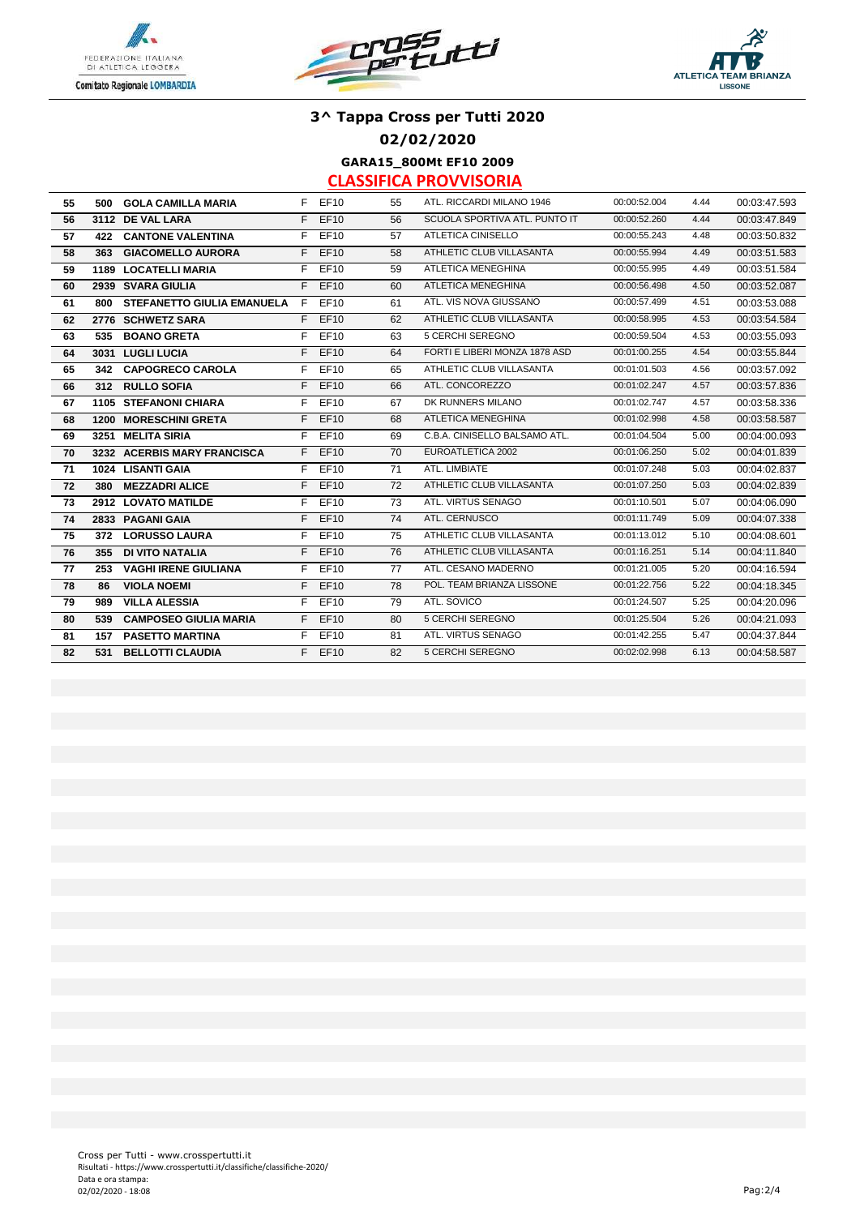# 3^ Tappa Cross per Tutti 2020

## 02/02/2020

### GARA15_800Mt EF10 2009

### CLASSIFICA PROVVISORIA

| | | | | | | | | | |
|---|---|---|---|---|---|---|---|---|---|
| 55 | 500 | GOLA CAMILLA MARIA | F | EF10 | 55 | ATL. RICCARDI MILANO 1946 | 00:00:52.004 | 4.44 | 00:03:47.593 |
| 56 | 3112 | DE VAL LARA | F | EF10 | 56 | SCUOLA SPORTIVA ATL. PUNTO IT | 00:00:52.260 | 4.44 | 00:03:47.849 |
| 57 | 422 | CANTONE VALENTINA | F | EF10 | 57 | ATLETICA CINISELLO | 00:00:55.243 | 4.48 | 00:03:50.832 |
| 58 | 363 | GIACOMELLO AURORA | F | EF10 | 58 | ATHLETIC CLUB VILLASANTA | 00:00:55.994 | 4.49 | 00:03:51.583 |
| 59 | 1189 | LOCATELLI MARIA | F | EF10 | 59 | ATLETICA MENEGHINA | 00:00:55.995 | 4.49 | 00:03:51.584 |
| 60 | 2939 | SVARA GIULIA | F | EF10 | 60 | ATLETICA MENEGHINA | 00:00:56.498 | 4.50 | 00:03:52.087 |
| 61 | 800 | STEFANETTO GIULIA EMANUELA | F | EF10 | 61 | ATL. VIS NOVA GIUSSANO | 00:00:57.499 | 4.51 | 00:03:53.088 |
| 62 | 2776 | SCHWETZ SARA | F | EF10 | 62 | ATHLETIC CLUB VILLASANTA | 00:00:58.995 | 4.53 | 00:03:54.584 |
| 63 | 535 | BOANO GRETA | F | EF10 | 63 | 5 CERCHI SEREGNO | 00:00:59.504 | 4.53 | 00:03:55.093 |
| 64 | 3031 | LUGLI LUCIA | F | EF10 | 64 | FORTI E LIBERI MONZA 1878 ASD | 00:01:00.255 | 4.54 | 00:03:55.844 |
| 65 | 342 | CAPOGRECO CAROLA | F | EF10 | 65 | ATHLETIC CLUB VILLASANTA | 00:01:01.503 | 4.56 | 00:03:57.092 |
| 66 | 312 | RULLO SOFIA | F | EF10 | 66 | ATL. CONCOREZZO | 00:01:02.247 | 4.57 | 00:03:57.836 |
| 67 | 1105 | STEFANONI CHIARA | F | EF10 | 67 | DK RUNNERS MILANO | 00:01:02.747 | 4.57 | 00:03:58.336 |
| 68 | 1200 | MORESCHINI GRETA | F | EF10 | 68 | ATLETICA MENEGHINA | 00:01:02.998 | 4.58 | 00:03:58.587 |
| 69 | 3251 | MELITA SIRIA | F | EF10 | 69 | C.B.A. CINISELLO BALSAMO ATL. | 00:01:04.504 | 5.00 | 00:04:00.093 |
| 70 | 3232 | ACERBIS MARY FRANCISCA | F | EF10 | 70 | EUROATLETICA 2002 | 00:01:06.250 | 5.02 | 00:04:01.839 |
| 71 | 1024 | LISANTI GAIA | F | EF10 | 71 | ATL. LIMBIATE | 00:01:07.248 | 5.03 | 00:04:02.837 |
| 72 | 380 | MEZZADRI ALICE | F | EF10 | 72 | ATHLETIC CLUB VILLASANTA | 00:01:07.250 | 5.03 | 00:04:02.839 |
| 73 | 2912 | LOVATO MATILDE | F | EF10 | 73 | ATL. VIRTUS SENAGO | 00:01:10.501 | 5.07 | 00:04:06.090 |
| 74 | 2833 | PAGANI GAIA | F | EF10 | 74 | ATL. CERNUSCO | 00:01:11.749 | 5.09 | 00:04:07.338 |
| 75 | 372 | LORUSSO LAURA | F | EF10 | 75 | ATHLETIC CLUB VILLASANTA | 00:01:13.012 | 5.10 | 00:04:08.601 |
| 76 | 355 | DI VITO NATALIA | F | EF10 | 76 | ATHLETIC CLUB VILLASANTA | 00:01:16.251 | 5.14 | 00:04:11.840 |
| 77 | 253 | VAGHI IRENE GIULIANA | F | EF10 | 77 | ATL. CESANO MADERNO | 00:01:21.005 | 5.20 | 00:04:16.594 |
| 78 | 86 | VIOLA NOEMI | F | EF10 | 78 | POL. TEAM BRIANZA LISSONE | 00:01:22.756 | 5.22 | 00:04:18.345 |
| 79 | 989 | VILLA ALESSIA | F | EF10 | 79 | ATL. SOVICO | 00:01:24.507 | 5.25 | 00:04:20.096 |
| 80 | 539 | CAMPOSEO GIULIA MARIA | F | EF10 | 80 | 5 CERCHI SEREGNO | 00:01:25.504 | 5.26 | 00:04:21.093 |
| 81 | 157 | PASETTO MARTINA | F | EF10 | 81 | ATL. VIRTUS SENAGO | 00:01:42.255 | 5.47 | 00:04:37.844 |
| 82 | 531 | BELLOTTI CLAUDIA | F | EF10 | 82 | 5 CERCHI SEREGNO | 00:02:02.998 | 6.13 | 00:04:58.587 |

Cross per Tutti - www.crosspertutti.it
Risultati - https://www.crosspertutti.it/classifiche/classifiche-2020/
Data e ora stampa:
02/02/2020 - 18:08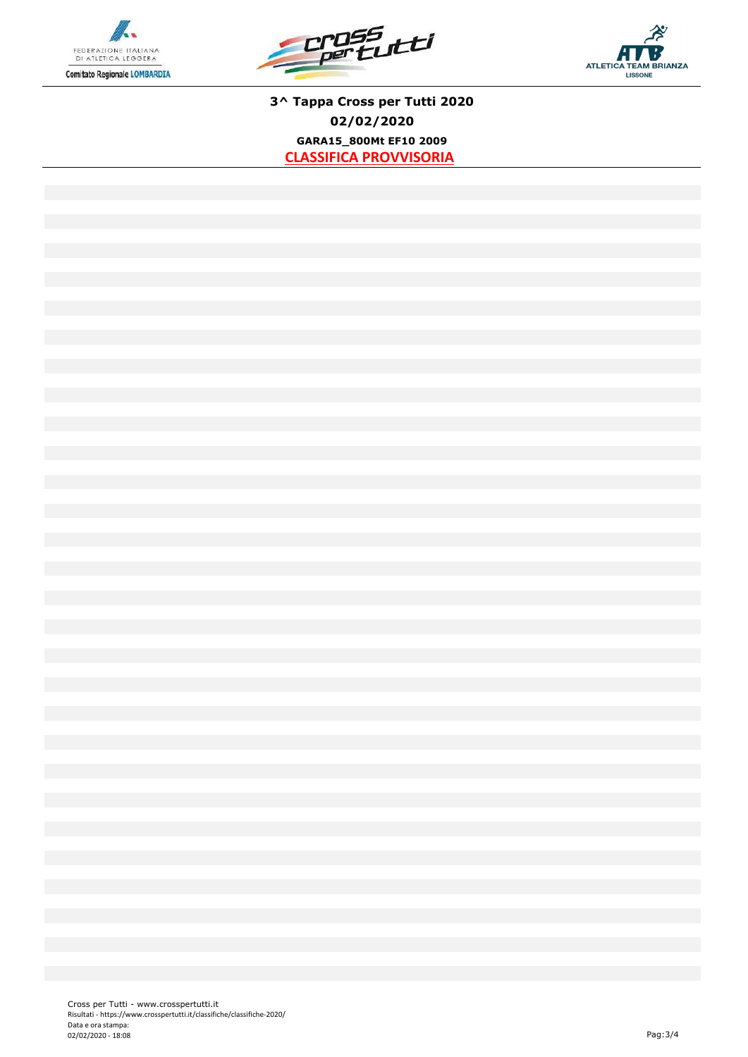### 3^ Tappa Cross per Tutti 2020

### 02/02/2020

#### GARA15_800Mt EF10 2009

**CLASSIFICA PROVVISORIA**

Cross per Tutti - www.crosspertutti.it
Risultati - https://www.crosspertutti.it/classifiche/classifiche-2020/
Data e ora stampa:
02/02/2020 - 18:08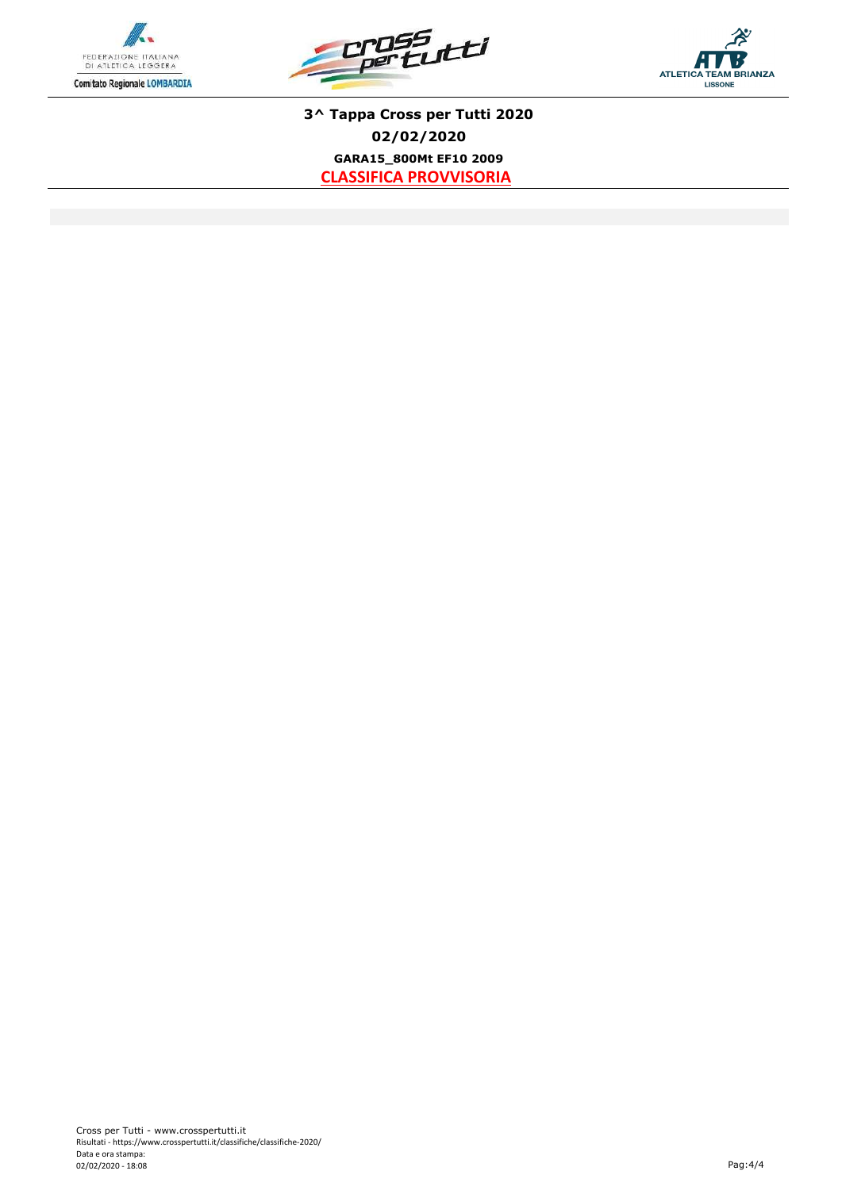**3^ Tappa Cross per Tutti 2020**

**02/02/2020**

**GARA15_800Mt EF10 2009**

**CLASSIFICA PROVVISORIA**

Cross per Tutti - www.crosspertutti.it
Risultati - https://www.crosspertutti.it/classifiche/classifiche-2020/
Data e ora stampa:
02/02/2020 - 18:08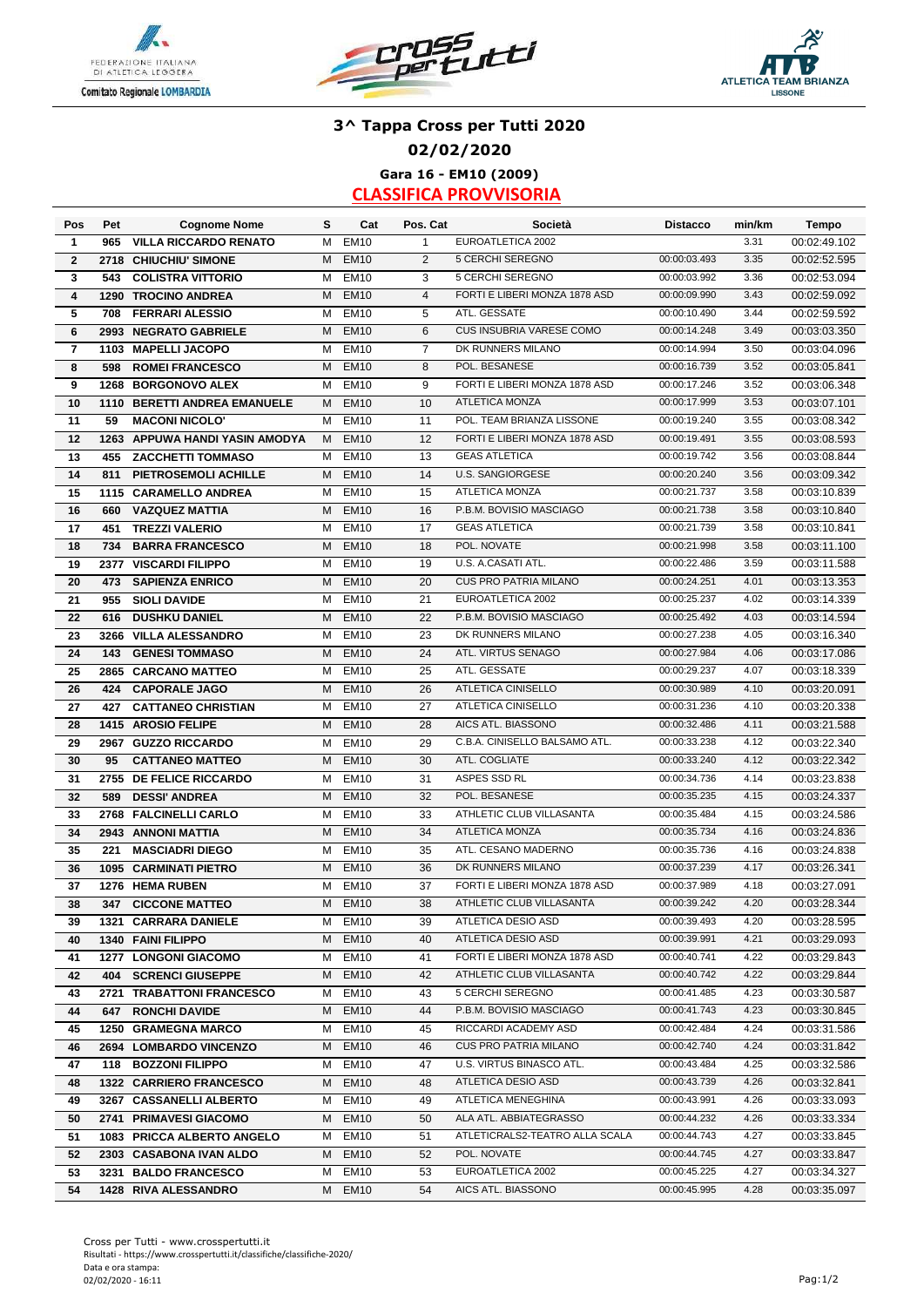# 3^ Tappa Cross per Tutti 2020

## 02/02/2020

### Gara 16 - EM10 (2009)

### CLASSIFICA PROVVISORIA

| Pos | Pet | Cognome Nome | S | Cat | Pos. Cat | Società | Distacco | min/km | Tempo |
|---|---|---|---|---|---|---|---|---|---|
| 1 | 965 | VILLA RICCARDO RENATO | M | EM10 | 1 | EUROATLETICA 2002 | | 3.31 | 00:02:49.102 |
| 2 | 2718 | CHIUCHIU' SIMONE | M | EM10 | 2 | 5 CERCHI SEREGNO | 00:00:03.493 | 3.35 | 00:02:52.595 |
| 3 | 543 | COLISTRA VITTORIO | M | EM10 | 3 | 5 CERCHI SEREGNO | 00:00:03.992 | 3.36 | 00:02:53.094 |
| 4 | 1290 | TROCINO ANDREA | M | EM10 | 4 | FORTI E LIBERI MONZA 1878 ASD | 00:00:09.990 | 3.43 | 00:02:59.092 |
| 5 | 708 | FERRARI ALESSIO | M | EM10 | 5 | ATL. GESSATE | 00:00:10.490 | 3.44 | 00:02:59.592 |
| 6 | 2993 | NEGRATO GABRIELE | M | EM10 | 6 | CUS INSUBRIA VARESE COMO | 00:00:14.248 | 3.49 | 00:03:03.350 |
| 7 | 1103 | MAPELLI JACOPO | M | EM10 | 7 | DK RUNNERS MILANO | 00:00:14.994 | 3.50 | 00:03:04.096 |
| 8 | 598 | ROMEI FRANCESCO | M | EM10 | 8 | POL. BESANESE | 00:00:16.739 | 3.52 | 00:03:05.841 |
| 9 | 1268 | BORGONOVO ALEX | M | EM10 | 9 | FORTI E LIBERI MONZA 1878 ASD | 00:00:17.246 | 3.52 | 00:03:06.348 |
| 10 | 1110 | BERETTI ANDREA EMANUELE | M | EM10 | 10 | ATLETICA MONZA | 00:00:17.999 | 3.53 | 00:03:07.101 |
| 11 | 59 | MACONI NICOLO' | M | EM10 | 11 | POL. TEAM BRIANZA LISSONE | 00:00:19.240 | 3.55 | 00:03:08.342 |
| 12 | 1263 | APPUWA HANDI YASIN AMODYA | M | EM10 | 12 | FORTI E LIBERI MONZA 1878 ASD | 00:00:19.491 | 3.55 | 00:03:08.593 |
| 13 | 455 | ZACCHETTI TOMMASO | M | EM10 | 13 | GEAS ATLETICA | 00:00:19.742 | 3.56 | 00:03:08.844 |
| 14 | 811 | PIETROSEMOLI ACHILLE | M | EM10 | 14 | U.S. SANGIORGESE | 00:00:20.240 | 3.56 | 00:03:09.342 |
| 15 | 1115 | CARAMELLO ANDREA | M | EM10 | 15 | ATLETICA MONZA | 00:00:21.737 | 3.58 | 00:03:10.839 |
| 16 | 660 | VAZQUEZ MATTIA | M | EM10 | 16 | P.B.M. BOVISIO MASCIAGO | 00:00:21.738 | 3.58 | 00:03:10.840 |
| 17 | 451 | TREZZI VALERIO | M | EM10 | 17 | GEAS ATLETICA | 00:00:21.739 | 3.58 | 00:03:10.841 |
| 18 | 734 | BARRA FRANCESCO | M | EM10 | 18 | POL. NOVATE | 00:00:21.998 | 3.58 | 00:03:11.100 |
| 19 | 2377 | VISCARDI FILIPPO | M | EM10 | 19 | U.S. A.CASATI ATL. | 00:00:22.486 | 3.59 | 00:03:11.588 |
| 20 | 473 | SAPIENZA ENRICO | M | EM10 | 20 | CUS PRO PATRIA MILANO | 00:00:24.251 | 4.01 | 00:03:13.353 |
| 21 | 955 | SIOLI DAVIDE | M | EM10 | 21 | EUROATLETICA 2002 | 00:00:25.237 | 4.02 | 00:03:14.339 |
| 22 | 616 | DUSHKU DANIEL | M | EM10 | 22 | P.B.M. BOVISIO MASCIAGO | 00:00:25.492 | 4.03 | 00:03:14.594 |
| 23 | 3266 | VILLA ALESSANDRO | M | EM10 | 23 | DK RUNNERS MILANO | 00:00:27.238 | 4.05 | 00:03:16.340 |
| 24 | 143 | GENESI TOMMASO | M | EM10 | 24 | ATL. VIRTUS SENAGO | 00:00:27.984 | 4.06 | 00:03:17.086 |
| 25 | 2865 | CARCANO MATTEO | M | EM10 | 25 | ATL. GESSATE | 00:00:29.237 | 4.07 | 00:03:18.339 |
| 26 | 424 | CAPORALE JAGO | M | EM10 | 26 | ATLETICA CINISELLO | 00:00:30.989 | 4.10 | 00:03:20.091 |
| 27 | 427 | CATTANEO CHRISTIAN | M | EM10 | 27 | ATLETICA CINISELLO | 00:00:31.236 | 4.10 | 00:03:20.338 |
| 28 | 1415 | AROSIO FELIPE | M | EM10 | 28 | AICS ATL. BIASSONO | 00:00:32.486 | 4.11 | 00:03:21.588 |
| 29 | 2967 | GUZZO RICCARDO | M | EM10 | 29 | C.B.A. CINISELLO BALSAMO ATL. | 00:00:33.238 | 4.12 | 00:03:22.340 |
| 30 | 95 | CATTANEO MATTEO | M | EM10 | 30 | ATL. COGLIATE | 00:00:33.240 | 4.12 | 00:03:22.342 |
| 31 | 2755 | DE FELICE RICCARDO | M | EM10 | 31 | ASPES SSD RL | 00:00:34.736 | 4.14 | 00:03:23.838 |
| 32 | 589 | DESSI' ANDREA | M | EM10 | 32 | POL. BESANESE | 00:00:35.235 | 4.15 | 00:03:24.337 |
| 33 | 2768 | FALCINELLI CARLO | M | EM10 | 33 | ATHLETIC CLUB VILLASANTA | 00:00:35.484 | 4.15 | 00:03:24.586 |
| 34 | 2943 | ANNONI MATTIA | M | EM10 | 34 | ATLETICA MONZA | 00:00:35.734 | 4.16 | 00:03:24.836 |
| 35 | 221 | MASCIADRI DIEGO | M | EM10 | 35 | ATL. CESANO MADERNO | 00:00:35.736 | 4.16 | 00:03:24.838 |
| 36 | 1095 | CARMINATI PIETRO | M | EM10 | 36 | DK RUNNERS MILANO | 00:00:37.239 | 4.17 | 00:03:26.341 |
| 37 | 1276 | HEMA RUBEN | M | EM10 | 37 | FORTI E LIBERI MONZA 1878 ASD | 00:00:37.989 | 4.18 | 00:03:27.091 |
| 38 | 347 | CICCONE MATTEO | M | EM10 | 38 | ATHLETIC CLUB VILLASANTA | 00:00:39.242 | 4.20 | 00:03:28.344 |
| 39 | 1321 | CARRARA DANIELE | M | EM10 | 39 | ATLETICA DESIO ASD | 00:00:39.493 | 4.20 | 00:03:28.595 |
| 40 | 1340 | FAINI FILIPPO | M | EM10 | 40 | ATLETICA DESIO ASD | 00:00:39.991 | 4.21 | 00:03:29.093 |
| 41 | 1277 | LONGONI GIACOMO | M | EM10 | 41 | FORTI E LIBERI MONZA 1878 ASD | 00:00:40.741 | 4.22 | 00:03:29.843 |
| 42 | 404 | SCRENCI GIUSEPPE | M | EM10 | 42 | ATHLETIC CLUB VILLASANTA | 00:00:40.742 | 4.22 | 00:03:29.844 |
| 43 | 2721 | TRABATTONI FRANCESCO | M | EM10 | 43 | 5 CERCHI SEREGNO | 00:00:41.485 | 4.23 | 00:03:30.587 |
| 44 | 647 | RONCHI DAVIDE | M | EM10 | 44 | P.B.M. BOVISIO MASCIAGO | 00:00:41.743 | 4.23 | 00:03:30.845 |
| 45 | 1250 | GRAMEGNA MARCO | M | EM10 | 45 | RICCARDI ACADEMY ASD | 00:00:42.484 | 4.24 | 00:03:31.586 |
| 46 | 2694 | LOMBARDO VINCENZO | M | EM10 | 46 | CUS PRO PATRIA MILANO | 00:00:42.740 | 4.24 | 00:03:31.842 |
| 47 | 118 | BOZZONI FILIPPO | M | EM10 | 47 | U.S. VIRTUS BINASCO ATL. | 00:00:43.484 | 4.25 | 00:03:32.586 |
| 48 | 1322 | CARRIERO FRANCESCO | M | EM10 | 48 | ATLETICA DESIO ASD | 00:00:43.739 | 4.26 | 00:03:32.841 |
| 49 | 3267 | CASSANELLI ALBERTO | M | EM10 | 49 | ATLETICA MENEGHINA | 00:00:43.991 | 4.26 | 00:03:33.093 |
| 50 | 2741 | PRIMAVESI GIACOMO | M | EM10 | 50 | ALA ATL. ABBIATEGRASSO | 00:00:44.232 | 4.26 | 00:03:33.334 |
| 51 | 1083 | PRICCA ALBERTO ANGELO | M | EM10 | 51 | ATLETICRALS2-TEATRO ALLA SCALA | 00:00:44.743 | 4.27 | 00:03:33.845 |
| 52 | 2303 | CASABONA IVAN ALDO | M | EM10 | 52 | POL. NOVATE | 00:00:44.745 | 4.27 | 00:03:33.847 |
| 53 | 3231 | BALDO FRANCESCO | M | EM10 | 53 | EUROATLETICA 2002 | 00:00:45.225 | 4.27 | 00:03:34.327 |
| 54 | 1428 | RIVA ALESSANDRO | M | EM10 | 54 | AICS ATL. BIASSONO | 00:00:45.995 | 4.28 | 00:03:35.097 |

Cross per Tutti - www.crosspertutti.it
Risultati - https://www.crosspertutti.it/classifiche/classifiche-2020/
Data e ora stampa:
02/02/2020 - 16:11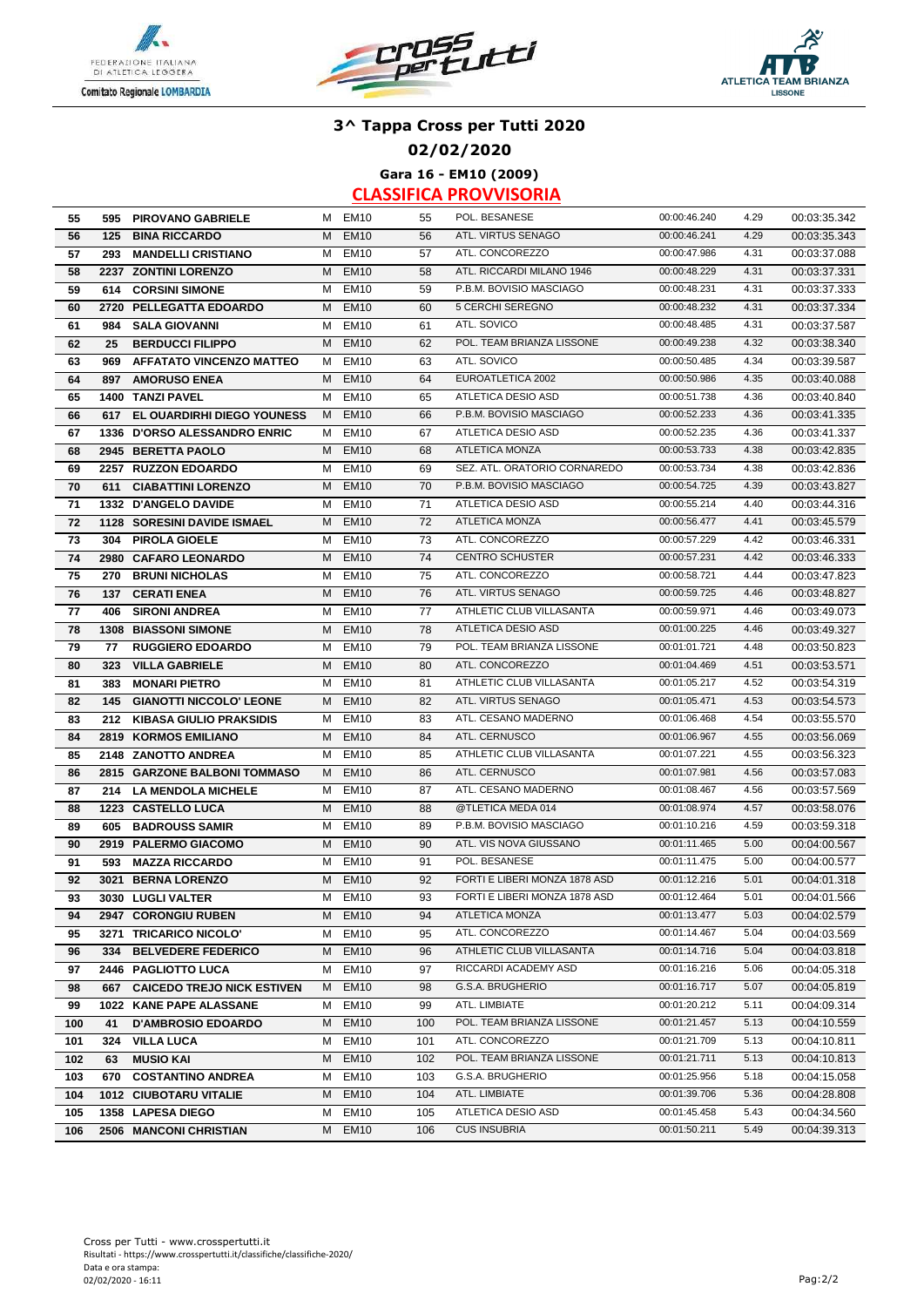# 3^ Tappa Cross per Tutti 2020

## 02/02/2020

### Gara 16 - EM10 (2009)

### CLASSIFICA PROVVISORIA

| | | | | | | | | | |
|---|---|---|---|---|---|---|---|---|---|
| 55 | 595 | **PIROVANO GABRIELE** | M | EM10 | 55 | POL. BESANESE | 00:00:46.240 | 4.29 | 00:03:35.342 |
| 56 | 125 | **BINA RICCARDO** | M | EM10 | 56 | ATL. VIRTUS SENAGO | 00:00:46.241 | 4.29 | 00:03:35.343 |
| 57 | 293 | **MANDELLI CRISTIANO** | M | EM10 | 57 | ATL. CONCOREZZO | 00:00:47.986 | 4.31 | 00:03:37.088 |
| 58 | 2237 | **ZONTINI LORENZO** | M | EM10 | 58 | ATL. RICCARDI MILANO 1946 | 00:00:48.229 | 4.31 | 00:03:37.331 |
| 59 | 614 | **CORSINI SIMONE** | M | EM10 | 59 | P.B.M. BOVISIO MASCIAGO | 00:00:48.231 | 4.31 | 00:03:37.333 |
| 60 | 2720 | **PELLEGATTA EDOARDO** | M | EM10 | 60 | 5 CERCHI SEREGNO | 00:00:48.232 | 4.31 | 00:03:37.334 |
| 61 | 984 | **SALA GIOVANNI** | M | EM10 | 61 | ATL. SOVICO | 00:00:48.485 | 4.31 | 00:03:37.587 |
| 62 | 25 | **BERDUCCI FILIPPO** | M | EM10 | 62 | POL. TEAM BRIANZA LISSONE | 00:00:49.238 | 4.32 | 00:03:38.340 |
| 63 | 969 | **AFFATATO VINCENZO MATTEO** | M | EM10 | 63 | ATL. SOVICO | 00:00:50.485 | 4.34 | 00:03:39.587 |
| 64 | 897 | **AMORUSO ENEA** | M | EM10 | 64 | EUROATLETICA 2002 | 00:00:50.986 | 4.35 | 00:03:40.088 |
| 65 | 1400 | **TANZI PAVEL** | M | EM10 | 65 | ATLETICA DESIO ASD | 00:00:51.738 | 4.36 | 00:03:40.840 |
| 66 | 617 | **EL OUARDIRHI DIEGO YOUNESS** | M | EM10 | 66 | P.B.M. BOVISIO MASCIAGO | 00:00:52.233 | 4.36 | 00:03:41.335 |
| 67 | 1336 | **D'ORSO ALESSANDRO ENRIC** | M | EM10 | 67 | ATLETICA DESIO ASD | 00:00:52.235 | 4.36 | 00:03:41.337 |
| 68 | 2945 | **BERETTA PAOLO** | M | EM10 | 68 | ATLETICA MONZA | 00:00:53.733 | 4.38 | 00:03:42.835 |
| 69 | 2257 | **RUZZON EDOARDO** | M | EM10 | 69 | SEZ. ATL. ORATORIO CORNAREDO | 00:00:53.734 | 4.38 | 00:03:42.836 |
| 70 | 611 | **CIABATTINI LORENZO** | M | EM10 | 70 | P.B.M. BOVISIO MASCIAGO | 00:00:54.725 | 4.39 | 00:03:43.827 |
| 71 | 1332 | **D'ANGELO DAVIDE** | M | EM10 | 71 | ATLETICA DESIO ASD | 00:00:55.214 | 4.40 | 00:03:44.316 |
| 72 | 1128 | **SORESINI DAVIDE ISMAEL** | M | EM10 | 72 | ATLETICA MONZA | 00:00:56.477 | 4.41 | 00:03:45.579 |
| 73 | 304 | **PIROLA GIOELE** | M | EM10 | 73 | ATL. CONCOREZZO | 00:00:57.229 | 4.42 | 00:03:46.331 |
| 74 | 2980 | **CAFARO LEONARDO** | M | EM10 | 74 | CENTRO SCHUSTER | 00:00:57.231 | 4.42 | 00:03:46.333 |
| 75 | 270 | **BRUNI NICHOLAS** | M | EM10 | 75 | ATL. CONCOREZZO | 00:00:58.721 | 4.44 | 00:03:47.823 |
| 76 | 137 | **CERATI ENEA** | M | EM10 | 76 | ATL. VIRTUS SENAGO | 00:00:59.725 | 4.46 | 00:03:48.827 |
| 77 | 406 | **SIRONI ANDREA** | M | EM10 | 77 | ATHLETIC CLUB VILLASANTA | 00:00:59.971 | 4.46 | 00:03:49.073 |
| 78 | 1308 | **BIASSONI SIMONE** | M | EM10 | 78 | ATLETICA DESIO ASD | 00:01:00.225 | 4.46 | 00:03:49.327 |
| 79 | 77 | **RUGGIERO EDOARDO** | M | EM10 | 79 | POL. TEAM BRIANZA LISSONE | 00:01:01.721 | 4.48 | 00:03:50.823 |
| 80 | 323 | **VILLA GABRIELE** | M | EM10 | 80 | ATL. CONCOREZZO | 00:01:04.469 | 4.51 | 00:03:53.571 |
| 81 | 383 | **MONARI PIETRO** | M | EM10 | 81 | ATHLETIC CLUB VILLASANTA | 00:01:05.217 | 4.52 | 00:03:54.319 |
| 82 | 145 | **GIANOTTI NICCOLO' LEONE** | M | EM10 | 82 | ATL. VIRTUS SENAGO | 00:01:05.471 | 4.53 | 00:03:54.573 |
| 83 | 212 | **KIBASA GIULIO PRAKSIDIS** | M | EM10 | 83 | ATL. CESANO MADERNO | 00:01:06.468 | 4.54 | 00:03:55.570 |
| 84 | 2819 | **KORMOS EMILIANO** | M | EM10 | 84 | ATL. CERNUSCO | 00:01:06.967 | 4.55 | 00:03:56.069 |
| 85 | 2148 | **ZANOTTO ANDREA** | M | EM10 | 85 | ATHLETIC CLUB VILLASANTA | 00:01:07.221 | 4.55 | 00:03:56.323 |
| 86 | 2815 | **GARZONE BALBONI TOMMASO** | M | EM10 | 86 | ATL. CERNUSCO | 00:01:07.981 | 4.56 | 00:03:57.083 |
| 87 | 214 | **LA MENDOLA MICHELE** | M | EM10 | 87 | ATL. CESANO MADERNO | 00:01:08.467 | 4.56 | 00:03:57.569 |
| 88 | 1223 | **CASTELLO LUCA** | M | EM10 | 88 | @TLETICA MEDA 014 | 00:01:08.974 | 4.57 | 00:03:58.076 |
| 89 | 605 | **BADROUSS SAMIR** | M | EM10 | 89 | P.B.M. BOVISIO MASCIAGO | 00:01:10.216 | 4.59 | 00:03:59.318 |
| 90 | 2919 | **PALERMO GIACOMO** | M | EM10 | 90 | ATL. VIS NOVA GIUSSANO | 00:01:11.465 | 5.00 | 00:04:00.567 |
| 91 | 593 | **MAZZA RICCARDO** | M | EM10 | 91 | POL. BESANESE | 00:01:11.475 | 5.00 | 00:04:00.577 |
| 92 | 3021 | **BERNA LORENZO** | M | EM10 | 92 | FORTI E LIBERI MONZA 1878 ASD | 00:01:12.216 | 5.01 | 00:04:01.318 |
| 93 | 3030 | **LUGLI VALTER** | M | EM10 | 93 | FORTI E LIBERI MONZA 1878 ASD | 00:01:12.464 | 5.01 | 00:04:01.566 |
| 94 | 2947 | **CORONGIU RUBEN** | M | EM10 | 94 | ATLETICA MONZA | 00:01:13.477 | 5.03 | 00:04:02.579 |
| 95 | 3271 | **TRICARICO NICOLO'** | M | EM10 | 95 | ATL. CONCOREZZO | 00:01:14.467 | 5.04 | 00:04:03.569 |
| 96 | 334 | **BELVEDERE FEDERICO** | M | EM10 | 96 | ATHLETIC CLUB VILLASANTA | 00:01:14.716 | 5.04 | 00:04:03.818 |
| 97 | 2446 | **PAGLIOTTO LUCA** | M | EM10 | 97 | RICCARDI ACADEMY ASD | 00:01:16.216 | 5.06 | 00:04:05.318 |
| 98 | 667 | **CAICEDO TREJO NICK ESTIVEN** | M | EM10 | 98 | G.S.A. BRUGHERIO | 00:01:16.717 | 5.07 | 00:04:05.819 |
| 99 | 1022 | **KANE PAPE ALASSANE** | M | EM10 | 99 | ATL. LIMBIATE | 00:01:20.212 | 5.11 | 00:04:09.314 |
| 100 | 41 | **D'AMBROSIO EDOARDO** | M | EM10 | 100 | POL. TEAM BRIANZA LISSONE | 00:01:21.457 | 5.13 | 00:04:10.559 |
| 101 | 324 | **VILLA LUCA** | M | EM10 | 101 | ATL. CONCOREZZO | 00:01:21.709 | 5.13 | 00:04:10.811 |
| 102 | 63 | **MUSIO KAI** | M | EM10 | 102 | POL. TEAM BRIANZA LISSONE | 00:01:21.711 | 5.13 | 00:04:10.813 |
| 103 | 670 | **COSTANTINO ANDREA** | M | EM10 | 103 | G.S.A. BRUGHERIO | 00:01:25.956 | 5.18 | 00:04:15.058 |
| 104 | 1012 | **CIUBOTARU VITALIE** | M | EM10 | 104 | ATL. LIMBIATE | 00:01:39.706 | 5.36 | 00:04:28.808 |
| 105 | 1358 | **LAPESA DIEGO** | M | EM10 | 105 | ATLETICA DESIO ASD | 00:01:45.458 | 5.43 | 00:04:34.560 |
| 106 | 2506 | **MANCONI CHRISTIAN** | M | EM10 | 106 | CUS INSUBRIA | 00:01:50.211 | 5.49 | 00:04:39.313 |

Cross per Tutti - www.crosspertutti.it
Risultati - https://www.crosspertutti.it/classifiche/classifiche-2020/
Data e ora stampa:
02/02/2020 - 16:11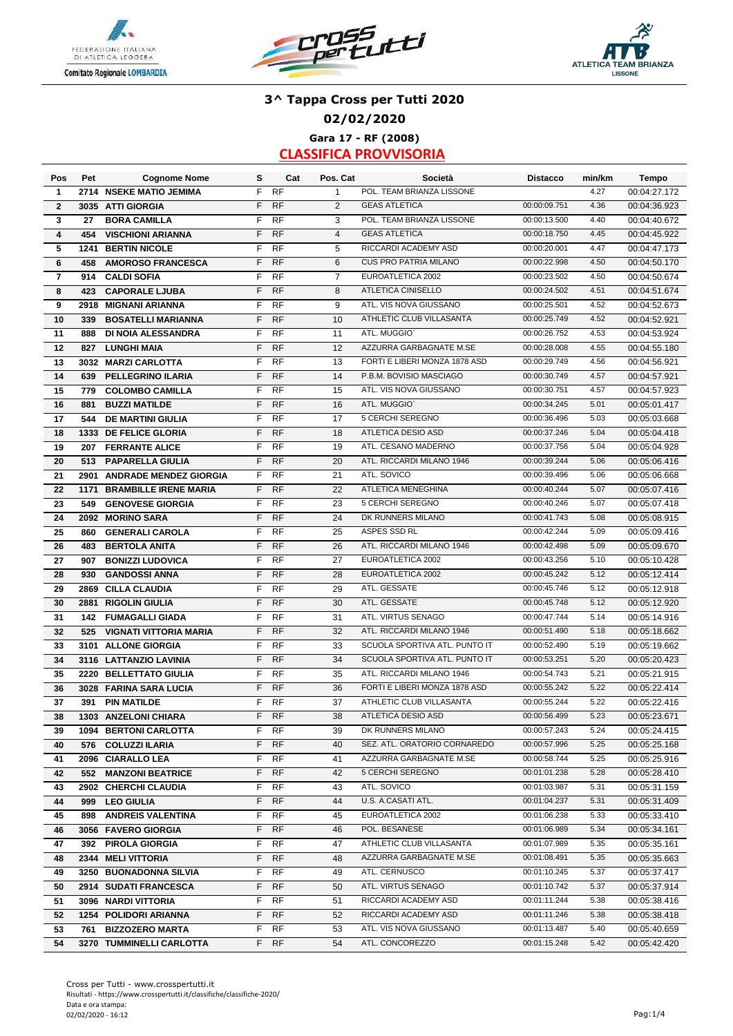# 3^ Tappa Cross per Tutti 2020

## 02/02/2020

### Gara 17 - RF (2008)

### CLASSIFICA PROVVISORIA

| Pos | Pet | Cognome Nome | S | Cat | Pos. Cat | Società | Distacco | min/km | Tempo |
|---|---|---|---|---|---|---|---|---|---|
| 1 | 2714 | NSEKE MATIO JEMIMA | F | RF | 1 | POL. TEAM BRIANZA LISSONE | | 4.27 | 00:04:27.172 |
| 2 | 3035 | ATTI GIORGIA | F | RF | 2 | GEAS ATLETICA | 00:00:09.751 | 4.36 | 00:04:36.923 |
| 3 | 27 | BORA CAMILLA | F | RF | 3 | POL. TEAM BRIANZA LISSONE | 00:00:13.500 | 4.40 | 00:04:40.672 |
| 4 | 454 | VISCHIONI ARIANNA | F | RF | 4 | GEAS ATLETICA | 00:00:18.750 | 4.45 | 00:04:45.922 |
| 5 | 1241 | BERTIN NICOLE | F | RF | 5 | RICCARDI ACADEMY ASD | 00:00:20.001 | 4.47 | 00:04:47.173 |
| 6 | 458 | AMOROSO FRANCESCA | F | RF | 6 | CUS PRO PATRIA MILANO | 00:00:22.998 | 4.50 | 00:04:50.170 |
| 7 | 914 | CALDI SOFIA | F | RF | 7 | EUROATLETICA 2002 | 00:00:23.502 | 4.50 | 00:04:50.674 |
| 8 | 423 | CAPORALE LJUBA | F | RF | 8 | ATLETICA CINISELLO | 00:00:24.502 | 4.51 | 00:04:51.674 |
| 9 | 2918 | MIGNANI ARIANNA | F | RF | 9 | ATL. VIS NOVA GIUSSANO | 00:00:25.501 | 4.52 | 00:04:52.673 |
| 10 | 339 | BOSATELLI MARIANNA | F | RF | 10 | ATHLETIC CLUB VILLASANTA | 00:00:25.749 | 4.52 | 00:04:52.921 |
| 11 | 888 | DI NOIA ALESSANDRA | F | RF | 11 | ATL. MUGGIO` | 00:00:26.752 | 4.53 | 00:04:53.924 |
| 12 | 827 | LUNGHI MAIA | F | RF | 12 | AZZURRA GARBAGNATE M.SE | 00:00:28.008 | 4.55 | 00:04:55.180 |
| 13 | 3032 | MARZI CARLOTTA | F | RF | 13 | FORTI E LIBERI MONZA 1878 ASD | 00:00:29.749 | 4.56 | 00:04:56.921 |
| 14 | 639 | PELLEGRINO ILARIA | F | RF | 14 | P.B.M. BOVISIO MASCIAGO | 00:00:30.749 | 4.57 | 00:04:57.921 |
| 15 | 779 | COLOMBO CAMILLA | F | RF | 15 | ATL. VIS NOVA GIUSSANO | 00:00:30.751 | 4.57 | 00:04:57.923 |
| 16 | 881 | BUZZI MATILDE | F | RF | 16 | ATL. MUGGIO` | 00:00:34.245 | 5.01 | 00:05:01.417 |
| 17 | 544 | DE MARTINI GIULIA | F | RF | 17 | 5 CERCHI SEREGNO | 00:00:36.496 | 5.03 | 00:05:03.668 |
| 18 | 1333 | DE FELICE GLORIA | F | RF | 18 | ATLETICA DESIO ASD | 00:00:37.246 | 5.04 | 00:05:04.418 |
| 19 | 207 | FERRANTE ALICE | F | RF | 19 | ATL. CESANO MADERNO | 00:00:37.756 | 5.04 | 00:05:04.928 |
| 20 | 513 | PAPARELLA GIULIA | F | RF | 20 | ATL. RICCARDI MILANO 1946 | 00:00:39.244 | 5.06 | 00:05:06.416 |
| 21 | 2901 | ANDRADE MENDEZ GIORGIA | F | RF | 21 | ATL. SOVICO | 00:00:39.496 | 5.06 | 00:05:06.668 |
| 22 | 1171 | BRAMBILLE IRENE MARIA | F | RF | 22 | ATLETICA MENEGHINA | 00:00:40.244 | 5.07 | 00:05:07.416 |
| 23 | 549 | GENOVESE GIORGIA | F | RF | 23 | 5 CERCHI SEREGNO | 00:00:40.246 | 5.07 | 00:05:07.418 |
| 24 | 2092 | MORINO SARA | F | RF | 24 | DK RUNNERS MILANO | 00:00:41.743 | 5.08 | 00:05:08.915 |
| 25 | 860 | GENERALI CAROLA | F | RF | 25 | ASPES SSD RL | 00:00:42.244 | 5.09 | 00:05:09.416 |
| 26 | 483 | BERTOLA ANITA | F | RF | 26 | ATL. RICCARDI MILANO 1946 | 00:00:42.498 | 5.09 | 00:05:09.670 |
| 27 | 907 | BONIZZI LUDOVICA | F | RF | 27 | EUROATLETICA 2002 | 00:00:43.256 | 5.10 | 00:05:10.428 |
| 28 | 930 | GANDOSSI ANNA | F | RF | 28 | EUROATLETICA 2002 | 00:00:45.242 | 5.12 | 00:05:12.414 |
| 29 | 2869 | CILLA CLAUDIA | F | RF | 29 | ATL. GESSATE | 00:00:45.746 | 5.12 | 00:05:12.918 |
| 30 | 2881 | RIGOLIN GIULIA | F | RF | 30 | ATL. GESSATE | 00:00:45.748 | 5.12 | 00:05:12.920 |
| 31 | 142 | FUMAGALLI GIADA | F | RF | 31 | ATL. VIRTUS SENAGO | 00:00:47.744 | 5.14 | 00:05:14.916 |
| 32 | 525 | VIGNATI VITTORIA MARIA | F | RF | 32 | ATL. RICCARDI MILANO 1946 | 00:00:51.490 | 5.18 | 00:05:18.662 |
| 33 | 3101 | ALLONE GIORGIA | F | RF | 33 | SCUOLA SPORTIVA ATL. PUNTO IT | 00:00:52.490 | 5.19 | 00:05:19.662 |
| 34 | 3116 | LATTANZIO LAVINIA | F | RF | 34 | SCUOLA SPORTIVA ATL. PUNTO IT | 00:00:53.251 | 5.20 | 00:05:20.423 |
| 35 | 2220 | BELLETTATO GIULIA | F | RF | 35 | ATL. RICCARDI MILANO 1946 | 00:00:54.743 | 5.21 | 00:05:21.915 |
| 36 | 3028 | FARINA SARA LUCIA | F | RF | 36 | FORTI E LIBERI MONZA 1878 ASD | 00:00:55.242 | 5.22 | 00:05:22.414 |
| 37 | 391 | PIN MATILDE | F | RF | 37 | ATHLETIC CLUB VILLASANTA | 00:00:55.244 | 5.22 | 00:05:22.416 |
| 38 | 1303 | ANZELONI CHIARA | F | RF | 38 | ATLETICA DESIO ASD | 00:00:56.499 | 5.23 | 00:05:23.671 |
| 39 | 1094 | BERTONI CARLOTTA | F | RF | 39 | DK RUNNERS MILANO | 00:00:57.243 | 5.24 | 00:05:24.415 |
| 40 | 576 | COLUZZI ILARIA | F | RF | 40 | SEZ. ATL. ORATORIO CORNAREDO | 00:00:57.996 | 5.25 | 00:05:25.168 |
| 41 | 2096 | CIARALLO LEA | F | RF | 41 | AZZURRA GARBAGNATE M.SE | 00:00:58.744 | 5.25 | 00:05:25.916 |
| 42 | 552 | MANZONI BEATRICE | F | RF | 42 | 5 CERCHI SEREGNO | 00:01:01.238 | 5.28 | 00:05:28.410 |
| 43 | 2902 | CHERCHI CLAUDIA | F | RF | 43 | ATL. SOVICO | 00:01:03.987 | 5.31 | 00:05:31.159 |
| 44 | 999 | LEO GIULIA | F | RF | 44 | U.S. A.CASATI ATL. | 00:01:04.237 | 5.31 | 00:05:31.409 |
| 45 | 898 | ANDREIS VALENTINA | F | RF | 45 | EUROATLETICA 2002 | 00:01:06.238 | 5.33 | 00:05:33.410 |
| 46 | 3056 | FAVERO GIORGIA | F | RF | 46 | POL. BESANESE | 00:01:06.989 | 5.34 | 00:05:34.161 |
| 47 | 392 | PIROLA GIORGIA | F | RF | 47 | ATHLETIC CLUB VILLASANTA | 00:01:07.989 | 5.35 | 00:05:35.161 |
| 48 | 2344 | MELI VITTORIA | F | RF | 48 | AZZURRA GARBAGNATE M.SE | 00:01:08.491 | 5.35 | 00:05:35.663 |
| 49 | 3250 | BUONADONNA SILVIA | F | RF | 49 | ATL. CERNUSCO | 00:01:10.245 | 5.37 | 00:05:37.417 |
| 50 | 2914 | SUDATI FRANCESCA | F | RF | 50 | ATL. VIRTUS SENAGO | 00:01:10.742 | 5.37 | 00:05:37.914 |
| 51 | 3096 | NARDI VITTORIA | F | RF | 51 | RICCARDI ACADEMY ASD | 00:01:11.244 | 5.38 | 00:05:38.416 |
| 52 | 1254 | POLIDORI ARIANNA | F | RF | 52 | RICCARDI ACADEMY ASD | 00:01:11.246 | 5.38 | 00:05:38.418 |
| 53 | 761 | BIZZOZERO MARTA | F | RF | 53 | ATL. VIS NOVA GIUSSANO | 00:01:13.487 | 5.40 | 00:05:40.659 |
| 54 | 3270 | TUMMINELLI CARLOTTA | F | RF | 54 | ATL. CONCOREZZO | 00:01:15.248 | 5.42 | 00:05:42.420 |

Cross per Tutti - www.crosspertutti.it
Risultati - https://www.crosspertutti.it/classifiche/classifiche-2020/
Data e ora stampa:
02/02/2020 - 16:12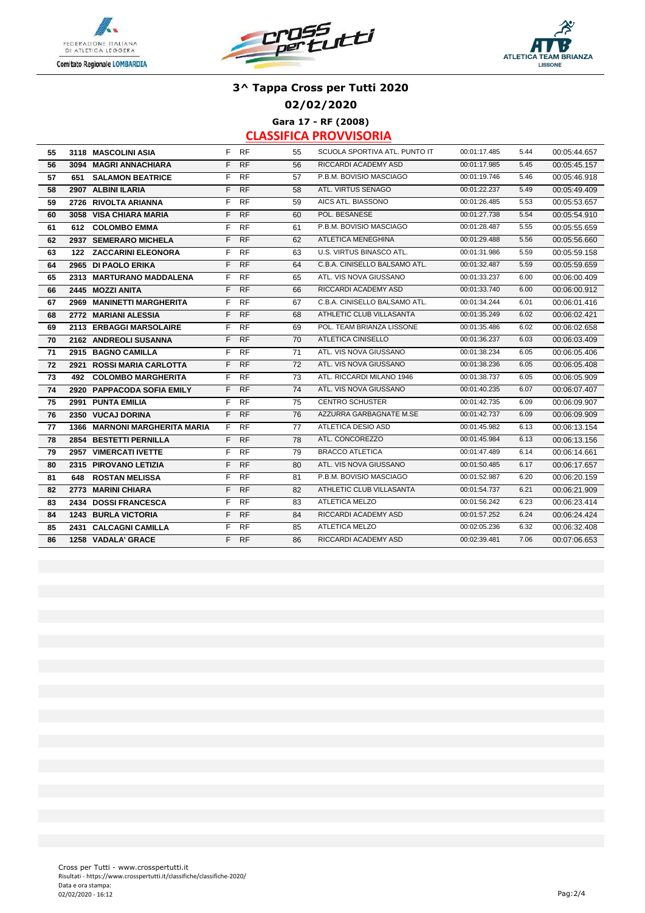# 3^ Tappa Cross per Tutti 2020

## 02/02/2020

### Gara 17 - RF (2008)

### CLASSIFICA PROVVISORIA

| | | | | | | | | | |
|---|---|---|---|---|---|---|---|---|---|
| 55 | 3118 | MASCOLINI ASIA | F | RF | 55 | SCUOLA SPORTIVA ATL. PUNTO IT | 00:01:17.485 | 5.44 | 00:05:44.657 |
| 56 | 3094 | MAGRI ANNACHIARA | F | RF | 56 | RICCARDI ACADEMY ASD | 00:01:17.985 | 5.45 | 00:05:45.157 |
| 57 | 651 | SALAMON BEATRICE | F | RF | 57 | P.B.M. BOVISIO MASCIAGO | 00:01:19.746 | 5.46 | 00:05:46.918 |
| 58 | 2907 | ALBINI ILARIA | F | RF | 58 | ATL. VIRTUS SENAGO | 00:01:22.237 | 5.49 | 00:05:49.409 |
| 59 | 2726 | RIVOLTA ARIANNA | F | RF | 59 | AICS ATL. BIASSONO | 00:01:26.485 | 5.53 | 00:05:53.657 |
| 60 | 3058 | VISA CHIARA MARIA | F | RF | 60 | POL. BESANESE | 00:01:27.738 | 5.54 | 00:05:54.910 |
| 61 | 612 | COLOMBO EMMA | F | RF | 61 | P.B.M. BOVISIO MASCIAGO | 00:01:28.487 | 5.55 | 00:05:55.659 |
| 62 | 2937 | SEMERARO MICHELA | F | RF | 62 | ATLETICA MENEGHINA | 00:01:29.488 | 5.56 | 00:05:56.660 |
| 63 | 122 | ZACCARINI ELEONORA | F | RF | 63 | U.S. VIRTUS BINASCO ATL. | 00:01:31.986 | 5.59 | 00:05:59.158 |
| 64 | 2965 | DI PAOLO ERIKA | F | RF | 64 | C.B.A. CINISELLO BALSAMO ATL. | 00:01:32.487 | 5.59 | 00:05:59.659 |
| 65 | 2313 | MARTURANO MADDALENA | F | RF | 65 | ATL. VIS NOVA GIUSSANO | 00:01:33.237 | 6.00 | 00:06:00.409 |
| 66 | 2445 | MOZZI ANITA | F | RF | 66 | RICCARDI ACADEMY ASD | 00:01:33.740 | 6.00 | 00:06:00.912 |
| 67 | 2969 | MANINETTI MARGHERITA | F | RF | 67 | C.B.A. CINISELLO BALSAMO ATL. | 00:01:34.244 | 6.01 | 00:06:01.416 |
| 68 | 2772 | MARIANI ALESSIA | F | RF | 68 | ATHLETIC CLUB VILLASANTA | 00:01:35.249 | 6.02 | 00:06:02.421 |
| 69 | 2113 | ERBAGGI MARSOLAIRE | F | RF | 69 | POL. TEAM BRIANZA LISSONE | 00:01:35.486 | 6.02 | 00:06:02.658 |
| 70 | 2162 | ANDREOLI SUSANNA | F | RF | 70 | ATLETICA CINISELLO | 00:01:36.237 | 6.03 | 00:06:03.409 |
| 71 | 2915 | BAGNO CAMILLA | F | RF | 71 | ATL. VIS NOVA GIUSSANO | 00:01:38.234 | 6.05 | 00:06:05.406 |
| 72 | 2921 | ROSSI MARIA CARLOTTA | F | RF | 72 | ATL. VIS NOVA GIUSSANO | 00:01:38.236 | 6.05 | 00:06:05.408 |
| 73 | 492 | COLOMBO MARGHERITA | F | RF | 73 | ATL. RICCARDI MILANO 1946 | 00:01:38.737 | 6.05 | 00:06:05.909 |
| 74 | 2920 | PAPPACODA SOFIA EMILY | F | RF | 74 | ATL. VIS NOVA GIUSSANO | 00:01:40.235 | 6.07 | 00:06:07.407 |
| 75 | 2991 | PUNTA EMILIA | F | RF | 75 | CENTRO SCHUSTER | 00:01:42.735 | 6.09 | 00:06:09.907 |
| 76 | 2350 | VUCAJ DORINA | F | RF | 76 | AZZURRA GARBAGNATE M.SE | 00:01:42.737 | 6.09 | 00:06:09.909 |
| 77 | 1366 | MARNONI MARGHERITA MARIA | F | RF | 77 | ATLETICA DESIO ASD | 00:01:45.982 | 6.13 | 00:06:13.154 |
| 78 | 2854 | BESTETTI PERNILLA | F | RF | 78 | ATL. CONCOREZZO | 00:01:45.984 | 6.13 | 00:06:13.156 |
| 79 | 2957 | VIMERCATI IVETTE | F | RF | 79 | BRACCO ATLETICA | 00:01:47.489 | 6.14 | 00:06:14.661 |
| 80 | 2315 | PIROVANO LETIZIA | F | RF | 80 | ATL. VIS NOVA GIUSSANO | 00:01:50.485 | 6.17 | 00:06:17.657 |
| 81 | 648 | ROSTAN MELISSA | F | RF | 81 | P.B.M. BOVISIO MASCIAGO | 00:01:52.987 | 6.20 | 00:06:20.159 |
| 82 | 2773 | MARINI CHIARA | F | RF | 82 | ATHLETIC CLUB VILLASANTA | 00:01:54.737 | 6.21 | 00:06:21.909 |
| 83 | 2434 | DOSSI FRANCESCA | F | RF | 83 | ATLETICA MELZO | 00:01:56.242 | 6.23 | 00:06:23.414 |
| 84 | 1243 | BURLA VICTORIA | F | RF | 84 | RICCARDI ACADEMY ASD | 00:01:57.252 | 6.24 | 00:06:24.424 |
| 85 | 2431 | CALCAGNI CAMILLA | F | RF | 85 | ATLETICA MELZO | 00:02:05.236 | 6.32 | 00:06:32.408 |
| 86 | 1258 | VADALA' GRACE | F | RF | 86 | RICCARDI ACADEMY ASD | 00:02:39.481 | 7.06 | 00:07:06.653 |

Cross per Tutti - www.crosspertutti.it
Risultati - https://www.crosspertutti.it/classifiche/classifiche-2020/
Data e ora stampa:
02/02/2020 - 16:12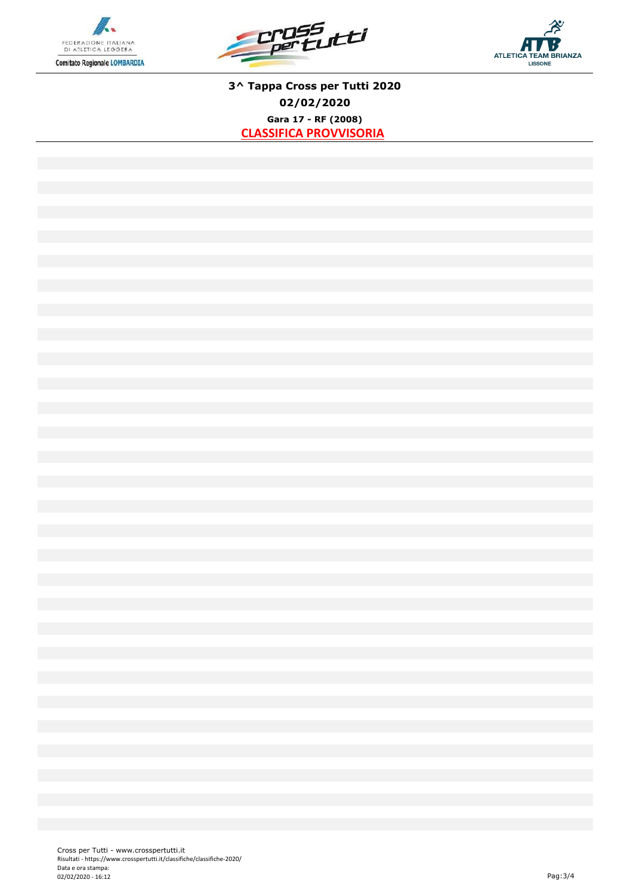**3^ Tappa Cross per Tutti 2020**

**02/02/2020**

**Gara 17 - RF (2008)**

**CLASSIFICA PROVVISORIA**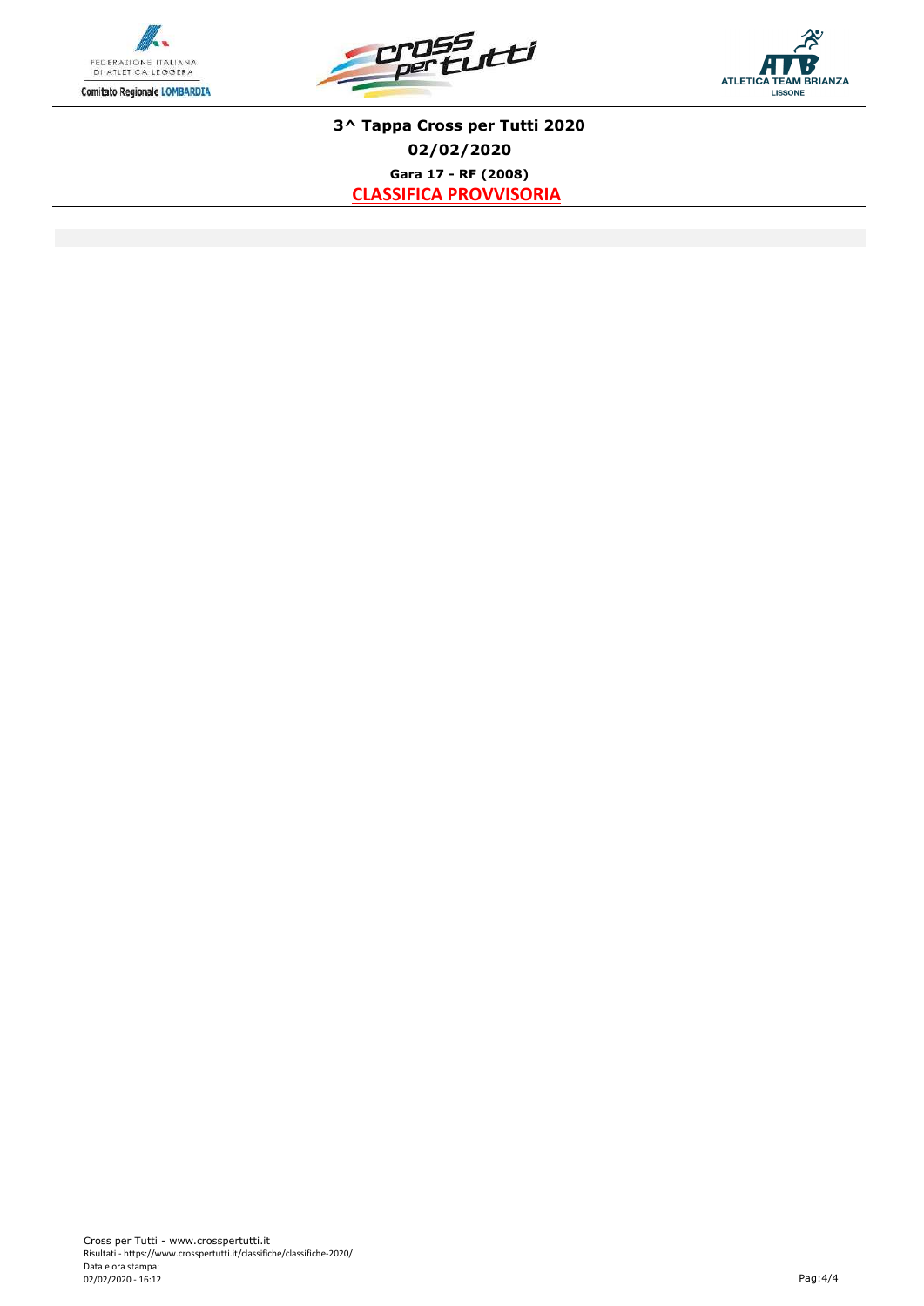**3^ Tappa Cross per Tutti 2020**

**02/02/2020**

**Gara 17 - RF (2008)**

**CLASSIFICA PROVVISORIA**

Cross per Tutti - www.crosspertutti.it
Risultati - https://www.crosspertutti.it/classifiche/classifiche-2020/
Data e ora stampa:
02/02/2020 - 16:12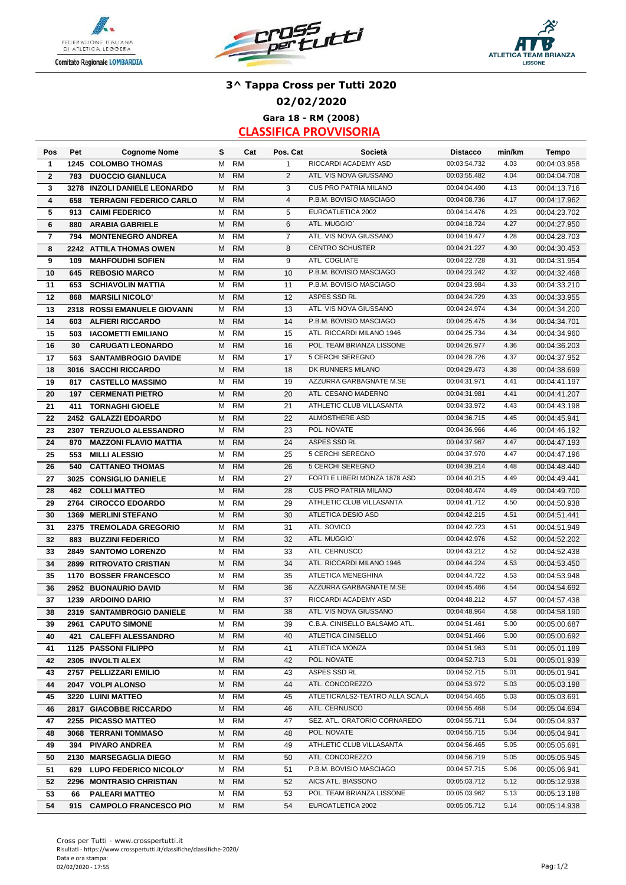# 3^ Tappa Cross per Tutti 2020

## 02/02/2020

### Gara 18 - RM (2008)

### CLASSIFICA PROVVISORIA

| Pos | Pet | Cognome Nome | S | Cat | Pos. Cat | Società | Distacco | min/km | Tempo |
|---|---|---|---|---|---|---|---|---|---|
| 1 | 1245 | COLOMBO THOMAS | M | RM | 1 | RICCARDI ACADEMY ASD | 00:03:54.732 | 4.03 | 00:04:03.958 |
| 2 | 783 | DUOCCIO GIANLUCA | M | RM | 2 | ATL. VIS NOVA GIUSSANO | 00:03:55.482 | 4.04 | 00:04:04.708 |
| 3 | 3278 | INZOLI DANIELE LEONARDO | M | RM | 3 | CUS PRO PATRIA MILANO | 00:04:04.490 | 4.13 | 00:04:13.716 |
| 4 | 658 | TERRAGNI FEDERICO CARLO | M | RM | 4 | P.B.M. BOVISIO MASCIAGO | 00:04:08.736 | 4.17 | 00:04:17.962 |
| 5 | 913 | CAIMI FEDERICO | M | RM | 5 | EUROATLETICA 2002 | 00:04:14.476 | 4.23 | 00:04:23.702 |
| 6 | 880 | ARABIA GABRIELE | M | RM | 6 | ATL. MUGGIO` | 00:04:18.724 | 4.27 | 00:04:27.950 |
| 7 | 794 | MONTENEGRO ANDREA | M | RM | 7 | ATL. VIS NOVA GIUSSANO | 00:04:19.477 | 4.28 | 00:04:28.703 |
| 8 | 2242 | ATTILA THOMAS OWEN | M | RM | 8 | CENTRO SCHUSTER | 00:04:21.227 | 4.30 | 00:04:30.453 |
| 9 | 109 | MAHFOUDHI SOFIEN | M | RM | 9 | ATL. COGLIATE | 00:04:22.728 | 4.31 | 00:04:31.954 |
| 10 | 645 | REBOSIO MARCO | M | RM | 10 | P.B.M. BOVISIO MASCIAGO | 00:04:23.242 | 4.32 | 00:04:32.468 |
| 11 | 653 | SCHIAVOLIN MATTIA | M | RM | 11 | P.B.M. BOVISIO MASCIAGO | 00:04:23.984 | 4.33 | 00:04:33.210 |
| 12 | 868 | MARSILI NICOLO' | M | RM | 12 | ASPES SSD RL | 00:04:24.729 | 4.33 | 00:04:33.955 |
| 13 | 2318 | ROSSI EMANUELE GIOVANN | M | RM | 13 | ATL. VIS NOVA GIUSSANO | 00:04:24.974 | 4.34 | 00:04:34.200 |
| 14 | 603 | ALFIERI RICCARDO | M | RM | 14 | P.B.M. BOVISIO MASCIAGO | 00:04:25.475 | 4.34 | 00:04:34.701 |
| 15 | 503 | IACOMETTI EMILIANO | M | RM | 15 | ATL. RICCARDI MILANO 1946 | 00:04:25.734 | 4.34 | 00:04:34.960 |
| 16 | 30 | CARUGATI LEONARDO | M | RM | 16 | POL. TEAM BRIANZA LISSONE | 00:04:26.977 | 4.36 | 00:04:36.203 |
| 17 | 563 | SANTAMBROGIO DAVIDE | M | RM | 17 | 5 CERCHI SEREGNO | 00:04:28.726 | 4.37 | 00:04:37.952 |
| 18 | 3016 | SACCHI RICCARDO | M | RM | 18 | DK RUNNERS MILANO | 00:04:29.473 | 4.38 | 00:04:38.699 |
| 19 | 817 | CASTELLO MASSIMO | M | RM | 19 | AZZURRA GARBAGNATE M.SE | 00:04:31.971 | 4.41 | 00:04:41.197 |
| 20 | 197 | CERMENATI PIETRO | M | RM | 20 | ATL. CESANO MADERNO | 00:04:31.981 | 4.41 | 00:04:41.207 |
| 21 | 411 | TORNAGHI GIOELE | M | RM | 21 | ATHLETIC CLUB VILLASANTA | 00:04:33.972 | 4.43 | 00:04:43.198 |
| 22 | 2452 | GALAZZI EDOARDO | M | RM | 22 | ALMOSTHERE ASD | 00:04:36.715 | 4.45 | 00:04:45.941 |
| 23 | 2307 | TERZUOLO ALESSANDRO | M | RM | 23 | POL. NOVATE | 00:04:36.966 | 4.46 | 00:04:46.192 |
| 24 | 870 | MAZZONI FLAVIO MATTIA | M | RM | 24 | ASPES SSD RL | 00:04:37.967 | 4.47 | 00:04:47.193 |
| 25 | 553 | MILLI ALESSIO | M | RM | 25 | 5 CERCHI SEREGNO | 00:04:37.970 | 4.47 | 00:04:47.196 |
| 26 | 540 | CATTANEO THOMAS | M | RM | 26 | 5 CERCHI SEREGNO | 00:04:39.214 | 4.48 | 00:04:48.440 |
| 27 | 3025 | CONSIGLIO DANIELE | M | RM | 27 | FORTI E LIBERI MONZA 1878 ASD | 00:04:40.215 | 4.49 | 00:04:49.441 |
| 28 | 462 | COLLI MATTEO | M | RM | 28 | CUS PRO PATRIA MILANO | 00:04:40.474 | 4.49 | 00:04:49.700 |
| 29 | 2764 | CIROCCO EDOARDO | M | RM | 29 | ATHLETIC CLUB VILLASANTA | 00:04:41.712 | 4.50 | 00:04:50.938 |
| 30 | 1369 | MERLINI STEFANO | M | RM | 30 | ATLETICA DESIO ASD | 00:04:42.215 | 4.51 | 00:04:51.441 |
| 31 | 2375 | TREMOLADA GREGORIO | M | RM | 31 | ATL. SOVICO | 00:04:42.723 | 4.51 | 00:04:51.949 |
| 32 | 883 | BUZZINI FEDERICO | M | RM | 32 | ATL. MUGGIO` | 00:04:42.976 | 4.52 | 00:04:52.202 |
| 33 | 2849 | SANTOMO LORENZO | M | RM | 33 | ATL. CERNUSCO | 00:04:43.212 | 4.52 | 00:04:52.438 |
| 34 | 2899 | RITROVATO CRISTIAN | M | RM | 34 | ATL. RICCARDI MILANO 1946 | 00:04:44.224 | 4.53 | 00:04:53.450 |
| 35 | 1170 | BOSSER FRANCESCO | M | RM | 35 | ATLETICA MENEGHINA | 00:04:44.722 | 4.53 | 00:04:53.948 |
| 36 | 2952 | BUONAURIO DAVID | M | RM | 36 | AZZURRA GARBAGNATE M.SE | 00:04:45.466 | 4.54 | 00:04:54.692 |
| 37 | 1239 | ARDOINO DARIO | M | RM | 37 | RICCARDI ACADEMY ASD | 00:04:48.212 | 4.57 | 00:04:57.438 |
| 38 | 2319 | SANTAMBROGIO DANIELE | M | RM | 38 | ATL. VIS NOVA GIUSSANO | 00:04:48.964 | 4.58 | 00:04:58.190 |
| 39 | 2961 | CAPUTO SIMONE | M | RM | 39 | C.B.A. CINISELLO BALSAMO ATL. | 00:04:51.461 | 5.00 | 00:05:00.687 |
| 40 | 421 | CALEFFI ALESSANDRO | M | RM | 40 | ATLETICA CINISELLO | 00:04:51.466 | 5.00 | 00:05:00.692 |
| 41 | 1125 | PASSONI FILIPPO | M | RM | 41 | ATLETICA MONZA | 00:04:51.963 | 5.01 | 00:05:01.189 |
| 42 | 2305 | INVOLTI ALEX | M | RM | 42 | POL. NOVATE | 00:04:52.713 | 5.01 | 00:05:01.939 |
| 43 | 2757 | PELLIZZARI EMILIO | M | RM | 43 | ASPES SSD RL | 00:04:52.715 | 5.01 | 00:05:01.941 |
| 44 | 2047 | VOLPI ALONSO | M | RM | 44 | ATL. CONCOREZZO | 00:04:53.972 | 5.03 | 00:05:03.198 |
| 45 | 3220 | LUINI MATTEO | M | RM | 45 | ATLETICRALS2-TEATRO ALLA SCALA | 00:04:54.465 | 5.03 | 00:05:03.691 |
| 46 | 2817 | GIACOBBE RICCARDO | M | RM | 46 | ATL. CERNUSCO | 00:04:55.468 | 5.04 | 00:05:04.694 |
| 47 | 2255 | PICASSO MATTEO | M | RM | 47 | SEZ. ATL. ORATORIO CORNAREDO | 00:04:55.711 | 5.04 | 00:05:04.937 |
| 48 | 3068 | TERRANI TOMMASO | M | RM | 48 | POL. NOVATE | 00:04:55.715 | 5.04 | 00:05:04.941 |
| 49 | 394 | PIVARO ANDREA | M | RM | 49 | ATHLETIC CLUB VILLASANTA | 00:04:56.465 | 5.05 | 00:05:05.691 |
| 50 | 2130 | MARSEGAGLIA DIEGO | M | RM | 50 | ATL. CONCOREZZO | 00:04:56.719 | 5.05 | 00:05:05.945 |
| 51 | 629 | LUPO FEDERICO NICOLO' | M | RM | 51 | P.B.M. BOVISIO MASCIAGO | 00:04:57.715 | 5.06 | 00:05:06.941 |
| 52 | 2296 | MONTRASIO CHRISTIAN | M | RM | 52 | AICS ATL. BIASSONO | 00:05:03.712 | 5.12 | 00:05:12.938 |
| 53 | 66 | PALEARI MATTEO | M | RM | 53 | POL. TEAM BRIANZA LISSONE | 00:05:03.962 | 5.13 | 00:05:13.188 |
| 54 | 915 | CAMPOLO FRANCESCO PIO | M | RM | 54 | EUROATLETICA 2002 | 00:05:05.712 | 5.14 | 00:05:14.938 |

Cross per Tutti - www.crosspertutti.it
Risultati - https://www.crosspertutti.it/classifiche/classifiche-2020/
Data e ora stampa:
02/02/2020 - 17:55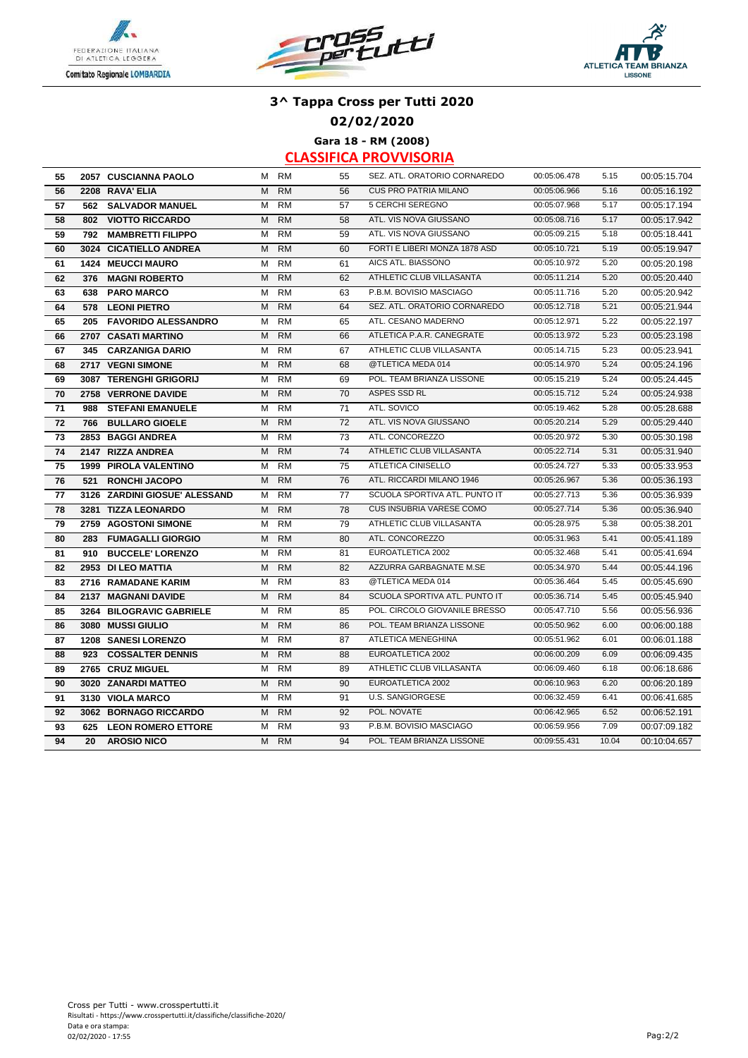# 3^ Tappa Cross per Tutti 2020

## 02/02/2020

### Gara 18 - RM (2008)

### CLASSIFICA PROVVISORIA

| | | | | | | | | | |
|---|---|---|---|---|---|---|---|---|---|
| 55 | 2057 | CUSCIANNA PAOLO | M | RM | 55 | SEZ. ATL. ORATORIO CORNAREDO | 00:05:06.478 | 5.15 | 00:05:15.704 |
| 56 | 2208 | RAVA' ELIA | M | RM | 56 | CUS PRO PATRIA MILANO | 00:05:06.966 | 5.16 | 00:05:16.192 |
| 57 | 562 | SALVADOR MANUEL | M | RM | 57 | 5 CERCHI SEREGNO | 00:05:07.968 | 5.17 | 00:05:17.194 |
| 58 | 802 | VIOTTO RICCARDO | M | RM | 58 | ATL. VIS NOVA GIUSSANO | 00:05:08.716 | 5.17 | 00:05:17.942 |
| 59 | 792 | MAMBRETTI FILIPPO | M | RM | 59 | ATL. VIS NOVA GIUSSANO | 00:05:09.215 | 5.18 | 00:05:18.441 |
| 60 | 3024 | CICATIELLO ANDREA | M | RM | 60 | FORTI E LIBERI MONZA 1878 ASD | 00:05:10.721 | 5.19 | 00:05:19.947 |
| 61 | 1424 | MEUCCI MAURO | M | RM | 61 | AICS ATL. BIASSONO | 00:05:10.972 | 5.20 | 00:05:20.198 |
| 62 | 376 | MAGNI ROBERTO | M | RM | 62 | ATHLETIC CLUB VILLASANTA | 00:05:11.214 | 5.20 | 00:05:20.440 |
| 63 | 638 | PARO MARCO | M | RM | 63 | P.B.M. BOVISIO MASCIAGO | 00:05:11.716 | 5.20 | 00:05:20.942 |
| 64 | 578 | LEONI PIETRO | M | RM | 64 | SEZ. ATL. ORATORIO CORNAREDO | 00:05:12.718 | 5.21 | 00:05:21.944 |
| 65 | 205 | FAVORIDO ALESSANDRO | M | RM | 65 | ATL. CESANO MADERNO | 00:05:12.971 | 5.22 | 00:05:22.197 |
| 66 | 2707 | CASATI MARTINO | M | RM | 66 | ATLETICA P.A.R. CANEGRATE | 00:05:13.972 | 5.23 | 00:05:23.198 |
| 67 | 345 | CARZANIGA DARIO | M | RM | 67 | ATHLETIC CLUB VILLASANTA | 00:05:14.715 | 5.23 | 00:05:23.941 |
| 68 | 2717 | VEGNI SIMONE | M | RM | 68 | @TLETICA MEDA 014 | 00:05:14.970 | 5.24 | 00:05:24.196 |
| 69 | 3087 | TERENGHI GRIGORIJ | M | RM | 69 | POL. TEAM BRIANZA LISSONE | 00:05:15.219 | 5.24 | 00:05:24.445 |
| 70 | 2758 | VERRONE DAVIDE | M | RM | 70 | ASPES SSD RL | 00:05:15.712 | 5.24 | 00:05:24.938 |
| 71 | 988 | STEFANI EMANUELE | M | RM | 71 | ATL. SOVICO | 00:05:19.462 | 5.28 | 00:05:28.688 |
| 72 | 766 | BULLARO GIOELE | M | RM | 72 | ATL. VIS NOVA GIUSSANO | 00:05:20.214 | 5.29 | 00:05:29.440 |
| 73 | 2853 | BAGGI ANDREA | M | RM | 73 | ATL. CONCOREZZO | 00:05:20.972 | 5.30 | 00:05:30.198 |
| 74 | 2147 | RIZZA ANDREA | M | RM | 74 | ATHLETIC CLUB VILLASANTA | 00:05:22.714 | 5.31 | 00:05:31.940 |
| 75 | 1999 | PIROLA VALENTINO | M | RM | 75 | ATLETICA CINISELLO | 00:05:24.727 | 5.33 | 00:05:33.953 |
| 76 | 521 | RONCHI JACOPO | M | RM | 76 | ATL. RICCARDI MILANO 1946 | 00:05:26.967 | 5.36 | 00:05:36.193 |
| 77 | 3126 | ZARDINI GIOSUE' ALESSAND | M | RM | 77 | SCUOLA SPORTIVA ATL. PUNTO IT | 00:05:27.713 | 5.36 | 00:05:36.939 |
| 78 | 3281 | TIZZA LEONARDO | M | RM | 78 | CUS INSUBRIA VARESE COMO | 00:05:27.714 | 5.36 | 00:05:36.940 |
| 79 | 2759 | AGOSTONI SIMONE | M | RM | 79 | ATHLETIC CLUB VILLASANTA | 00:05:28.975 | 5.38 | 00:05:38.201 |
| 80 | 283 | FUMAGALLI GIORGIO | M | RM | 80 | ATL. CONCOREZZO | 00:05:31.963 | 5.41 | 00:05:41.189 |
| 81 | 910 | BUCCELE' LORENZO | M | RM | 81 | EUROATLETICA 2002 | 00:05:32.468 | 5.41 | 00:05:41.694 |
| 82 | 2953 | DI LEO MATTIA | M | RM | 82 | AZZURRA GARBAGNATE M.SE | 00:05:34.970 | 5.44 | 00:05:44.196 |
| 83 | 2716 | RAMADANE KARIM | M | RM | 83 | @TLETICA MEDA 014 | 00:05:36.464 | 5.45 | 00:05:45.690 |
| 84 | 2137 | MAGNANI DAVIDE | M | RM | 84 | SCUOLA SPORTIVA ATL. PUNTO IT | 00:05:36.714 | 5.45 | 00:05:45.940 |
| 85 | 3264 | BILOGRAVIC GABRIELE | M | RM | 85 | POL. CIRCOLO GIOVANILE BRESSO | 00:05:47.710 | 5.56 | 00:05:56.936 |
| 86 | 3080 | MUSSI GIULIO | M | RM | 86 | POL. TEAM BRIANZA LISSONE | 00:05:50.962 | 6.00 | 00:06:00.188 |
| 87 | 1208 | SANESI LORENZO | M | RM | 87 | ATLETICA MENEGHINA | 00:05:51.962 | 6.01 | 00:06:01.188 |
| 88 | 923 | COSSALTER DENNIS | M | RM | 88 | EUROATLETICA 2002 | 00:06:00.209 | 6.09 | 00:06:09.435 |
| 89 | 2765 | CRUZ MIGUEL | M | RM | 89 | ATHLETIC CLUB VILLASANTA | 00:06:09.460 | 6.18 | 00:06:18.686 |
| 90 | 3020 | ZANARDI MATTEO | M | RM | 90 | EUROATLETICA 2002 | 00:06:10.963 | 6.20 | 00:06:20.189 |
| 91 | 3130 | VIOLA MARCO | M | RM | 91 | U.S. SANGIORGESE | 00:06:32.459 | 6.41 | 00:06:41.685 |
| 92 | 3062 | BORNAGO RICCARDO | M | RM | 92 | POL. NOVATE | 00:06:42.965 | 6.52 | 00:06:52.191 |
| 93 | 625 | LEON ROMERO ETTORE | M | RM | 93 | P.B.M. BOVISIO MASCIAGO | 00:06:59.956 | 7.09 | 00:07:09.182 |
| 94 | 20 | AROSIO NICO | M | RM | 94 | POL. TEAM BRIANZA LISSONE | 00:09:55.431 | 10.04 | 00:10:04.657 |

Cross per Tutti - www.crosspertutti.it
Risultati - https://www.crosspertutti.it/classifiche/classifiche-2020/
Data e ora stampa:
02/02/2020 - 17:55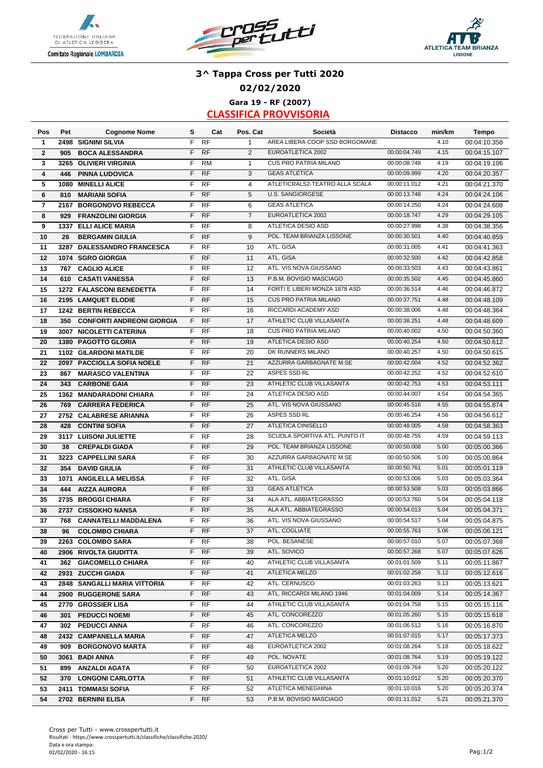# 3^ Tappa Cross per Tutti 2020

## 02/02/2020

### Gara 19 - RF (2007)

### CLASSIFICA PROVVISORIA

| Pos | Pet | Cognome Nome | S | Cat | Pos. Cat | Società | Distacco | min/km | Tempo |
|---|---|---|---|---|---|---|---|---|---|
| 1 | 2498 | SIGNINI SILVIA | F | RF | 1 | AREA LIBERA COOP SSD BORGOMANE | | 4.10 | 00:04:10.358 |
| 2 | 905 | BOCA ALESSANDRA | F | RF | 2 | EUROATLETICA 2002 | 00:00:04.749 | 4.15 | 00:04:15.107 |
| 3 | 3265 | OLIVIERI VIRGINIA | F | RM | 1 | CUS PRO PATRIA MILANO | 00:00:08.748 | 4.19 | 00:04:19.106 |
| 4 | 446 | PINNA LUDOVICA | F | RF | 3 | GEAS ATLETICA | 00:00:09.999 | 4.20 | 00:04:20.357 |
| 5 | 1080 | MINELLI ALICE | F | RF | 4 | ATLETICRALS2-TEATRO ALLA SCALA | 00:00:11.012 | 4.21 | 00:04:21.370 |
| 6 | 810 | MARIANI SOFIA | F | RF | 5 | U.S. SANGIORGESE | 00:00:13.748 | 4.24 | 00:04:24.106 |
| 7 | 2167 | BORGONOVO REBECCA | F | RF | 6 | GEAS ATLETICA | 00:00:14.250 | 4.24 | 00:04:24.608 |
| 8 | 929 | FRANZOLINI GIORGIA | F | RF | 7 | EUROATLETICA 2002 | 00:00:18.747 | 4.29 | 00:04:29.105 |
| 9 | 1337 | ELLI ALICE MARIA | F | RF | 8 | ATLETICA DESIO ASD | 00:00:27.998 | 4.38 | 00:04:38.356 |
| 10 | 26 | BERGAMIN GIULIA | F | RF | 9 | POL. TEAM BRIANZA LISSONE | 00:00:30.501 | 4.40 | 00:04:40.859 |
| 11 | 3287 | DALESSANDRO FRANCESCA | F | RF | 10 | ATL. GISA | 00:00:31.005 | 4.41 | 00:04:41.363 |
| 12 | 1074 | SGRO GIORGIA | F | RF | 11 | ATL. GISA | 00:00:32.500 | 4.42 | 00:04:42.858 |
| 13 | 767 | CAGLIO ALICE | F | RF | 12 | ATL. VIS NOVA GIUSSANO | 00:00:33.503 | 4.43 | 00:04:43.861 |
| 14 | 610 | CASATI VANESSA | F | RF | 13 | P.B.M. BOVISIO MASCIAGO | 00:00:35.502 | 4.45 | 00:04:45.860 |
| 15 | 1272 | FALASCONI BENEDETTA | F | RF | 14 | FORTI E LIBERI MONZA 1878 ASD | 00:00:36.514 | 4.46 | 00:04:46.872 |
| 16 | 2195 | LAMQUET ELODIE | F | RF | 15 | CUS PRO PATRIA MILANO | 00:00:37.751 | 4.48 | 00:04:48.109 |
| 17 | 1242 | BERTIN REBECCA | F | RF | 16 | RICCARDI ACADEMY ASD | 00:00:38.006 | 4.48 | 00:04:48.364 |
| 18 | 350 | CONFORTI ANDREONI GIORGIA | F | RF | 17 | ATHLETIC CLUB VILLASANTA | 00:00:38.251 | 4.48 | 00:04:48.609 |
| 19 | 3007 | NICOLETTI CATERINA | F | RF | 18 | CUS PRO PATRIA MILANO | 00:00:40.002 | 4.50 | 00:04:50.360 |
| 20 | 1380 | PAGOTTO GLORIA | F | RF | 19 | ATLETICA DESIO ASD | 00:00:40.254 | 4.50 | 00:04:50.612 |
| 21 | 1102 | GILARDONI MATILDE | F | RF | 20 | DK RUNNERS MILANO | 00:00:40.257 | 4.50 | 00:04:50.615 |
| 22 | 2097 | PACCIOLLA SOFIA NOELE | F | RF | 21 | AZZURRA GARBAGNATE M.SE | 00:00:42.004 | 4.52 | 00:04:52.362 |
| 23 | 867 | MARASCO VALENTINA | F | RF | 22 | ASPES SSD RL | 00:00:42.252 | 4.52 | 00:04:52.610 |
| 24 | 343 | CARBONE GAIA | F | RF | 23 | ATHLETIC CLUB VILLASANTA | 00:00:42.753 | 4.53 | 00:04:53.111 |
| 25 | 1362 | MANDARADONI CHIARA | F | RF | 24 | ATLETICA DESIO ASD | 00:00:44.007 | 4.54 | 00:04:54.365 |
| 26 | 769 | CARRERA FEDERICA | F | RF | 25 | ATL. VIS NOVA GIUSSANO | 00:00:45.516 | 4.55 | 00:04:55.874 |
| 27 | 2752 | CALABRESE ARIANNA | F | RF | 26 | ASPES SSD RL | 00:00:46.254 | 4.56 | 00:04:56.612 |
| 28 | 428 | CONTINI SOFIA | F | RF | 27 | ATLETICA CINISELLO | 00:00:48.005 | 4.58 | 00:04:58.363 |
| 29 | 3117 | LUISONI JULIETTE | F | RF | 28 | SCUOLA SPORTIVA ATL. PUNTO IT | 00:00:48.755 | 4.59 | 00:04:59.113 |
| 30 | 38 | CREPALDI GIADA | F | RF | 29 | POL. TEAM BRIANZA LISSONE | 00:00:50.008 | 5.00 | 00:05:00.366 |
| 31 | 3223 | CAPPELLINI SARA | F | RF | 30 | AZZURRA GARBAGNATE M.SE | 00:00:50.506 | 5.00 | 00:05:00.864 |
| 32 | 354 | DAVID GIULIA | F | RF | 31 | ATHLETIC CLUB VILLASANTA | 00:00:50.761 | 5.01 | 00:05:01.119 |
| 33 | 1071 | ANGILELLA MELISSA | F | RF | 32 | ATL. GISA | 00:00:53.006 | 5.03 | 00:05:03.364 |
| 34 | 444 | AIZZA AURORA | F | RF | 33 | GEAS ATLETICA | 00:00:53.508 | 5.03 | 00:05:03.866 |
| 35 | 2735 | BROGGI CHIARA | F | RF | 34 | ALA ATL. ABBIATEGRASSO | 00:00:53.760 | 5.04 | 00:05:04.118 |
| 36 | 2737 | CISSOKHO NANSA | F | RF | 35 | ALA ATL. ABBIATEGRASSO | 00:00:54.013 | 5.04 | 00:05:04.371 |
| 37 | 768 | CANNATELLI MADDALENA | F | RF | 36 | ATL. VIS NOVA GIUSSANO | 00:00:54.517 | 5.04 | 00:05:04.875 |
| 38 | 96 | COLOMBO CHIARA | F | RF | 37 | ATL. COGLIATE | 00:00:55.763 | 5.06 | 00:05:06.121 |
| 39 | 2263 | COLOMBO SARA | F | RF | 38 | POL. BESANESE | 00:00:57.010 | 5.07 | 00:05:07.368 |
| 40 | 2906 | RIVOLTA GIUDITTA | F | RF | 39 | ATL. SOVICO | 00:00:57.268 | 5.07 | 00:05:07.626 |
| 41 | 362 | GIACOMELLO CHIARA | F | RF | 40 | ATHLETIC CLUB VILLASANTA | 00:01:01.509 | 5.11 | 00:05:11.867 |
| 42 | 2931 | ZUCCHI GIADA | F | RF | 41 | ATLETICA MELZO | 00:01:02.258 | 5.12 | 00:05:12.616 |
| 43 | 2848 | SANGALLI MARIA VITTORIA | F | RF | 42 | ATL. CERNUSCO | 00:01:03.263 | 5.13 | 00:05:13.621 |
| 44 | 2900 | RUGGERONE SARA | F | RF | 43 | ATL. RICCARDI MILANO 1946 | 00:01:04.009 | 5.14 | 00:05:14.367 |
| 45 | 2770 | GROSSIER LISA | F | RF | 44 | ATHLETIC CLUB VILLASANTA | 00:01:04.758 | 5.15 | 00:05:15.116 |
| 46 | 301 | PEDUCCI NOEMI | F | RF | 45 | ATL. CONCOREZZO | 00:01:05.260 | 5.15 | 00:05:15.618 |
| 47 | 302 | PEDUCCI ANNA | F | RF | 46 | ATL. CONCOREZZO | 00:01:06.512 | 5.16 | 00:05:16.870 |
| 48 | 2432 | CAMPANELLA MARIA | F | RF | 47 | ATLETICA MELZO | 00:01:07.015 | 5.17 | 00:05:17.373 |
| 49 | 909 | BORGONOVO MARTA | F | RF | 48 | EUROATLETICA 2002 | 00:01:08.264 | 5.18 | 00:05:18.622 |
| 50 | 3061 | BADI ANNA | F | RF | 49 | POL. NOVATE | 00:01:08.764 | 5.19 | 00:05:19.122 |
| 51 | 899 | ANZALDI AGATA | F | RF | 50 | EUROATLETICA 2002 | 00:01:09.764 | 5.20 | 00:05:20.122 |
| 52 | 370 | LONGONI CARLOTTA | F | RF | 51 | ATHLETIC CLUB VILLASANTA | 00:01:10.012 | 5.20 | 00:05:20.370 |
| 53 | 2411 | TOMMASI SOFIA | F | RF | 52 | ATLETICA MENEGHINA | 00:01:10.016 | 5.20 | 00:05:20.374 |
| 54 | 2702 | BERNINI ELISA | F | RF | 53 | P.B.M. BOVISIO MASCIAGO | 00:01:11.012 | 5.21 | 00:05:21.370 |

Cross per Tutti - www.crosspertutti.it
Risultati - https://www.crosspertutti.it/classifiche/classifiche-2020/
Data e ora stampa:
02/02/2020 - 16:15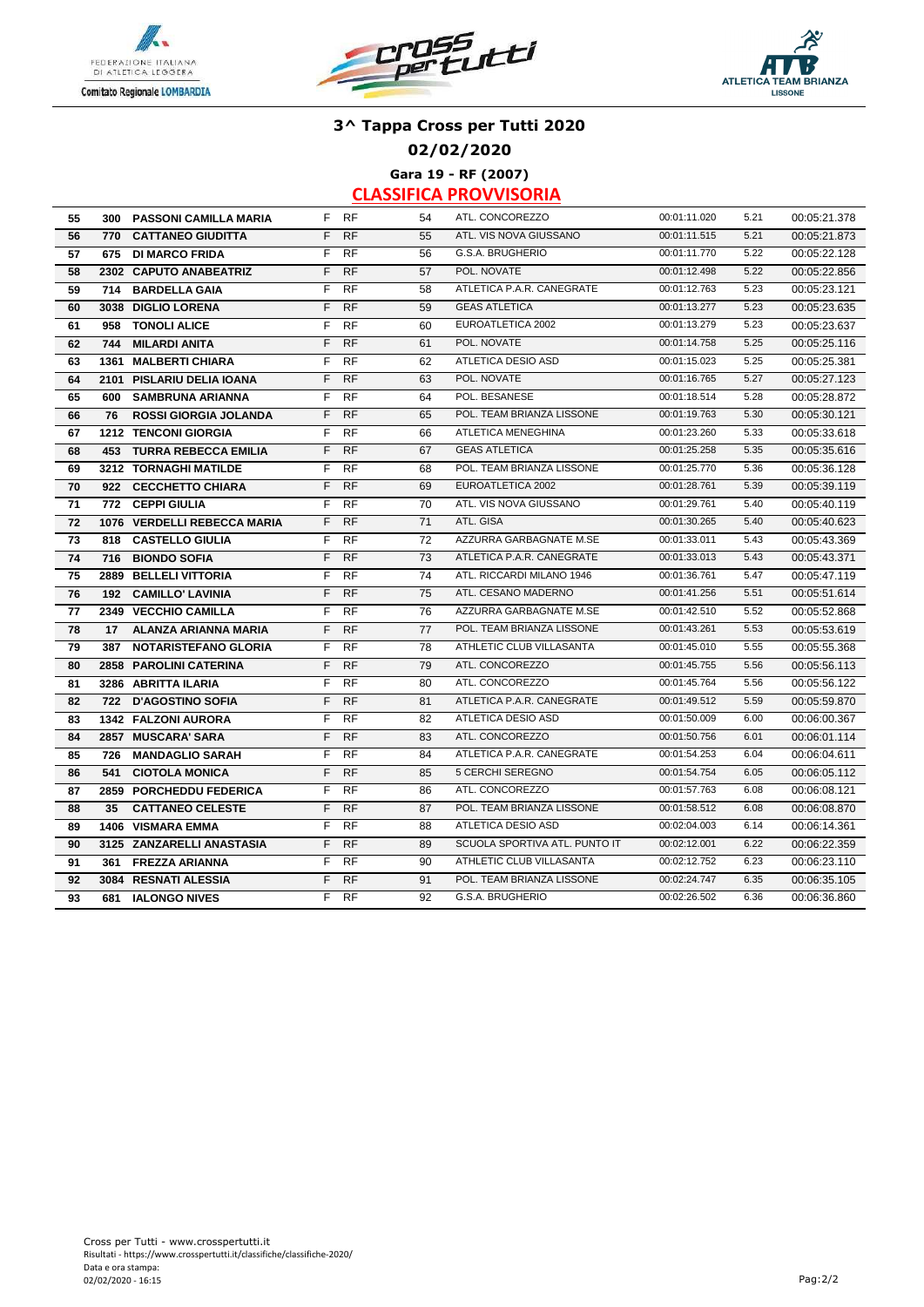# 3^ Tappa Cross per Tutti 2020

## 02/02/2020

### Gara 19 - RF (2007)

### CLASSIFICA PROVVISORIA

| | | | | | | | | | |
|---|---|---|---|---|---|---|---|---|---|
| 55 | 300 | **PASSONI CAMILLA MARIA** | F | RF | 54 | ATL. CONCOREZZO | 00:01:11.020 | 5.21 | 00:05:21.378 |
| 56 | 770 | **CATTANEO GIUDITTA** | F | RF | 55 | ATL. VIS NOVA GIUSSANO | 00:01:11.515 | 5.21 | 00:05:21.873 |
| 57 | 675 | **DI MARCO FRIDA** | F | RF | 56 | G.S.A. BRUGHERIO | 00:01:11.770 | 5.22 | 00:05:22.128 |
| 58 | 2302 | **CAPUTO ANABEATRIZ** | F | RF | 57 | POL. NOVATE | 00:01:12.498 | 5.22 | 00:05:22.856 |
| 59 | 714 | **BARDELLA GAIA** | F | RF | 58 | ATLETICA P.A.R. CANEGRATE | 00:01:12.763 | 5.23 | 00:05:23.121 |
| 60 | 3038 | **DIGLIO LORENA** | F | RF | 59 | GEAS ATLETICA | 00:01:13.277 | 5.23 | 00:05:23.635 |
| 61 | 958 | **TONOLI ALICE** | F | RF | 60 | EUROATLETICA 2002 | 00:01:13.279 | 5.23 | 00:05:23.637 |
| 62 | 744 | **MILARDI ANITA** | F | RF | 61 | POL. NOVATE | 00:01:14.758 | 5.25 | 00:05:25.116 |
| 63 | 1361 | **MALBERTI CHIARA** | F | RF | 62 | ATLETICA DESIO ASD | 00:01:15.023 | 5.25 | 00:05:25.381 |
| 64 | 2101 | **PISLARIU DELIA IOANA** | F | RF | 63 | POL. NOVATE | 00:01:16.765 | 5.27 | 00:05:27.123 |
| 65 | 600 | **SAMBRUNA ARIANNA** | F | RF | 64 | POL. BESANESE | 00:01:18.514 | 5.28 | 00:05:28.872 |
| 66 | 76 | **ROSSI GIORGIA JOLANDA** | F | RF | 65 | POL. TEAM BRIANZA LISSONE | 00:01:19.763 | 5.30 | 00:05:30.121 |
| 67 | 1212 | **TENCONI GIORGIA** | F | RF | 66 | ATLETICA MENEGHINA | 00:01:23.260 | 5.33 | 00:05:33.618 |
| 68 | 453 | **TURRA REBECCA EMILIA** | F | RF | 67 | GEAS ATLETICA | 00:01:25.258 | 5.35 | 00:05:35.616 |
| 69 | 3212 | **TORNAGHI MATILDE** | F | RF | 68 | POL. TEAM BRIANZA LISSONE | 00:01:25.770 | 5.36 | 00:05:36.128 |
| 70 | 922 | **CECCHETTO CHIARA** | F | RF | 69 | EUROATLETICA 2002 | 00:01:28.761 | 5.39 | 00:05:39.119 |
| 71 | 772 | **CEPPI GIULIA** | F | RF | 70 | ATL. VIS NOVA GIUSSANO | 00:01:29.761 | 5.40 | 00:05:40.119 |
| 72 | 1076 | **VERDELLI REBECCA MARIA** | F | RF | 71 | ATL. GISA | 00:01:30.265 | 5.40 | 00:05:40.623 |
| 73 | 818 | **CASTELLO GIULIA** | F | RF | 72 | AZZURRA GARBAGNATE M.SE | 00:01:33.011 | 5.43 | 00:05:43.369 |
| 74 | 716 | **BIONDO SOFIA** | F | RF | 73 | ATLETICA P.A.R. CANEGRATE | 00:01:33.013 | 5.43 | 00:05:43.371 |
| 75 | 2889 | **BELLELI VITTORIA** | F | RF | 74 | ATL. RICCARDI MILANO 1946 | 00:01:36.761 | 5.47 | 00:05:47.119 |
| 76 | 192 | **CAMILLO' LAVINIA** | F | RF | 75 | ATL. CESANO MADERNO | 00:01:41.256 | 5.51 | 00:05:51.614 |
| 77 | 2349 | **VECCHIO CAMILLA** | F | RF | 76 | AZZURRA GARBAGNATE M.SE | 00:01:42.510 | 5.52 | 00:05:52.868 |
| 78 | 17 | **ALANZA ARIANNA MARIA** | F | RF | 77 | POL. TEAM BRIANZA LISSONE | 00:01:43.261 | 5.53 | 00:05:53.619 |
| 79 | 387 | **NOTARISTEFANO GLORIA** | F | RF | 78 | ATHLETIC CLUB VILLASANTA | 00:01:45.010 | 5.55 | 00:05:55.368 |
| 80 | 2858 | **PAROLINI CATERINA** | F | RF | 79 | ATL. CONCOREZZO | 00:01:45.755 | 5.56 | 00:05:56.113 |
| 81 | 3286 | **ABRITTA ILARIA** | F | RF | 80 | ATL. CONCOREZZO | 00:01:45.764 | 5.56 | 00:05:56.122 |
| 82 | 722 | **D'AGOSTINO SOFIA** | F | RF | 81 | ATLETICA P.A.R. CANEGRATE | 00:01:49.512 | 5.59 | 00:05:59.870 |
| 83 | 1342 | **FALZONI AURORA** | F | RF | 82 | ATLETICA DESIO ASD | 00:01:50.009 | 6.00 | 00:06:00.367 |
| 84 | 2857 | **MUSCARA' SARA** | F | RF | 83 | ATL. CONCOREZZO | 00:01:50.756 | 6.01 | 00:06:01.114 |
| 85 | 726 | **MANDAGLIO SARAH** | F | RF | 84 | ATLETICA P.A.R. CANEGRATE | 00:01:54.253 | 6.04 | 00:06:04.611 |
| 86 | 541 | **CIOTOLA MONICA** | F | RF | 85 | 5 CERCHI SEREGNO | 00:01:54.754 | 6.05 | 00:06:05.112 |
| 87 | 2859 | **PORCHEDDU FEDERICA** | F | RF | 86 | ATL. CONCOREZZO | 00:01:57.763 | 6.08 | 00:06:08.121 |
| 88 | 35 | **CATTANEO CELESTE** | F | RF | 87 | POL. TEAM BRIANZA LISSONE | 00:01:58.512 | 6.08 | 00:06:08.870 |
| 89 | 1406 | **VISMARA EMMA** | F | RF | 88 | ATLETICA DESIO ASD | 00:02:04.003 | 6.14 | 00:06:14.361 |
| 90 | 3125 | **ZANZARELLI ANASTASIA** | F | RF | 89 | SCUOLA SPORTIVA ATL. PUNTO IT | 00:02:12.001 | 6.22 | 00:06:22.359 |
| 91 | 361 | **FREZZA ARIANNA** | F | RF | 90 | ATHLETIC CLUB VILLASANTA | 00:02:12.752 | 6.23 | 00:06:23.110 |
| 92 | 3084 | **RESNATI ALESSIA** | F | RF | 91 | POL. TEAM BRIANZA LISSONE | 00:02:24.747 | 6.35 | 00:06:35.105 |
| 93 | 681 | **IALONGO NIVES** | F | RF | 92 | G.S.A. BRUGHERIO | 00:02:26.502 | 6.36 | 00:06:36.860 |

Cross per Tutti - www.crosspertutti.it
Risultati - https://www.crosspertutti.it/classifiche/classifiche-2020/
Data e ora stampa:
02/02/2020 - 16:15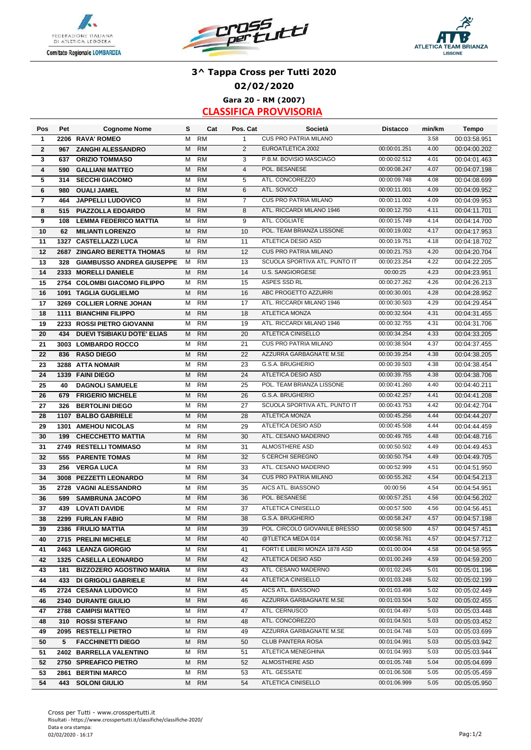### 3^ Tappa Cross per Tutti 2020

### 02/02/2020

#### Gara 20 - RM (2007)

## CLASSIFICA PROVVISORIA

| Pos | Pet | Cognome Nome | S | Cat | Pos. Cat | Società | Distacco | min/km | Tempo |
|---|---|---|---|---|---|---|---|---|---|
| 1 | 2206 | RAVA' ROMEO | M | RM | 1 | CUS PRO PATRIA MILANO | | 3.58 | 00:03:58.951 |
| 2 | 967 | ZANGHI ALESSANDRO | M | RM | 2 | EUROATLETICA 2002 | 00:00:01.251 | 4.00 | 00:04:00.202 |
| 3 | 637 | ORIZIO TOMMASO | M | RM | 3 | P.B.M. BOVISIO MASCIAGO | 00:00:02.512 | 4.01 | 00:04:01.463 |
| 4 | 590 | GALLIANI MATTEO | M | RM | 4 | POL. BESANESE | 00:00:08.247 | 4.07 | 00:04:07.198 |
| 5 | 314 | SECCHI GIACOMO | M | RM | 5 | ATL. CONCOREZZO | 00:00:09.748 | 4.08 | 00:04:08.699 |
| 6 | 980 | OUALI JAMEL | M | RM | 6 | ATL. SOVICO | 00:00:11.001 | 4.09 | 00:04:09.952 |
| 7 | 464 | JAPPELLI LUDOVICO | M | RM | 7 | CUS PRO PATRIA MILANO | 00:00:11.002 | 4.09 | 00:04:09.953 |
| 8 | 515 | PIAZZOLLA EDOARDO | M | RM | 8 | ATL. RICCARDI MILANO 1946 | 00:00:12.750 | 4.11 | 00:04:11.701 |
| 9 | 108 | LEMMA FEDERICO MATTIA | M | RM | 9 | ATL. COGLIATE | 00:00:15.749 | 4.14 | 00:04:14.700 |
| 10 | 62 | MILIANTI LORENZO | M | RM | 10 | POL. TEAM BRIANZA LISSONE | 00:00:19.002 | 4.17 | 00:04:17.953 |
| 11 | 1327 | CASTELLAZZI LUCA | M | RM | 11 | ATLETICA DESIO ASD | 00:00:19.751 | 4.18 | 00:04:18.702 |
| 12 | 2687 | ZINGARO BERETTA THOMAS | M | RM | 12 | CUS PRO PATRIA MILANO | 00:00:21.753 | 4.20 | 00:04:20.704 |
| 13 | 328 | GIAMBUSSO ANDREA GIUSEPPE | M | RM | 13 | SCUOLA SPORTIVA ATL. PUNTO IT | 00:00:23.254 | 4.22 | 00:04:22.205 |
| 14 | 2333 | MORELLI DANIELE | M | RM | 14 | U.S. SANGIORGESE | 00:00:25 | 4.23 | 00:04:23.951 |
| 15 | 2754 | COLOMBI GIACOMO FILIPPO | M | RM | 15 | ASPES SSD RL | 00:00:27.262 | 4.26 | 00:04:26.213 |
| 16 | 1091 | TAGLIA GUGLIELMO | M | RM | 16 | ABC PROGETTO AZZURRI | 00:00:30.001 | 4.28 | 00:04:28.952 |
| 17 | 3269 | COLLIER LORNE JOHAN | M | RM | 17 | ATL. RICCARDI MILANO 1946 | 00:00:30.503 | 4.29 | 00:04:29.454 |
| 18 | 1111 | BIANCHINI FILIPPO | M | RM | 18 | ATLETICA MONZA | 00:00:32.504 | 4.31 | 00:04:31.455 |
| 19 | 2233 | ROSSI PIETRO GIOVANNI | M | RM | 19 | ATL. RICCARDI MILANO 1946 | 00:00:32.755 | 4.31 | 00:04:31.706 |
| 20 | 434 | DUEVI TSIBIAKU DOTE' ELIAS | M | RM | 20 | ATLETICA CINISELLO | 00:00:34.254 | 4.33 | 00:04:33.205 |
| 21 | 3003 | LOMBARDO ROCCO | M | RM | 21 | CUS PRO PATRIA MILANO | 00:00:38.504 | 4.37 | 00:04:37.455 |
| 22 | 836 | RASO DIEGO | M | RM | 22 | AZZURRA GARBAGNATE M.SE | 00:00:39.254 | 4.38 | 00:04:38.205 |
| 23 | 3288 | ATTA NOMAIR | M | RM | 23 | G.S.A. BRUGHERIO | 00:00:39.503 | 4.38 | 00:04:38.454 |
| 24 | 1339 | FAINI DIEGO | M | RM | 24 | ATLETICA DESIO ASD | 00:00:39.755 | 4.38 | 00:04:38.706 |
| 25 | 40 | DAGNOLI SAMUELE | M | RM | 25 | POL. TEAM BRIANZA LISSONE | 00:00:41.260 | 4.40 | 00:04:40.211 |
| 26 | 679 | FRIGERIO MICHELE | M | RM | 26 | G.S.A. BRUGHERIO | 00:00:42.257 | 4.41 | 00:04:41.208 |
| 27 | 326 | BERTOLINI DIEGO | M | RM | 27 | SCUOLA SPORTIVA ATL. PUNTO IT | 00:00:43.753 | 4.42 | 00:04:42.704 |
| 28 | 1107 | BALBO GABRIELE | M | RM | 28 | ATLETICA MONZA | 00:00:45.256 | 4.44 | 00:04:44.207 |
| 29 | 1301 | AMEHOU NICOLAS | M | RM | 29 | ATLETICA DESIO ASD | 00:00:45.508 | 4.44 | 00:04:44.459 |
| 30 | 199 | CHECCHETTO MATTIA | M | RM | 30 | ATL. CESANO MADERNO | 00:00:49.765 | 4.48 | 00:04:48.716 |
| 31 | 2749 | RESTELLI TOMMASO | M | RM | 31 | ALMOSTHERE ASD | 00:00:50.502 | 4.49 | 00:04:49.453 |
| 32 | 555 | PARENTE TOMAS | M | RM | 32 | 5 CERCHI SEREGNO | 00:00:50.754 | 4.49 | 00:04:49.705 |
| 33 | 256 | VERGA LUCA | M | RM | 33 | ATL. CESANO MADERNO | 00:00:52.999 | 4.51 | 00:04:51.950 |
| 34 | 3008 | PEZZETTI LEONARDO | M | RM | 34 | CUS PRO PATRIA MILANO | 00:00:55.262 | 4.54 | 00:04:54.213 |
| 35 | 2728 | VAGNI ALESSANDRO | M | RM | 35 | AICS ATL. BIASSONO | 00:00:56 | 4.54 | 00:04:54.951 |
| 36 | 599 | SAMBRUNA JACOPO | M | RM | 36 | POL. BESANESE | 00:00:57.251 | 4.56 | 00:04:56.202 |
| 37 | 439 | LOVATI DAVIDE | M | RM | 37 | ATLETICA CINISELLO | 00:00:57.500 | 4.56 | 00:04:56.451 |
| 38 | 2299 | FURLAN FABIO | M | RM | 38 | G.S.A. BRUGHERIO | 00:00:58.247 | 4.57 | 00:04:57.198 |
| 39 | 2386 | FRULIO MATTIA | M | RM | 39 | POL. CIRCOLO GIOVANILE BRESSO | 00:00:58.500 | 4.57 | 00:04:57.451 |
| 40 | 2715 | PRELINI MICHELE | M | RM | 40 | @TLETICA MEDA 014 | 00:00:58.761 | 4.57 | 00:04:57.712 |
| 41 | 2463 | LEANZA GIORGIO | M | RM | 41 | FORTI E LIBERI MONZA 1878 ASD | 00:01:00.004 | 4.58 | 00:04:58.955 |
| 42 | 1325 | CASELLA LEONARDO | M | RM | 42 | ATLETICA DESIO ASD | 00:01:00.249 | 4.59 | 00:04:59.200 |
| 43 | 181 | BIZZOZERO AGOSTINO MARIA | M | RM | 43 | ATL. CESANO MADERNO | 00:01:02.245 | 5.01 | 00:05:01.196 |
| 44 | 433 | DI GRIGOLI GABRIELE | M | RM | 44 | ATLETICA CINISELLO | 00:01:03.248 | 5.02 | 00:05:02.199 |
| 45 | 2724 | CESANA LUDOVICO | M | RM | 45 | AICS ATL. BIASSONO | 00:01:03.498 | 5.02 | 00:05:02.449 |
| 46 | 2340 | DURANTE GIULIO | M | RM | 46 | AZZURRA GARBAGNATE M.SE | 00:01:03.504 | 5.02 | 00:05:02.455 |
| 47 | 2788 | CAMPISI MATTEO | M | RM | 47 | ATL. CERNUSCO | 00:01:04.497 | 5.03 | 00:05:03.448 |
| 48 | 310 | ROSSI STEFANO | M | RM | 48 | ATL. CONCOREZZO | 00:01:04.501 | 5.03 | 00:05:03.452 |
| 49 | 2095 | RESTELLI PIETRO | M | RM | 49 | AZZURRA GARBAGNATE M.SE | 00:01:04.748 | 5.03 | 00:05:03.699 |
| 50 | 5 | FACCHINETTI DIEGO | M | RM | 50 | CLUB PANTERA ROSA | 00:01:04.991 | 5.03 | 00:05:03.942 |
| 51 | 2402 | BARRELLA VALENTINO | M | RM | 51 | ATLETICA MENEGHINA | 00:01:04.993 | 5.03 | 00:05:03.944 |
| 52 | 2750 | SPREAFICO PIETRO | M | RM | 52 | ALMOSTHERE ASD | 00:01:05.748 | 5.04 | 00:05:04.699 |
| 53 | 2861 | BERTINI MARCO | M | RM | 53 | ATL. GESSATE | 00:01:06.508 | 5.05 | 00:05:05.459 |
| 54 | 443 | SOLONI GIULIO | M | RM | 54 | ATLETICA CINISELLO | 00:01:06.999 | 5.05 | 00:05:05.950 |

Cross per Tutti - www.crosspertutti.it
Risultati - https://www.crosspertutti.it/classifiche/classifiche-2020/
Data e ora stampa:
02/02/2020 - 16:17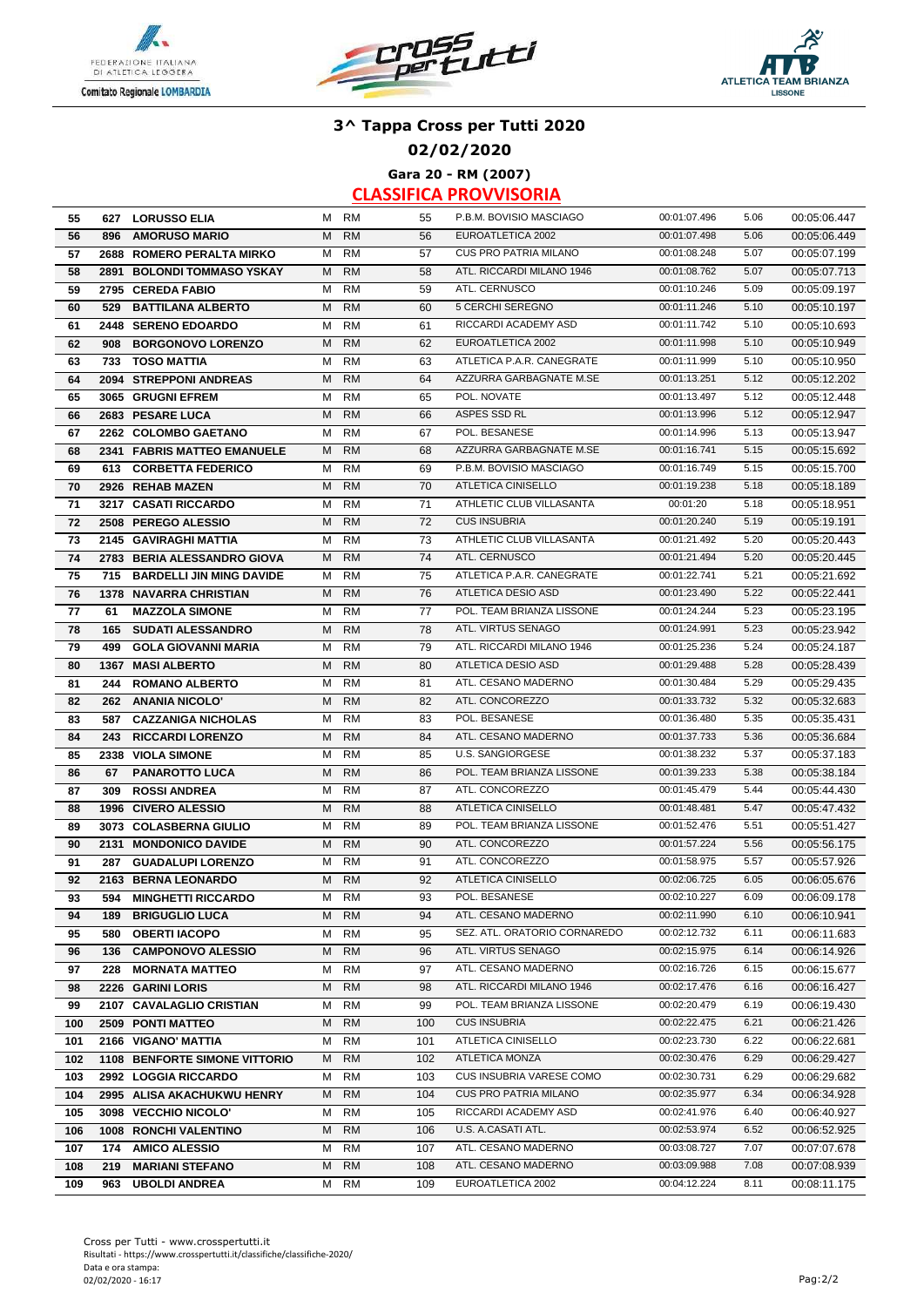### 3^ Tappa Cross per Tutti 2020

### 02/02/2020

**Gara 20 - RM (2007)**

**CLASSIFICA PROVVISORIA**

| | | | | | | | | | |
|---|---|---|---|---|---|---|---|---|---|
| 55 | 627 | **LORUSSO ELIA** | M | RM | 55 | P.B.M. BOVISIO MASCIAGO | 00:01:07.496 | 5.06 | 00:05:06.447 |
| 56 | 896 | **AMORUSO MARIO** | M | RM | 56 | EUROATLETICA 2002 | 00:01:07.498 | 5.06 | 00:05:06.449 |
| 57 | 2688 | **ROMERO PERALTA MIRKO** | M | RM | 57 | CUS PRO PATRIA MILANO | 00:01:08.248 | 5.07 | 00:05:07.199 |
| 58 | 2891 | **BOLONDI TOMMASO YSKAY** | M | RM | 58 | ATL. RICCARDI MILANO 1946 | 00:01:08.762 | 5.07 | 00:05:07.713 |
| 59 | 2795 | **CEREDA FABIO** | M | RM | 59 | ATL. CERNUSCO | 00:01:10.246 | 5.09 | 00:05:09.197 |
| 60 | 529 | **BATTILANA ALBERTO** | M | RM | 60 | 5 CERCHI SEREGNO | 00:01:11.246 | 5.10 | 00:05:10.197 |
| 61 | 2448 | **SERENO EDOARDO** | M | RM | 61 | RICCARDI ACADEMY ASD | 00:01:11.742 | 5.10 | 00:05:10.693 |
| 62 | 908 | **BORGONOVO LORENZO** | M | RM | 62 | EUROATLETICA 2002 | 00:01:11.998 | 5.10 | 00:05:10.949 |
| 63 | 733 | **TOSO MATTIA** | M | RM | 63 | ATLETICA P.A.R. CANEGRATE | 00:01:11.999 | 5.10 | 00:05:10.950 |
| 64 | 2094 | **STREPPONI ANDREAS** | M | RM | 64 | AZZURRA GARBAGNATE M.SE | 00:01:13.251 | 5.12 | 00:05:12.202 |
| 65 | 3065 | **GRUGNI EFREM** | M | RM | 65 | POL. NOVATE | 00:01:13.497 | 5.12 | 00:05:12.448 |
| 66 | 2683 | **PESARE LUCA** | M | RM | 66 | ASPES SSD RL | 00:01:13.996 | 5.12 | 00:05:12.947 |
| 67 | 2262 | **COLOMBO GAETANO** | M | RM | 67 | POL. BESANESE | 00:01:14.996 | 5.13 | 00:05:13.947 |
| 68 | 2341 | **FABRIS MATTEO EMANUELE** | M | RM | 68 | AZZURRA GARBAGNATE M.SE | 00:01:16.741 | 5.15 | 00:05:15.692 |
| 69 | 613 | **CORBETTA FEDERICO** | M | RM | 69 | P.B.M. BOVISIO MASCIAGO | 00:01:16.749 | 5.15 | 00:05:15.700 |
| 70 | 2926 | **REHAB MAZEN** | M | RM | 70 | ATLETICA CINISELLO | 00:01:19.238 | 5.18 | 00:05:18.189 |
| 71 | 3217 | **CASATI RICCARDO** | M | RM | 71 | ATHLETIC CLUB VILLASANTA | 00:01:20 | 5.18 | 00:05:18.951 |
| 72 | 2508 | **PEREGO ALESSIO** | M | RM | 72 | CUS INSUBRIA | 00:01:20.240 | 5.19 | 00:05:19.191 |
| 73 | 2145 | **GAVIRAGHI MATTIA** | M | RM | 73 | ATHLETIC CLUB VILLASANTA | 00:01:21.492 | 5.20 | 00:05:20.443 |
| 74 | 2783 | **BERIA ALESSANDRO GIOVA** | M | RM | 74 | ATL. CERNUSCO | 00:01:21.494 | 5.20 | 00:05:20.445 |
| 75 | 715 | **BARDELLI JIN MING DAVIDE** | M | RM | 75 | ATLETICA P.A.R. CANEGRATE | 00:01:22.741 | 5.21 | 00:05:21.692 |
| 76 | 1378 | **NAVARRA CHRISTIAN** | M | RM | 76 | ATLETICA DESIO ASD | 00:01:23.490 | 5.22 | 00:05:22.441 |
| 77 | 61 | **MAZZOLA SIMONE** | M | RM | 77 | POL. TEAM BRIANZA LISSONE | 00:01:24.244 | 5.23 | 00:05:23.195 |
| 78 | 165 | **SUDATI ALESSANDRO** | M | RM | 78 | ATL. VIRTUS SENAGO | 00:01:24.991 | 5.23 | 00:05:23.942 |
| 79 | 499 | **GOLA GIOVANNI MARIA** | M | RM | 79 | ATL. RICCARDI MILANO 1946 | 00:01:25.236 | 5.24 | 00:05:24.187 |
| 80 | 1367 | **MASI ALBERTO** | M | RM | 80 | ATLETICA DESIO ASD | 00:01:29.488 | 5.28 | 00:05:28.439 |
| 81 | 244 | **ROMANO ALBERTO** | M | RM | 81 | ATL. CESANO MADERNO | 00:01:30.484 | 5.29 | 00:05:29.435 |
| 82 | 262 | **ANANIA NICOLO'** | M | RM | 82 | ATL. CONCOREZZO | 00:01:33.732 | 5.32 | 00:05:32.683 |
| 83 | 587 | **CAZZANIGA NICHOLAS** | M | RM | 83 | POL. BESANESE | 00:01:36.480 | 5.35 | 00:05:35.431 |
| 84 | 243 | **RICCARDI LORENZO** | M | RM | 84 | ATL. CESANO MADERNO | 00:01:37.733 | 5.36 | 00:05:36.684 |
| 85 | 2338 | **VIOLA SIMONE** | M | RM | 85 | U.S. SANGIORGESE | 00:01:38.232 | 5.37 | 00:05:37.183 |
| 86 | 67 | **PANAROTTO LUCA** | M | RM | 86 | POL. TEAM BRIANZA LISSONE | 00:01:39.233 | 5.38 | 00:05:38.184 |
| 87 | 309 | **ROSSI ANDREA** | M | RM | 87 | ATL. CONCOREZZO | 00:01:45.479 | 5.44 | 00:05:44.430 |
| 88 | 1996 | **CIVERO ALESSIO** | M | RM | 88 | ATLETICA CINISELLO | 00:01:48.481 | 5.47 | 00:05:47.432 |
| 89 | 3073 | **COLASBERNA GIULIO** | M | RM | 89 | POL. TEAM BRIANZA LISSONE | 00:01:52.476 | 5.51 | 00:05:51.427 |
| 90 | 2131 | **MONDONICO DAVIDE** | M | RM | 90 | ATL. CONCOREZZO | 00:01:57.224 | 5.56 | 00:05:56.175 |
| 91 | 287 | **GUADALUPI LORENZO** | M | RM | 91 | ATL. CONCOREZZO | 00:01:58.975 | 5.57 | 00:05:57.926 |
| 92 | 2163 | **BERNA LEONARDO** | M | RM | 92 | ATLETICA CINISELLO | 00:02:06.725 | 6.05 | 00:06:05.676 |
| 93 | 594 | **MINGHETTI RICCARDO** | M | RM | 93 | POL. BESANESE | 00:02:10.227 | 6.09 | 00:06:09.178 |
| 94 | 189 | **BRIGUGLIO LUCA** | M | RM | 94 | ATL. CESANO MADERNO | 00:02:11.990 | 6.10 | 00:06:10.941 |
| 95 | 580 | **OBERTI IACOPO** | M | RM | 95 | SEZ. ATL. ORATORIO CORNAREDO | 00:02:12.732 | 6.11 | 00:06:11.683 |
| 96 | 136 | **CAMPONOVO ALESSIO** | M | RM | 96 | ATL. VIRTUS SENAGO | 00:02:15.975 | 6.14 | 00:06:14.926 |
| 97 | 228 | **MORNATA MATTEO** | M | RM | 97 | ATL. CESANO MADERNO | 00:02:16.726 | 6.15 | 00:06:15.677 |
| 98 | 2226 | **GARINI LORIS** | M | RM | 98 | ATL. RICCARDI MILANO 1946 | 00:02:17.476 | 6.16 | 00:06:16.427 |
| 99 | 2107 | **CAVALAGLIO CRISTIAN** | M | RM | 99 | POL. TEAM BRIANZA LISSONE | 00:02:20.479 | 6.19 | 00:06:19.430 |
| 100 | 2509 | **PONTI MATTEO** | M | RM | 100 | CUS INSUBRIA | 00:02:22.475 | 6.21 | 00:06:21.426 |
| 101 | 2166 | **VIGANO' MATTIA** | M | RM | 101 | ATLETICA CINISELLO | 00:02:23.730 | 6.22 | 00:06:22.681 |
| 102 | 1108 | **BENFORTE SIMONE VITTORIO** | M | RM | 102 | ATLETICA MONZA | 00:02:30.476 | 6.29 | 00:06:29.427 |
| 103 | 2992 | **LOGGIA RICCARDO** | M | RM | 103 | CUS INSUBRIA VARESE COMO | 00:02:30.731 | 6.29 | 00:06:29.682 |
| 104 | 2995 | **ALISA AKACHUKWU HENRY** | M | RM | 104 | CUS PRO PATRIA MILANO | 00:02:35.977 | 6.34 | 00:06:34.928 |
| 105 | 3098 | **VECCHIO NICOLO'** | M | RM | 105 | RICCARDI ACADEMY ASD | 00:02:41.976 | 6.40 | 00:06:40.927 |
| 106 | 1008 | **RONCHI VALENTINO** | M | RM | 106 | U.S. A.CASATI ATL. | 00:02:53.974 | 6.52 | 00:06:52.925 |
| 107 | 174 | **AMICO ALESSIO** | M | RM | 107 | ATL. CESANO MADERNO | 00:03:08.727 | 7.07 | 00:07:07.678 |
| 108 | 219 | **MARIANI STEFANO** | M | RM | 108 | ATL. CESANO MADERNO | 00:03:09.988 | 7.08 | 00:07:08.939 |
| 109 | 963 | **UBOLDI ANDREA** | M | RM | 109 | EUROATLETICA 2002 | 00:04:12.224 | 8.11 | 00:08:11.175 |

Cross per Tutti - www.crosspertutti.it
Risultati - https://www.crosspertutti.it/classifiche/classifiche-2020/
Data e ora stampa:
02/02/2020 - 16:17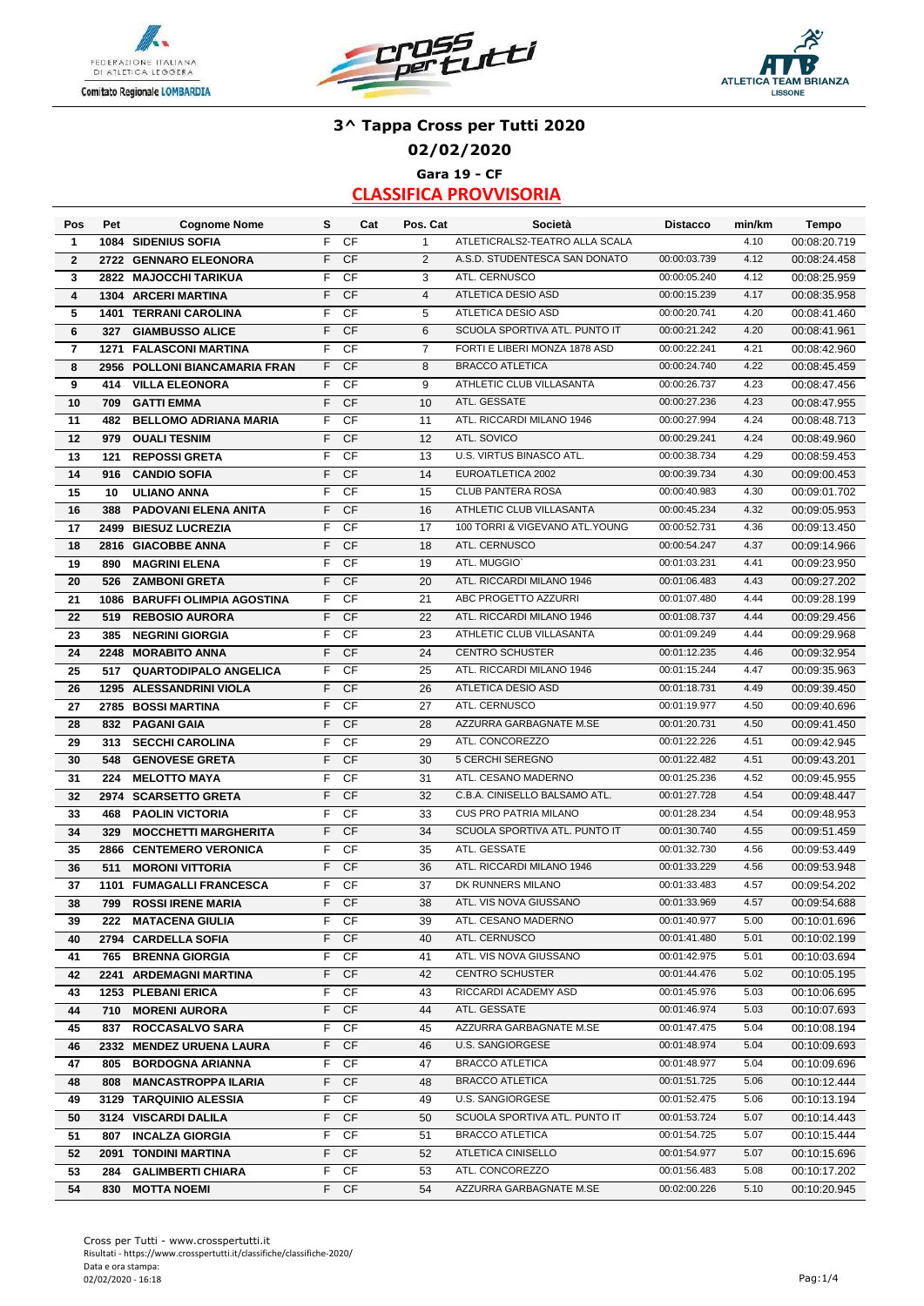# 3^ Tappa Cross per Tutti 2020

## 02/02/2020

### Gara 19 - CF

## CLASSIFICA PROVVISORIA

| Pos | Pet | Cognome Nome | S | Cat | Pos. Cat | Società | Distacco | min/km | Tempo |
|---|---|---|---|---|---|---|---|---|---|
| 1 | 1084 | SIDENIUS SOFIA | F | CF | 1 | ATLETICRALS2-TEATRO ALLA SCALA | | 4.10 | 00:08:20.719 |
| 2 | 2722 | GENNARO ELEONORA | F | CF | 2 | A.S.D. STUDENTESCA SAN DONATO | 00:00:03.739 | 4.12 | 00:08:24.458 |
| 3 | 2822 | MAJOCCHI TARIKUA | F | CF | 3 | ATL. CERNUSCO | 00:00:05.240 | 4.12 | 00:08:25.959 |
| 4 | 1304 | ARCERI MARTINA | F | CF | 4 | ATLETICA DESIO ASD | 00:00:15.239 | 4.17 | 00:08:35.958 |
| 5 | 1401 | TERRANI CAROLINA | F | CF | 5 | ATLETICA DESIO ASD | 00:00:20.741 | 4.20 | 00:08:41.460 |
| 6 | 327 | GIAMBUSSO ALICE | F | CF | 6 | SCUOLA SPORTIVA ATL. PUNTO IT | 00:00:21.242 | 4.20 | 00:08:41.961 |
| 7 | 1271 | FALASCONI MARTINA | F | CF | 7 | FORTI E LIBERI MONZA 1878 ASD | 00:00:22.241 | 4.21 | 00:08:42.960 |
| 8 | 2956 | POLLONI BIANCAMARIA FRAN | F | CF | 8 | BRACCO ATLETICA | 00:00:24.740 | 4.22 | 00:08:45.459 |
| 9 | 414 | VILLA ELEONORA | F | CF | 9 | ATHLETIC CLUB VILLASANTA | 00:00:26.737 | 4.23 | 00:08:47.456 |
| 10 | 709 | GATTI EMMA | F | CF | 10 | ATL. GESSATE | 00:00:27.236 | 4.23 | 00:08:47.955 |
| 11 | 482 | BELLOMO ADRIANA MARIA | F | CF | 11 | ATL. RICCARDI MILANO 1946 | 00:00:27.994 | 4.24 | 00:08:48.713 |
| 12 | 979 | OUALI TESNIM | F | CF | 12 | ATL. SOVICO | 00:00:29.241 | 4.24 | 00:08:49.960 |
| 13 | 121 | REPOSSI GRETA | F | CF | 13 | U.S. VIRTUS BINASCO ATL. | 00:00:38.734 | 4.29 | 00:08:59.453 |
| 14 | 916 | CANDIO SOFIA | F | CF | 14 | EUROATLETICA 2002 | 00:00:39.734 | 4.30 | 00:09:00.453 |
| 15 | 10 | ULIANO ANNA | F | CF | 15 | CLUB PANTERA ROSA | 00:00:40.983 | 4.30 | 00:09:01.702 |
| 16 | 388 | PADOVANI ELENA ANITA | F | CF | 16 | ATHLETIC CLUB VILLASANTA | 00:00:45.234 | 4.32 | 00:09:05.953 |
| 17 | 2499 | BIESUZ LUCREZIA | F | CF | 17 | 100 TORRI & VIGEVANO ATL.YOUNG | 00:00:52.731 | 4.36 | 00:09:13.450 |
| 18 | 2816 | GIACOBBE ANNA | F | CF | 18 | ATL. CERNUSCO | 00:00:54.247 | 4.37 | 00:09:14.966 |
| 19 | 890 | MAGRINI ELENA | F | CF | 19 | ATL. MUGGIO` | 00:01:03.231 | 4.41 | 00:09:23.950 |
| 20 | 526 | ZAMBONI GRETA | F | CF | 20 | ATL. RICCARDI MILANO 1946 | 00:01:06.483 | 4.43 | 00:09:27.202 |
| 21 | 1086 | BARUFFI OLIMPIA AGOSTINA | F | CF | 21 | ABC PROGETTO AZZURRI | 00:01:07.480 | 4.44 | 00:09:28.199 |
| 22 | 519 | REBOSIO AURORA | F | CF | 22 | ATL. RICCARDI MILANO 1946 | 00:01:08.737 | 4.44 | 00:09:29.456 |
| 23 | 385 | NEGRINI GIORGIA | F | CF | 23 | ATHLETIC CLUB VILLASANTA | 00:01:09.249 | 4.44 | 00:09:29.968 |
| 24 | 2248 | MORABITO ANNA | F | CF | 24 | CENTRO SCHUSTER | 00:01:12.235 | 4.46 | 00:09:32.954 |
| 25 | 517 | QUARTODIPALO ANGELICA | F | CF | 25 | ATL. RICCARDI MILANO 1946 | 00:01:15.244 | 4.47 | 00:09:35.963 |
| 26 | 1295 | ALESSANDRINI VIOLA | F | CF | 26 | ATLETICA DESIO ASD | 00:01:18.731 | 4.49 | 00:09:39.450 |
| 27 | 2785 | BOSSI MARTINA | F | CF | 27 | ATL. CERNUSCO | 00:01:19.977 | 4.50 | 00:09:40.696 |
| 28 | 832 | PAGANI GAIA | F | CF | 28 | AZZURRA GARBAGNATE M.SE | 00:01:20.731 | 4.50 | 00:09:41.450 |
| 29 | 313 | SECCHI CAROLINA | F | CF | 29 | ATL. CONCOREZZO | 00:01:22.226 | 4.51 | 00:09:42.945 |
| 30 | 548 | GENOVESE GRETA | F | CF | 30 | 5 CERCHI SEREGNO | 00:01:22.482 | 4.51 | 00:09:43.201 |
| 31 | 224 | MELOTTO MAYA | F | CF | 31 | ATL. CESANO MADERNO | 00:01:25.236 | 4.52 | 00:09:45.955 |
| 32 | 2974 | SCARSETTO GRETA | F | CF | 32 | C.B.A. CINISELLO BALSAMO ATL. | 00:01:27.728 | 4.54 | 00:09:48.447 |
| 33 | 468 | PAOLIN VICTORIA | F | CF | 33 | CUS PRO PATRIA MILANO | 00:01:28.234 | 4.54 | 00:09:48.953 |
| 34 | 329 | MOCCHETTI MARGHERITA | F | CF | 34 | SCUOLA SPORTIVA ATL. PUNTO IT | 00:01:30.740 | 4.55 | 00:09:51.459 |
| 35 | 2866 | CENTEMERO VERONICA | F | CF | 35 | ATL. GESSATE | 00:01:32.730 | 4.56 | 00:09:53.449 |
| 36 | 511 | MORONI VITTORIA | F | CF | 36 | ATL. RICCARDI MILANO 1946 | 00:01:33.229 | 4.56 | 00:09:53.948 |
| 37 | 1101 | FUMAGALLI FRANCESCA | F | CF | 37 | DK RUNNERS MILANO | 00:01:33.483 | 4.57 | 00:09:54.202 |
| 38 | 799 | ROSSI IRENE MARIA | F | CF | 38 | ATL. VIS NOVA GIUSSANO | 00:01:33.969 | 4.57 | 00:09:54.688 |
| 39 | 222 | MATACENA GIULIA | F | CF | 39 | ATL. CESANO MADERNO | 00:01:40.977 | 5.00 | 00:10:01.696 |
| 40 | 2794 | CARDELLA SOFIA | F | CF | 40 | ATL. CERNUSCO | 00:01:41.480 | 5.01 | 00:10:02.199 |
| 41 | 765 | BRENNA GIORGIA | F | CF | 41 | ATL. VIS NOVA GIUSSANO | 00:01:42.975 | 5.01 | 00:10:03.694 |
| 42 | 2241 | ARDEMAGNI MARTINA | F | CF | 42 | CENTRO SCHUSTER | 00:01:44.476 | 5.02 | 00:10:05.195 |
| 43 | 1253 | PLEBANI ERICA | F | CF | 43 | RICCARDI ACADEMY ASD | 00:01:45.976 | 5.03 | 00:10:06.695 |
| 44 | 710 | MORENI AURORA | F | CF | 44 | ATL. GESSATE | 00:01:46.974 | 5.03 | 00:10:07.693 |
| 45 | 837 | ROCCASALVO SARA | F | CF | 45 | AZZURRA GARBAGNATE M.SE | 00:01:47.475 | 5.04 | 00:10:08.194 |
| 46 | 2332 | MENDEZ URUENA LAURA | F | CF | 46 | U.S. SANGIORGESE | 00:01:48.974 | 5.04 | 00:10:09.693 |
| 47 | 805 | BORDOGNA ARIANNA | F | CF | 47 | BRACCO ATLETICA | 00:01:48.977 | 5.04 | 00:10:09.696 |
| 48 | 808 | MANCASTROPPA ILARIA | F | CF | 48 | BRACCO ATLETICA | 00:01:51.725 | 5.06 | 00:10:12.444 |
| 49 | 3129 | TARQUINIO ALESSIA | F | CF | 49 | U.S. SANGIORGESE | 00:01:52.475 | 5.06 | 00:10:13.194 |
| 50 | 3124 | VISCARDI DALILA | F | CF | 50 | SCUOLA SPORTIVA ATL. PUNTO IT | 00:01:53.724 | 5.07 | 00:10:14.443 |
| 51 | 807 | INCALZA GIORGIA | F | CF | 51 | BRACCO ATLETICA | 00:01:54.725 | 5.07 | 00:10:15.444 |
| 52 | 2091 | TONDINI MARTINA | F | CF | 52 | ATLETICA CINISELLO | 00:01:54.977 | 5.07 | 00:10:15.696 |
| 53 | 284 | GALIMBERTI CHIARA | F | CF | 53 | ATL. CONCOREZZO | 00:01:56.483 | 5.08 | 00:10:17.202 |
| 54 | 830 | MOTTA NOEMI | F | CF | 54 | AZZURRA GARBAGNATE M.SE | 00:02:00.226 | 5.10 | 00:10:20.945 |

Cross per Tutti - www.crosspertutti.it
Risultati - https://www.crosspertutti.it/classifiche/classifiche-2020/
Data e ora stampa:
02/02/2020 - 16:18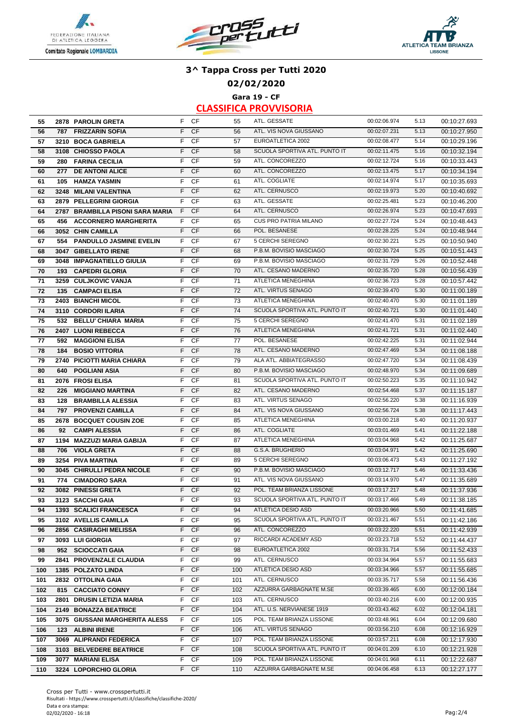# 3^ Tappa Cross per Tutti 2020

## 02/02/2020

### Gara 19 - CF

### CLASSIFICA PROVVISORIA

| | | | | | | | | | |
|---|---|---|---|---|---|---|---|---|---|
| 55 | 2878 | PAROLIN GRETA | F | CF | 55 | ATL. GESSATE | 00:02:06.974 | 5.13 | 00:10:27.693 |
| 56 | 787 | FRIZZARIN SOFIA | F | CF | 56 | ATL. VIS NOVA GIUSSANO | 00:02:07.231 | 5.13 | 00:10:27.950 |
| 57 | 3210 | BOCA GABRIELA | F | CF | 57 | EUROATLETICA 2002 | 00:02:08.477 | 5.14 | 00:10:29.196 |
| 58 | 3108 | CHIOSSO PAOLA | F | CF | 58 | SCUOLA SPORTIVA ATL. PUNTO IT | 00:02:11.475 | 5.16 | 00:10:32.194 |
| 59 | 280 | FARINA CECILIA | F | CF | 59 | ATL. CONCOREZZO | 00:02:12.724 | 5.16 | 00:10:33.443 |
| 60 | 277 | DE ANTONI ALICE | F | CF | 60 | ATL. CONCOREZZO | 00:02:13.475 | 5.17 | 00:10:34.194 |
| 61 | 105 | HAMZA YASMIN | F | CF | 61 | ATL. COGLIATE | 00:02:14.974 | 5.17 | 00:10:35.693 |
| 62 | 3248 | MILANI VALENTINA | F | CF | 62 | ATL. CERNUSCO | 00:02:19.973 | 5.20 | 00:10:40.692 |
| 63 | 2879 | PELLEGRINI GIORGIA | F | CF | 63 | ATL. GESSATE | 00:02:25.481 | 5.23 | 00:10:46.200 |
| 64 | 2787 | BRAMBILLA PISONI SARA MARIA | F | CF | 64 | ATL. CERNUSCO | 00:02:26.974 | 5.23 | 00:10:47.693 |
| 65 | 456 | ACCORNERO MARGHERITA | F | CF | 65 | CUS PRO PATRIA MILANO | 00:02:27.724 | 5.24 | 00:10:48.443 |
| 66 | 3052 | CHIN CAMILLA | F | CF | 66 | POL. BESANESE | 00:02:28.225 | 5.24 | 00:10:48.944 |
| 67 | 554 | PANDULLO JASMINE EVELIN | F | CF | 67 | 5 CERCHI SEREGNO | 00:02:30.221 | 5.25 | 00:10:50.940 |
| 68 | 3047 | GIBELLATO IRENE | F | CF | 68 | P.B.M. BOVISIO MASCIAGO | 00:02:30.724 | 5.25 | 00:10:51.443 |
| 69 | 3048 | IMPAGNATIELLO GIULIA | F | CF | 69 | P.B.M. BOVISIO MASCIAGO | 00:02:31.729 | 5.26 | 00:10:52.448 |
| 70 | 193 | CAPEDRI GLORIA | F | CF | 70 | ATL. CESANO MADERNO | 00:02:35.720 | 5.28 | 00:10:56.439 |
| 71 | 3259 | CULJKOVIC VANJA | F | CF | 71 | ATLETICA MENEGHINA | 00:02:36.723 | 5.28 | 00:10:57.442 |
| 72 | 135 | CAMPACI ELISA | F | CF | 72 | ATL. VIRTUS SENAGO | 00:02:39.470 | 5.30 | 00:11:00.189 |
| 73 | 2403 | BIANCHI MICOL | F | CF | 73 | ATLETICA MENEGHINA | 00:02:40.470 | 5.30 | 00:11:01.189 |
| 74 | 3110 | CORDORI ILARIA | F | CF | 74 | SCUOLA SPORTIVA ATL. PUNTO IT | 00:02:40.721 | 5.30 | 00:11:01.440 |
| 75 | 532 | BELLU' CHIARA MARIA | F | CF | 75 | 5 CERCHI SEREGNO | 00:02:41.470 | 5.31 | 00:11:02.189 |
| 76 | 2407 | LUONI REBECCA | F | CF | 76 | ATLETICA MENEGHINA | 00:02:41.721 | 5.31 | 00:11:02.440 |
| 77 | 592 | MAGGIONI ELISA | F | CF | 77 | POL. BESANESE | 00:02:42.225 | 5.31 | 00:11:02.944 |
| 78 | 184 | BOSIO VITTORIA | F | CF | 78 | ATL. CESANO MADERNO | 00:02:47.469 | 5.34 | 00:11:08.188 |
| 79 | 2740 | PICIOTTI MARIA CHIARA | F | CF | 79 | ALA ATL. ABBIATEGRASSO | 00:02:47.720 | 5.34 | 00:11:08.439 |
| 80 | 640 | POGLIANI ASIA | F | CF | 80 | P.B.M. BOVISIO MASCIAGO | 00:02:48.970 | 5.34 | 00:11:09.689 |
| 81 | 2076 | FROSI ELISA | F | CF | 81 | SCUOLA SPORTIVA ATL. PUNTO IT | 00:02:50.223 | 5.35 | 00:11:10.942 |
| 82 | 226 | MIGGIANO MARTINA | F | CF | 82 | ATL. CESANO MADERNO | 00:02:54.468 | 5.37 | 00:11:15.187 |
| 83 | 128 | BRAMBILLA ALESSIA | F | CF | 83 | ATL. VIRTUS SENAGO | 00:02:56.220 | 5.38 | 00:11:16.939 |
| 84 | 797 | PROVENZI CAMILLA | F | CF | 84 | ATL. VIS NOVA GIUSSANO | 00:02:56.724 | 5.38 | 00:11:17.443 |
| 85 | 2678 | BOCQUET COUSIN ZOE | F | CF | 85 | ATLETICA MENEGHINA | 00:03:00.218 | 5.40 | 00:11:20.937 |
| 86 | 92 | CAMPI ALESSIA | F | CF | 86 | ATL. COGLIATE | 00:03:01.469 | 5.41 | 00:11:22.188 |
| 87 | 1194 | MAZZUZI MARIA GABIJA | F | CF | 87 | ATLETICA MENEGHINA | 00:03:04.968 | 5.42 | 00:11:25.687 |
| 88 | 706 | VIOLA GRETA | F | CF | 88 | G.S.A. BRUGHERIO | 00:03:04.971 | 5.42 | 00:11:25.690 |
| 89 | 3254 | PIVA MARTINA | F | CF | 89 | 5 CERCHI SEREGNO | 00:03:06.473 | 5.43 | 00:11:27.192 |
| 90 | 3045 | CHIRULLI PEDRA NICOLE | F | CF | 90 | P.B.M. BOVISIO MASCIAGO | 00:03:12.717 | 5.46 | 00:11:33.436 |
| 91 | 774 | CIMADORO SARA | F | CF | 91 | ATL. VIS NOVA GIUSSANO | 00:03:14.970 | 5.47 | 00:11:35.689 |
| 92 | 3082 | PINESSI GRETA | F | CF | 92 | POL. TEAM BRIANZA LISSONE | 00:03:17.217 | 5.48 | 00:11:37.936 |
| 93 | 3123 | SACCHI GAIA | F | CF | 93 | SCUOLA SPORTIVA ATL. PUNTO IT | 00:03:17.466 | 5.49 | 00:11:38.185 |
| 94 | 1393 | SCALICI FRANCESCA | F | CF | 94 | ATLETICA DESIO ASD | 00:03:20.966 | 5.50 | 00:11:41.685 |
| 95 | 3102 | AVELLIS CAMILLA | F | CF | 95 | SCUOLA SPORTIVA ATL. PUNTO IT | 00:03:21.467 | 5.51 | 00:11:42.186 |
| 96 | 2856 | CASIRAGHI MELISSA | F | CF | 96 | ATL. CONCOREZZO | 00:03:22.220 | 5.51 | 00:11:42.939 |
| 97 | 3093 | LUI GIORGIA | F | CF | 97 | RICCARDI ACADEMY ASD | 00:03:23.718 | 5.52 | 00:11:44.437 |
| 98 | 952 | SCIOCCATI GAIA | F | CF | 98 | EUROATLETICA 2002 | 00:03:31.714 | 5.56 | 00:11:52.433 |
| 99 | 2841 | PROVENZALE CLAUDIA | F | CF | 99 | ATL. CERNUSCO | 00:03:34.964 | 5.57 | 00:11:55.683 |
| 100 | 1385 | POLZATO LINDA | F | CF | 100 | ATLETICA DESIO ASD | 00:03:34.966 | 5.57 | 00:11:55.685 |
| 101 | 2832 | OTTOLINA GAIA | F | CF | 101 | ATL. CERNUSCO | 00:03:35.717 | 5.58 | 00:11:56.436 |
| 102 | 815 | CACCIATO CONNY | F | CF | 102 | AZZURRA GARBAGNATE M.SE | 00:03:39.465 | 6.00 | 00:12:00.184 |
| 103 | 2801 | DRUSIN LETIZIA MARIA | F | CF | 103 | ATL. CERNUSCO | 00:03:40.216 | 6.00 | 00:12:00.935 |
| 104 | 2149 | BONAZZA BEATRICE | F | CF | 104 | ATL. U.S. NERVIANESE 1919 | 00:03:43.462 | 6.02 | 00:12:04.181 |
| 105 | 3075 | GIUSSANI MARGHERITA ALESS | F | CF | 105 | POL. TEAM BRIANZA LISSONE | 00:03:48.961 | 6.04 | 00:12:09.680 |
| 106 | 123 | ALBINI IRENE | F | CF | 106 | ATL. VIRTUS SENAGO | 00:03:56.210 | 6.08 | 00:12:16.929 |
| 107 | 3069 | ALIPRANDI FEDERICA | F | CF | 107 | POL. TEAM BRIANZA LISSONE | 00:03:57.211 | 6.08 | 00:12:17.930 |
| 108 | 3103 | BELVEDERE BEATRICE | F | CF | 108 | SCUOLA SPORTIVA ATL. PUNTO IT | 00:04:01.209 | 6.10 | 00:12:21.928 |
| 109 | 3077 | MARIANI ELISA | F | CF | 109 | POL. TEAM BRIANZA LISSONE | 00:04:01.968 | 6.11 | 00:12:22.687 |
| 110 | 3224 | LOPORCHIO GLORIA | F | CF | 110 | AZZURRA GARBAGNATE M.SE | 00:04:06.458 | 6.13 | 00:12:27.177 |

Cross per Tutti - www.crosspertutti.it
Risultati - https://www.crosspertutti.it/classifiche/classifiche-2020/
Data e ora stampa:
02/02/2020 - 16:18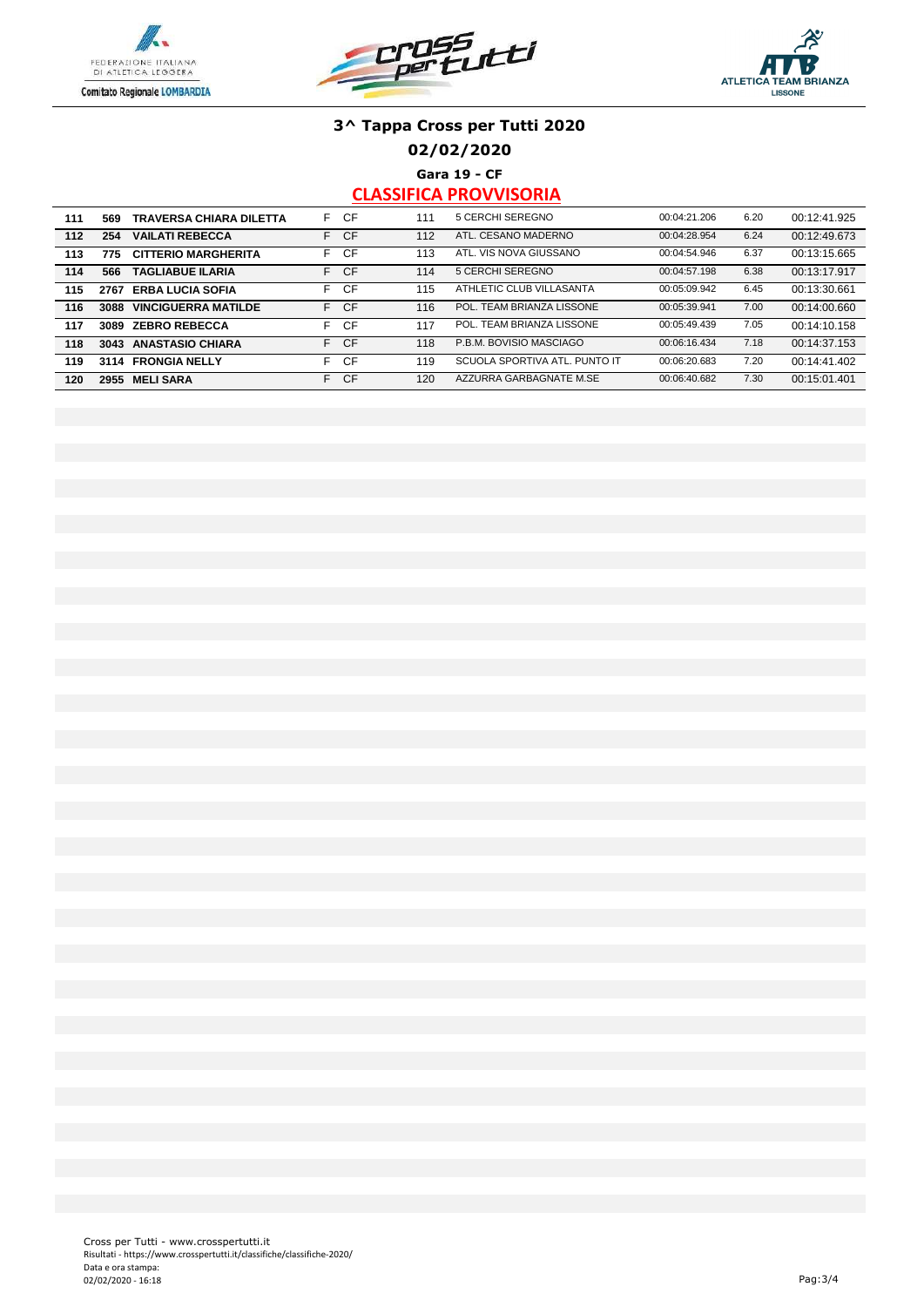# 3^ Tappa Cross per Tutti 2020

## 02/02/2020

### Gara 19 - CF

### CLASSIFICA PROVVISORIA

| | | | | | | | | | |
|---|---|---|---|---|---|---|---|---|---|
| 111 | 569 | TRAVERSA CHIARA DILETTA | F | CF | 111 | 5 CERCHI SEREGNO | 00:04:21.206 | 6.20 | 00:12:41.925 |
| 112 | 254 | VAILATI REBECCA | F | CF | 112 | ATL. CESANO MADERNO | 00:04:28.954 | 6.24 | 00:12:49.673 |
| 113 | 775 | CITTERIO MARGHERITA | F | CF | 113 | ATL. VIS NOVA GIUSSANO | 00:04:54.946 | 6.37 | 00:13:15.665 |
| 114 | 566 | TAGLIABUE ILARIA | F | CF | 114 | 5 CERCHI SEREGNO | 00:04:57.198 | 6.38 | 00:13:17.917 |
| 115 | 2767 | ERBA LUCIA SOFIA | F | CF | 115 | ATHLETIC CLUB VILLASANTA | 00:05:09.942 | 6.45 | 00:13:30.661 |
| 116 | 3088 | VINCIGUERRA MATILDE | F | CF | 116 | POL. TEAM BRIANZA LISSONE | 00:05:39.941 | 7.00 | 00:14:00.660 |
| 117 | 3089 | ZEBRO REBECCA | F | CF | 117 | POL. TEAM BRIANZA LISSONE | 00:05:49.439 | 7.05 | 00:14:10.158 |
| 118 | 3043 | ANASTASIO CHIARA | F | CF | 118 | P.B.M. BOVISIO MASCIAGO | 00:06:16.434 | 7.18 | 00:14:37.153 |
| 119 | 3114 | FRONGIA NELLY | F | CF | 119 | SCUOLA SPORTIVA ATL. PUNTO IT | 00:06:20.683 | 7.20 | 00:14:41.402 |
| 120 | 2955 | MELI SARA | F | CF | 120 | AZZURRA GARBAGNATE M.SE | 00:06:40.682 | 7.30 | 00:15:01.401 |

Cross per Tutti - www.crosspertutti.it
Risultati - https://www.crosspertutti.it/classifiche/classifiche-2020/
Data e ora stampa:
02/02/2020 - 16:18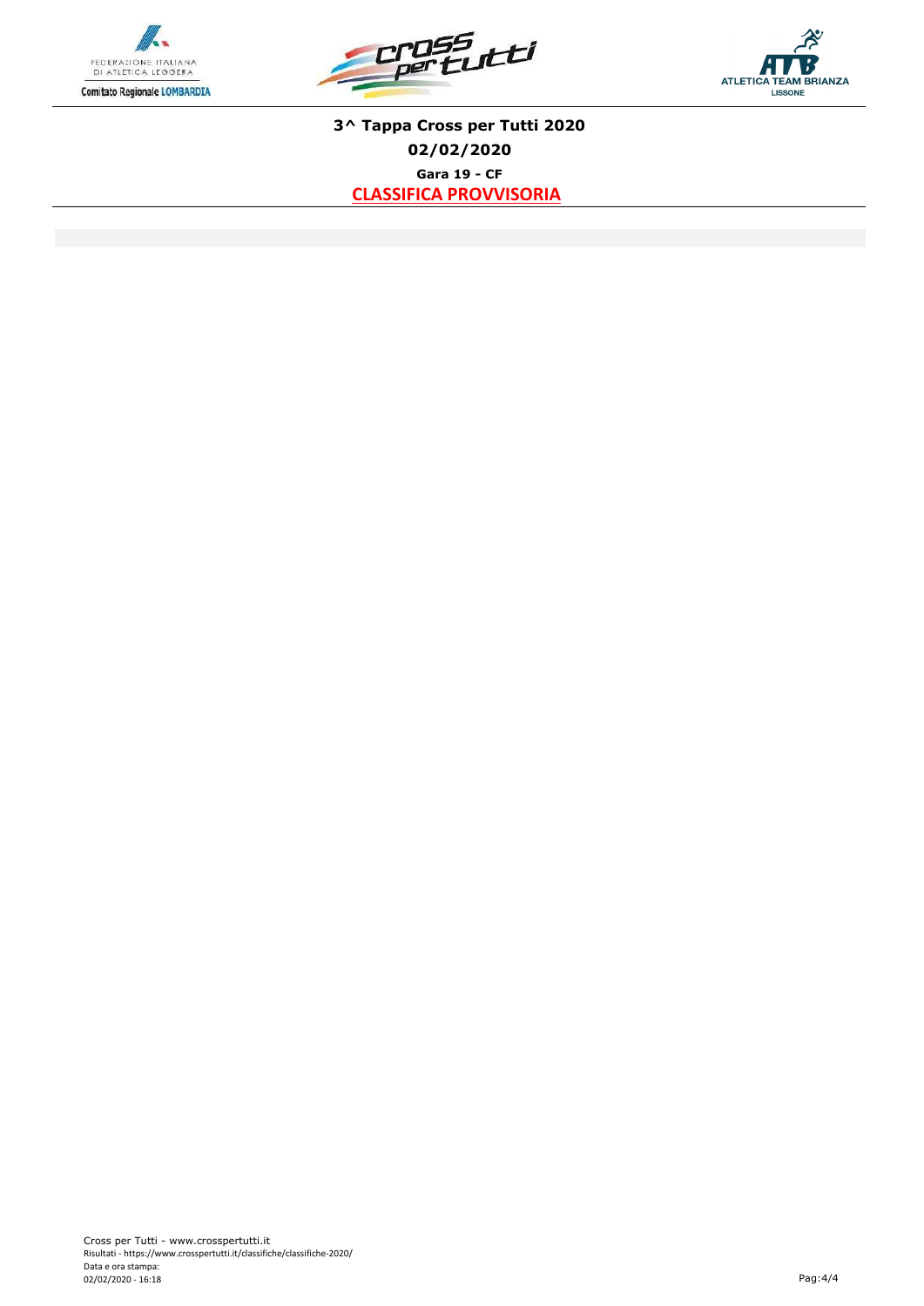**3^ Tappa Cross per Tutti 2020**

**02/02/2020**

**Gara 19 - CF**

**CLASSIFICA PROVVISORIA**

Cross per Tutti - www.crosspertutti.it
Risultati - https://www.crosspertutti.it/classifiche/classifiche-2020/
Data e ora stampa:
02/02/2020 - 16:18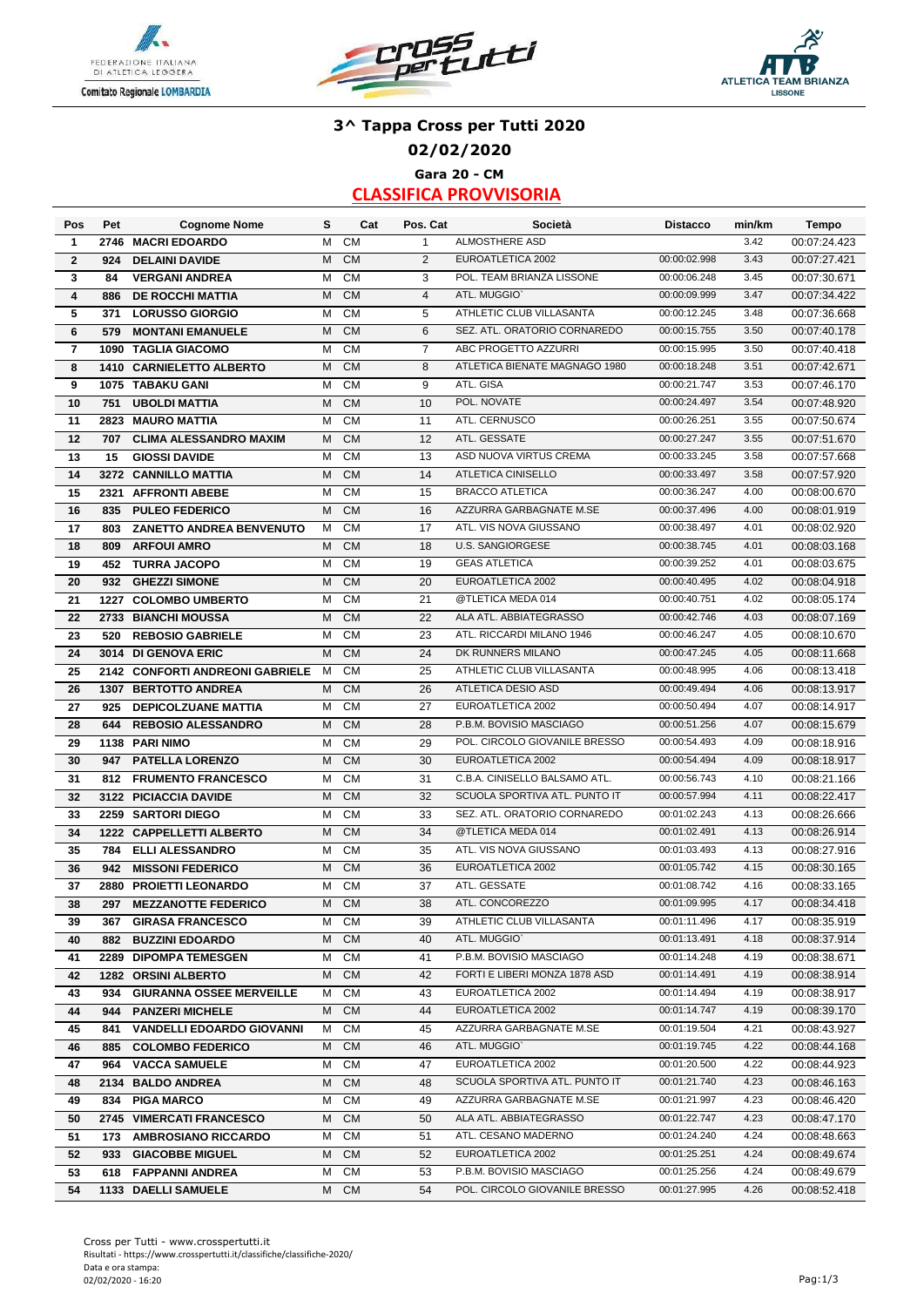# 3^ Tappa Cross per Tutti 2020

## 02/02/2020

### Gara 20 - CM

## CLASSIFICA PROVVISORIA

| Pos | Pet | Cognome Nome | S | Cat | Pos. Cat | Società | Distacco | min/km | Tempo |
|---|---|---|---|---|---|---|---|---|---|
| 1 | 2746 | MACRI EDOARDO | M | CM | 1 | ALMOSTHERE ASD | | 3.42 | 00:07:24.423 |
| 2 | 924 | DELAINI DAVIDE | M | CM | 2 | EUROATLETICA 2002 | 00:00:02.998 | 3.43 | 00:07:27.421 |
| 3 | 84 | VERGANI ANDREA | M | CM | 3 | POL. TEAM BRIANZA LISSONE | 00:00:06.248 | 3.45 | 00:07:30.671 |
| 4 | 886 | DE ROCCHI MATTIA | M | CM | 4 | ATL. MUGGIO` | 00:00:09.999 | 3.47 | 00:07:34.422 |
| 5 | 371 | LORUSSO GIORGIO | M | CM | 5 | ATHLETIC CLUB VILLASANTA | 00:00:12.245 | 3.48 | 00:07:36.668 |
| 6 | 579 | MONTANI EMANUELE | M | CM | 6 | SEZ. ATL. ORATORIO CORNAREDO | 00:00:15.755 | 3.50 | 00:07:40.178 |
| 7 | 1090 | TAGLIA GIACOMO | M | CM | 7 | ABC PROGETTO AZZURRI | 00:00:15.995 | 3.50 | 00:07:40.418 |
| 8 | 1410 | CARNIELETTO ALBERTO | M | CM | 8 | ATLETICA BIENATE MAGNAGO 1980 | 00:00:18.248 | 3.51 | 00:07:42.671 |
| 9 | 1075 | TABAKU GANI | M | CM | 9 | ATL. GISA | 00:00:21.747 | 3.53 | 00:07:46.170 |
| 10 | 751 | UBOLDI MATTIA | M | CM | 10 | POL. NOVATE | 00:00:24.497 | 3.54 | 00:07:48.920 |
| 11 | 2823 | MAURO MATTIA | M | CM | 11 | ATL. CERNUSCO | 00:00:26.251 | 3.55 | 00:07:50.674 |
| 12 | 707 | CLIMA ALESSANDRO MAXIM | M | CM | 12 | ATL. GESSATE | 00:00:27.247 | 3.55 | 00:07:51.670 |
| 13 | 15 | GIOSSI DAVIDE | M | CM | 13 | ASD NUOVA VIRTUS CREMA | 00:00:33.245 | 3.58 | 00:07:57.668 |
| 14 | 3272 | CANNILLO MATTIA | M | CM | 14 | ATLETICA CINISELLO | 00:00:33.497 | 3.58 | 00:07:57.920 |
| 15 | 2321 | AFFRONTI ABEBE | M | CM | 15 | BRACCO ATLETICA | 00:00:36.247 | 4.00 | 00:08:00.670 |
| 16 | 835 | PULEO FEDERICO | M | CM | 16 | AZZURRA GARBAGNATE M.SE | 00:00:37.496 | 4.00 | 00:08:01.919 |
| 17 | 803 | ZANETTO ANDREA BENVENUTO | M | CM | 17 | ATL. VIS NOVA GIUSSANO | 00:00:38.497 | 4.01 | 00:08:02.920 |
| 18 | 809 | ARFOUI AMRO | M | CM | 18 | U.S. SANGIORGESE | 00:00:38.745 | 4.01 | 00:08:03.168 |
| 19 | 452 | TURRA JACOPO | M | CM | 19 | GEAS ATLETICA | 00:00:39.252 | 4.01 | 00:08:03.675 |
| 20 | 932 | GHEZZI SIMONE | M | CM | 20 | EUROATLETICA 2002 | 00:00:40.495 | 4.02 | 00:08:04.918 |
| 21 | 1227 | COLOMBO UMBERTO | M | CM | 21 | @TLETICA MEDA 014 | 00:00:40.751 | 4.02 | 00:08:05.174 |
| 22 | 2733 | BIANCHI MOUSSA | M | CM | 22 | ALA ATL. ABBIATEGRASSO | 00:00:42.746 | 4.03 | 00:08:07.169 |
| 23 | 520 | REBOSIO GABRIELE | M | CM | 23 | ATL. RICCARDI MILANO 1946 | 00:00:46.247 | 4.05 | 00:08:10.670 |
| 24 | 3014 | DI GENOVA ERIC | M | CM | 24 | DK RUNNERS MILANO | 00:00:47.245 | 4.05 | 00:08:11.668 |
| 25 | 2142 | CONFORTI ANDREONI GABRIELE | M | CM | 25 | ATHLETIC CLUB VILLASANTA | 00:00:48.995 | 4.06 | 00:08:13.418 |
| 26 | 1307 | BERTOTTO ANDREA | M | CM | 26 | ATLETICA DESIO ASD | 00:00:49.494 | 4.06 | 00:08:13.917 |
| 27 | 925 | DEPICOLZUANE MATTIA | M | CM | 27 | EUROATLETICA 2002 | 00:00:50.494 | 4.07 | 00:08:14.917 |
| 28 | 644 | REBOSIO ALESSANDRO | M | CM | 28 | P.B.M. BOVISIO MASCIAGO | 00:00:51.256 | 4.07 | 00:08:15.679 |
| 29 | 1138 | PARI NIMO | M | CM | 29 | POL. CIRCOLO GIOVANILE BRESSO | 00:00:54.493 | 4.09 | 00:08:18.916 |
| 30 | 947 | PATELLA LORENZO | M | CM | 30 | EUROATLETICA 2002 | 00:00:54.494 | 4.09 | 00:08:18.917 |
| 31 | 812 | FRUMENTO FRANCESCO | M | CM | 31 | C.B.A. CINISELLO BALSAMO ATL. | 00:00:56.743 | 4.10 | 00:08:21.166 |
| 32 | 3122 | PICIACCIA DAVIDE | M | CM | 32 | SCUOLA SPORTIVA ATL. PUNTO IT | 00:00:57.994 | 4.11 | 00:08:22.417 |
| 33 | 2259 | SARTORI DIEGO | M | CM | 33 | SEZ. ATL. ORATORIO CORNAREDO | 00:01:02.243 | 4.13 | 00:08:26.666 |
| 34 | 1222 | CAPPELLETTI ALBERTO | M | CM | 34 | @TLETICA MEDA 014 | 00:01:02.491 | 4.13 | 00:08:26.914 |
| 35 | 784 | ELLI ALESSANDRO | M | CM | 35 | ATL. VIS NOVA GIUSSANO | 00:01:03.493 | 4.13 | 00:08:27.916 |
| 36 | 942 | MISSONI FEDERICO | M | CM | 36 | EUROATLETICA 2002 | 00:01:05.742 | 4.15 | 00:08:30.165 |
| 37 | 2880 | PROIETTI LEONARDO | M | CM | 37 | ATL. GESSATE | 00:01:08.742 | 4.16 | 00:08:33.165 |
| 38 | 297 | MEZZANOTTE FEDERICO | M | CM | 38 | ATL. CONCOREZZO | 00:01:09.995 | 4.17 | 00:08:34.418 |
| 39 | 367 | GIRASA FRANCESCO | M | CM | 39 | ATHLETIC CLUB VILLASANTA | 00:01:11.496 | 4.17 | 00:08:35.919 |
| 40 | 882 | BUZZINI EDOARDO | M | CM | 40 | ATL. MUGGIO` | 00:01:13.491 | 4.18 | 00:08:37.914 |
| 41 | 2289 | DIPOMPA TEMESGEN | M | CM | 41 | P.B.M. BOVISIO MASCIAGO | 00:01:14.248 | 4.19 | 00:08:38.671 |
| 42 | 1282 | ORSINI ALBERTO | M | CM | 42 | FORTI E LIBERI MONZA 1878 ASD | 00:01:14.491 | 4.19 | 00:08:38.914 |
| 43 | 934 | GIURANNA OSSEE MERVEILLE | M | CM | 43 | EUROATLETICA 2002 | 00:01:14.494 | 4.19 | 00:08:38.917 |
| 44 | 944 | PANZERI MICHELE | M | CM | 44 | EUROATLETICA 2002 | 00:01:14.747 | 4.19 | 00:08:39.170 |
| 45 | 841 | VANDELLI EDOARDO GIOVANNI | M | CM | 45 | AZZURRA GARBAGNATE M.SE | 00:01:19.504 | 4.21 | 00:08:43.927 |
| 46 | 885 | COLOMBO FEDERICO | M | CM | 46 | ATL. MUGGIO` | 00:01:19.745 | 4.22 | 00:08:44.168 |
| 47 | 964 | VACCA SAMUELE | M | CM | 47 | EUROATLETICA 2002 | 00:01:20.500 | 4.22 | 00:08:44.923 |
| 48 | 2134 | BALDO ANDREA | M | CM | 48 | SCUOLA SPORTIVA ATL. PUNTO IT | 00:01:21.740 | 4.23 | 00:08:46.163 |
| 49 | 834 | PIGA MARCO | M | CM | 49 | AZZURRA GARBAGNATE M.SE | 00:01:21.997 | 4.23 | 00:08:46.420 |
| 50 | 2745 | VIMERCATI FRANCESCO | M | CM | 50 | ALA ATL. ABBIATEGRASSO | 00:01:22.747 | 4.23 | 00:08:47.170 |
| 51 | 173 | AMBROSIANO RICCARDO | M | CM | 51 | ATL. CESANO MADERNO | 00:01:24.240 | 4.24 | 00:08:48.663 |
| 52 | 933 | GIACOBBE MIGUEL | M | CM | 52 | EUROATLETICA 2002 | 00:01:25.251 | 4.24 | 00:08:49.674 |
| 53 | 618 | FAPPANNI ANDREA | M | CM | 53 | P.B.M. BOVISIO MASCIAGO | 00:01:25.256 | 4.24 | 00:08:49.679 |
| 54 | 1133 | DAELLI SAMUELE | M | CM | 54 | POL. CIRCOLO GIOVANILE BRESSO | 00:01:27.995 | 4.26 | 00:08:52.418 |

Cross per Tutti - www.crosspertutti.it
Risultati - https://www.crosspertutti.it/classifiche/classifiche-2020/
Data e ora stampa:
02/02/2020 - 16:20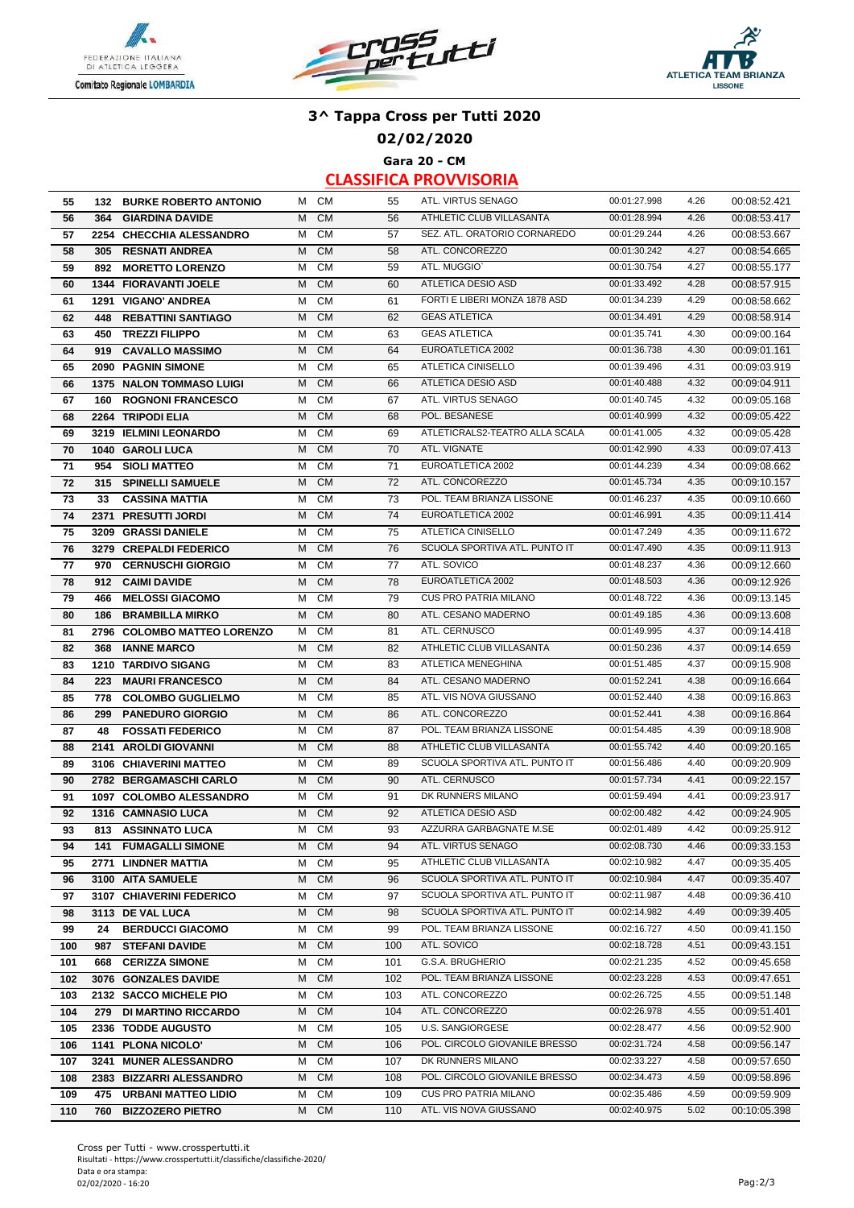# 3^ Tappa Cross per Tutti 2020

## 02/02/2020

### Gara 20 - CM

### CLASSIFICA PROVVISORIA

| | | | | | | | | | |
|---|---|---|---|---|---|---|---|---|---|
| 55 | 132 | BURKE ROBERTO ANTONIO | M | CM | 55 | ATL. VIRTUS SENAGO | 00:01:27.998 | 4.26 | 00:08:52.421 |
| 56 | 364 | GIARDINA DAVIDE | M | CM | 56 | ATHLETIC CLUB VILLASANTA | 00:01:28.994 | 4.26 | 00:08:53.417 |
| 57 | 2254 | CHECCHIA ALESSANDRO | M | CM | 57 | SEZ. ATL. ORATORIO CORNAREDO | 00:01:29.244 | 4.26 | 00:08:53.667 |
| 58 | 305 | RESNATI ANDREA | M | CM | 58 | ATL. CONCOREZZO | 00:01:30.242 | 4.27 | 00:08:54.665 |
| 59 | 892 | MORETTO LORENZO | M | CM | 59 | ATL. MUGGIO` | 00:01:30.754 | 4.27 | 00:08:55.177 |
| 60 | 1344 | FIORAVANTI JOELE | M | CM | 60 | ATLETICA DESIO ASD | 00:01:33.492 | 4.28 | 00:08:57.915 |
| 61 | 1291 | VIGANO' ANDREA | M | CM | 61 | FORTI E LIBERI MONZA 1878 ASD | 00:01:34.239 | 4.29 | 00:08:58.662 |
| 62 | 448 | REBATTINI SANTIAGO | M | CM | 62 | GEAS ATLETICA | 00:01:34.491 | 4.29 | 00:08:58.914 |
| 63 | 450 | TREZZI FILIPPO | M | CM | 63 | GEAS ATLETICA | 00:01:35.741 | 4.30 | 00:09:00.164 |
| 64 | 919 | CAVALLO MASSIMO | M | CM | 64 | EUROATLETICA 2002 | 00:01:36.738 | 4.30 | 00:09:01.161 |
| 65 | 2090 | PAGNIN SIMONE | M | CM | 65 | ATLETICA CINISELLO | 00:01:39.496 | 4.31 | 00:09:03.919 |
| 66 | 1375 | NALON TOMMASO LUIGI | M | CM | 66 | ATLETICA DESIO ASD | 00:01:40.488 | 4.32 | 00:09:04.911 |
| 67 | 160 | ROGNONI FRANCESCO | M | CM | 67 | ATL. VIRTUS SENAGO | 00:01:40.745 | 4.32 | 00:09:05.168 |
| 68 | 2264 | TRIPODI ELIA | M | CM | 68 | POL. BESANESE | 00:01:40.999 | 4.32 | 00:09:05.422 |
| 69 | 3219 | IELMINI LEONARDO | M | CM | 69 | ATLETICRALS2-TEATRO ALLA SCALA | 00:01:41.005 | 4.32 | 00:09:05.428 |
| 70 | 1040 | GAROLI LUCA | M | CM | 70 | ATL. VIGNATE | 00:01:42.990 | 4.33 | 00:09:07.413 |
| 71 | 954 | SIOLI MATTEO | M | CM | 71 | EUROATLETICA 2002 | 00:01:44.239 | 4.34 | 00:09:08.662 |
| 72 | 315 | SPINELLI SAMUELE | M | CM | 72 | ATL. CONCOREZZO | 00:01:45.734 | 4.35 | 00:09:10.157 |
| 73 | 33 | CASSINA MATTIA | M | CM | 73 | POL. TEAM BRIANZA LISSONE | 00:01:46.237 | 4.35 | 00:09:10.660 |
| 74 | 2371 | PRESUTTI JORDI | M | CM | 74 | EUROATLETICA 2002 | 00:01:46.991 | 4.35 | 00:09:11.414 |
| 75 | 3209 | GRASSI DANIELE | M | CM | 75 | ATLETICA CINISELLO | 00:01:47.249 | 4.35 | 00:09:11.672 |
| 76 | 3279 | CREPALDI FEDERICO | M | CM | 76 | SCUOLA SPORTIVA ATL. PUNTO IT | 00:01:47.490 | 4.35 | 00:09:11.913 |
| 77 | 970 | CERNUSCHI GIORGIO | M | CM | 77 | ATL. SOVICO | 00:01:48.237 | 4.36 | 00:09:12.660 |
| 78 | 912 | CAIMI DAVIDE | M | CM | 78 | EUROATLETICA 2002 | 00:01:48.503 | 4.36 | 00:09:12.926 |
| 79 | 466 | MELOSSI GIACOMO | M | CM | 79 | CUS PRO PATRIA MILANO | 00:01:48.722 | 4.36 | 00:09:13.145 |
| 80 | 186 | BRAMBILLA MIRKO | M | CM | 80 | ATL. CESANO MADERNO | 00:01:49.185 | 4.36 | 00:09:13.608 |
| 81 | 2796 | COLOMBO MATTEO LORENZO | M | CM | 81 | ATL. CERNUSCO | 00:01:49.995 | 4.37 | 00:09:14.418 |
| 82 | 368 | IANNE MARCO | M | CM | 82 | ATHLETIC CLUB VILLASANTA | 00:01:50.236 | 4.37 | 00:09:14.659 |
| 83 | 1210 | TARDIVO SIGANG | M | CM | 83 | ATLETICA MENEGHINA | 00:01:51.485 | 4.37 | 00:09:15.908 |
| 84 | 223 | MAURI FRANCESCO | M | CM | 84 | ATL. CESANO MADERNO | 00:01:52.241 | 4.38 | 00:09:16.664 |
| 85 | 778 | COLOMBO GUGLIELMO | M | CM | 85 | ATL. VIS NOVA GIUSSANO | 00:01:52.440 | 4.38 | 00:09:16.863 |
| 86 | 299 | PANEDURO GIORGIO | M | CM | 86 | ATL. CONCOREZZO | 00:01:52.441 | 4.38 | 00:09:16.864 |
| 87 | 48 | FOSSATI FEDERICO | M | CM | 87 | POL. TEAM BRIANZA LISSONE | 00:01:54.485 | 4.39 | 00:09:18.908 |
| 88 | 2141 | AROLDI GIOVANNI | M | CM | 88 | ATHLETIC CLUB VILLASANTA | 00:01:55.742 | 4.40 | 00:09:20.165 |
| 89 | 3106 | CHIAVERINI MATTEO | M | CM | 89 | SCUOLA SPORTIVA ATL. PUNTO IT | 00:01:56.486 | 4.40 | 00:09:20.909 |
| 90 | 2782 | BERGAMASCHI CARLO | M | CM | 90 | ATL. CERNUSCO | 00:01:57.734 | 4.41 | 00:09:22.157 |
| 91 | 1097 | COLOMBO ALESSANDRO | M | CM | 91 | DK RUNNERS MILANO | 00:01:59.494 | 4.41 | 00:09:23.917 |
| 92 | 1316 | CAMNASIO LUCA | M | CM | 92 | ATLETICA DESIO ASD | 00:02:00.482 | 4.42 | 00:09:24.905 |
| 93 | 813 | ASSINNATO LUCA | M | CM | 93 | AZZURRA GARBAGNATE M.SE | 00:02:01.489 | 4.42 | 00:09:25.912 |
| 94 | 141 | FUMAGALLI SIMONE | M | CM | 94 | ATL. VIRTUS SENAGO | 00:02:08.730 | 4.46 | 00:09:33.153 |
| 95 | 2771 | LINDNER MATTIA | M | CM | 95 | ATHLETIC CLUB VILLASANTA | 00:02:10.982 | 4.47 | 00:09:35.405 |
| 96 | 3100 | AITA SAMUELE | M | CM | 96 | SCUOLA SPORTIVA ATL. PUNTO IT | 00:02:10.984 | 4.47 | 00:09:35.407 |
| 97 | 3107 | CHIAVERINI FEDERICO | M | CM | 97 | SCUOLA SPORTIVA ATL. PUNTO IT | 00:02:11.987 | 4.48 | 00:09:36.410 |
| 98 | 3113 | DE VAL LUCA | M | CM | 98 | SCUOLA SPORTIVA ATL. PUNTO IT | 00:02:14.982 | 4.49 | 00:09:39.405 |
| 99 | 24 | BERDUCCI GIACOMO | M | CM | 99 | POL. TEAM BRIANZA LISSONE | 00:02:16.727 | 4.50 | 00:09:41.150 |
| 100 | 987 | STEFANI DAVIDE | M | CM | 100 | ATL. SOVICO | 00:02:18.728 | 4.51 | 00:09:43.151 |
| 101 | 668 | CERIZZA SIMONE | M | CM | 101 | G.S.A. BRUGHERIO | 00:02:21.235 | 4.52 | 00:09:45.658 |
| 102 | 3076 | GONZALES DAVIDE | M | CM | 102 | POL. TEAM BRIANZA LISSONE | 00:02:23.228 | 4.53 | 00:09:47.651 |
| 103 | 2132 | SACCO MICHELE PIO | M | CM | 103 | ATL. CONCOREZZO | 00:02:26.725 | 4.55 | 00:09:51.148 |
| 104 | 279 | DI MARTINO RICCARDO | M | CM | 104 | ATL. CONCOREZZO | 00:02:26.978 | 4.55 | 00:09:51.401 |
| 105 | 2336 | TODDE AUGUSTO | M | CM | 105 | U.S. SANGIORGESE | 00:02:28.477 | 4.56 | 00:09:52.900 |
| 106 | 1141 | PLONA NICOLO' | M | CM | 106 | POL. CIRCOLO GIOVANILE BRESSO | 00:02:31.724 | 4.58 | 00:09:56.147 |
| 107 | 3241 | MUNER ALESSANDRO | M | CM | 107 | DK RUNNERS MILANO | 00:02:33.227 | 4.58 | 00:09:57.650 |
| 108 | 2383 | BIZZARRI ALESSANDRO | M | CM | 108 | POL. CIRCOLO GIOVANILE BRESSO | 00:02:34.473 | 4.59 | 00:09:58.896 |
| 109 | 475 | URBANI MATTEO LIDIO | M | CM | 109 | CUS PRO PATRIA MILANO | 00:02:35.486 | 4.59 | 00:09:59.909 |
| 110 | 760 | BIZZOZERO PIETRO | M | CM | 110 | ATL. VIS NOVA GIUSSANO | 00:02:40.975 | 5.02 | 00:10:05.398 |

Cross per Tutti - www.crosspertutti.it
Risultati - https://www.crosspertutti.it/classifiche/classifiche-2020/
Data e ora stampa:
02/02/2020 - 16:20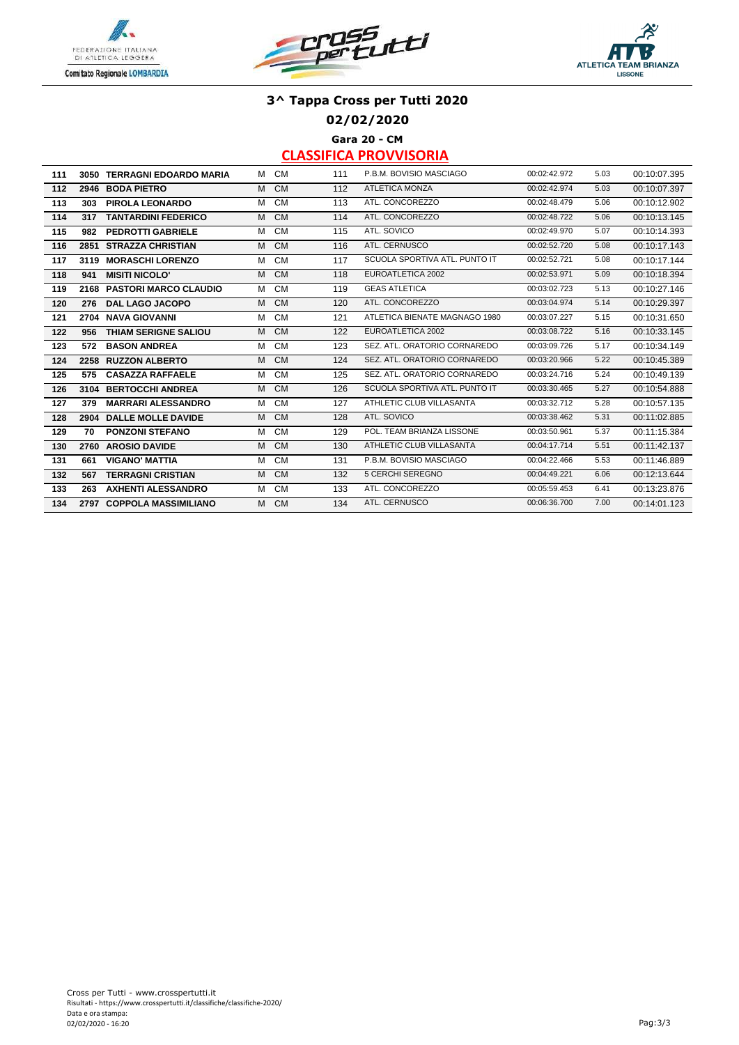# 3^ Tappa Cross per Tutti 2020

## 02/02/2020

### Gara 20 - CM

### CLASSIFICA PROVVISORIA

| | | | | | | | | | |
|---|---|---|---|---|---|---|---|---|---|
| 111 | 3050 | TERRAGNI EDOARDO MARIA | M | CM | 111 | P.B.M. BOVISIO MASCIAGO | 00:02:42.972 | 5.03 | 00:10:07.395 |
| 112 | 2946 | BODA PIETRO | M | CM | 112 | ATLETICA MONZA | 00:02:42.974 | 5.03 | 00:10:07.397 |
| 113 | 303 | PIROLA LEONARDO | M | CM | 113 | ATL. CONCOREZZO | 00:02:48.479 | 5.06 | 00:10:12.902 |
| 114 | 317 | TANTARDINI FEDERICO | M | CM | 114 | ATL. CONCOREZZO | 00:02:48.722 | 5.06 | 00:10:13.145 |
| 115 | 982 | PEDROTTI GABRIELE | M | CM | 115 | ATL. SOVICO | 00:02:49.970 | 5.07 | 00:10:14.393 |
| 116 | 2851 | STRAZZA CHRISTIAN | M | CM | 116 | ATL. CERNUSCO | 00:02:52.720 | 5.08 | 00:10:17.143 |
| 117 | 3119 | MORASCHI LORENZO | M | CM | 117 | SCUOLA SPORTIVA ATL. PUNTO IT | 00:02:52.721 | 5.08 | 00:10:17.144 |
| 118 | 941 | MISITI NICOLO' | M | CM | 118 | EUROATLETICA 2002 | 00:02:53.971 | 5.09 | 00:10:18.394 |
| 119 | 2168 | PASTORI MARCO CLAUDIO | M | CM | 119 | GEAS ATLETICA | 00:03:02.723 | 5.13 | 00:10:27.146 |
| 120 | 276 | DAL LAGO JACOPO | M | CM | 120 | ATL. CONCOREZZO | 00:03:04.974 | 5.14 | 00:10:29.397 |
| 121 | 2704 | NAVA GIOVANNI | M | CM | 121 | ATLETICA BIENATE MAGNAGO 1980 | 00:03:07.227 | 5.15 | 00:10:31.650 |
| 122 | 956 | THIAM SERIGNE SALIOU | M | CM | 122 | EUROATLETICA 2002 | 00:03:08.722 | 5.16 | 00:10:33.145 |
| 123 | 572 | BASON ANDREA | M | CM | 123 | SEZ. ATL. ORATORIO CORNAREDO | 00:03:09.726 | 5.17 | 00:10:34.149 |
| 124 | 2258 | RUZZON ALBERTO | M | CM | 124 | SEZ. ATL. ORATORIO CORNAREDO | 00:03:20.966 | 5.22 | 00:10:45.389 |
| 125 | 575 | CASAZZA RAFFAELE | M | CM | 125 | SEZ. ATL. ORATORIO CORNAREDO | 00:03:24.716 | 5.24 | 00:10:49.139 |
| 126 | 3104 | BERTOCCHI ANDREA | M | CM | 126 | SCUOLA SPORTIVA ATL. PUNTO IT | 00:03:30.465 | 5.27 | 00:10:54.888 |
| 127 | 379 | MARRARI ALESSANDRO | M | CM | 127 | ATHLETIC CLUB VILLASANTA | 00:03:32.712 | 5.28 | 00:10:57.135 |
| 128 | 2904 | DALLE MOLLE DAVIDE | M | CM | 128 | ATL. SOVICO | 00:03:38.462 | 5.31 | 00:11:02.885 |
| 129 | 70 | PONZONI STEFANO | M | CM | 129 | POL. TEAM BRIANZA LISSONE | 00:03:50.961 | 5.37 | 00:11:15.384 |
| 130 | 2760 | AROSIO DAVIDE | M | CM | 130 | ATHLETIC CLUB VILLASANTA | 00:04:17.714 | 5.51 | 00:11:42.137 |
| 131 | 661 | VIGANO' MATTIA | M | CM | 131 | P.B.M. BOVISIO MASCIAGO | 00:04:22.466 | 5.53 | 00:11:46.889 |
| 132 | 567 | TERRAGNI CRISTIAN | M | CM | 132 | 5 CERCHI SEREGNO | 00:04:49.221 | 6.06 | 00:12:13.644 |
| 133 | 263 | AXHENTI ALESSANDRO | M | CM | 133 | ATL. CONCOREZZO | 00:05:59.453 | 6.41 | 00:13:23.876 |
| 134 | 2797 | COPPOLA MASSIMILIANO | M | CM | 134 | ATL. CERNUSCO | 00:06:36.700 | 7.00 | 00:14:01.123 |

Cross per Tutti - www.crosspertutti.it
Risultati - https://www.crosspertutti.it/classifiche/classifiche-2020/
Data e ora stampa:
02/02/2020 - 16:20